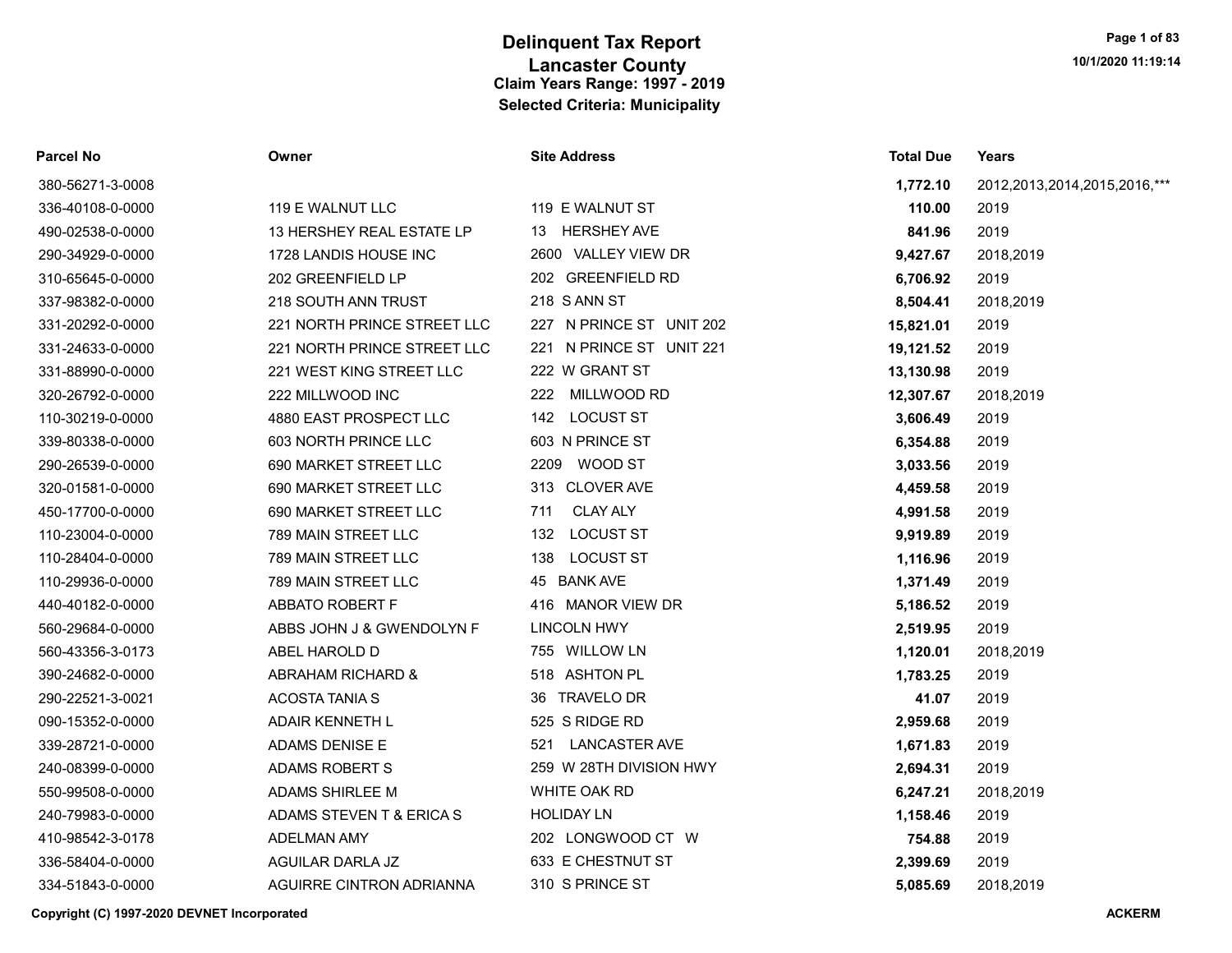# Delinquent Tax Report
## Lancaster County
### Claim Years Range: 1997 - 2019
### Selected Criteria: Municipality

10/1/2020 11:19:14

| Parcel No | Owner | Site Address | Total Due | Years |
|---|---|---|---|---|
| 380-56271-3-0008 | | | **1,772.10** | 2012,2013,2014,2015,2016,*** |
| 336-40108-0-0000 | 119 E WALNUT LLC | 119 E WALNUT ST | **110.00** | 2019 |
| 490-02538-0-0000 | 13 HERSHEY REAL ESTATE LP | 13 HERSHEY AVE | **841.96** | 2019 |
| 290-34929-0-0000 | 1728 LANDIS HOUSE INC | 2600 VALLEY VIEW DR | **9,427.67** | 2018,2019 |
| 310-65645-0-0000 | 202 GREENFIELD LP | 202 GREENFIELD RD | **6,706.92** | 2019 |
| 337-98382-0-0000 | 218 SOUTH ANN TRUST | 218 S ANN ST | **8,504.41** | 2018,2019 |
| 331-20292-0-0000 | 221 NORTH PRINCE STREET LLC | 227 N PRINCE ST UNIT 202 | **15,821.01** | 2019 |
| 331-24633-0-0000 | 221 NORTH PRINCE STREET LLC | 221 N PRINCE ST UNIT 221 | **19,121.52** | 2019 |
| 331-88990-0-0000 | 221 WEST KING STREET LLC | 222 W GRANT ST | **13,130.98** | 2019 |
| 320-26792-0-0000 | 222 MILLWOOD INC | 222 MILLWOOD RD | **12,307.67** | 2018,2019 |
| 110-30219-0-0000 | 4880 EAST PROSPECT LLC | 142 LOCUST ST | **3,606.49** | 2019 |
| 339-80338-0-0000 | 603 NORTH PRINCE LLC | 603 N PRINCE ST | **6,354.88** | 2019 |
| 290-26539-0-0000 | 690 MARKET STREET LLC | 2209 WOOD ST | **3,033.56** | 2019 |
| 320-01581-0-0000 | 690 MARKET STREET LLC | 313 CLOVER AVE | **4,459.58** | 2019 |
| 450-17700-0-0000 | 690 MARKET STREET LLC | 711 CLAY ALY | **4,991.58** | 2019 |
| 110-23004-0-0000 | 789 MAIN STREET LLC | 132 LOCUST ST | **9,919.89** | 2019 |
| 110-28404-0-0000 | 789 MAIN STREET LLC | 138 LOCUST ST | **1,116.96** | 2019 |
| 110-29936-0-0000 | 789 MAIN STREET LLC | 45 BANK AVE | **1,371.49** | 2019 |
| 440-40182-0-0000 | ABBATO ROBERT F | 416 MANOR VIEW DR | **5,186.52** | 2019 |
| 560-29684-0-0000 | ABBS JOHN J & GWENDOLYN F | LINCOLN HWY | **2,519.95** | 2019 |
| 560-43356-3-0173 | ABEL HAROLD D | 755 WILLOW LN | **1,120.01** | 2018,2019 |
| 390-24682-0-0000 | ABRAHAM RICHARD & | 518 ASHTON PL | **1,783.25** | 2019 |
| 290-22521-3-0021 | ACOSTA TANIA S | 36 TRAVELO DR | **41.07** | 2019 |
| 090-15352-0-0000 | ADAIR KENNETH L | 525 S RIDGE RD | **2,959.68** | 2019 |
| 339-28721-0-0000 | ADAMS DENISE E | 521 LANCASTER AVE | **1,671.83** | 2019 |
| 240-08399-0-0000 | ADAMS ROBERT S | 259 W 28TH DIVISION HWY | **2,694.31** | 2019 |
| 550-99508-0-0000 | ADAMS SHIRLEE M | WHITE OAK RD | **6,247.21** | 2018,2019 |
| 240-79983-0-0000 | ADAMS STEVEN T & ERICA S | HOLIDAY LN | **1,158.46** | 2019 |
| 410-98542-3-0178 | ADELMAN AMY | 202 LONGWOOD CT W | **754.88** | 2019 |
| 336-58404-0-0000 | AGUILAR DARLA JZ | 633 E CHESTNUT ST | **2,399.69** | 2019 |
| 334-51843-0-0000 | AGUIRRE CINTRON ADRIANNA | 310 S PRINCE ST | **5,085.69** | 2018,2019 |

**Copyright (C) 1997-2020 DEVNET Incorporated** **ACKERM**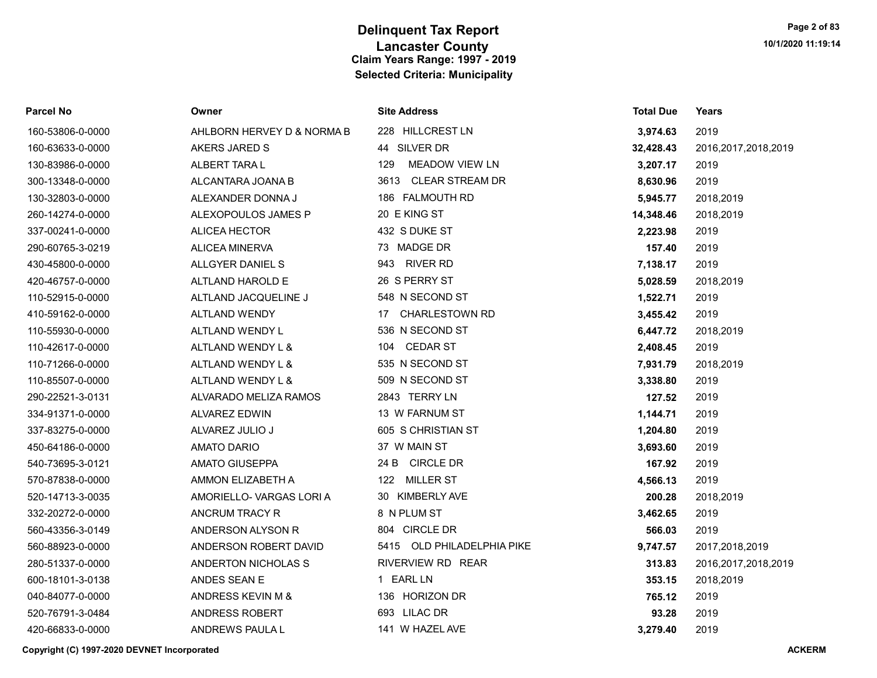# Delinquent Tax Report

## Lancaster County

### Claim Years Range: 1997 - 2019

### Selected Criteria: Municipality

| Parcel No | Owner | Site Address | Total Due | Years |
|---|---|---|---|---|
| 160-53806-0-0000 | AHLBORN HERVEY D & NORMA B | 228 HILLCREST LN | **3,974.63** | 2019 |
| 160-63633-0-0000 | AKERS JARED S | 44 SILVER DR | **32,428.43** | 2016,2017,2018,2019 |
| 130-83986-0-0000 | ALBERT TARA L | 129 MEADOW VIEW LN | **3,207.17** | 2019 |
| 300-13348-0-0000 | ALCANTARA JOANA B | 3613 CLEAR STREAM DR | **8,630.96** | 2019 |
| 130-32803-0-0000 | ALEXANDER DONNA J | 186 FALMOUTH RD | **5,945.77** | 2018,2019 |
| 260-14274-0-0000 | ALEXOPOULOS JAMES P | 20 E KING ST | **14,348.46** | 2018,2019 |
| 337-00241-0-0000 | ALICEA HECTOR | 432 S DUKE ST | **2,223.98** | 2019 |
| 290-60765-3-0219 | ALICEA MINERVA | 73 MADGE DR | **157.40** | 2019 |
| 430-45800-0-0000 | ALLGYER DANIEL S | 943 RIVER RD | **7,138.17** | 2019 |
| 420-46757-0-0000 | ALTLAND HAROLD E | 26 S PERRY ST | **5,028.59** | 2018,2019 |
| 110-52915-0-0000 | ALTLAND JACQUELINE J | 548 N SECOND ST | **1,522.71** | 2019 |
| 410-59162-0-0000 | ALTLAND WENDY | 17 CHARLESTOWN RD | **3,455.42** | 2019 |
| 110-55930-0-0000 | ALTLAND WENDY L | 536 N SECOND ST | **6,447.72** | 2018,2019 |
| 110-42617-0-0000 | ALTLAND WENDY L & | 104 CEDAR ST | **2,408.45** | 2019 |
| 110-71266-0-0000 | ALTLAND WENDY L & | 535 N SECOND ST | **7,931.79** | 2018,2019 |
| 110-85507-0-0000 | ALTLAND WENDY L & | 509 N SECOND ST | **3,338.80** | 2019 |
| 290-22521-3-0131 | ALVARADO MELIZA RAMOS | 2843 TERRY LN | **127.52** | 2019 |
| 334-91371-0-0000 | ALVAREZ EDWIN | 13 W FARNUM ST | **1,144.71** | 2019 |
| 337-83275-0-0000 | ALVAREZ JULIO J | 605 S CHRISTIAN ST | **1,204.80** | 2019 |
| 450-64186-0-0000 | AMATO DARIO | 37 W MAIN ST | **3,693.60** | 2019 |
| 540-73695-3-0121 | AMATO GIUSEPPA | 24 B CIRCLE DR | **167.92** | 2019 |
| 570-87838-0-0000 | AMMON ELIZABETH A | 122 MILLER ST | **4,566.13** | 2019 |
| 520-14713-3-0035 | AMORIELLO- VARGAS LORI A | 30 KIMBERLY AVE | **200.28** | 2018,2019 |
| 332-20272-0-0000 | ANCRUM TRACY R | 8 N PLUM ST | **3,462.65** | 2019 |
| 560-43356-3-0149 | ANDERSON ALYSON R | 804 CIRCLE DR | **566.03** | 2019 |
| 560-88923-0-0000 | ANDERSON ROBERT DAVID | 5415 OLD PHILADELPHIA PIKE | **9,747.57** | 2017,2018,2019 |
| 280-51337-0-0000 | ANDERTON NICHOLAS S | RIVERVIEW RD REAR | **313.83** | 2016,2017,2018,2019 |
| 600-18101-3-0138 | ANDES SEAN E | 1 EARL LN | **353.15** | 2018,2019 |
| 040-84077-0-0000 | ANDRESS KEVIN M & | 136 HORIZON DR | **765.12** | 2019 |
| 520-76791-3-0484 | ANDRESS ROBERT | 693 LILAC DR | **93.28** | 2019 |
| 420-66833-0-0000 | ANDREWS PAULA L | 141 W HAZEL AVE | **3,279.40** | 2019 |

Copyright (C) 1997-2020 DEVNET Incorporated

ACKERM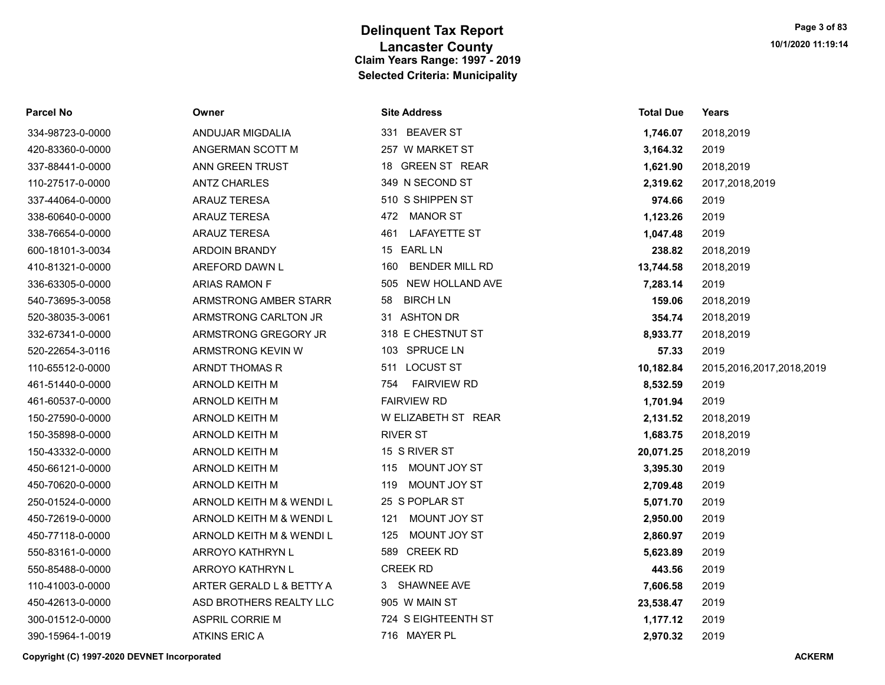# Delinquent Tax Report
## Lancaster County
### Claim Years Range: 1997 - 2019
### Selected Criteria: Municipality

| Parcel No | Owner | Site Address | Total Due | Years |
|---|---|---|---|---|
| 334-98723-0-0000 | ANDUJAR MIGDALIA | 331 BEAVER ST | **1,746.07** | 2018,2019 |
| 420-83360-0-0000 | ANGERMAN SCOTT M | 257 W MARKET ST | **3,164.32** | 2019 |
| 337-88441-0-0000 | ANN GREEN TRUST | 18 GREEN ST REAR | **1,621.90** | 2018,2019 |
| 110-27517-0-0000 | ANTZ CHARLES | 349 N SECOND ST | **2,319.62** | 2017,2018,2019 |
| 337-44064-0-0000 | ARAUZ TERESA | 510 S SHIPPEN ST | **974.66** | 2019 |
| 338-60640-0-0000 | ARAUZ TERESA | 472 MANOR ST | **1,123.26** | 2019 |
| 338-76654-0-0000 | ARAUZ TERESA | 461 LAFAYETTE ST | **1,047.48** | 2019 |
| 600-18101-3-0034 | ARDOIN BRANDY | 15 EARL LN | **238.82** | 2018,2019 |
| 410-81321-0-0000 | AREFORD DAWN L | 160 BENDER MILL RD | **13,744.58** | 2018,2019 |
| 336-63305-0-0000 | ARIAS RAMON F | 505 NEW HOLLAND AVE | **7,283.14** | 2019 |
| 540-73695-3-0058 | ARMSTRONG AMBER STARR | 58 BIRCH LN | **159.06** | 2018,2019 |
| 520-38035-3-0061 | ARMSTRONG CARLTON JR | 31 ASHTON DR | **354.74** | 2018,2019 |
| 332-67341-0-0000 | ARMSTRONG GREGORY JR | 318 E CHESTNUT ST | **8,933.77** | 2018,2019 |
| 520-22654-3-0116 | ARMSTRONG KEVIN W | 103 SPRUCE LN | **57.33** | 2019 |
| 110-65512-0-0000 | ARNDT THOMAS R | 511 LOCUST ST | **10,182.84** | 2015,2016,2017,2018,2019 |
| 461-51440-0-0000 | ARNOLD KEITH M | 754 FAIRVIEW RD | **8,532.59** | 2019 |
| 461-60537-0-0000 | ARNOLD KEITH M | FAIRVIEW RD | **1,701.94** | 2019 |
| 150-27590-0-0000 | ARNOLD KEITH M | W ELIZABETH ST REAR | **2,131.52** | 2018,2019 |
| 150-35898-0-0000 | ARNOLD KEITH M | RIVER ST | **1,683.75** | 2018,2019 |
| 150-43332-0-0000 | ARNOLD KEITH M | 15 S RIVER ST | **20,071.25** | 2018,2019 |
| 450-66121-0-0000 | ARNOLD KEITH M | 115 MOUNT JOY ST | **3,395.30** | 2019 |
| 450-70620-0-0000 | ARNOLD KEITH M | 119 MOUNT JOY ST | **2,709.48** | 2019 |
| 250-01524-0-0000 | ARNOLD KEITH M & WENDI L | 25 S POPLAR ST | **5,071.70** | 2019 |
| 450-72619-0-0000 | ARNOLD KEITH M & WENDI L | 121 MOUNT JOY ST | **2,950.00** | 2019 |
| 450-77118-0-0000 | ARNOLD KEITH M & WENDI L | 125 MOUNT JOY ST | **2,860.97** | 2019 |
| 550-83161-0-0000 | ARROYO KATHRYN L | 589 CREEK RD | **5,623.89** | 2019 |
| 550-85488-0-0000 | ARROYO KATHRYN L | CREEK RD | **443.56** | 2019 |
| 110-41003-0-0000 | ARTER GERALD L & BETTY A | 3 SHAWNEE AVE | **7,606.58** | 2019 |
| 450-42613-0-0000 | ASD BROTHERS REALTY LLC | 905 W MAIN ST | **23,538.47** | 2019 |
| 300-01512-0-0000 | ASPRIL CORRIE M | 724 S EIGHTEENTH ST | **1,177.12** | 2019 |
| 390-15964-1-0019 | ATKINS ERIC A | 716 MAYER PL | **2,970.32** | 2019 |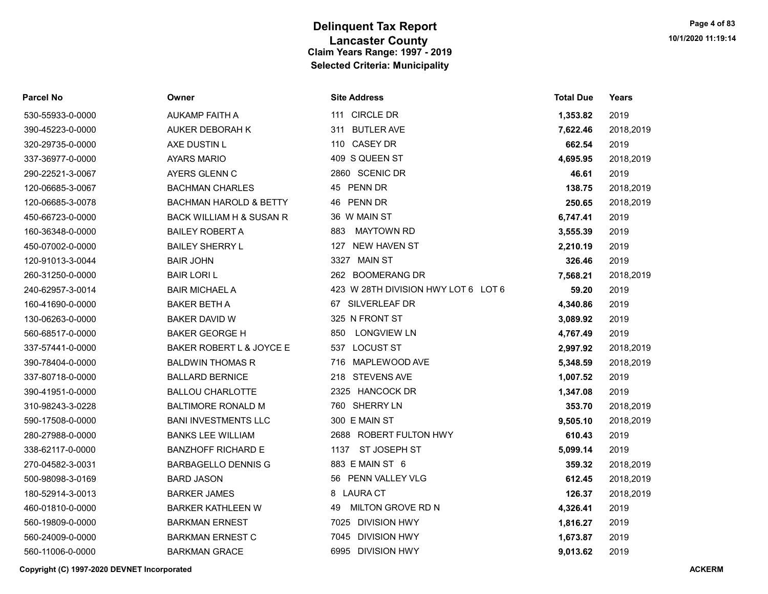# Delinquent Tax Report
## Lancaster County
### Claim Years Range: 1997 - 2019
### Selected Criteria: Municipality

| Parcel No | Owner | Site Address | Total Due | Years |
|---|---|---|---|---|
| 530-55933-0-0000 | AUKAMP FAITH A | 111 CIRCLE DR | **1,353.82** | 2019 |
| 390-45223-0-0000 | AUKER DEBORAH K | 311 BUTLER AVE | **7,622.46** | 2018,2019 |
| 320-29735-0-0000 | AXE DUSTIN L | 110 CASEY DR | **662.54** | 2019 |
| 337-36977-0-0000 | AYARS MARIO | 409 S QUEEN ST | **4,695.95** | 2018,2019 |
| 290-22521-3-0067 | AYERS GLENN C | 2860 SCENIC DR | **46.61** | 2019 |
| 120-06685-3-0067 | BACHMAN CHARLES | 45 PENN DR | **138.75** | 2018,2019 |
| 120-06685-3-0078 | BACHMAN HAROLD & BETTY | 46 PENN DR | **250.65** | 2018,2019 |
| 450-66723-0-0000 | BACK WILLIAM H & SUSAN R | 36 W MAIN ST | **6,747.41** | 2019 |
| 160-36348-0-0000 | BAILEY ROBERT A | 883 MAYTOWN RD | **3,555.39** | 2019 |
| 450-07002-0-0000 | BAILEY SHERRY L | 127 NEW HAVEN ST | **2,210.19** | 2019 |
| 120-91013-3-0044 | BAIR JOHN | 3327 MAIN ST | **326.46** | 2019 |
| 260-31250-0-0000 | BAIR LORI L | 262 BOOMERANG DR | **7,568.21** | 2018,2019 |
| 240-62957-3-0014 | BAIR MICHAEL A | 423 W 28TH DIVISION HWY LOT 6 LOT 6 | **59.20** | 2019 |
| 160-41690-0-0000 | BAKER BETH A | 67 SILVERLEAF DR | **4,340.86** | 2019 |
| 130-06263-0-0000 | BAKER DAVID W | 325 N FRONT ST | **3,089.92** | 2019 |
| 560-68517-0-0000 | BAKER GEORGE H | 850 LONGVIEW LN | **4,767.49** | 2019 |
| 337-57441-0-0000 | BAKER ROBERT L & JOYCE E | 537 LOCUST ST | **2,997.92** | 2018,2019 |
| 390-78404-0-0000 | BALDWIN THOMAS R | 716 MAPLEWOOD AVE | **5,348.59** | 2018,2019 |
| 337-80718-0-0000 | BALLARD BERNICE | 218 STEVENS AVE | **1,007.52** | 2019 |
| 390-41951-0-0000 | BALLOU CHARLOTTE | 2325 HANCOCK DR | **1,347.08** | 2019 |
| 310-98243-3-0228 | BALTIMORE RONALD M | 760 SHERRY LN | **353.70** | 2018,2019 |
| 590-17508-0-0000 | BANI INVESTMENTS LLC | 300 E MAIN ST | **9,505.10** | 2018,2019 |
| 280-27988-0-0000 | BANKS LEE WILLIAM | 2688 ROBERT FULTON HWY | **610.43** | 2019 |
| 338-62117-0-0000 | BANZHOFF RICHARD E | 1137 ST JOSEPH ST | **5,099.14** | 2019 |
| 270-04582-3-0031 | BARBAGELLO DENNIS G | 883 E MAIN ST 6 | **359.32** | 2018,2019 |
| 500-98098-3-0169 | BARD JASON | 56 PENN VALLEY VLG | **612.45** | 2018,2019 |
| 180-52914-3-0013 | BARKER JAMES | 8 LAURA CT | **126.37** | 2018,2019 |
| 460-01810-0-0000 | BARKER KATHLEEN W | 49 MILTON GROVE RD N | **4,326.41** | 2019 |
| 560-19809-0-0000 | BARKMAN ERNEST | 7025 DIVISION HWY | **1,816.27** | 2019 |
| 560-24009-0-0000 | BARKMAN ERNEST C | 7045 DIVISION HWY | **1,673.87** | 2019 |
| 560-11006-0-0000 | BARKMAN GRACE | 6995 DIVISION HWY | **9,013.62** | 2019 |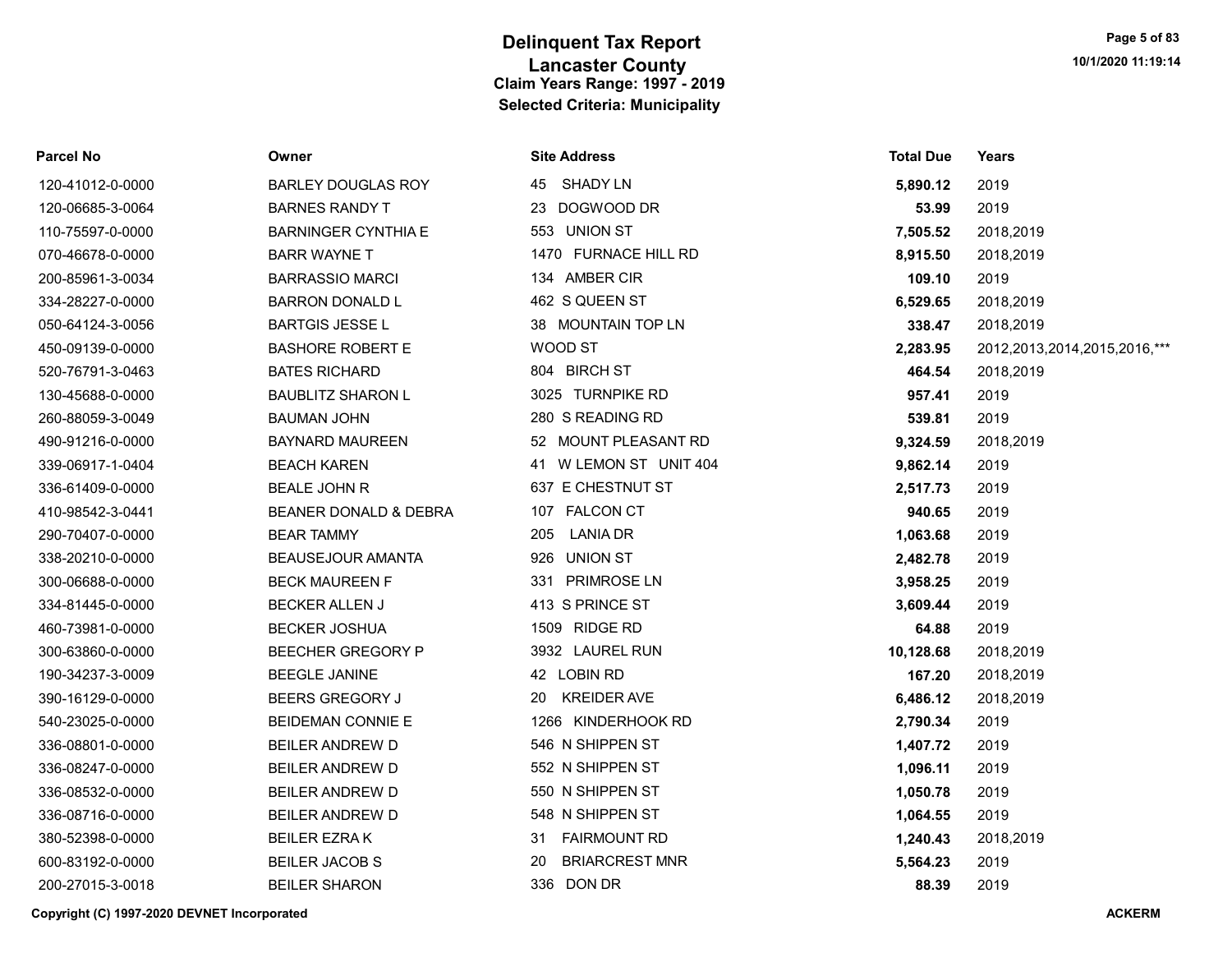# Delinquent Tax Report
## Lancaster County
### Claim Years Range: 1997 - 2019
### Selected Criteria: Municipality

| Parcel No | Owner | Site Address | Total Due | Years |
|---|---|---|---|---|
| 120-41012-0-0000 | BARLEY DOUGLAS ROY | 45 SHADY LN | **5,890.12** | 2019 |
| 120-06685-3-0064 | BARNES RANDY T | 23 DOGWOOD DR | **53.99** | 2019 |
| 110-75597-0-0000 | BARNINGER CYNTHIA E | 553 UNION ST | **7,505.52** | 2018,2019 |
| 070-46678-0-0000 | BARR WAYNE T | 1470 FURNACE HILL RD | **8,915.50** | 2018,2019 |
| 200-85961-3-0034 | BARRASSIO MARCI | 134 AMBER CIR | **109.10** | 2019 |
| 334-28227-0-0000 | BARRON DONALD L | 462 S QUEEN ST | **6,529.65** | 2018,2019 |
| 050-64124-3-0056 | BARTGIS JESSE L | 38 MOUNTAIN TOP LN | **338.47** | 2018,2019 |
| 450-09139-0-0000 | BASHORE ROBERT E | WOOD ST | **2,283.95** | 2012,2013,2014,2015,2016,*** |
| 520-76791-3-0463 | BATES RICHARD | 804 BIRCH ST | **464.54** | 2018,2019 |
| 130-45688-0-0000 | BAUBLITZ SHARON L | 3025 TURNPIKE RD | **957.41** | 2019 |
| 260-88059-3-0049 | BAUMAN JOHN | 280 S READING RD | **539.81** | 2019 |
| 490-91216-0-0000 | BAYNARD MAUREEN | 52 MOUNT PLEASANT RD | **9,324.59** | 2018,2019 |
| 339-06917-1-0404 | BEACH KAREN | 41 W LEMON ST UNIT 404 | **9,862.14** | 2019 |
| 336-61409-0-0000 | BEALE JOHN R | 637 E CHESTNUT ST | **2,517.73** | 2019 |
| 410-98542-3-0441 | BEANER DONALD & DEBRA | 107 FALCON CT | **940.65** | 2019 |
| 290-70407-0-0000 | BEAR TAMMY | 205 LANIA DR | **1,063.68** | 2019 |
| 338-20210-0-0000 | BEAUSEJOUR AMANTA | 926 UNION ST | **2,482.78** | 2019 |
| 300-06688-0-0000 | BECK MAUREEN F | 331 PRIMROSE LN | **3,958.25** | 2019 |
| 334-81445-0-0000 | BECKER ALLEN J | 413 S PRINCE ST | **3,609.44** | 2019 |
| 460-73981-0-0000 | BECKER JOSHUA | 1509 RIDGE RD | **64.88** | 2019 |
| 300-63860-0-0000 | BEECHER GREGORY P | 3932 LAUREL RUN | **10,128.68** | 2018,2019 |
| 190-34237-3-0009 | BEEGLE JANINE | 42 LOBIN RD | **167.20** | 2018,2019 |
| 390-16129-0-0000 | BEERS GREGORY J | 20 KREIDER AVE | **6,486.12** | 2018,2019 |
| 540-23025-0-0000 | BEIDEMAN CONNIE E | 1266 KINDERHOOK RD | **2,790.34** | 2019 |
| 336-08801-0-0000 | BEILER ANDREW D | 546 N SHIPPEN ST | **1,407.72** | 2019 |
| 336-08247-0-0000 | BEILER ANDREW D | 552 N SHIPPEN ST | **1,096.11** | 2019 |
| 336-08532-0-0000 | BEILER ANDREW D | 550 N SHIPPEN ST | **1,050.78** | 2019 |
| 336-08716-0-0000 | BEILER ANDREW D | 548 N SHIPPEN ST | **1,064.55** | 2019 |
| 380-52398-0-0000 | BEILER EZRA K | 31 FAIRMOUNT RD | **1,240.43** | 2018,2019 |
| 600-83192-0-0000 | BEILER JACOB S | 20 BRIARCREST MNR | **5,564.23** | 2019 |
| 200-27015-3-0018 | BEILER SHARON | 336 DON DR | **88.39** | 2019 |

Copyright (C) 1997-2020 DEVNET Incorporated

ACKERM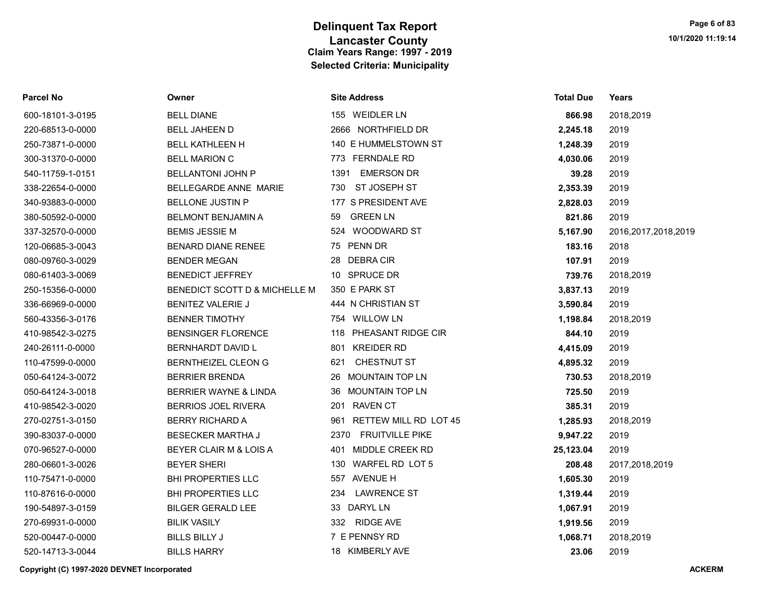# Delinquent Tax Report

## Lancaster County

### Claim Years Range: 1997 - 2019

### Selected Criteria: Municipality

| Parcel No | Owner | Site Address | Total Due | Years |
|---|---|---|---|---|
| 600-18101-3-0195 | BELL DIANE | 155 WEIDLER LN | **866.98** | 2018,2019 |
| 220-68513-0-0000 | BELL JAHEEN D | 2666 NORTHFIELD DR | **2,245.18** | 2019 |
| 250-73871-0-0000 | BELL KATHLEEN H | 140 E HUMMELSTOWN ST | **1,248.39** | 2019 |
| 300-31370-0-0000 | BELL MARION C | 773 FERNDALE RD | **4,030.06** | 2019 |
| 540-11759-1-0151 | BELLANTONI JOHN P | 1391 EMERSON DR | **39.28** | 2019 |
| 338-22654-0-0000 | BELLEGARDE ANNE MARIE | 730 ST JOSEPH ST | **2,353.39** | 2019 |
| 340-93883-0-0000 | BELLONE JUSTIN P | 177 S PRESIDENT AVE | **2,828.03** | 2019 |
| 380-50592-0-0000 | BELMONT BENJAMIN A | 59 GREEN LN | **821.86** | 2019 |
| 337-32570-0-0000 | BEMIS JESSIE M | 524 WOODWARD ST | **5,167.90** | 2016,2017,2018,2019 |
| 120-06685-3-0043 | BENARD DIANE RENEE | 75 PENN DR | **183.16** | 2018 |
| 080-09760-3-0029 | BENDER MEGAN | 28 DEBRA CIR | **107.91** | 2019 |
| 080-61403-3-0069 | BENEDICT JEFFREY | 10 SPRUCE DR | **739.76** | 2018,2019 |
| 250-15356-0-0000 | BENEDICT SCOTT D & MICHELLE M | 350 E PARK ST | **3,837.13** | 2019 |
| 336-66969-0-0000 | BENITEZ VALERIE J | 444 N CHRISTIAN ST | **3,590.84** | 2019 |
| 560-43356-3-0176 | BENNER TIMOTHY | 754 WILLOW LN | **1,198.84** | 2018,2019 |
| 410-98542-3-0275 | BENSINGER FLORENCE | 118 PHEASANT RIDGE CIR | **844.10** | 2019 |
| 240-26111-0-0000 | BERNHARDT DAVID L | 801 KREIDER RD | **4,415.09** | 2019 |
| 110-47599-0-0000 | BERNTHEIZEL CLEON G | 621 CHESTNUT ST | **4,895.32** | 2019 |
| 050-64124-3-0072 | BERRIER BRENDA | 26 MOUNTAIN TOP LN | **730.53** | 2018,2019 |
| 050-64124-3-0018 | BERRIER WAYNE & LINDA | 36 MOUNTAIN TOP LN | **725.50** | 2019 |
| 410-98542-3-0020 | BERRIOS JOEL RIVERA | 201 RAVEN CT | **385.31** | 2019 |
| 270-02751-3-0150 | BERRY RICHARD A | 961 RETTEW MILL RD LOT 45 | **1,285.93** | 2018,2019 |
| 390-83037-0-0000 | BESECKER MARTHA J | 2370 FRUITVILLE PIKE | **9,947.22** | 2019 |
| 070-96527-0-0000 | BEYER CLAIR M & LOIS A | 401 MIDDLE CREEK RD | **25,123.04** | 2019 |
| 280-06601-3-0026 | BEYER SHERI | 130 WARFEL RD LOT 5 | **208.48** | 2017,2018,2019 |
| 110-75471-0-0000 | BHI PROPERTIES LLC | 557 AVENUE H | **1,605.30** | 2019 |
| 110-87616-0-0000 | BHI PROPERTIES LLC | 234 LAWRENCE ST | **1,319.44** | 2019 |
| 190-54897-3-0159 | BILGER GERALD LEE | 33 DARYL LN | **1,067.91** | 2019 |
| 270-69931-0-0000 | BILIK VASILY | 332 RIDGE AVE | **1,919.56** | 2019 |
| 520-00447-0-0000 | BILLS BILLY J | 7 E PENNSY RD | **1,068.71** | 2018,2019 |
| 520-14713-3-0044 | BILLS HARRY | 18 KIMBERLY AVE | **23.06** | 2019 |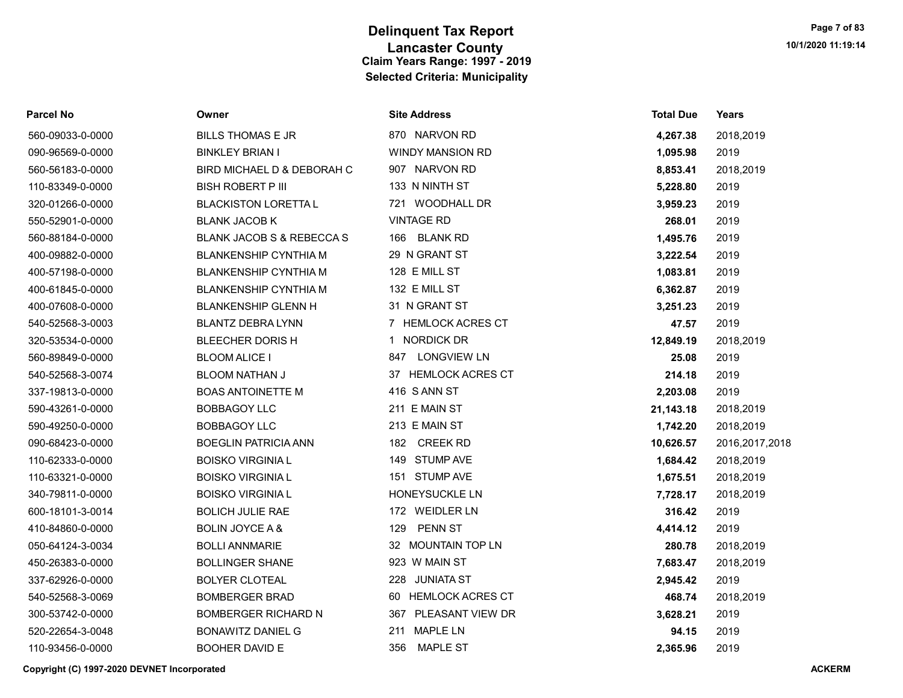# Delinquent Tax Report

## Lancaster County

### Claim Years Range: 1997 - 2019

### Selected Criteria: Municipality

| Parcel No | Owner | Site Address | Total Due | Years |
|---|---|---|---|---|
| 560-09033-0-0000 | BILLS THOMAS E JR | 870 NARVON RD | **4,267.38** | 2018,2019 |
| 090-96569-0-0000 | BINKLEY BRIAN I | WINDY MANSION RD | **1,095.98** | 2019 |
| 560-56183-0-0000 | BIRD MICHAEL D & DEBORAH C | 907 NARVON RD | **8,853.41** | 2018,2019 |
| 110-83349-0-0000 | BISH ROBERT P III | 133 N NINTH ST | **5,228.80** | 2019 |
| 320-01266-0-0000 | BLACKISTON LORETTA L | 721 WOODHALL DR | **3,959.23** | 2019 |
| 550-52901-0-0000 | BLANK JACOB K | VINTAGE RD | **268.01** | 2019 |
| 560-88184-0-0000 | BLANK JACOB S & REBECCA S | 166 BLANK RD | **1,495.76** | 2019 |
| 400-09882-0-0000 | BLANKENSHIP CYNTHIA M | 29 N GRANT ST | **3,222.54** | 2019 |
| 400-57198-0-0000 | BLANKENSHIP CYNTHIA M | 128 E MILL ST | **1,083.81** | 2019 |
| 400-61845-0-0000 | BLANKENSHIP CYNTHIA M | 132 E MILL ST | **6,362.87** | 2019 |
| 400-07608-0-0000 | BLANKENSHIP GLENN H | 31 N GRANT ST | **3,251.23** | 2019 |
| 540-52568-3-0003 | BLANTZ DEBRA LYNN | 7 HEMLOCK ACRES CT | **47.57** | 2019 |
| 320-53534-0-0000 | BLEECHER DORIS H | 1 NORDICK DR | **12,849.19** | 2018,2019 |
| 560-89849-0-0000 | BLOOM ALICE I | 847 LONGVIEW LN | **25.08** | 2019 |
| 540-52568-3-0074 | BLOOM NATHAN J | 37 HEMLOCK ACRES CT | **214.18** | 2019 |
| 337-19813-0-0000 | BOAS ANTOINETTE M | 416 S ANN ST | **2,203.08** | 2019 |
| 590-43261-0-0000 | BOBBAGOY LLC | 211 E MAIN ST | **21,143.18** | 2018,2019 |
| 590-49250-0-0000 | BOBBAGOY LLC | 213 E MAIN ST | **1,742.20** | 2018,2019 |
| 090-68423-0-0000 | BOEGLIN PATRICIA ANN | 182 CREEK RD | **10,626.57** | 2016,2017,2018 |
| 110-62333-0-0000 | BOISKO VIRGINIA L | 149 STUMP AVE | **1,684.42** | 2018,2019 |
| 110-63321-0-0000 | BOISKO VIRGINIA L | 151 STUMP AVE | **1,675.51** | 2018,2019 |
| 340-79811-0-0000 | BOISKO VIRGINIA L | HONEYSUCKLE LN | **7,728.17** | 2018,2019 |
| 600-18101-3-0014 | BOLICH JULIE RAE | 172 WEIDLER LN | **316.42** | 2019 |
| 410-84860-0-0000 | BOLIN JOYCE A & | 129 PENN ST | **4,414.12** | 2019 |
| 050-64124-3-0034 | BOLLI ANNMARIE | 32 MOUNTAIN TOP LN | **280.78** | 2018,2019 |
| 450-26383-0-0000 | BOLLINGER SHANE | 923 W MAIN ST | **7,683.47** | 2018,2019 |
| 337-62926-0-0000 | BOLYER CLOTEAL | 228 JUNIATA ST | **2,945.42** | 2019 |
| 540-52568-3-0069 | BOMBERGER BRAD | 60 HEMLOCK ACRES CT | **468.74** | 2018,2019 |
| 300-53742-0-0000 | BOMBERGER RICHARD N | 367 PLEASANT VIEW DR | **3,628.21** | 2019 |
| 520-22654-3-0048 | BONAWITZ DANIEL G | 211 MAPLE LN | **94.15** | 2019 |
| 110-93456-0-0000 | BOOHER DAVID E | 356 MAPLE ST | **2,365.96** | 2019 |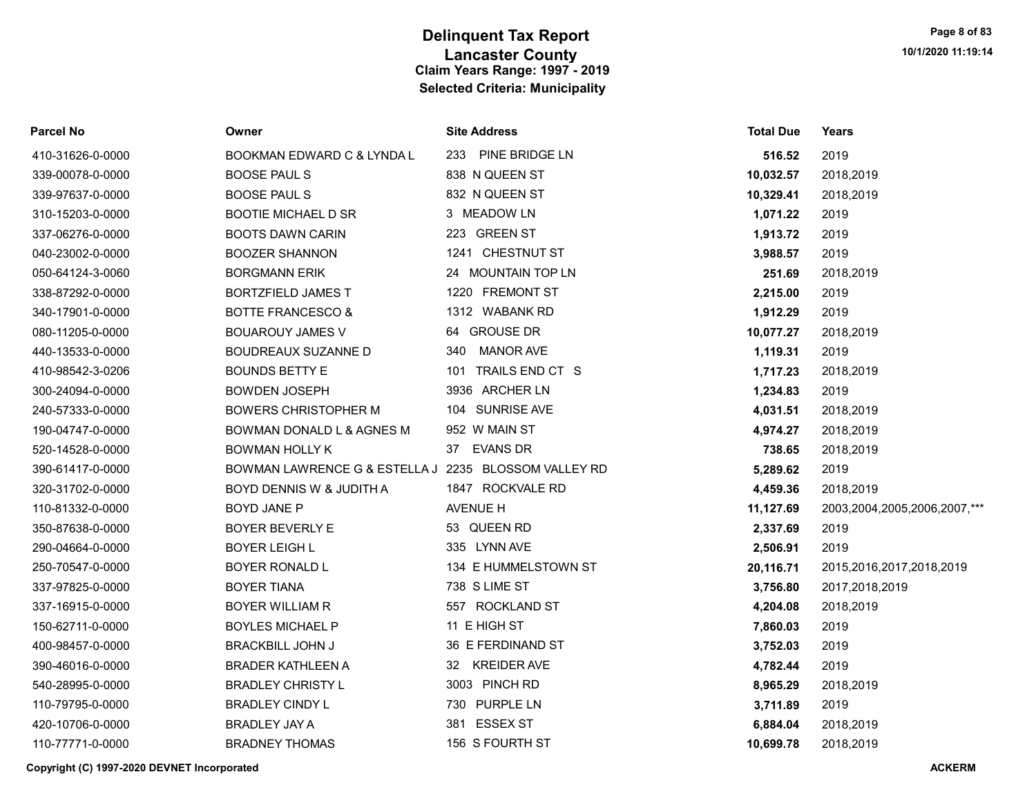# Delinquent Tax Report
## Lancaster County
### Claim Years Range: 1997 - 2019
### Selected Criteria: Municipality

| Parcel No | Owner | Site Address | Total Due | Years |
|---|---|---|---|---|
| 410-31626-0-0000 | BOOKMAN EDWARD C & LYNDA L | 233 PINE BRIDGE LN | **516.52** | 2019 |
| 339-00078-0-0000 | BOOSE PAUL S | 838 N QUEEN ST | **10,032.57** | 2018,2019 |
| 339-97637-0-0000 | BOOSE PAUL S | 832 N QUEEN ST | **10,329.41** | 2018,2019 |
| 310-15203-0-0000 | BOOTIE MICHAEL D SR | 3 MEADOW LN | **1,071.22** | 2019 |
| 337-06276-0-0000 | BOOTS DAWN CARIN | 223 GREEN ST | **1,913.72** | 2019 |
| 040-23002-0-0000 | BOOZER SHANNON | 1241 CHESTNUT ST | **3,988.57** | 2019 |
| 050-64124-3-0060 | BORGMANN ERIK | 24 MOUNTAIN TOP LN | **251.69** | 2018,2019 |
| 338-87292-0-0000 | BORTZFIELD JAMES T | 1220 FREMONT ST | **2,215.00** | 2019 |
| 340-17901-0-0000 | BOTTE FRANCESCO & | 1312 WABANK RD | **1,912.29** | 2019 |
| 080-11205-0-0000 | BOUAROUY JAMES V | 64 GROUSE DR | **10,077.27** | 2018,2019 |
| 440-13533-0-0000 | BOUDREAUX SUZANNE D | 340 MANOR AVE | **1,119.31** | 2019 |
| 410-98542-3-0206 | BOUNDS BETTY E | 101 TRAILS END CT S | **1,717.23** | 2018,2019 |
| 300-24094-0-0000 | BOWDEN JOSEPH | 3936 ARCHER LN | **1,234.83** | 2019 |
| 240-57333-0-0000 | BOWERS CHRISTOPHER M | 104 SUNRISE AVE | **4,031.51** | 2018,2019 |
| 190-04747-0-0000 | BOWMAN DONALD L & AGNES M | 952 W MAIN ST | **4,974.27** | 2018,2019 |
| 520-14528-0-0000 | BOWMAN HOLLY K | 37 EVANS DR | **738.65** | 2018,2019 |
| 390-61417-0-0000 | BOWMAN LAWRENCE G & ESTELLA J | 2235 BLOSSOM VALLEY RD | **5,289.62** | 2019 |
| 320-31702-0-0000 | BOYD DENNIS W & JUDITH A | 1847 ROCKVALE RD | **4,459.36** | 2018,2019 |
| 110-81332-0-0000 | BOYD JANE P | AVENUE H | **11,127.69** | 2003,2004,2005,2006,2007,*** |
| 350-87638-0-0000 | BOYER BEVERLY E | 53 QUEEN RD | **2,337.69** | 2019 |
| 290-04664-0-0000 | BOYER LEIGH L | 335 LYNN AVE | **2,506.91** | 2019 |
| 250-70547-0-0000 | BOYER RONALD L | 134 E HUMMELSTOWN ST | **20,116.71** | 2015,2016,2017,2018,2019 |
| 337-97825-0-0000 | BOYER TIANA | 738 S LIME ST | **3,756.80** | 2017,2018,2019 |
| 337-16915-0-0000 | BOYER WILLIAM R | 557 ROCKLAND ST | **4,204.08** | 2018,2019 |
| 150-62711-0-0000 | BOYLES MICHAEL P | 11 E HIGH ST | **7,860.03** | 2019 |
| 400-98457-0-0000 | BRACKBILL JOHN J | 36 E FERDINAND ST | **3,752.03** | 2019 |
| 390-46016-0-0000 | BRADER KATHLEEN A | 32 KREIDER AVE | **4,782.44** | 2019 |
| 540-28995-0-0000 | BRADLEY CHRISTY L | 3003 PINCH RD | **8,965.29** | 2018,2019 |
| 110-79795-0-0000 | BRADLEY CINDY L | 730 PURPLE LN | **3,711.89** | 2019 |
| 420-10706-0-0000 | BRADLEY JAY A | 381 ESSEX ST | **6,884.04** | 2018,2019 |
| 110-77771-0-0000 | BRADNEY THOMAS | 156 S FOURTH ST | **10,699.78** | 2018,2019 |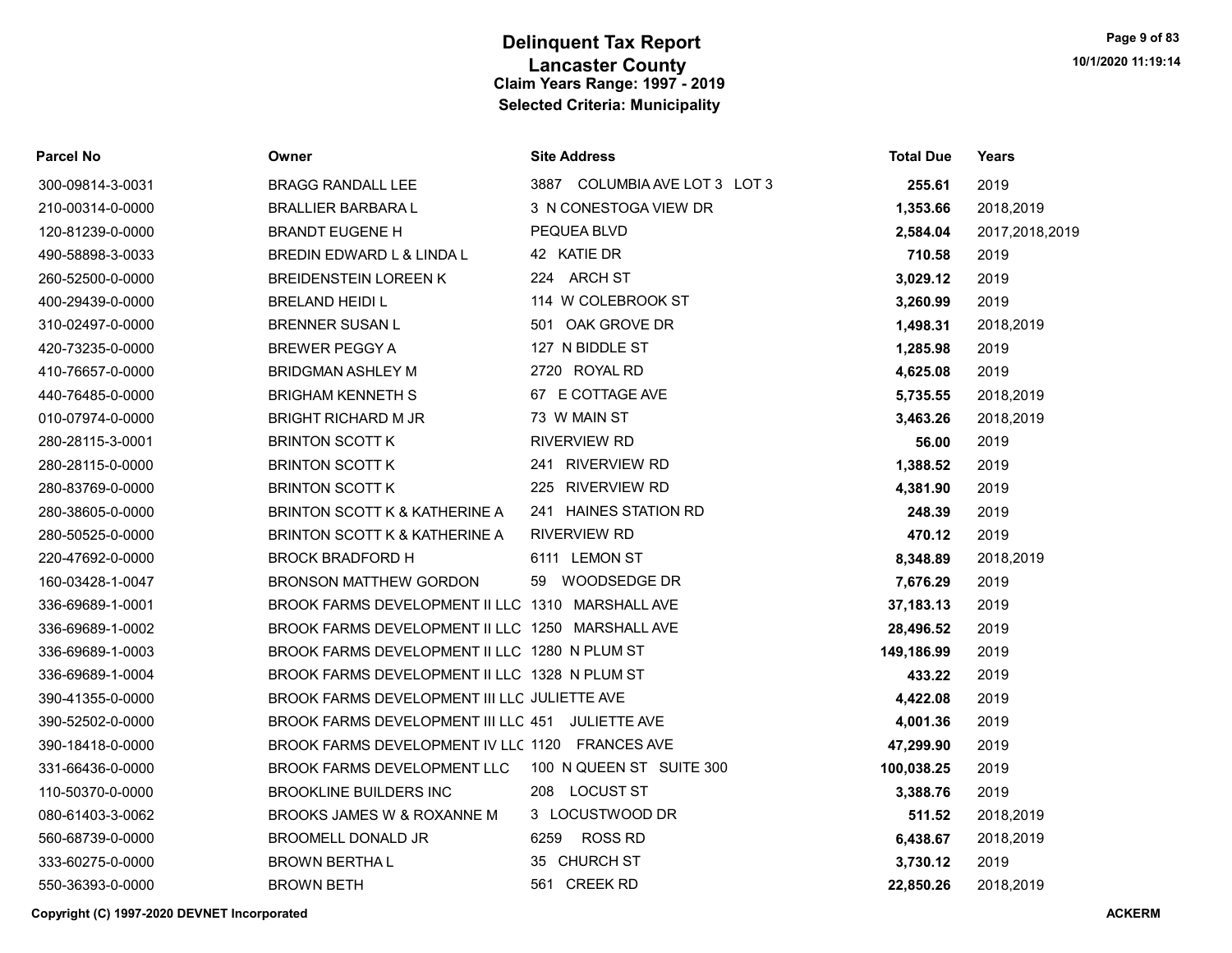# Delinquent Tax Report
## Lancaster County
### Claim Years Range: 1997 - 2019
### Selected Criteria: Municipality

| Parcel No | Owner | Site Address | Total Due | Years |
|---|---|---|---|---|
| 300-09814-3-0031 | BRAGG RANDALL LEE | 3887 COLUMBIA AVE LOT 3 LOT 3 | **255.61** | 2019 |
| 210-00314-0-0000 | BRALLIER BARBARA L | 3 N CONESTOGA VIEW DR | **1,353.66** | 2018,2019 |
| 120-81239-0-0000 | BRANDT EUGENE H | PEQUEA BLVD | **2,584.04** | 2017,2018,2019 |
| 490-58898-3-0033 | BREDIN EDWARD L & LINDA L | 42 KATIE DR | **710.58** | 2019 |
| 260-52500-0-0000 | BREIDENSTEIN LOREEN K | 224 ARCH ST | **3,029.12** | 2019 |
| 400-29439-0-0000 | BRELAND HEIDI L | 114 W COLEBROOK ST | **3,260.99** | 2019 |
| 310-02497-0-0000 | BRENNER SUSAN L | 501 OAK GROVE DR | **1,498.31** | 2018,2019 |
| 420-73235-0-0000 | BREWER PEGGY A | 127 N BIDDLE ST | **1,285.98** | 2019 |
| 410-76657-0-0000 | BRIDGMAN ASHLEY M | 2720 ROYAL RD | **4,625.08** | 2019 |
| 440-76485-0-0000 | BRIGHAM KENNETH S | 67 E COTTAGE AVE | **5,735.55** | 2018,2019 |
| 010-07974-0-0000 | BRIGHT RICHARD M JR | 73 W MAIN ST | **3,463.26** | 2018,2019 |
| 280-28115-3-0001 | BRINTON SCOTT K | RIVERVIEW RD | **56.00** | 2019 |
| 280-28115-0-0000 | BRINTON SCOTT K | 241 RIVERVIEW RD | **1,388.52** | 2019 |
| 280-83769-0-0000 | BRINTON SCOTT K | 225 RIVERVIEW RD | **4,381.90** | 2019 |
| 280-38605-0-0000 | BRINTON SCOTT K & KATHERINE A | 241 HAINES STATION RD | **248.39** | 2019 |
| 280-50525-0-0000 | BRINTON SCOTT K & KATHERINE A | RIVERVIEW RD | **470.12** | 2019 |
| 220-47692-0-0000 | BROCK BRADFORD H | 6111 LEMON ST | **8,348.89** | 2018,2019 |
| 160-03428-1-0047 | BRONSON MATTHEW GORDON | 59 WOODSEDGE DR | **7,676.29** | 2019 |
| 336-69689-1-0001 | BROOK FARMS DEVELOPMENT II LLC | 1310 MARSHALL AVE | **37,183.13** | 2019 |
| 336-69689-1-0002 | BROOK FARMS DEVELOPMENT II LLC | 1250 MARSHALL AVE | **28,496.52** | 2019 |
| 336-69689-1-0003 | BROOK FARMS DEVELOPMENT II LLC | 1280 N PLUM ST | **149,186.99** | 2019 |
| 336-69689-1-0004 | BROOK FARMS DEVELOPMENT II LLC | 1328 N PLUM ST | **433.22** | 2019 |
| 390-41355-0-0000 | BROOK FARMS DEVELOPMENT III LLC | JULIETTE AVE | **4,422.08** | 2019 |
| 390-52502-0-0000 | BROOK FARMS DEVELOPMENT III LLC | 451 JULIETTE AVE | **4,001.36** | 2019 |
| 390-18418-0-0000 | BROOK FARMS DEVELOPMENT IV LLC | 1120 FRANCES AVE | **47,299.90** | 2019 |
| 331-66436-0-0000 | BROOK FARMS DEVELOPMENT LLC | 100 N QUEEN ST SUITE 300 | **100,038.25** | 2019 |
| 110-50370-0-0000 | BROOKLINE BUILDERS INC | 208 LOCUST ST | **3,388.76** | 2019 |
| 080-61403-3-0062 | BROOKS JAMES W & ROXANNE M | 3 LOCUSTWOOD DR | **511.52** | 2018,2019 |
| 560-68739-0-0000 | BROOMELL DONALD JR | 6259 ROSS RD | **6,438.67** | 2018,2019 |
| 333-60275-0-0000 | BROWN BERTHA L | 35 CHURCH ST | **3,730.12** | 2019 |
| 550-36393-0-0000 | BROWN BETH | 561 CREEK RD | **22,850.26** | 2018,2019 |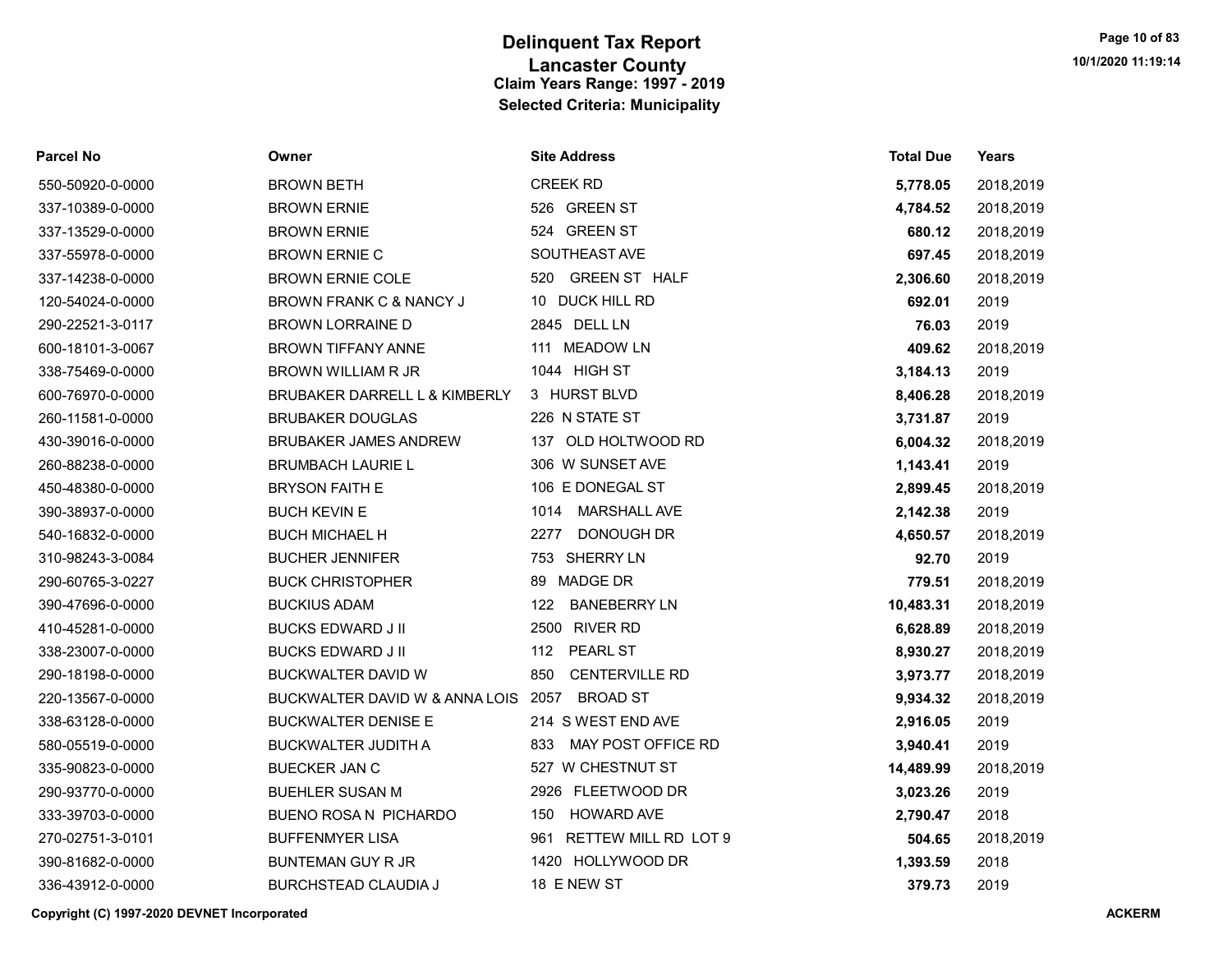# Delinquent Tax Report
## Lancaster County
### Claim Years Range: 1997 - 2019
### Selected Criteria: Municipality

| Parcel No | Owner | Site Address | Total Due | Years |
|---|---|---|---|---|
| 550-50920-0-0000 | BROWN BETH | CREEK RD | **5,778.05** | 2018,2019 |
| 337-10389-0-0000 | BROWN ERNIE | 526 GREEN ST | **4,784.52** | 2018,2019 |
| 337-13529-0-0000 | BROWN ERNIE | 524 GREEN ST | **680.12** | 2018,2019 |
| 337-55978-0-0000 | BROWN ERNIE C | SOUTHEAST AVE | **697.45** | 2018,2019 |
| 337-14238-0-0000 | BROWN ERNIE COLE | 520 GREEN ST HALF | **2,306.60** | 2018,2019 |
| 120-54024-0-0000 | BROWN FRANK C & NANCY J | 10 DUCK HILL RD | **692.01** | 2019 |
| 290-22521-3-0117 | BROWN LORRAINE D | 2845 DELL LN | **76.03** | 2019 |
| 600-18101-3-0067 | BROWN TIFFANY ANNE | 111 MEADOW LN | **409.62** | 2018,2019 |
| 338-75469-0-0000 | BROWN WILLIAM R JR | 1044 HIGH ST | **3,184.13** | 2019 |
| 600-76970-0-0000 | BRUBAKER DARRELL L & KIMBERLY | 3 HURST BLVD | **8,406.28** | 2018,2019 |
| 260-11581-0-0000 | BRUBAKER DOUGLAS | 226 N STATE ST | **3,731.87** | 2019 |
| 430-39016-0-0000 | BRUBAKER JAMES ANDREW | 137 OLD HOLTWOOD RD | **6,004.32** | 2018,2019 |
| 260-88238-0-0000 | BRUMBACH LAURIE L | 306 W SUNSET AVE | **1,143.41** | 2019 |
| 450-48380-0-0000 | BRYSON FAITH E | 106 E DONEGAL ST | **2,899.45** | 2018,2019 |
| 390-38937-0-0000 | BUCH KEVIN E | 1014 MARSHALL AVE | **2,142.38** | 2019 |
| 540-16832-0-0000 | BUCH MICHAEL H | 2277 DONOUGH DR | **4,650.57** | 2018,2019 |
| 310-98243-3-0084 | BUCHER JENNIFER | 753 SHERRY LN | **92.70** | 2019 |
| 290-60765-3-0227 | BUCK CHRISTOPHER | 89 MADGE DR | **779.51** | 2018,2019 |
| 390-47696-0-0000 | BUCKIUS ADAM | 122 BANEBERRY LN | **10,483.31** | 2018,2019 |
| 410-45281-0-0000 | BUCKS EDWARD J II | 2500 RIVER RD | **6,628.89** | 2018,2019 |
| 338-23007-0-0000 | BUCKS EDWARD J II | 112 PEARL ST | **8,930.27** | 2018,2019 |
| 290-18198-0-0000 | BUCKWALTER DAVID W | 850 CENTERVILLE RD | **3,973.77** | 2018,2019 |
| 220-13567-0-0000 | BUCKWALTER DAVID W & ANNA LOIS | 2057 BROAD ST | **9,934.32** | 2018,2019 |
| 338-63128-0-0000 | BUCKWALTER DENISE E | 214 S WEST END AVE | **2,916.05** | 2019 |
| 580-05519-0-0000 | BUCKWALTER JUDITH A | 833 MAY POST OFFICE RD | **3,940.41** | 2019 |
| 335-90823-0-0000 | BUECKER JAN C | 527 W CHESTNUT ST | **14,489.99** | 2018,2019 |
| 290-93770-0-0000 | BUEHLER SUSAN M | 2926 FLEETWOOD DR | **3,023.26** | 2019 |
| 333-39703-0-0000 | BUENO ROSA N PICHARDO | 150 HOWARD AVE | **2,790.47** | 2018 |
| 270-02751-3-0101 | BUFFENMYER LISA | 961 RETTEW MILL RD LOT 9 | **504.65** | 2018,2019 |
| 390-81682-0-0000 | BUNTEMAN GUY R JR | 1420 HOLLYWOOD DR | **1,393.59** | 2018 |
| 336-43912-0-0000 | BURCHSTEAD CLAUDIA J | 18 E NEW ST | **379.73** | 2019 |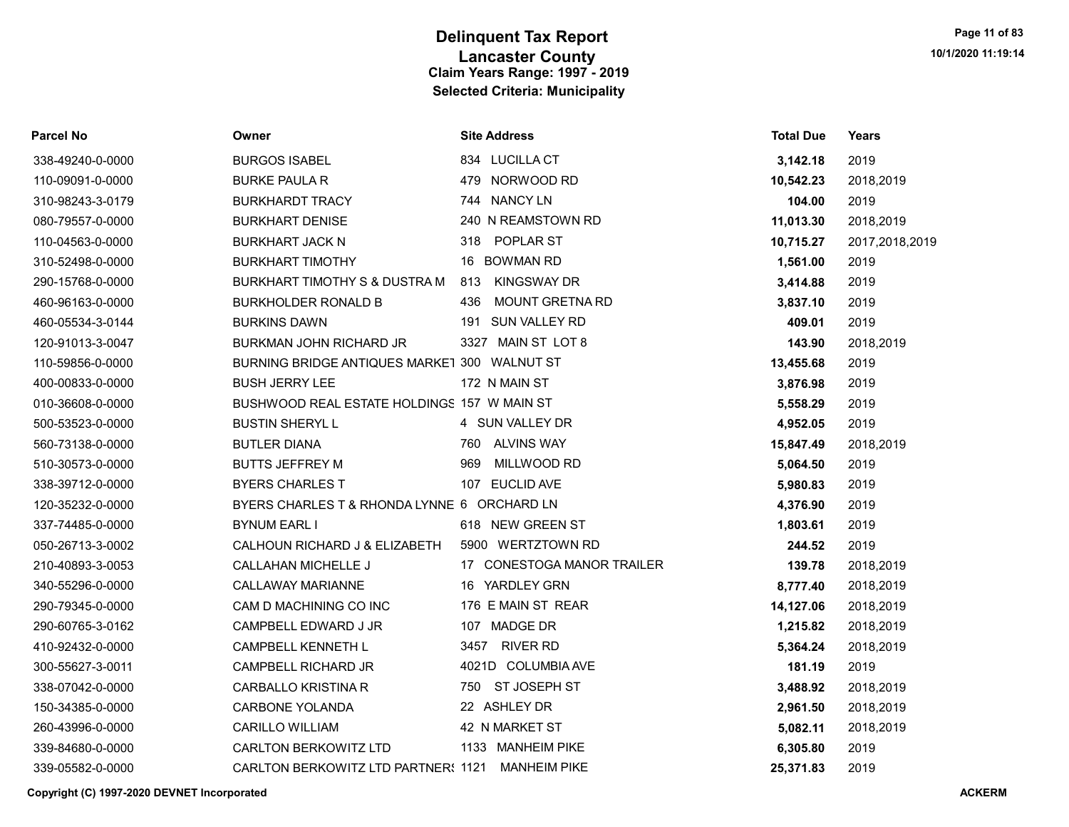# Delinquent Tax Report
## Lancaster County
### Claim Years Range: 1997 - 2019
### Selected Criteria: Municipality

| Parcel No | Owner | Site Address | Total Due | Years |
|---|---|---|---|---|
| 338-49240-0-0000 | BURGOS ISABEL | 834 LUCILLA CT | **3,142.18** | 2019 |
| 110-09091-0-0000 | BURKE PAULA R | 479 NORWOOD RD | **10,542.23** | 2018,2019 |
| 310-98243-3-0179 | BURKHARDT TRACY | 744 NANCY LN | **104.00** | 2019 |
| 080-79557-0-0000 | BURKHART DENISE | 240 N REAMSTOWN RD | **11,013.30** | 2018,2019 |
| 110-04563-0-0000 | BURKHART JACK N | 318 POPLAR ST | **10,715.27** | 2017,2018,2019 |
| 310-52498-0-0000 | BURKHART TIMOTHY | 16 BOWMAN RD | **1,561.00** | 2019 |
| 290-15768-0-0000 | BURKHART TIMOTHY S & DUSTRA M | 813 KINGSWAY DR | **3,414.88** | 2019 |
| 460-96163-0-0000 | BURKHOLDER RONALD B | 436 MOUNT GRETNA RD | **3,837.10** | 2019 |
| 460-05534-3-0144 | BURKINS DAWN | 191 SUN VALLEY RD | **409.01** | 2019 |
| 120-91013-3-0047 | BURKMAN JOHN RICHARD JR | 3327 MAIN ST LOT 8 | **143.90** | 2018,2019 |
| 110-59856-0-0000 | BURNING BRIDGE ANTIQUES MARKET | 300 WALNUT ST | **13,455.68** | 2019 |
| 400-00833-0-0000 | BUSH JERRY LEE | 172 N MAIN ST | **3,876.98** | 2019 |
| 010-36608-0-0000 | BUSHWOOD REAL ESTATE HOLDINGS | 157 W MAIN ST | **5,558.29** | 2019 |
| 500-53523-0-0000 | BUSTIN SHERYL L | 4 SUN VALLEY DR | **4,952.05** | 2019 |
| 560-73138-0-0000 | BUTLER DIANA | 760 ALVINS WAY | **15,847.49** | 2018,2019 |
| 510-30573-0-0000 | BUTTS JEFFREY M | 969 MILLWOOD RD | **5,064.50** | 2019 |
| 338-39712-0-0000 | BYERS CHARLES T | 107 EUCLID AVE | **5,980.83** | 2019 |
| 120-35232-0-0000 | BYERS CHARLES T & RHONDA LYNNE | 6 ORCHARD LN | **4,376.90** | 2019 |
| 337-74485-0-0000 | BYNUM EARL I | 618 NEW GREEN ST | **1,803.61** | 2019 |
| 050-26713-3-0002 | CALHOUN RICHARD J & ELIZABETH | 5900 WERTZTOWN RD | **244.52** | 2019 |
| 210-40893-3-0053 | CALLAHAN MICHELLE J | 17 CONESTOGA MANOR TRAILER | **139.78** | 2018,2019 |
| 340-55296-0-0000 | CALLAWAY MARIANNE | 16 YARDLEY GRN | **8,777.40** | 2018,2019 |
| 290-79345-0-0000 | CAM D MACHINING CO INC | 176 E MAIN ST REAR | **14,127.06** | 2018,2019 |
| 290-60765-3-0162 | CAMPBELL EDWARD J JR | 107 MADGE DR | **1,215.82** | 2018,2019 |
| 410-92432-0-0000 | CAMPBELL KENNETH L | 3457 RIVER RD | **5,364.24** | 2018,2019 |
| 300-55627-3-0011 | CAMPBELL RICHARD JR | 4021D COLUMBIA AVE | **181.19** | 2019 |
| 338-07042-0-0000 | CARBALLO KRISTINA R | 750 ST JOSEPH ST | **3,488.92** | 2018,2019 |
| 150-34385-0-0000 | CARBONE YOLANDA | 22 ASHLEY DR | **2,961.50** | 2018,2019 |
| 260-43996-0-0000 | CARILLO WILLIAM | 42 N MARKET ST | **5,082.11** | 2018,2019 |
| 339-84680-0-0000 | CARLTON BERKOWITZ LTD | 1133 MANHEIM PIKE | **6,305.80** | 2019 |
| 339-05582-0-0000 | CARLTON BERKOWITZ LTD PARTNERS | 1121 MANHEIM PIKE | **25,371.83** | 2019 |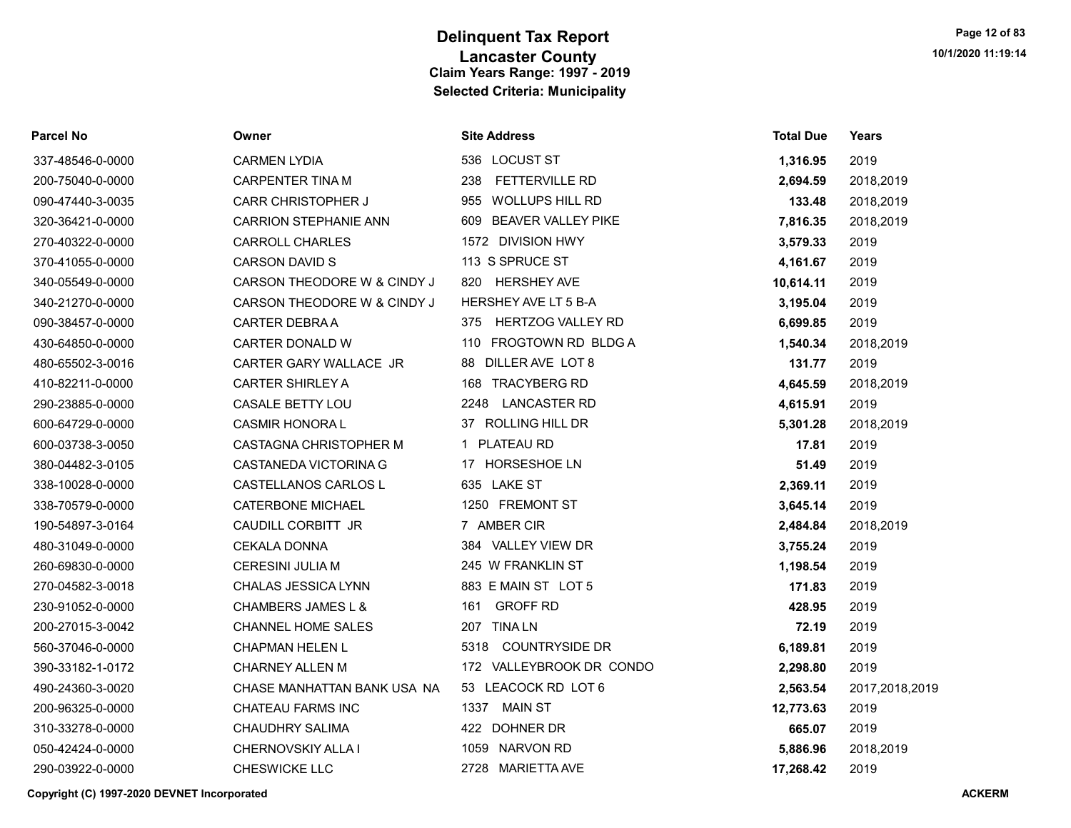# Delinquent Tax Report
## Lancaster County
### Claim Years Range: 1997 - 2019
### Selected Criteria: Municipality

| Parcel No | Owner | Site Address | Total Due | Years |
|---|---|---|---|---|
| 337-48546-0-0000 | CARMEN LYDIA | 536 LOCUST ST | **1,316.95** | 2019 |
| 200-75040-0-0000 | CARPENTER TINA M | 238 FETTERVILLE RD | **2,694.59** | 2018,2019 |
| 090-47440-3-0035 | CARR CHRISTOPHER J | 955 WOLLUPS HILL RD | **133.48** | 2018,2019 |
| 320-36421-0-0000 | CARRION STEPHANIE ANN | 609 BEAVER VALLEY PIKE | **7,816.35** | 2018,2019 |
| 270-40322-0-0000 | CARROLL CHARLES | 1572 DIVISION HWY | **3,579.33** | 2019 |
| 370-41055-0-0000 | CARSON DAVID S | 113 S SPRUCE ST | **4,161.67** | 2019 |
| 340-05549-0-0000 | CARSON THEODORE W & CINDY J | 820 HERSHEY AVE | **10,614.11** | 2019 |
| 340-21270-0-0000 | CARSON THEODORE W & CINDY J | HERSHEY AVE LT 5 B-A | **3,195.04** | 2019 |
| 090-38457-0-0000 | CARTER DEBRA A | 375 HERTZOG VALLEY RD | **6,699.85** | 2019 |
| 430-64850-0-0000 | CARTER DONALD W | 110 FROGTOWN RD BLDG A | **1,540.34** | 2018,2019 |
| 480-65502-3-0016 | CARTER GARY WALLACE JR | 88 DILLER AVE LOT 8 | **131.77** | 2019 |
| 410-82211-0-0000 | CARTER SHIRLEY A | 168 TRACYBERG RD | **4,645.59** | 2018,2019 |
| 290-23885-0-0000 | CASALE BETTY LOU | 2248 LANCASTER RD | **4,615.91** | 2019 |
| 600-64729-0-0000 | CASMIR HONORA L | 37 ROLLING HILL DR | **5,301.28** | 2018,2019 |
| 600-03738-3-0050 | CASTAGNA CHRISTOPHER M | 1 PLATEAU RD | **17.81** | 2019 |
| 380-04482-3-0105 | CASTANEDA VICTORINA G | 17 HORSESHOE LN | **51.49** | 2019 |
| 338-10028-0-0000 | CASTELLANOS CARLOS L | 635 LAKE ST | **2,369.11** | 2019 |
| 338-70579-0-0000 | CATERBONE MICHAEL | 1250 FREMONT ST | **3,645.14** | 2019 |
| 190-54897-3-0164 | CAUDILL CORBITT JR | 7 AMBER CIR | **2,484.84** | 2018,2019 |
| 480-31049-0-0000 | CEKALA DONNA | 384 VALLEY VIEW DR | **3,755.24** | 2019 |
| 260-69830-0-0000 | CERESINI JULIA M | 245 W FRANKLIN ST | **1,198.54** | 2019 |
| 270-04582-3-0018 | CHALAS JESSICA LYNN | 883 E MAIN ST LOT 5 | **171.83** | 2019 |
| 230-91052-0-0000 | CHAMBERS JAMES L & | 161 GROFF RD | **428.95** | 2019 |
| 200-27015-3-0042 | CHANNEL HOME SALES | 207 TINA LN | **72.19** | 2019 |
| 560-37046-0-0000 | CHAPMAN HELEN L | 5318 COUNTRYSIDE DR | **6,189.81** | 2019 |
| 390-33182-1-0172 | CHARNEY ALLEN M | 172 VALLEYBROOK DR CONDO | **2,298.80** | 2019 |
| 490-24360-3-0020 | CHASE MANHATTAN BANK USA NA | 53 LEACOCK RD LOT 6 | **2,563.54** | 2017,2018,2019 |
| 200-96325-0-0000 | CHATEAU FARMS INC | 1337 MAIN ST | **12,773.63** | 2019 |
| 310-33278-0-0000 | CHAUDHRY SALIMA | 422 DOHNER DR | **665.07** | 2019 |
| 050-42424-0-0000 | CHERNOVSKIY ALLA I | 1059 NARVON RD | **5,886.96** | 2018,2019 |
| 290-03922-0-0000 | CHESWICKE LLC | 2728 MARIETTA AVE | **17,268.42** | 2019 |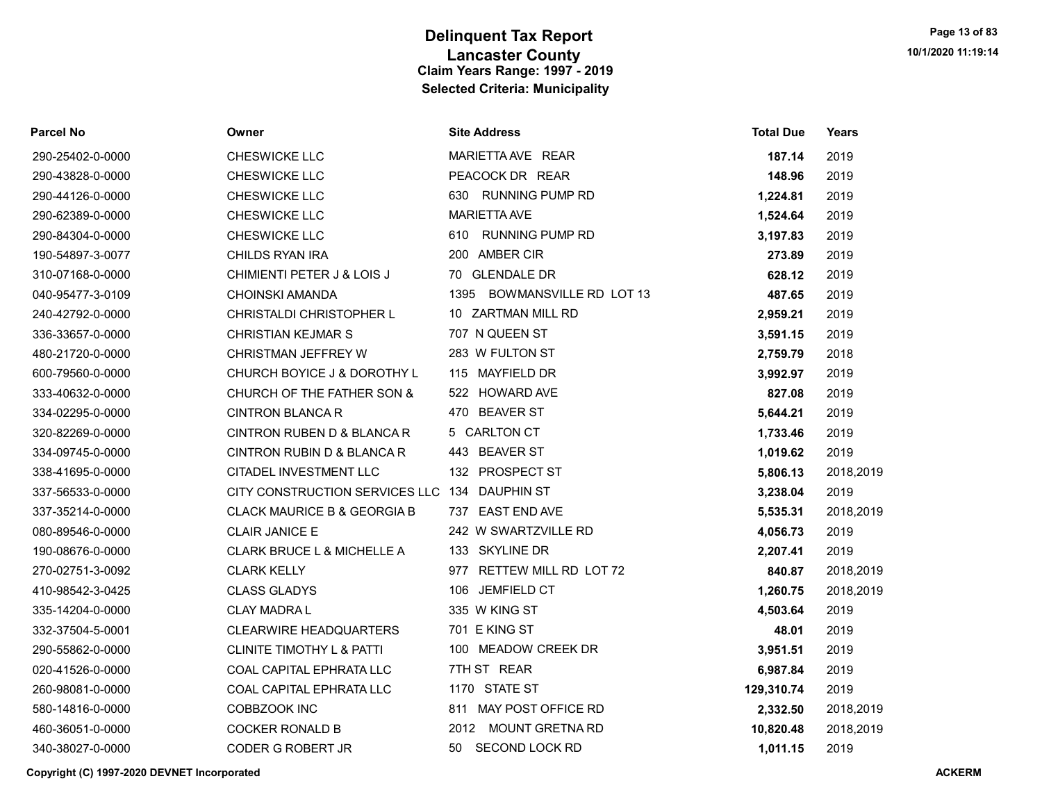# Delinquent Tax Report

## Lancaster County

### Claim Years Range: 1997 - 2019

### Selected Criteria: Municipality

| Parcel No | Owner | Site Address | Total Due | Years |
|---|---|---|---|---|
| 290-25402-0-0000 | CHESWICKE LLC | MARIETTA AVE REAR | **187.14** | 2019 |
| 290-43828-0-0000 | CHESWICKE LLC | PEACOCK DR REAR | **148.96** | 2019 |
| 290-44126-0-0000 | CHESWICKE LLC | 630 RUNNING PUMP RD | **1,224.81** | 2019 |
| 290-62389-0-0000 | CHESWICKE LLC | MARIETTA AVE | **1,524.64** | 2019 |
| 290-84304-0-0000 | CHESWICKE LLC | 610 RUNNING PUMP RD | **3,197.83** | 2019 |
| 190-54897-3-0077 | CHILDS RYAN IRA | 200 AMBER CIR | **273.89** | 2019 |
| 310-07168-0-0000 | CHIMIENTI PETER J & LOIS J | 70 GLENDALE DR | **628.12** | 2019 |
| 040-95477-3-0109 | CHOINSKI AMANDA | 1395 BOWMANSVILLE RD LOT 13 | **487.65** | 2019 |
| 240-42792-0-0000 | CHRISTALDI CHRISTOPHER L | 10 ZARTMAN MILL RD | **2,959.21** | 2019 |
| 336-33657-0-0000 | CHRISTIAN KEJMAR S | 707 N QUEEN ST | **3,591.15** | 2019 |
| 480-21720-0-0000 | CHRISTMAN JEFFREY W | 283 W FULTON ST | **2,759.79** | 2018 |
| 600-79560-0-0000 | CHURCH BOYICE J & DOROTHY L | 115 MAYFIELD DR | **3,992.97** | 2019 |
| 333-40632-0-0000 | CHURCH OF THE FATHER SON & | 522 HOWARD AVE | **827.08** | 2019 |
| 334-02295-0-0000 | CINTRON BLANCA R | 470 BEAVER ST | **5,644.21** | 2019 |
| 320-82269-0-0000 | CINTRON RUBEN D & BLANCA R | 5 CARLTON CT | **1,733.46** | 2019 |
| 334-09745-0-0000 | CINTRON RUBIN D & BLANCA R | 443 BEAVER ST | **1,019.62** | 2019 |
| 338-41695-0-0000 | CITADEL INVESTMENT LLC | 132 PROSPECT ST | **5,806.13** | 2018,2019 |
| 337-56533-0-0000 | CITY CONSTRUCTION SERVICES LLC | 134 DAUPHIN ST | **3,238.04** | 2019 |
| 337-35214-0-0000 | CLACK MAURICE B & GEORGIA B | 737 EAST END AVE | **5,535.31** | 2018,2019 |
| 080-89546-0-0000 | CLAIR JANICE E | 242 W SWARTZVILLE RD | **4,056.73** | 2019 |
| 190-08676-0-0000 | CLARK BRUCE L & MICHELLE A | 133 SKYLINE DR | **2,207.41** | 2019 |
| 270-02751-3-0092 | CLARK KELLY | 977 RETTEW MILL RD LOT 72 | **840.87** | 2018,2019 |
| 410-98542-3-0425 | CLASS GLADYS | 106 JEMFIELD CT | **1,260.75** | 2018,2019 |
| 335-14204-0-0000 | CLAY MADRA L | 335 W KING ST | **4,503.64** | 2019 |
| 332-37504-5-0001 | CLEARWIRE HEADQUARTERS | 701 E KING ST | **48.01** | 2019 |
| 290-55862-0-0000 | CLINITE TIMOTHY L & PATTI | 100 MEADOW CREEK DR | **3,951.51** | 2019 |
| 020-41526-0-0000 | COAL CAPITAL EPHRATA LLC | 7TH ST REAR | **6,987.84** | 2019 |
| 260-98081-0-0000 | COAL CAPITAL EPHRATA LLC | 1170 STATE ST | **129,310.74** | 2019 |
| 580-14816-0-0000 | COBBZOOK INC | 811 MAY POST OFFICE RD | **2,332.50** | 2018,2019 |
| 460-36051-0-0000 | COCKER RONALD B | 2012 MOUNT GRETNA RD | **10,820.48** | 2018,2019 |
| 340-38027-0-0000 | CODER G ROBERT JR | 50 SECOND LOCK RD | **1,011.15** | 2019 |

**Copyright (C) 1997-2020 DEVNET Incorporated** **ACKERM**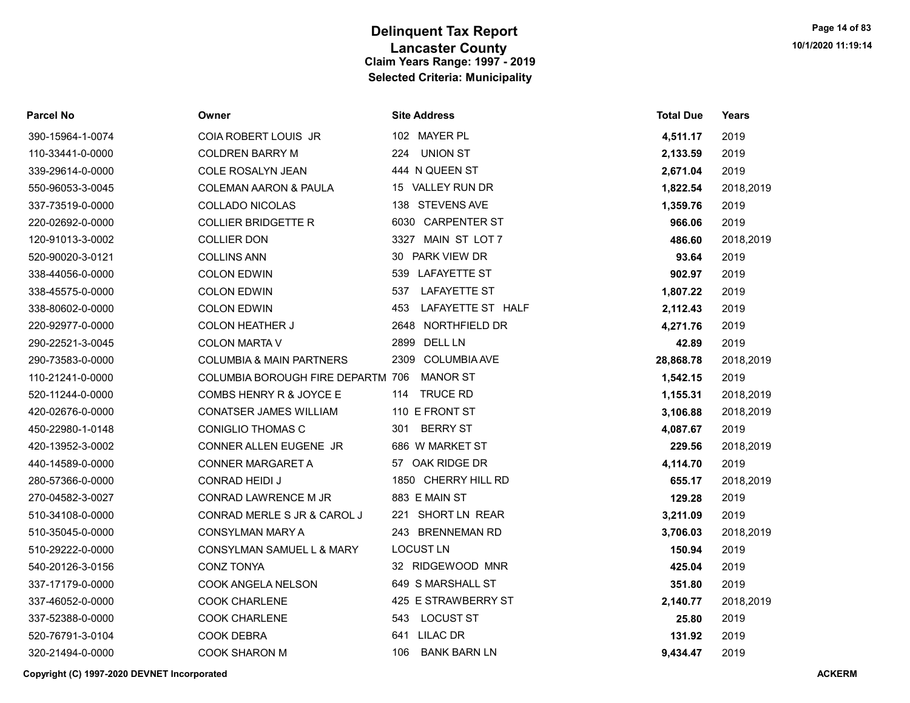# Delinquent Tax Report
## Lancaster County
### Claim Years Range: 1997 - 2019
### Selected Criteria: Municipality

| Parcel No | Owner | Site Address | Total Due | Years |
|---|---|---|---|---|
| 390-15964-1-0074 | COIA ROBERT LOUIS JR | 102 MAYER PL | **4,511.17** | 2019 |
| 110-33441-0-0000 | COLDREN BARRY M | 224 UNION ST | **2,133.59** | 2019 |
| 339-29614-0-0000 | COLE ROSALYN JEAN | 444 N QUEEN ST | **2,671.04** | 2019 |
| 550-96053-3-0045 | COLEMAN AARON & PAULA | 15 VALLEY RUN DR | **1,822.54** | 2018,2019 |
| 337-73519-0-0000 | COLLADO NICOLAS | 138 STEVENS AVE | **1,359.76** | 2019 |
| 220-02692-0-0000 | COLLIER BRIDGETTE R | 6030 CARPENTER ST | **966.06** | 2019 |
| 120-91013-3-0002 | COLLIER DON | 3327 MAIN ST LOT 7 | **486.60** | 2018,2019 |
| 520-90020-3-0121 | COLLINS ANN | 30 PARK VIEW DR | **93.64** | 2019 |
| 338-44056-0-0000 | COLON EDWIN | 539 LAFAYETTE ST | **902.97** | 2019 |
| 338-45575-0-0000 | COLON EDWIN | 537 LAFAYETTE ST | **1,807.22** | 2019 |
| 338-80602-0-0000 | COLON EDWIN | 453 LAFAYETTE ST HALF | **2,112.43** | 2019 |
| 220-92977-0-0000 | COLON HEATHER J | 2648 NORTHFIELD DR | **4,271.76** | 2019 |
| 290-22521-3-0045 | COLON MARTA V | 2899 DELL LN | **42.89** | 2019 |
| 290-73583-0-0000 | COLUMBIA & MAIN PARTNERS | 2309 COLUMBIA AVE | **28,868.78** | 2018,2019 |
| 110-21241-0-0000 | COLUMBIA BOROUGH FIRE DEPARTM | 706 MANOR ST | **1,542.15** | 2019 |
| 520-11244-0-0000 | COMBS HENRY R & JOYCE E | 114 TRUCE RD | **1,155.31** | 2018,2019 |
| 420-02676-0-0000 | CONATSER JAMES WILLIAM | 110 E FRONT ST | **3,106.88** | 2018,2019 |
| 450-22980-1-0148 | CONIGLIO THOMAS C | 301 BERRY ST | **4,087.67** | 2019 |
| 420-13952-3-0002 | CONNER ALLEN EUGENE JR | 686 W MARKET ST | **229.56** | 2018,2019 |
| 440-14589-0-0000 | CONNER MARGARET A | 57 OAK RIDGE DR | **4,114.70** | 2019 |
| 280-57366-0-0000 | CONRAD HEIDI J | 1850 CHERRY HILL RD | **655.17** | 2018,2019 |
| 270-04582-3-0027 | CONRAD LAWRENCE M JR | 883 E MAIN ST | **129.28** | 2019 |
| 510-34108-0-0000 | CONRAD MERLE S JR & CAROL J | 221 SHORT LN REAR | **3,211.09** | 2019 |
| 510-35045-0-0000 | CONSYLMAN MARY A | 243 BRENNEMAN RD | **3,706.03** | 2018,2019 |
| 510-29222-0-0000 | CONSYLMAN SAMUEL L & MARY | LOCUST LN | **150.94** | 2019 |
| 540-20126-3-0156 | CONZ TONYA | 32 RIDGEWOOD MNR | **425.04** | 2019 |
| 337-17179-0-0000 | COOK ANGELA NELSON | 649 S MARSHALL ST | **351.80** | 2019 |
| 337-46052-0-0000 | COOK CHARLENE | 425 E STRAWBERRY ST | **2,140.77** | 2018,2019 |
| 337-52388-0-0000 | COOK CHARLENE | 543 LOCUST ST | **25.80** | 2019 |
| 520-76791-3-0104 | COOK DEBRA | 641 LILAC DR | **131.92** | 2019 |
| 320-21494-0-0000 | COOK SHARON M | 106 BANK BARN LN | **9,434.47** | 2019 |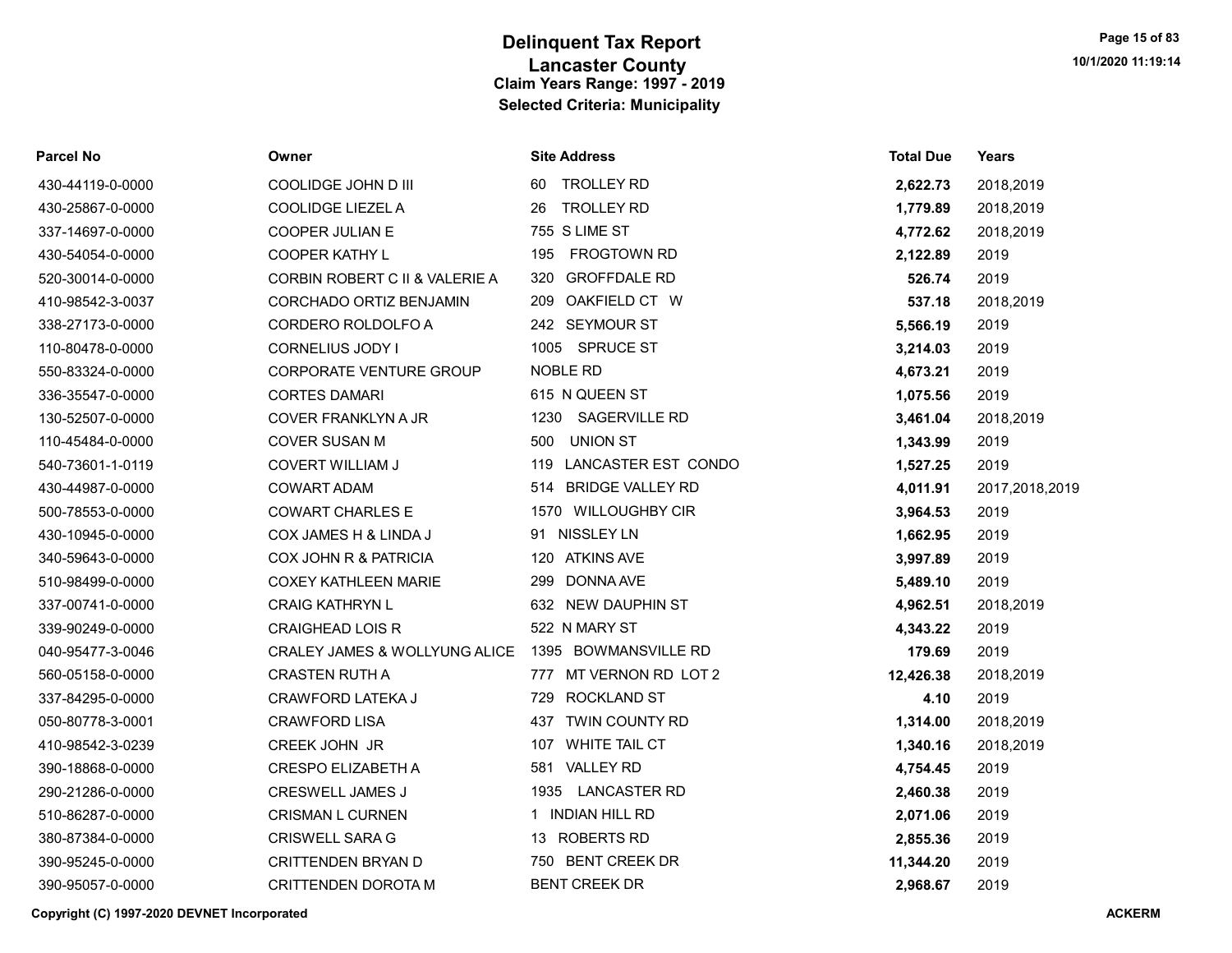# Delinquent Tax Report
## Lancaster County
### Claim Years Range: 1997 - 2019
### Selected Criteria: Municipality

| Parcel No | Owner | Site Address | Total Due | Years |
|---|---|---|---|---|
| 430-44119-0-0000 | COOLIDGE JOHN D III | 60 TROLLEY RD | **2,622.73** | 2018,2019 |
| 430-25867-0-0000 | COOLIDGE LIEZEL A | 26 TROLLEY RD | **1,779.89** | 2018,2019 |
| 337-14697-0-0000 | COOPER JULIAN E | 755 S LIME ST | **4,772.62** | 2018,2019 |
| 430-54054-0-0000 | COOPER KATHY L | 195 FROGTOWN RD | **2,122.89** | 2019 |
| 520-30014-0-0000 | CORBIN ROBERT C II & VALERIE A | 320 GROFFDALE RD | **526.74** | 2019 |
| 410-98542-3-0037 | CORCHADO ORTIZ BENJAMIN | 209 OAKFIELD CT W | **537.18** | 2018,2019 |
| 338-27173-0-0000 | CORDERO ROLDOLFO A | 242 SEYMOUR ST | **5,566.19** | 2019 |
| 110-80478-0-0000 | CORNELIUS JODY I | 1005 SPRUCE ST | **3,214.03** | 2019 |
| 550-83324-0-0000 | CORPORATE VENTURE GROUP | NOBLE RD | **4,673.21** | 2019 |
| 336-35547-0-0000 | CORTES DAMARI | 615 N QUEEN ST | **1,075.56** | 2019 |
| 130-52507-0-0000 | COVER FRANKLYN A JR | 1230 SAGERVILLE RD | **3,461.04** | 2018,2019 |
| 110-45484-0-0000 | COVER SUSAN M | 500 UNION ST | **1,343.99** | 2019 |
| 540-73601-1-0119 | COVERT WILLIAM J | 119 LANCASTER EST CONDO | **1,527.25** | 2019 |
| 430-44987-0-0000 | COWART ADAM | 514 BRIDGE VALLEY RD | **4,011.91** | 2017,2018,2019 |
| 500-78553-0-0000 | COWART CHARLES E | 1570 WILLOUGHBY CIR | **3,964.53** | 2019 |
| 430-10945-0-0000 | COX JAMES H & LINDA J | 91 NISSLEY LN | **1,662.95** | 2019 |
| 340-59643-0-0000 | COX JOHN R & PATRICIA | 120 ATKINS AVE | **3,997.89** | 2019 |
| 510-98499-0-0000 | COXEY KATHLEEN MARIE | 299 DONNA AVE | **5,489.10** | 2019 |
| 337-00741-0-0000 | CRAIG KATHRYN L | 632 NEW DAUPHIN ST | **4,962.51** | 2018,2019 |
| 339-90249-0-0000 | CRAIGHEAD LOIS R | 522 N MARY ST | **4,343.22** | 2019 |
| 040-95477-3-0046 | CRALEY JAMES & WOLLYUNG ALICE | 1395 BOWMANSVILLE RD | **179.69** | 2019 |
| 560-05158-0-0000 | CRASTEN RUTH A | 777 MT VERNON RD LOT 2 | **12,426.38** | 2018,2019 |
| 337-84295-0-0000 | CRAWFORD LATEKA J | 729 ROCKLAND ST | **4.10** | 2019 |
| 050-80778-3-0001 | CRAWFORD LISA | 437 TWIN COUNTY RD | **1,314.00** | 2018,2019 |
| 410-98542-3-0239 | CREEK JOHN JR | 107 WHITE TAIL CT | **1,340.16** | 2018,2019 |
| 390-18868-0-0000 | CRESPO ELIZABETH A | 581 VALLEY RD | **4,754.45** | 2019 |
| 290-21286-0-0000 | CRESWELL JAMES J | 1935 LANCASTER RD | **2,460.38** | 2019 |
| 510-86287-0-0000 | CRISMAN L CURNEN | 1 INDIAN HILL RD | **2,071.06** | 2019 |
| 380-87384-0-0000 | CRISWELL SARA G | 13 ROBERTS RD | **2,855.36** | 2019 |
| 390-95245-0-0000 | CRITTENDEN BRYAN D | 750 BENT CREEK DR | **11,344.20** | 2019 |
| 390-95057-0-0000 | CRITTENDEN DOROTA M | BENT CREEK DR | **2,968.67** | 2019 |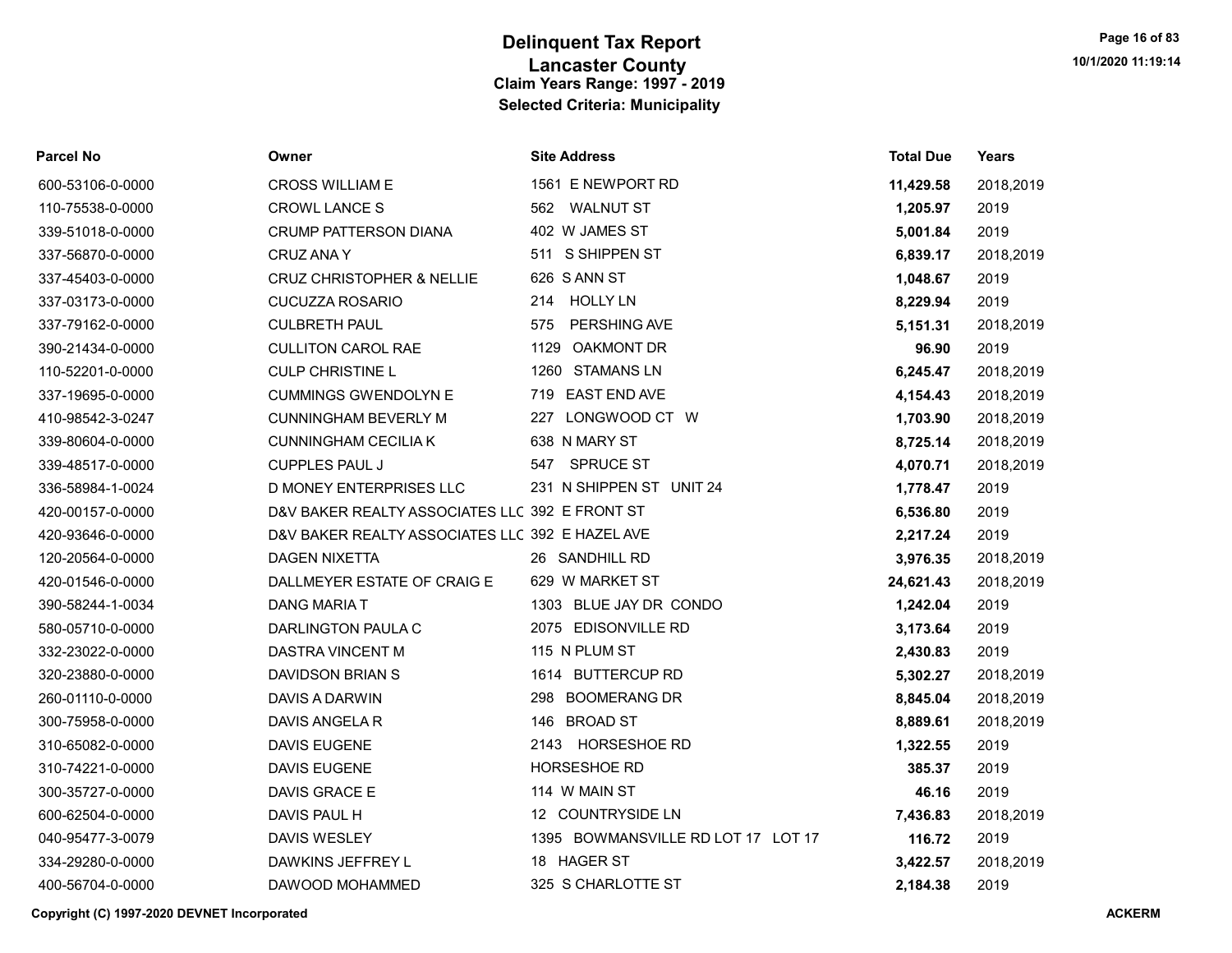# Delinquent Tax Report
## Lancaster County
### Claim Years Range: 1997 - 2019
### Selected Criteria: Municipality

| Parcel No | Owner | Site Address | Total Due | Years |
|---|---|---|---|---|
| 600-53106-0-0000 | CROSS WILLIAM E | 1561 E NEWPORT RD | **11,429.58** | 2018,2019 |
| 110-75538-0-0000 | CROWL LANCE S | 562 WALNUT ST | **1,205.97** | 2019 |
| 339-51018-0-0000 | CRUMP PATTERSON DIANA | 402 W JAMES ST | **5,001.84** | 2019 |
| 337-56870-0-0000 | CRUZ ANA Y | 511 S SHIPPEN ST | **6,839.17** | 2018,2019 |
| 337-45403-0-0000 | CRUZ CHRISTOPHER & NELLIE | 626 S ANN ST | **1,048.67** | 2019 |
| 337-03173-0-0000 | CUCUZZA ROSARIO | 214 HOLLY LN | **8,229.94** | 2019 |
| 337-79162-0-0000 | CULBRETH PAUL | 575 PERSHING AVE | **5,151.31** | 2018,2019 |
| 390-21434-0-0000 | CULLITON CAROL RAE | 1129 OAKMONT DR | **96.90** | 2019 |
| 110-52201-0-0000 | CULP CHRISTINE L | 1260 STAMANS LN | **6,245.47** | 2018,2019 |
| 337-19695-0-0000 | CUMMINGS GWENDOLYN E | 719 EAST END AVE | **4,154.43** | 2018,2019 |
| 410-98542-3-0247 | CUNNINGHAM BEVERLY M | 227 LONGWOOD CT W | **1,703.90** | 2018,2019 |
| 339-80604-0-0000 | CUNNINGHAM CECILIA K | 638 N MARY ST | **8,725.14** | 2018,2019 |
| 339-48517-0-0000 | CUPPLES PAUL J | 547 SPRUCE ST | **4,070.71** | 2018,2019 |
| 336-58984-1-0024 | D MONEY ENTERPRISES LLC | 231 N SHIPPEN ST UNIT 24 | **1,778.47** | 2019 |
| 420-00157-0-0000 | D&V BAKER REALTY ASSOCIATES LLC | 392 E FRONT ST | **6,536.80** | 2019 |
| 420-93646-0-0000 | D&V BAKER REALTY ASSOCIATES LLC | 392 E HAZEL AVE | **2,217.24** | 2019 |
| 120-20564-0-0000 | DAGEN NIXETTA | 26 SANDHILL RD | **3,976.35** | 2018,2019 |
| 420-01546-0-0000 | DALLMEYER ESTATE OF CRAIG E | 629 W MARKET ST | **24,621.43** | 2018,2019 |
| 390-58244-1-0034 | DANG MARIA T | 1303 BLUE JAY DR CONDO | **1,242.04** | 2019 |
| 580-05710-0-0000 | DARLINGTON PAULA C | 2075 EDISONVILLE RD | **3,173.64** | 2019 |
| 332-23022-0-0000 | DASTRA VINCENT M | 115 N PLUM ST | **2,430.83** | 2019 |
| 320-23880-0-0000 | DAVIDSON BRIAN S | 1614 BUTTERCUP RD | **5,302.27** | 2018,2019 |
| 260-01110-0-0000 | DAVIS A DARWIN | 298 BOOMERANG DR | **8,845.04** | 2018,2019 |
| 300-75958-0-0000 | DAVIS ANGELA R | 146 BROAD ST | **8,889.61** | 2018,2019 |
| 310-65082-0-0000 | DAVIS EUGENE | 2143 HORSESHOE RD | **1,322.55** | 2019 |
| 310-74221-0-0000 | DAVIS EUGENE | HORSESHOE RD | **385.37** | 2019 |
| 300-35727-0-0000 | DAVIS GRACE E | 114 W MAIN ST | **46.16** | 2019 |
| 600-62504-0-0000 | DAVIS PAUL H | 12 COUNTRYSIDE LN | **7,436.83** | 2018,2019 |
| 040-95477-3-0079 | DAVIS WESLEY | 1395 BOWMANSVILLE RD LOT 17 LOT 17 | **116.72** | 2019 |
| 334-29280-0-0000 | DAWKINS JEFFREY L | 18 HAGER ST | **3,422.57** | 2018,2019 |
| 400-56704-0-0000 | DAWOOD MOHAMMED | 325 S CHARLOTTE ST | **2,184.38** | 2019 |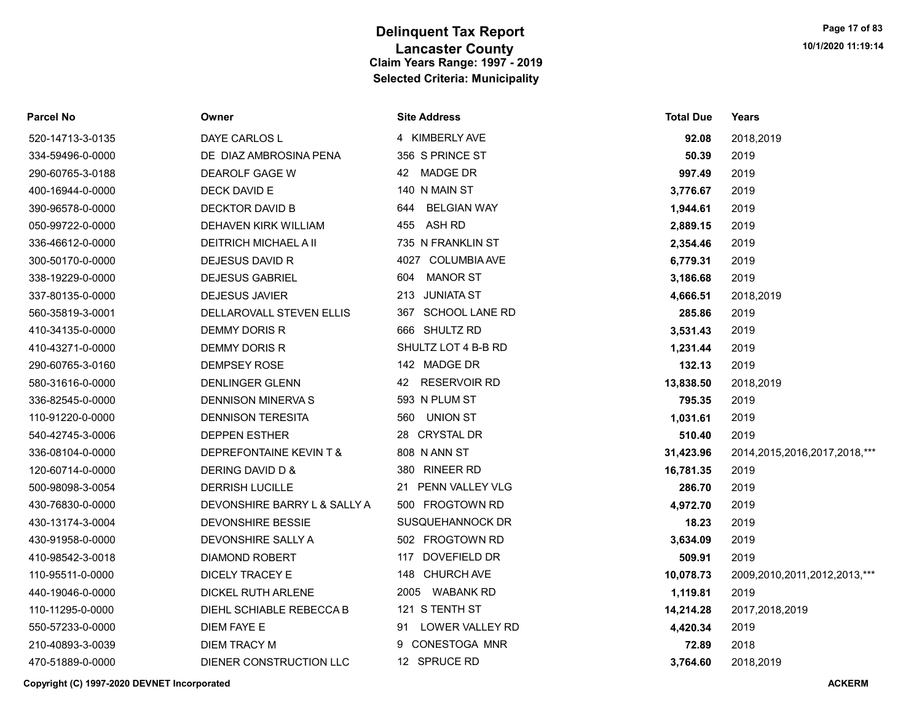# Delinquent Tax Report
## Lancaster County
### Claim Years Range: 1997 - 2019
### Selected Criteria: Municipality

| Parcel No | Owner | Site Address | Total Due | Years |
|---|---|---|---|---|
| 520-14713-3-0135 | DAYE CARLOS L | 4 KIMBERLY AVE | **92.08** | 2018,2019 |
| 334-59496-0-0000 | DE DIAZ AMBROSINA PENA | 356 S PRINCE ST | **50.39** | 2019 |
| 290-60765-3-0188 | DEAROLF GAGE W | 42 MADGE DR | **997.49** | 2019 |
| 400-16944-0-0000 | DECK DAVID E | 140 N MAIN ST | **3,776.67** | 2019 |
| 390-96578-0-0000 | DECKTOR DAVID B | 644 BELGIAN WAY | **1,944.61** | 2019 |
| 050-99722-0-0000 | DEHAVEN KIRK WILLIAM | 455 ASH RD | **2,889.15** | 2019 |
| 336-46612-0-0000 | DEITRICH MICHAEL A II | 735 N FRANKLIN ST | **2,354.46** | 2019 |
| 300-50170-0-0000 | DEJESUS DAVID R | 4027 COLUMBIA AVE | **6,779.31** | 2019 |
| 338-19229-0-0000 | DEJESUS GABRIEL | 604 MANOR ST | **3,186.68** | 2019 |
| 337-80135-0-0000 | DEJESUS JAVIER | 213 JUNIATA ST | **4,666.51** | 2018,2019 |
| 560-35819-3-0001 | DELLAROVALL STEVEN ELLIS | 367 SCHOOL LANE RD | **285.86** | 2019 |
| 410-34135-0-0000 | DEMMY DORIS R | 666 SHULTZ RD | **3,531.43** | 2019 |
| 410-43271-0-0000 | DEMMY DORIS R | SHULTZ LOT 4 B-B RD | **1,231.44** | 2019 |
| 290-60765-3-0160 | DEMPSEY ROSE | 142 MADGE DR | **132.13** | 2019 |
| 580-31616-0-0000 | DENLINGER GLENN | 42 RESERVOIR RD | **13,838.50** | 2018,2019 |
| 336-82545-0-0000 | DENNISON MINERVA S | 593 N PLUM ST | **795.35** | 2019 |
| 110-91220-0-0000 | DENNISON TERESITA | 560 UNION ST | **1,031.61** | 2019 |
| 540-42745-3-0006 | DEPPEN ESTHER | 28 CRYSTAL DR | **510.40** | 2019 |
| 336-08104-0-0000 | DEPREFONTAINE KEVIN T & | 808 N ANN ST | **31,423.96** | 2014,2015,2016,2017,2018,*** |
| 120-60714-0-0000 | DERING DAVID D & | 380 RINEER RD | **16,781.35** | 2019 |
| 500-98098-3-0054 | DERRISH LUCILLE | 21 PENN VALLEY VLG | **286.70** | 2019 |
| 430-76830-0-0000 | DEVONSHIRE BARRY L & SALLY A | 500 FROGTOWN RD | **4,972.70** | 2019 |
| 430-13174-3-0004 | DEVONSHIRE BESSIE | SUSQUEHANNOCK DR | **18.23** | 2019 |
| 430-91958-0-0000 | DEVONSHIRE SALLY A | 502 FROGTOWN RD | **3,634.09** | 2019 |
| 410-98542-3-0018 | DIAMOND ROBERT | 117 DOVEFIELD DR | **509.91** | 2019 |
| 110-95511-0-0000 | DICELY TRACEY E | 148 CHURCH AVE | **10,078.73** | 2009,2010,2011,2012,2013,*** |
| 440-19046-0-0000 | DICKEL RUTH ARLENE | 2005 WABANK RD | **1,119.81** | 2019 |
| 110-11295-0-0000 | DIEHL SCHIABLE REBECCA B | 121 S TENTH ST | **14,214.28** | 2017,2018,2019 |
| 550-57233-0-0000 | DIEM FAYE E | 91 LOWER VALLEY RD | **4,420.34** | 2019 |
| 210-40893-3-0039 | DIEM TRACY M | 9 CONESTOGA MNR | **72.89** | 2018 |
| 470-51889-0-0000 | DIENER CONSTRUCTION LLC | 12 SPRUCE RD | **3,764.60** | 2018,2019 |

**Copyright (C) 1997-2020 DEVNET Incorporated** **ACKERM**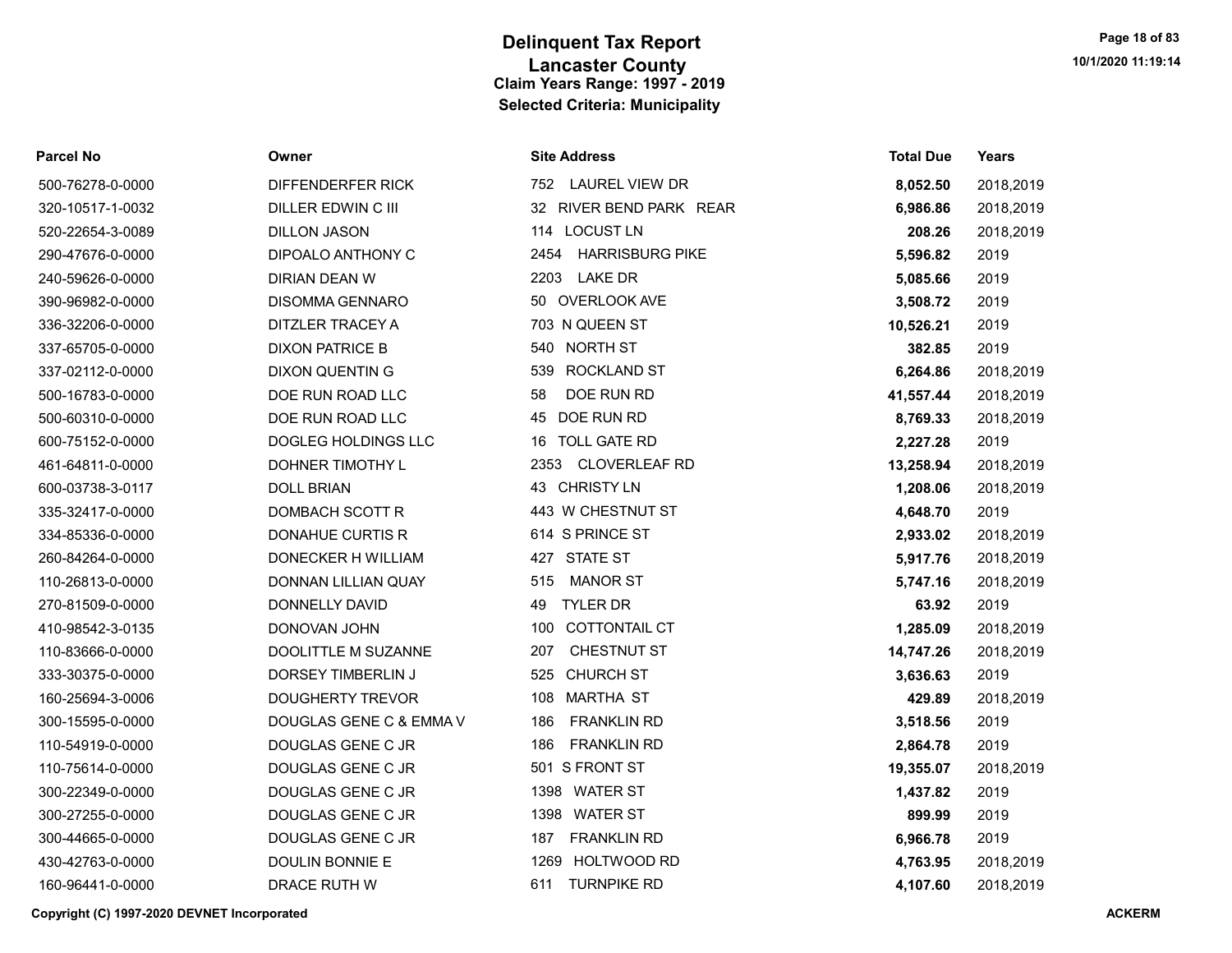# Delinquent Tax Report
## Lancaster County
### Claim Years Range: 1997 - 2019
### Selected Criteria: Municipality

| Parcel No | Owner | Site Address | Total Due | Years |
|---|---|---|---|---|
| 500-76278-0-0000 | DIFFENDERFER RICK | 752 LAUREL VIEW DR | **8,052.50** | 2018,2019 |
| 320-10517-1-0032 | DILLER EDWIN C III | 32 RIVER BEND PARK REAR | **6,986.86** | 2018,2019 |
| 520-22654-3-0089 | DILLON JASON | 114 LOCUST LN | **208.26** | 2018,2019 |
| 290-47676-0-0000 | DIPOALO ANTHONY C | 2454 HARRISBURG PIKE | **5,596.82** | 2019 |
| 240-59626-0-0000 | DIRIAN DEAN W | 2203 LAKE DR | **5,085.66** | 2019 |
| 390-96982-0-0000 | DISOMMA GENNARO | 50 OVERLOOK AVE | **3,508.72** | 2019 |
| 336-32206-0-0000 | DITZLER TRACEY A | 703 N QUEEN ST | **10,526.21** | 2019 |
| 337-65705-0-0000 | DIXON PATRICE B | 540 NORTH ST | **382.85** | 2019 |
| 337-02112-0-0000 | DIXON QUENTIN G | 539 ROCKLAND ST | **6,264.86** | 2018,2019 |
| 500-16783-0-0000 | DOE RUN ROAD LLC | 58 DOE RUN RD | **41,557.44** | 2018,2019 |
| 500-60310-0-0000 | DOE RUN ROAD LLC | 45 DOE RUN RD | **8,769.33** | 2018,2019 |
| 600-75152-0-0000 | DOGLEG HOLDINGS LLC | 16 TOLL GATE RD | **2,227.28** | 2019 |
| 461-64811-0-0000 | DOHNER TIMOTHY L | 2353 CLOVERLEAF RD | **13,258.94** | 2018,2019 |
| 600-03738-3-0117 | DOLL BRIAN | 43 CHRISTY LN | **1,208.06** | 2018,2019 |
| 335-32417-0-0000 | DOMBACH SCOTT R | 443 W CHESTNUT ST | **4,648.70** | 2019 |
| 334-85336-0-0000 | DONAHUE CURTIS R | 614 S PRINCE ST | **2,933.02** | 2018,2019 |
| 260-84264-0-0000 | DONECKER H WILLIAM | 427 STATE ST | **5,917.76** | 2018,2019 |
| 110-26813-0-0000 | DONNAN LILLIAN QUAY | 515 MANOR ST | **5,747.16** | 2018,2019 |
| 270-81509-0-0000 | DONNELLY DAVID | 49 TYLER DR | **63.92** | 2019 |
| 410-98542-3-0135 | DONOVAN JOHN | 100 COTTONTAIL CT | **1,285.09** | 2018,2019 |
| 110-83666-0-0000 | DOOLITTLE M SUZANNE | 207 CHESTNUT ST | **14,747.26** | 2018,2019 |
| 333-30375-0-0000 | DORSEY TIMBERLIN J | 525 CHURCH ST | **3,636.63** | 2019 |
| 160-25694-3-0006 | DOUGHERTY TREVOR | 108 MARTHA ST | **429.89** | 2018,2019 |
| 300-15595-0-0000 | DOUGLAS GENE C & EMMA V | 186 FRANKLIN RD | **3,518.56** | 2019 |
| 110-54919-0-0000 | DOUGLAS GENE C JR | 186 FRANKLIN RD | **2,864.78** | 2019 |
| 110-75614-0-0000 | DOUGLAS GENE C JR | 501 S FRONT ST | **19,355.07** | 2018,2019 |
| 300-22349-0-0000 | DOUGLAS GENE C JR | 1398 WATER ST | **1,437.82** | 2019 |
| 300-27255-0-0000 | DOUGLAS GENE C JR | 1398 WATER ST | **899.99** | 2019 |
| 300-44665-0-0000 | DOUGLAS GENE C JR | 187 FRANKLIN RD | **6,966.78** | 2019 |
| 430-42763-0-0000 | DOULIN BONNIE E | 1269 HOLTWOOD RD | **4,763.95** | 2018,2019 |
| 160-96441-0-0000 | DRACE RUTH W | 611 TURNPIKE RD | **4,107.60** | 2018,2019 |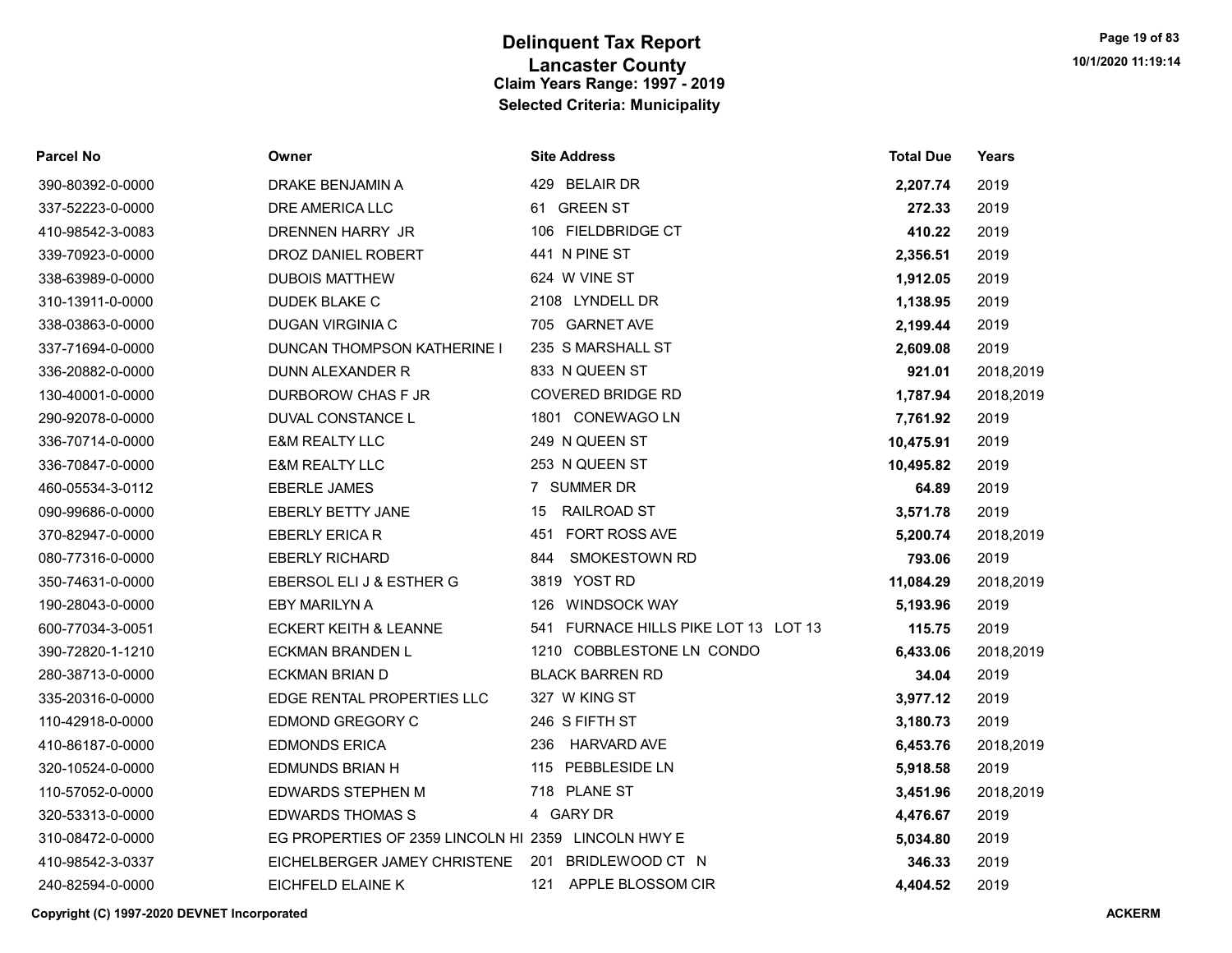# Delinquent Tax Report
## Lancaster County
### Claim Years Range: 1997 - 2019
### Selected Criteria: Municipality

| Parcel No | Owner | Site Address | Total Due | Years |
|---|---|---|---|---|
| 390-80392-0-0000 | DRAKE BENJAMIN A | 429 BELAIR DR | **2,207.74** | 2019 |
| 337-52223-0-0000 | DRE AMERICA LLC | 61 GREEN ST | **272.33** | 2019 |
| 410-98542-3-0083 | DRENNEN HARRY JR | 106 FIELDBRIDGE CT | **410.22** | 2019 |
| 339-70923-0-0000 | DROZ DANIEL ROBERT | 441 N PINE ST | **2,356.51** | 2019 |
| 338-63989-0-0000 | DUBOIS MATTHEW | 624 W VINE ST | **1,912.05** | 2019 |
| 310-13911-0-0000 | DUDEK BLAKE C | 2108 LYNDELL DR | **1,138.95** | 2019 |
| 338-03863-0-0000 | DUGAN VIRGINIA C | 705 GARNET AVE | **2,199.44** | 2019 |
| 337-71694-0-0000 | DUNCAN THOMPSON KATHERINE I | 235 S MARSHALL ST | **2,609.08** | 2019 |
| 336-20882-0-0000 | DUNN ALEXANDER R | 833 N QUEEN ST | **921.01** | 2018,2019 |
| 130-40001-0-0000 | DURBOROW CHAS F JR | COVERED BRIDGE RD | **1,787.94** | 2018,2019 |
| 290-92078-0-0000 | DUVAL CONSTANCE L | 1801 CONEWAGO LN | **7,761.92** | 2019 |
| 336-70714-0-0000 | E&M REALTY LLC | 249 N QUEEN ST | **10,475.91** | 2019 |
| 336-70847-0-0000 | E&M REALTY LLC | 253 N QUEEN ST | **10,495.82** | 2019 |
| 460-05534-3-0112 | EBERLE JAMES | 7 SUMMER DR | **64.89** | 2019 |
| 090-99686-0-0000 | EBERLY BETTY JANE | 15 RAILROAD ST | **3,571.78** | 2019 |
| 370-82947-0-0000 | EBERLY ERICA R | 451 FORT ROSS AVE | **5,200.74** | 2018,2019 |
| 080-77316-0-0000 | EBERLY RICHARD | 844 SMOKESTOWN RD | **793.06** | 2019 |
| 350-74631-0-0000 | EBERSOL ELI J & ESTHER G | 3819 YOST RD | **11,084.29** | 2018,2019 |
| 190-28043-0-0000 | EBY MARILYN A | 126 WINDSOCK WAY | **5,193.96** | 2019 |
| 600-77034-3-0051 | ECKERT KEITH & LEANNE | 541 FURNACE HILLS PIKE LOT 13 LOT 13 | **115.75** | 2019 |
| 390-72820-1-1210 | ECKMAN BRANDEN L | 1210 COBBLESTONE LN CONDO | **6,433.06** | 2018,2019 |
| 280-38713-0-0000 | ECKMAN BRIAN D | BLACK BARREN RD | **34.04** | 2019 |
| 335-20316-0-0000 | EDGE RENTAL PROPERTIES LLC | 327 W KING ST | **3,977.12** | 2019 |
| 110-42918-0-0000 | EDMOND GREGORY C | 246 S FIFTH ST | **3,180.73** | 2019 |
| 410-86187-0-0000 | EDMONDS ERICA | 236 HARVARD AVE | **6,453.76** | 2018,2019 |
| 320-10524-0-0000 | EDMUNDS BRIAN H | 115 PEBBLESIDE LN | **5,918.58** | 2019 |
| 110-57052-0-0000 | EDWARDS STEPHEN M | 718 PLANE ST | **3,451.96** | 2018,2019 |
| 320-53313-0-0000 | EDWARDS THOMAS S | 4 GARY DR | **4,476.67** | 2019 |
| 310-08472-0-0000 | EG PROPERTIES OF 2359 LINCOLN HI | 2359 LINCOLN HWY E | **5,034.80** | 2019 |
| 410-98542-3-0337 | EICHELBERGER JAMEY CHRISTENE | 201 BRIDLEWOOD CT N | **346.33** | 2019 |
| 240-82594-0-0000 | EICHFELD ELAINE K | 121 APPLE BLOSSOM CIR | **4,404.52** | 2019 |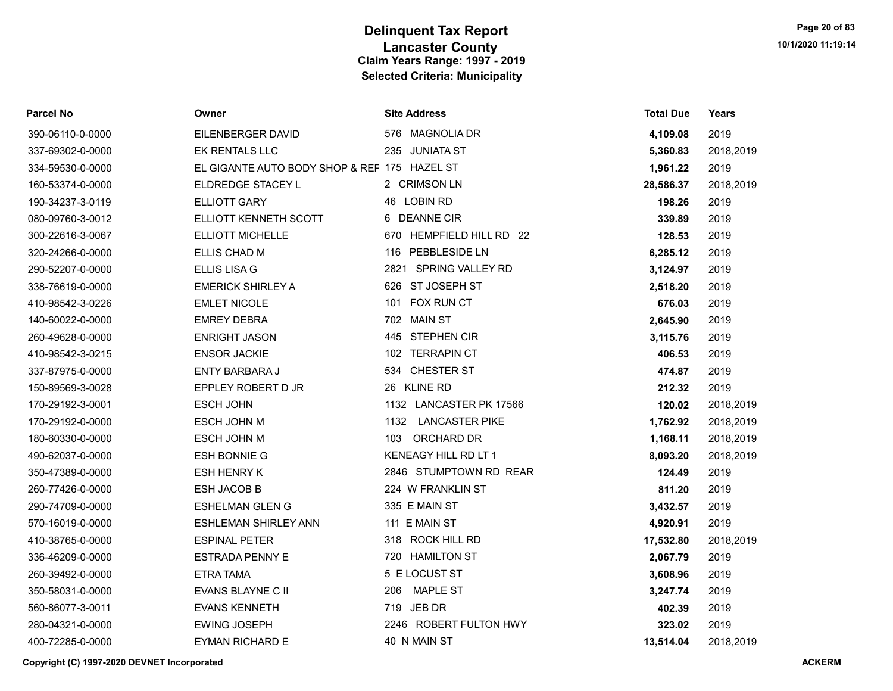# Delinquent Tax Report
## Lancaster County
### Claim Years Range: 1997 - 2019
### Selected Criteria: Municipality

| Parcel No | Owner | Site Address | Total Due | Years |
|---|---|---|---|---|
| 390-06110-0-0000 | EILENBERGER DAVID | 576 MAGNOLIA DR | **4,109.08** | 2019 |
| 337-69302-0-0000 | EK RENTALS LLC | 235 JUNIATA ST | **5,360.83** | 2018,2019 |
| 334-59530-0-0000 | EL GIGANTE AUTO BODY SHOP & REF | 175 HAZEL ST | **1,961.22** | 2019 |
| 160-53374-0-0000 | ELDREDGE STACEY L | 2 CRIMSON LN | **28,586.37** | 2018,2019 |
| 190-34237-3-0119 | ELLIOTT GARY | 46 LOBIN RD | **198.26** | 2019 |
| 080-09760-3-0012 | ELLIOTT KENNETH SCOTT | 6 DEANNE CIR | **339.89** | 2019 |
| 300-22616-3-0067 | ELLIOTT MICHELLE | 670 HEMPFIELD HILL RD 22 | **128.53** | 2019 |
| 320-24266-0-0000 | ELLIS CHAD M | 116 PEBBLESIDE LN | **6,285.12** | 2019 |
| 290-52207-0-0000 | ELLIS LISA G | 2821 SPRING VALLEY RD | **3,124.97** | 2019 |
| 338-76619-0-0000 | EMERICK SHIRLEY A | 626 ST JOSEPH ST | **2,518.20** | 2019 |
| 410-98542-3-0226 | EMLET NICOLE | 101 FOX RUN CT | **676.03** | 2019 |
| 140-60022-0-0000 | EMREY DEBRA | 702 MAIN ST | **2,645.90** | 2019 |
| 260-49628-0-0000 | ENRIGHT JASON | 445 STEPHEN CIR | **3,115.76** | 2019 |
| 410-98542-3-0215 | ENSOR JACKIE | 102 TERRAPIN CT | **406.53** | 2019 |
| 337-87975-0-0000 | ENTY BARBARA J | 534 CHESTER ST | **474.87** | 2019 |
| 150-89569-3-0028 | EPPLEY ROBERT D JR | 26 KLINE RD | **212.32** | 2019 |
| 170-29192-3-0001 | ESCH JOHN | 1132 LANCASTER PK 17566 | **120.02** | 2018,2019 |
| 170-29192-0-0000 | ESCH JOHN M | 1132 LANCASTER PIKE | **1,762.92** | 2018,2019 |
| 180-60330-0-0000 | ESCH JOHN M | 103 ORCHARD DR | **1,168.11** | 2018,2019 |
| 490-62037-0-0000 | ESH BONNIE G | KENEAGY HILL RD LT 1 | **8,093.20** | 2018,2019 |
| 350-47389-0-0000 | ESH HENRY K | 2846 STUMPTOWN RD REAR | **124.49** | 2019 |
| 260-77426-0-0000 | ESH JACOB B | 224 W FRANKLIN ST | **811.20** | 2019 |
| 290-74709-0-0000 | ESHELMAN GLEN G | 335 E MAIN ST | **3,432.57** | 2019 |
| 570-16019-0-0000 | ESHLEMAN SHIRLEY ANN | 111 E MAIN ST | **4,920.91** | 2019 |
| 410-38765-0-0000 | ESPINAL PETER | 318 ROCK HILL RD | **17,532.80** | 2018,2019 |
| 336-46209-0-0000 | ESTRADA PENNY E | 720 HAMILTON ST | **2,067.79** | 2019 |
| 260-39492-0-0000 | ETRA TAMA | 5 E LOCUST ST | **3,608.96** | 2019 |
| 350-58031-0-0000 | EVANS BLAYNE C II | 206 MAPLE ST | **3,247.74** | 2019 |
| 560-86077-3-0011 | EVANS KENNETH | 719 JEB DR | **402.39** | 2019 |
| 280-04321-0-0000 | EWING JOSEPH | 2246 ROBERT FULTON HWY | **323.02** | 2019 |
| 400-72285-0-0000 | EYMAN RICHARD E | 40 N MAIN ST | **13,514.04** | 2018,2019 |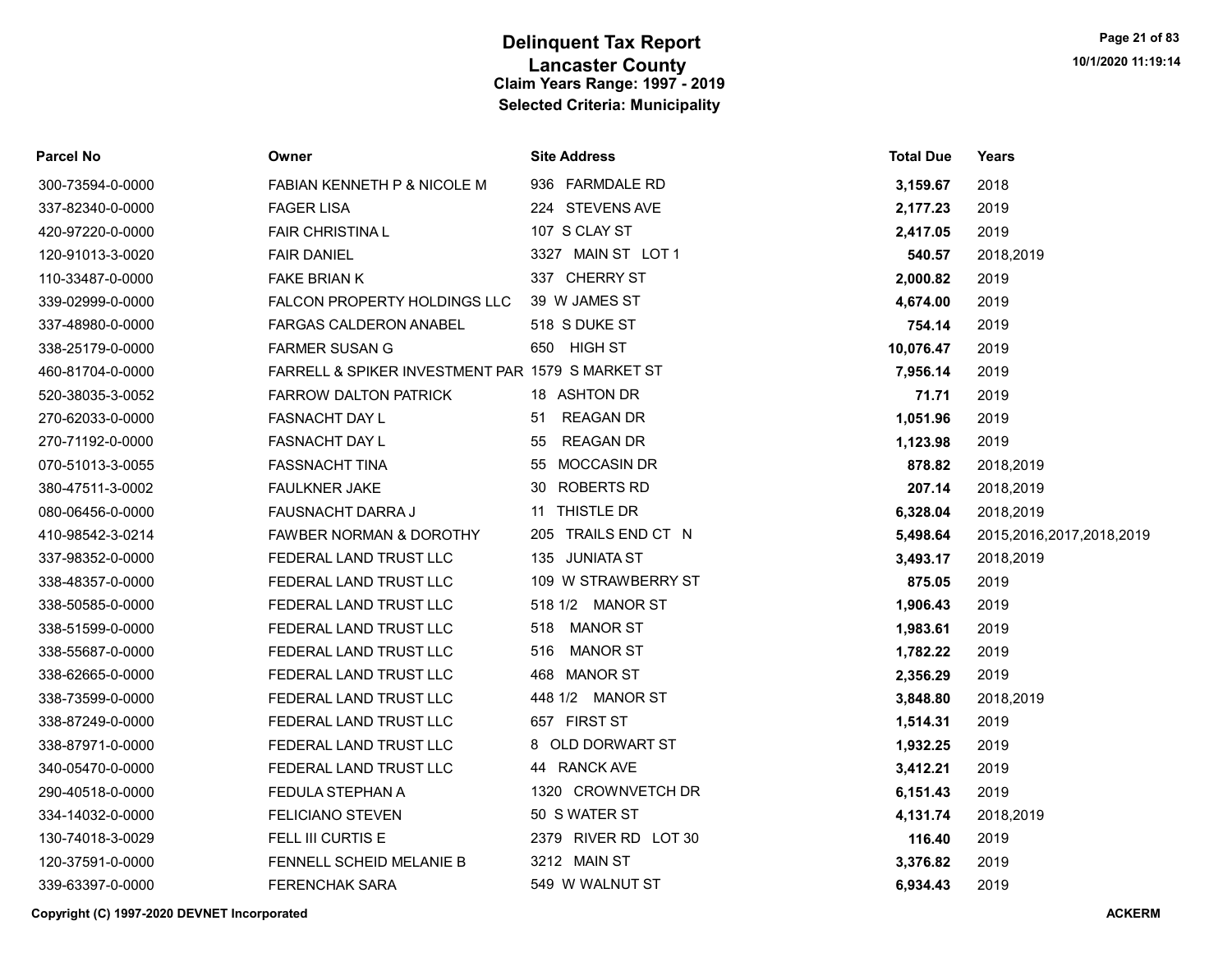# Delinquent Tax Report
## Lancaster County
### Claim Years Range: 1997 - 2019
### Selected Criteria: Municipality

| Parcel No | Owner | Site Address | Total Due | Years |
|---|---|---|---|---|
| 300-73594-0-0000 | FABIAN KENNETH P & NICOLE M | 936 FARMDALE RD | **3,159.67** | 2018 |
| 337-82340-0-0000 | FAGER LISA | 224 STEVENS AVE | **2,177.23** | 2019 |
| 420-97220-0-0000 | FAIR CHRISTINA L | 107 S CLAY ST | **2,417.05** | 2019 |
| 120-91013-3-0020 | FAIR DANIEL | 3327 MAIN ST LOT 1 | **540.57** | 2018,2019 |
| 110-33487-0-0000 | FAKE BRIAN K | 337 CHERRY ST | **2,000.82** | 2019 |
| 339-02999-0-0000 | FALCON PROPERTY HOLDINGS LLC | 39 W JAMES ST | **4,674.00** | 2019 |
| 337-48980-0-0000 | FARGAS CALDERON ANABEL | 518 S DUKE ST | **754.14** | 2019 |
| 338-25179-0-0000 | FARMER SUSAN G | 650 HIGH ST | **10,076.47** | 2019 |
| 460-81704-0-0000 | FARRELL & SPIKER INVESTMENT PAR | 1579 S MARKET ST | **7,956.14** | 2019 |
| 520-38035-3-0052 | FARROW DALTON PATRICK | 18 ASHTON DR | **71.71** | 2019 |
| 270-62033-0-0000 | FASNACHT DAY L | 51 REAGAN DR | **1,051.96** | 2019 |
| 270-71192-0-0000 | FASNACHT DAY L | 55 REAGAN DR | **1,123.98** | 2019 |
| 070-51013-3-0055 | FASSNACHT TINA | 55 MOCCASIN DR | **878.82** | 2018,2019 |
| 380-47511-3-0002 | FAULKNER JAKE | 30 ROBERTS RD | **207.14** | 2018,2019 |
| 080-06456-0-0000 | FAUSNACHT DARRA J | 11 THISTLE DR | **6,328.04** | 2018,2019 |
| 410-98542-3-0214 | FAWBER NORMAN & DOROTHY | 205 TRAILS END CT N | **5,498.64** | 2015,2016,2017,2018,2019 |
| 337-98352-0-0000 | FEDERAL LAND TRUST LLC | 135 JUNIATA ST | **3,493.17** | 2018,2019 |
| 338-48357-0-0000 | FEDERAL LAND TRUST LLC | 109 W STRAWBERRY ST | **875.05** | 2019 |
| 338-50585-0-0000 | FEDERAL LAND TRUST LLC | 518 1/2 MANOR ST | **1,906.43** | 2019 |
| 338-51599-0-0000 | FEDERAL LAND TRUST LLC | 518 MANOR ST | **1,983.61** | 2019 |
| 338-55687-0-0000 | FEDERAL LAND TRUST LLC | 516 MANOR ST | **1,782.22** | 2019 |
| 338-62665-0-0000 | FEDERAL LAND TRUST LLC | 468 MANOR ST | **2,356.29** | 2019 |
| 338-73599-0-0000 | FEDERAL LAND TRUST LLC | 448 1/2 MANOR ST | **3,848.80** | 2018,2019 |
| 338-87249-0-0000 | FEDERAL LAND TRUST LLC | 657 FIRST ST | **1,514.31** | 2019 |
| 338-87971-0-0000 | FEDERAL LAND TRUST LLC | 8 OLD DORWART ST | **1,932.25** | 2019 |
| 340-05470-0-0000 | FEDERAL LAND TRUST LLC | 44 RANCK AVE | **3,412.21** | 2019 |
| 290-40518-0-0000 | FEDULA STEPHAN A | 1320 CROWNVETCH DR | **6,151.43** | 2019 |
| 334-14032-0-0000 | FELICIANO STEVEN | 50 S WATER ST | **4,131.74** | 2018,2019 |
| 130-74018-3-0029 | FELL III CURTIS E | 2379 RIVER RD LOT 30 | **116.40** | 2019 |
| 120-37591-0-0000 | FENNELL SCHEID MELANIE B | 3212 MAIN ST | **3,376.82** | 2019 |
| 339-63397-0-0000 | FERENCHAK SARA | 549 W WALNUT ST | **6,934.43** | 2019 |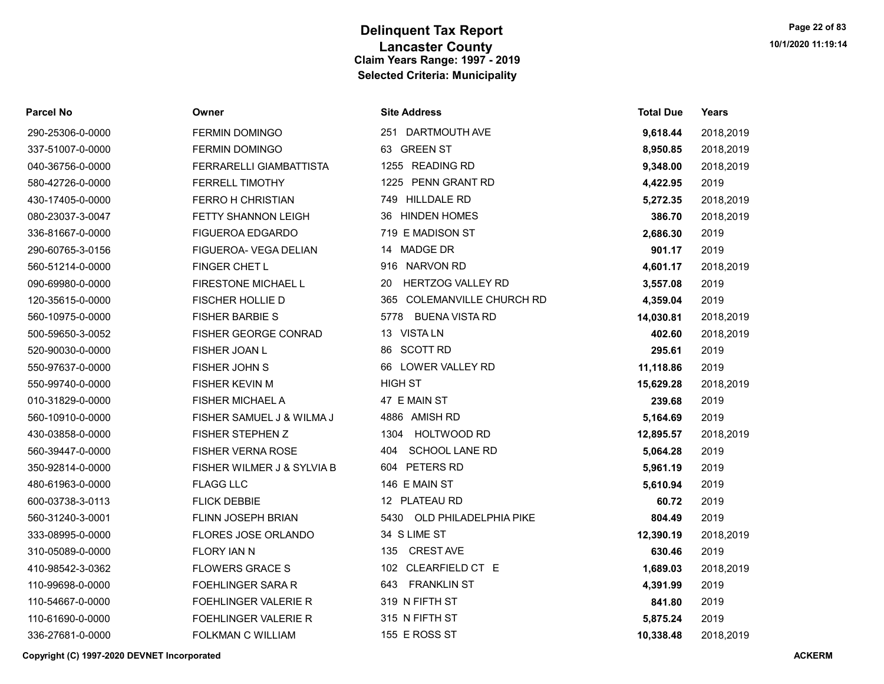# Delinquent Tax Report

## Lancaster County

### Claim Years Range: 1997 - 2019

### Selected Criteria: Municipality

| Parcel No | Owner | Site Address | Total Due | Years |
|---|---|---|---|---|
| 290-25306-0-0000 | FERMIN DOMINGO | 251 DARTMOUTH AVE | **9,618.44** | 2018,2019 |
| 337-51007-0-0000 | FERMIN DOMINGO | 63 GREEN ST | **8,950.85** | 2018,2019 |
| 040-36756-0-0000 | FERRARELLI GIAMBATTISTA | 1255 READING RD | **9,348.00** | 2018,2019 |
| 580-42726-0-0000 | FERRELL TIMOTHY | 1225 PENN GRANT RD | **4,422.95** | 2019 |
| 430-17405-0-0000 | FERRO H CHRISTIAN | 749 HILLDALE RD | **5,272.35** | 2018,2019 |
| 080-23037-3-0047 | FETTY SHANNON LEIGH | 36 HINDEN HOMES | **386.70** | 2018,2019 |
| 336-81667-0-0000 | FIGUEROA EDGARDO | 719 E MADISON ST | **2,686.30** | 2019 |
| 290-60765-3-0156 | FIGUEROA- VEGA DELIAN | 14 MADGE DR | **901.17** | 2019 |
| 560-51214-0-0000 | FINGER CHET L | 916 NARVON RD | **4,601.17** | 2018,2019 |
| 090-69980-0-0000 | FIRESTONE MICHAEL L | 20 HERTZOG VALLEY RD | **3,557.08** | 2019 |
| 120-35615-0-0000 | FISCHER HOLLIE D | 365 COLEMANVILLE CHURCH RD | **4,359.04** | 2019 |
| 560-10975-0-0000 | FISHER BARBIE S | 5778 BUENA VISTA RD | **14,030.81** | 2018,2019 |
| 500-59650-3-0052 | FISHER GEORGE CONRAD | 13 VISTA LN | **402.60** | 2018,2019 |
| 520-90030-0-0000 | FISHER JOAN L | 86 SCOTT RD | **295.61** | 2019 |
| 550-97637-0-0000 | FISHER JOHN S | 66 LOWER VALLEY RD | **11,118.86** | 2019 |
| 550-99740-0-0000 | FISHER KEVIN M | HIGH ST | **15,629.28** | 2018,2019 |
| 010-31829-0-0000 | FISHER MICHAEL A | 47 E MAIN ST | **239.68** | 2019 |
| 560-10910-0-0000 | FISHER SAMUEL J & WILMA J | 4886 AMISH RD | **5,164.69** | 2019 |
| 430-03858-0-0000 | FISHER STEPHEN Z | 1304 HOLTWOOD RD | **12,895.57** | 2018,2019 |
| 560-39447-0-0000 | FISHER VERNA ROSE | 404 SCHOOL LANE RD | **5,064.28** | 2019 |
| 350-92814-0-0000 | FISHER WILMER J & SYLVIA B | 604 PETERS RD | **5,961.19** | 2019 |
| 480-61963-0-0000 | FLAGG LLC | 146 E MAIN ST | **5,610.94** | 2019 |
| 600-03738-3-0113 | FLICK DEBBIE | 12 PLATEAU RD | **60.72** | 2019 |
| 560-31240-3-0001 | FLINN JOSEPH BRIAN | 5430 OLD PHILADELPHIA PIKE | **804.49** | 2019 |
| 333-08995-0-0000 | FLORES JOSE ORLANDO | 34 S LIME ST | **12,390.19** | 2018,2019 |
| 310-05089-0-0000 | FLORY IAN N | 135 CREST AVE | **630.46** | 2019 |
| 410-98542-3-0362 | FLOWERS GRACE S | 102 CLEARFIELD CT E | **1,689.03** | 2018,2019 |
| 110-99698-0-0000 | FOEHLINGER SARA R | 643 FRANKLIN ST | **4,391.99** | 2019 |
| 110-54667-0-0000 | FOEHLINGER VALERIE R | 319 N FIFTH ST | **841.80** | 2019 |
| 110-61690-0-0000 | FOEHLINGER VALERIE R | 315 N FIFTH ST | **5,875.24** | 2019 |
| 336-27681-0-0000 | FOLKMAN C WILLIAM | 155 E ROSS ST | **10,338.48** | 2018,2019 |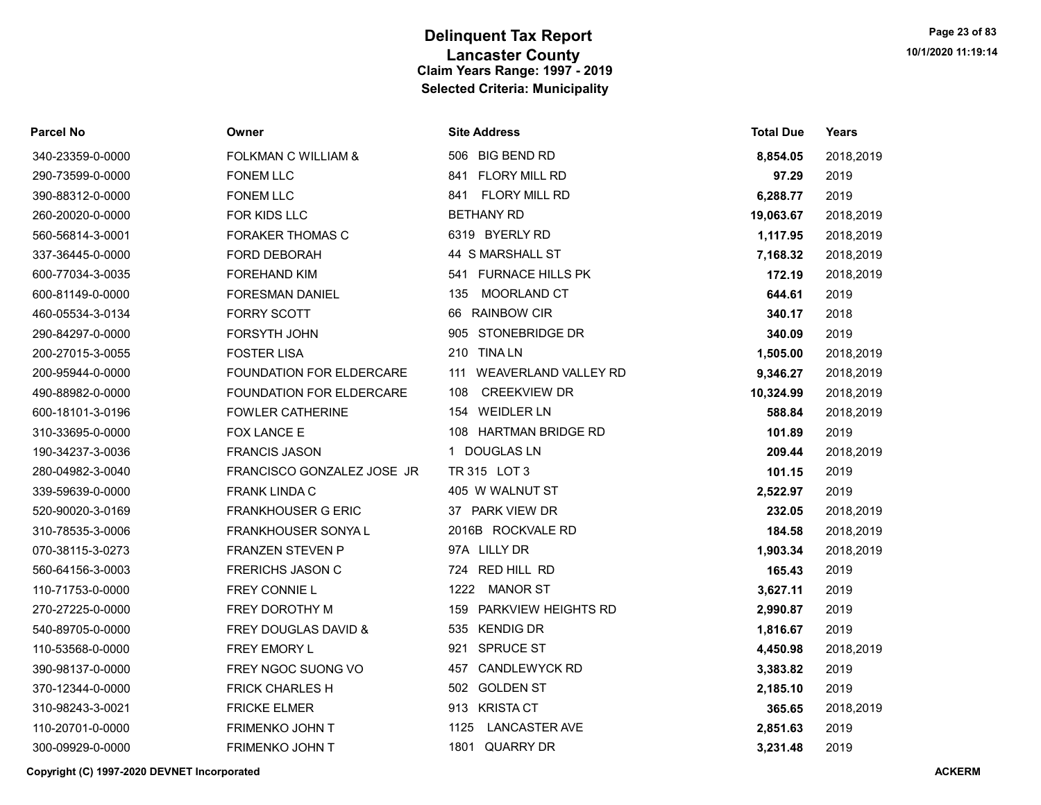# Delinquent Tax Report
## Lancaster County
### Claim Years Range: 1997 - 2019
### Selected Criteria: Municipality

| Parcel No | Owner | Site Address | Total Due | Years |
|---|---|---|---|---|
| 340-23359-0-0000 | FOLKMAN C WILLIAM & | 506 BIG BEND RD | **8,854.05** | 2018,2019 |
| 290-73599-0-0000 | FONEM LLC | 841 FLORY MILL RD | **97.29** | 2019 |
| 390-88312-0-0000 | FONEM LLC | 841 FLORY MILL RD | **6,288.77** | 2019 |
| 260-20020-0-0000 | FOR KIDS LLC | BETHANY RD | **19,063.67** | 2018,2019 |
| 560-56814-3-0001 | FORAKER THOMAS C | 6319 BYERLY RD | **1,117.95** | 2018,2019 |
| 337-36445-0-0000 | FORD DEBORAH | 44 S MARSHALL ST | **7,168.32** | 2018,2019 |
| 600-77034-3-0035 | FOREHAND KIM | 541 FURNACE HILLS PK | **172.19** | 2018,2019 |
| 600-81149-0-0000 | FORESMAN DANIEL | 135 MOORLAND CT | **644.61** | 2019 |
| 460-05534-3-0134 | FORRY SCOTT | 66 RAINBOW CIR | **340.17** | 2018 |
| 290-84297-0-0000 | FORSYTH JOHN | 905 STONEBRIDGE DR | **340.09** | 2019 |
| 200-27015-3-0055 | FOSTER LISA | 210 TINA LN | **1,505.00** | 2018,2019 |
| 200-95944-0-0000 | FOUNDATION FOR ELDERCARE | 111 WEAVERLAND VALLEY RD | **9,346.27** | 2018,2019 |
| 490-88982-0-0000 | FOUNDATION FOR ELDERCARE | 108 CREEKVIEW DR | **10,324.99** | 2018,2019 |
| 600-18101-3-0196 | FOWLER CATHERINE | 154 WEIDLER LN | **588.84** | 2018,2019 |
| 310-33695-0-0000 | FOX LANCE E | 108 HARTMAN BRIDGE RD | **101.89** | 2019 |
| 190-34237-3-0036 | FRANCIS JASON | 1 DOUGLAS LN | **209.44** | 2018,2019 |
| 280-04982-3-0040 | FRANCISCO GONZALEZ JOSE JR | TR 315 LOT 3 | **101.15** | 2019 |
| 339-59639-0-0000 | FRANK LINDA C | 405 W WALNUT ST | **2,522.97** | 2019 |
| 520-90020-3-0169 | FRANKHOUSER G ERIC | 37 PARK VIEW DR | **232.05** | 2018,2019 |
| 310-78535-3-0006 | FRANKHOUSER SONYA L | 2016B ROCKVALE RD | **184.58** | 2018,2019 |
| 070-38115-3-0273 | FRANZEN STEVEN P | 97A LILLY DR | **1,903.34** | 2018,2019 |
| 560-64156-3-0003 | FRERICHS JASON C | 724 RED HILL RD | **165.43** | 2019 |
| 110-71753-0-0000 | FREY CONNIE L | 1222 MANOR ST | **3,627.11** | 2019 |
| 270-27225-0-0000 | FREY DOROTHY M | 159 PARKVIEW HEIGHTS RD | **2,990.87** | 2019 |
| 540-89705-0-0000 | FREY DOUGLAS DAVID & | 535 KENDIG DR | **1,816.67** | 2019 |
| 110-53568-0-0000 | FREY EMORY L | 921 SPRUCE ST | **4,450.98** | 2018,2019 |
| 390-98137-0-0000 | FREY NGOC SUONG VO | 457 CANDLEWYCK RD | **3,383.82** | 2019 |
| 370-12344-0-0000 | FRICK CHARLES H | 502 GOLDEN ST | **2,185.10** | 2019 |
| 310-98243-3-0021 | FRICKE ELMER | 913 KRISTA CT | **365.65** | 2018,2019 |
| 110-20701-0-0000 | FRIMENKO JOHN T | 1125 LANCASTER AVE | **2,851.63** | 2019 |
| 300-09929-0-0000 | FRIMENKO JOHN T | 1801 QUARRY DR | **3,231.48** | 2019 |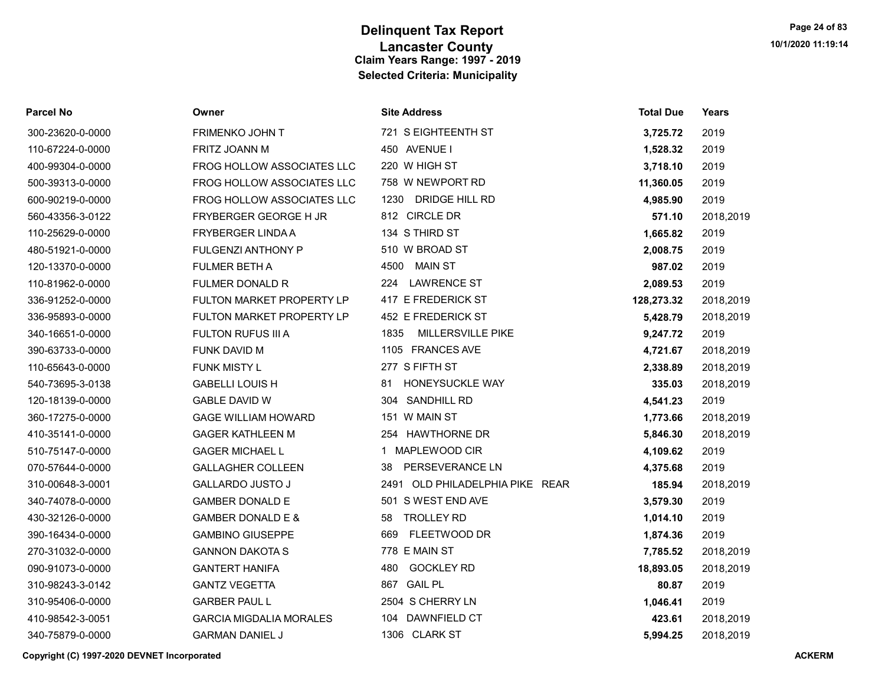# Delinquent Tax Report
## Lancaster County
### Claim Years Range: 1997 - 2019
### Selected Criteria: Municipality

| Parcel No | Owner | Site Address | Total Due | Years |
|---|---|---|---|---|
| 300-23620-0-0000 | FRIMENKO JOHN T | 721 S EIGHTEENTH ST | **3,725.72** | 2019 |
| 110-67224-0-0000 | FRITZ JOANN M | 450 AVENUE I | **1,528.32** | 2019 |
| 400-99304-0-0000 | FROG HOLLOW ASSOCIATES LLC | 220 W HIGH ST | **3,718.10** | 2019 |
| 500-39313-0-0000 | FROG HOLLOW ASSOCIATES LLC | 758 W NEWPORT RD | **11,360.05** | 2019 |
| 600-90219-0-0000 | FROG HOLLOW ASSOCIATES LLC | 1230 DRIDGE HILL RD | **4,985.90** | 2019 |
| 560-43356-3-0122 | FRYBERGER GEORGE H JR | 812 CIRCLE DR | **571.10** | 2018,2019 |
| 110-25629-0-0000 | FRYBERGER LINDA A | 134 S THIRD ST | **1,665.82** | 2019 |
| 480-51921-0-0000 | FULGENZI ANTHONY P | 510 W BROAD ST | **2,008.75** | 2019 |
| 120-13370-0-0000 | FULMER BETH A | 4500 MAIN ST | **987.02** | 2019 |
| 110-81962-0-0000 | FULMER DONALD R | 224 LAWRENCE ST | **2,089.53** | 2019 |
| 336-91252-0-0000 | FULTON MARKET PROPERTY LP | 417 E FREDERICK ST | **128,273.32** | 2018,2019 |
| 336-95893-0-0000 | FULTON MARKET PROPERTY LP | 452 E FREDERICK ST | **5,428.79** | 2018,2019 |
| 340-16651-0-0000 | FULTON RUFUS III A | 1835 MILLERSVILLE PIKE | **9,247.72** | 2019 |
| 390-63733-0-0000 | FUNK DAVID M | 1105 FRANCES AVE | **4,721.67** | 2018,2019 |
| 110-65643-0-0000 | FUNK MISTY L | 277 S FIFTH ST | **2,338.89** | 2018,2019 |
| 540-73695-3-0138 | GABELLI LOUIS H | 81 HONEYSUCKLE WAY | **335.03** | 2018,2019 |
| 120-18139-0-0000 | GABLE DAVID W | 304 SANDHILL RD | **4,541.23** | 2019 |
| 360-17275-0-0000 | GAGE WILLIAM HOWARD | 151 W MAIN ST | **1,773.66** | 2018,2019 |
| 410-35141-0-0000 | GAGER KATHLEEN M | 254 HAWTHORNE DR | **5,846.30** | 2018,2019 |
| 510-75147-0-0000 | GAGER MICHAEL L | 1 MAPLEWOOD CIR | **4,109.62** | 2019 |
| 070-57644-0-0000 | GALLAGHER COLLEEN | 38 PERSEVERANCE LN | **4,375.68** | 2019 |
| 310-00648-3-0001 | GALLARDO JUSTO J | 2491 OLD PHILADELPHIA PIKE REAR | **185.94** | 2018,2019 |
| 340-74078-0-0000 | GAMBER DONALD E | 501 S WEST END AVE | **3,579.30** | 2019 |
| 430-32126-0-0000 | GAMBER DONALD E & | 58 TROLLEY RD | **1,014.10** | 2019 |
| 390-16434-0-0000 | GAMBINO GIUSEPPE | 669 FLEETWOOD DR | **1,874.36** | 2019 |
| 270-31032-0-0000 | GANNON DAKOTA S | 778 E MAIN ST | **7,785.52** | 2018,2019 |
| 090-91073-0-0000 | GANTERT HANIFA | 480 GOCKLEY RD | **18,893.05** | 2018,2019 |
| 310-98243-3-0142 | GANTZ VEGETTA | 867 GAIL PL | **80.87** | 2019 |
| 310-95406-0-0000 | GARBER PAUL L | 2504 S CHERRY LN | **1,046.41** | 2019 |
| 410-98542-3-0051 | GARCIA MIGDALIA MORALES | 104 DAWNFIELD CT | **423.61** | 2018,2019 |
| 340-75879-0-0000 | GARMAN DANIEL J | 1306 CLARK ST | **5,994.25** | 2018,2019 |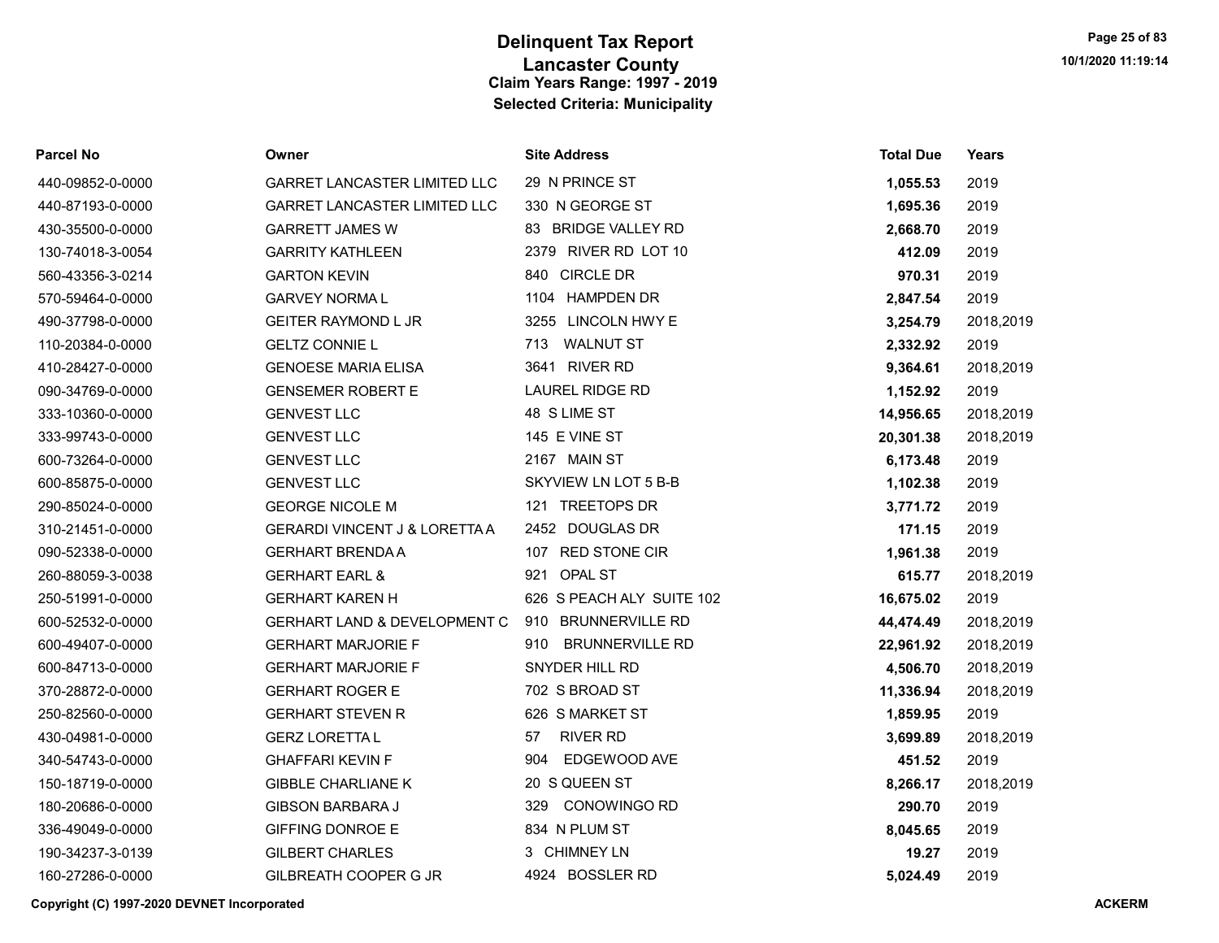# Delinquent Tax Report

## Lancaster County

### Claim Years Range: 1997 - 2019

### Selected Criteria: Municipality

| Parcel No | Owner | Site Address | Total Due | Years |
|---|---|---|---|---|
| 440-09852-0-0000 | GARRET LANCASTER LIMITED LLC | 29 N PRINCE ST | **1,055.53** | 2019 |
| 440-87193-0-0000 | GARRET LANCASTER LIMITED LLC | 330 N GEORGE ST | **1,695.36** | 2019 |
| 430-35500-0-0000 | GARRETT JAMES W | 83 BRIDGE VALLEY RD | **2,668.70** | 2019 |
| 130-74018-3-0054 | GARRITY KATHLEEN | 2379 RIVER RD LOT 10 | **412.09** | 2019 |
| 560-43356-3-0214 | GARTON KEVIN | 840 CIRCLE DR | **970.31** | 2019 |
| 570-59464-0-0000 | GARVEY NORMA L | 1104 HAMPDEN DR | **2,847.54** | 2019 |
| 490-37798-0-0000 | GEITER RAYMOND L JR | 3255 LINCOLN HWY E | **3,254.79** | 2018,2019 |
| 110-20384-0-0000 | GELTZ CONNIE L | 713 WALNUT ST | **2,332.92** | 2019 |
| 410-28427-0-0000 | GENOESE MARIA ELISA | 3641 RIVER RD | **9,364.61** | 2018,2019 |
| 090-34769-0-0000 | GENSEMER ROBERT E | LAUREL RIDGE RD | **1,152.92** | 2019 |
| 333-10360-0-0000 | GENVEST LLC | 48 S LIME ST | **14,956.65** | 2018,2019 |
| 333-99743-0-0000 | GENVEST LLC | 145 E VINE ST | **20,301.38** | 2018,2019 |
| 600-73264-0-0000 | GENVEST LLC | 2167 MAIN ST | **6,173.48** | 2019 |
| 600-85875-0-0000 | GENVEST LLC | SKYVIEW LN LOT 5 B-B | **1,102.38** | 2019 |
| 290-85024-0-0000 | GEORGE NICOLE M | 121 TREETOPS DR | **3,771.72** | 2019 |
| 310-21451-0-0000 | GERARDI VINCENT J & LORETTA A | 2452 DOUGLAS DR | **171.15** | 2019 |
| 090-52338-0-0000 | GERHART BRENDA A | 107 RED STONE CIR | **1,961.38** | 2019 |
| 260-88059-3-0038 | GERHART EARL & | 921 OPAL ST | **615.77** | 2018,2019 |
| 250-51991-0-0000 | GERHART KAREN H | 626 S PEACH ALY SUITE 102 | **16,675.02** | 2019 |
| 600-52532-0-0000 | GERHART LAND & DEVELOPMENT C | 910 BRUNNERVILLE RD | **44,474.49** | 2018,2019 |
| 600-49407-0-0000 | GERHART MARJORIE F | 910 BRUNNERVILLE RD | **22,961.92** | 2018,2019 |
| 600-84713-0-0000 | GERHART MARJORIE F | SNYDER HILL RD | **4,506.70** | 2018,2019 |
| 370-28872-0-0000 | GERHART ROGER E | 702 S BROAD ST | **11,336.94** | 2018,2019 |
| 250-82560-0-0000 | GERHART STEVEN R | 626 S MARKET ST | **1,859.95** | 2019 |
| 430-04981-0-0000 | GERZ LORETTA L | 57 RIVER RD | **3,699.89** | 2018,2019 |
| 340-54743-0-0000 | GHAFFARI KEVIN F | 904 EDGEWOOD AVE | **451.52** | 2019 |
| 150-18719-0-0000 | GIBBLE CHARLIANE K | 20 S QUEEN ST | **8,266.17** | 2018,2019 |
| 180-20686-0-0000 | GIBSON BARBARA J | 329 CONOWINGO RD | **290.70** | 2019 |
| 336-49049-0-0000 | GIFFING DONROE E | 834 N PLUM ST | **8,045.65** | 2019 |
| 190-34237-3-0139 | GILBERT CHARLES | 3 CHIMNEY LN | **19.27** | 2019 |
| 160-27286-0-0000 | GILBREATH COOPER G JR | 4924 BOSSLER RD | **5,024.49** | 2019 |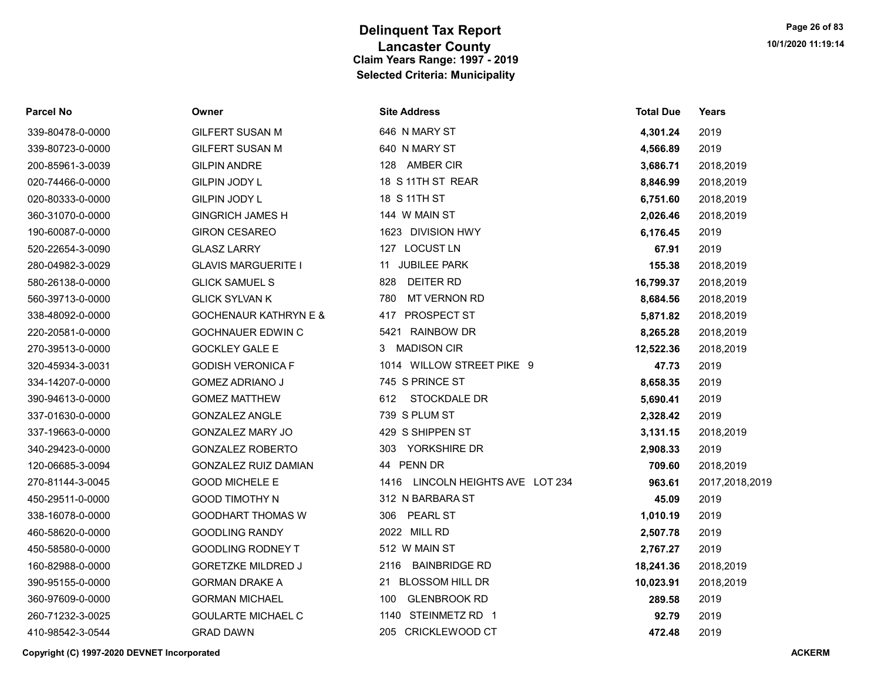# Delinquent Tax Report

## Lancaster County

### Claim Years Range: 1997 - 2019

### Selected Criteria: Municipality

| Parcel No | Owner | Site Address | Total Due | Years |
|---|---|---|---|---|
| 339-80478-0-0000 | GILFERT SUSAN M | 646 N MARY ST | **4,301.24** | 2019 |
| 339-80723-0-0000 | GILFERT SUSAN M | 640 N MARY ST | **4,566.89** | 2019 |
| 200-85961-3-0039 | GILPIN ANDRE | 128 AMBER CIR | **3,686.71** | 2018,2019 |
| 020-74466-0-0000 | GILPIN JODY L | 18 S 11TH ST REAR | **8,846.99** | 2018,2019 |
| 020-80333-0-0000 | GILPIN JODY L | 18 S 11TH ST | **6,751.60** | 2018,2019 |
| 360-31070-0-0000 | GINGRICH JAMES H | 144 W MAIN ST | **2,026.46** | 2018,2019 |
| 190-60087-0-0000 | GIRON CESAREO | 1623 DIVISION HWY | **6,176.45** | 2019 |
| 520-22654-3-0090 | GLASZ LARRY | 127 LOCUST LN | **67.91** | 2019 |
| 280-04982-3-0029 | GLAVIS MARGUERITE I | 11 JUBILEE PARK | **155.38** | 2018,2019 |
| 580-26138-0-0000 | GLICK SAMUEL S | 828 DEITER RD | **16,799.37** | 2018,2019 |
| 560-39713-0-0000 | GLICK SYLVAN K | 780 MT VERNON RD | **8,684.56** | 2018,2019 |
| 338-48092-0-0000 | GOCHENAUR KATHRYN E & | 417 PROSPECT ST | **5,871.82** | 2018,2019 |
| 220-20581-0-0000 | GOCHNAUER EDWIN C | 5421 RAINBOW DR | **8,265.28** | 2018,2019 |
| 270-39513-0-0000 | GOCKLEY GALE E | 3 MADISON CIR | **12,522.36** | 2018,2019 |
| 320-45934-3-0031 | GODISH VERONICA F | 1014 WILLOW STREET PIKE 9 | **47.73** | 2019 |
| 334-14207-0-0000 | GOMEZ ADRIANO J | 745 S PRINCE ST | **8,658.35** | 2019 |
| 390-94613-0-0000 | GOMEZ MATTHEW | 612 STOCKDALE DR | **5,690.41** | 2019 |
| 337-01630-0-0000 | GONZALEZ ANGLE | 739 S PLUM ST | **2,328.42** | 2019 |
| 337-19663-0-0000 | GONZALEZ MARY JO | 429 S SHIPPEN ST | **3,131.15** | 2018,2019 |
| 340-29423-0-0000 | GONZALEZ ROBERTO | 303 YORKSHIRE DR | **2,908.33** | 2019 |
| 120-06685-3-0094 | GONZALEZ RUIZ DAMIAN | 44 PENN DR | **709.60** | 2018,2019 |
| 270-81144-3-0045 | GOOD MICHELE E | 1416 LINCOLN HEIGHTS AVE LOT 234 | **963.61** | 2017,2018,2019 |
| 450-29511-0-0000 | GOOD TIMOTHY N | 312 N BARBARA ST | **45.09** | 2019 |
| 338-16078-0-0000 | GOODHART THOMAS W | 306 PEARL ST | **1,010.19** | 2019 |
| 460-58620-0-0000 | GOODLING RANDY | 2022 MILL RD | **2,507.78** | 2019 |
| 450-58580-0-0000 | GOODLING RODNEY T | 512 W MAIN ST | **2,767.27** | 2019 |
| 160-82988-0-0000 | GORETZKE MILDRED J | 2116 BAINBRIDGE RD | **18,241.36** | 2018,2019 |
| 390-95155-0-0000 | GORMAN DRAKE A | 21 BLOSSOM HILL DR | **10,023.91** | 2018,2019 |
| 360-97609-0-0000 | GORMAN MICHAEL | 100 GLENBROOK RD | **289.58** | 2019 |
| 260-71232-3-0025 | GOULARTE MICHAEL C | 1140 STEINMETZ RD 1 | **92.79** | 2019 |
| 410-98542-3-0544 | GRAD DAWN | 205 CRICKLEWOOD CT | **472.48** | 2019 |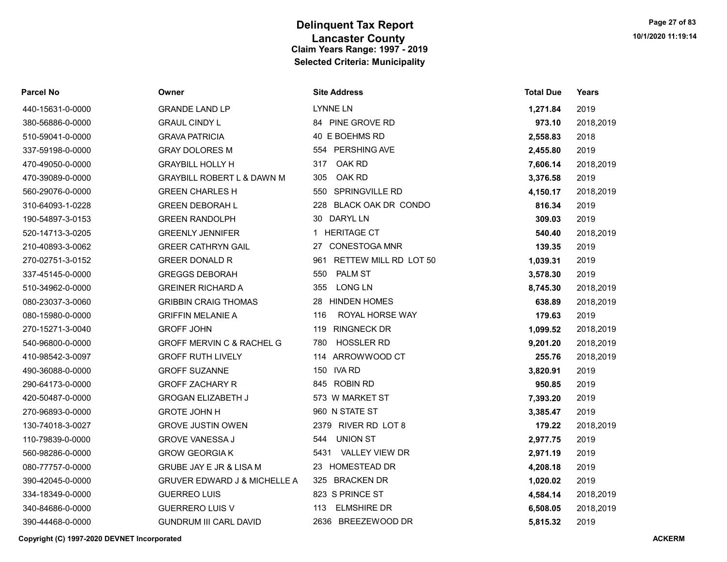# Delinquent Tax Report
## Lancaster County
### Claim Years Range: 1997 - 2019
### Selected Criteria: Municipality

| Parcel No | Owner | Site Address | Total Due | Years |
|---|---|---|---|---|
| 440-15631-0-0000 | GRANDE LAND LP | LYNNE LN | **1,271.84** | 2019 |
| 380-56886-0-0000 | GRAUL CINDY L | 84 PINE GROVE RD | **973.10** | 2018,2019 |
| 510-59041-0-0000 | GRAVA PATRICIA | 40 E BOEHMS RD | **2,558.83** | 2018 |
| 337-59198-0-0000 | GRAY DOLORES M | 554 PERSHING AVE | **2,455.80** | 2019 |
| 470-49050-0-0000 | GRAYBILL HOLLY H | 317 OAK RD | **7,606.14** | 2018,2019 |
| 470-39089-0-0000 | GRAYBILL ROBERT L & DAWN M | 305 OAK RD | **3,376.58** | 2019 |
| 560-29076-0-0000 | GREEN CHARLES H | 550 SPRINGVILLE RD | **4,150.17** | 2018,2019 |
| 310-64093-1-0228 | GREEN DEBORAH L | 228 BLACK OAK DR CONDO | **816.34** | 2019 |
| 190-54897-3-0153 | GREEN RANDOLPH | 30 DARYL LN | **309.03** | 2019 |
| 520-14713-3-0205 | GREENLY JENNIFER | 1 HERITAGE CT | **540.40** | 2018,2019 |
| 210-40893-3-0062 | GREER CATHRYN GAIL | 27 CONESTOGA MNR | **139.35** | 2019 |
| 270-02751-3-0152 | GREER DONALD R | 961 RETTEW MILL RD LOT 50 | **1,039.31** | 2019 |
| 337-45145-0-0000 | GREGGS DEBORAH | 550 PALM ST | **3,578.30** | 2019 |
| 510-34962-0-0000 | GREINER RICHARD A | 355 LONG LN | **8,745.30** | 2018,2019 |
| 080-23037-3-0060 | GRIBBIN CRAIG THOMAS | 28 HINDEN HOMES | **638.89** | 2018,2019 |
| 080-15980-0-0000 | GRIFFIN MELANIE A | 116 ROYAL HORSE WAY | **179.63** | 2019 |
| 270-15271-3-0040 | GROFF JOHN | 119 RINGNECK DR | **1,099.52** | 2018,2019 |
| 540-96800-0-0000 | GROFF MERVIN C & RACHEL G | 780 HOSSLER RD | **9,201.20** | 2018,2019 |
| 410-98542-3-0097 | GROFF RUTH LIVELY | 114 ARROWWOOD CT | **255.76** | 2018,2019 |
| 490-36088-0-0000 | GROFF SUZANNE | 150 IVA RD | **3,820.91** | 2019 |
| 290-64173-0-0000 | GROFF ZACHARY R | 845 ROBIN RD | **950.85** | 2019 |
| 420-50487-0-0000 | GROGAN ELIZABETH J | 573 W MARKET ST | **7,393.20** | 2019 |
| 270-96893-0-0000 | GROTE JOHN H | 960 N STATE ST | **3,385.47** | 2019 |
| 130-74018-3-0027 | GROVE JUSTIN OWEN | 2379 RIVER RD LOT 8 | **179.22** | 2018,2019 |
| 110-79839-0-0000 | GROVE VANESSA J | 544 UNION ST | **2,977.75** | 2019 |
| 560-98286-0-0000 | GROW GEORGIA K | 5431 VALLEY VIEW DR | **2,971.19** | 2019 |
| 080-77757-0-0000 | GRUBE JAY E JR & LISA M | 23 HOMESTEAD DR | **4,208.18** | 2019 |
| 390-42045-0-0000 | GRUVER EDWARD J & MICHELLE A | 325 BRACKEN DR | **1,020.02** | 2019 |
| 334-18349-0-0000 | GUERREO LUIS | 823 S PRINCE ST | **4,584.14** | 2018,2019 |
| 340-84686-0-0000 | GUERRERO LUIS V | 113 ELMSHIRE DR | **6,508.05** | 2018,2019 |
| 390-44468-0-0000 | GUNDRUM III CARL DAVID | 2636 BREEZEWOOD DR | **5,815.32** | 2019 |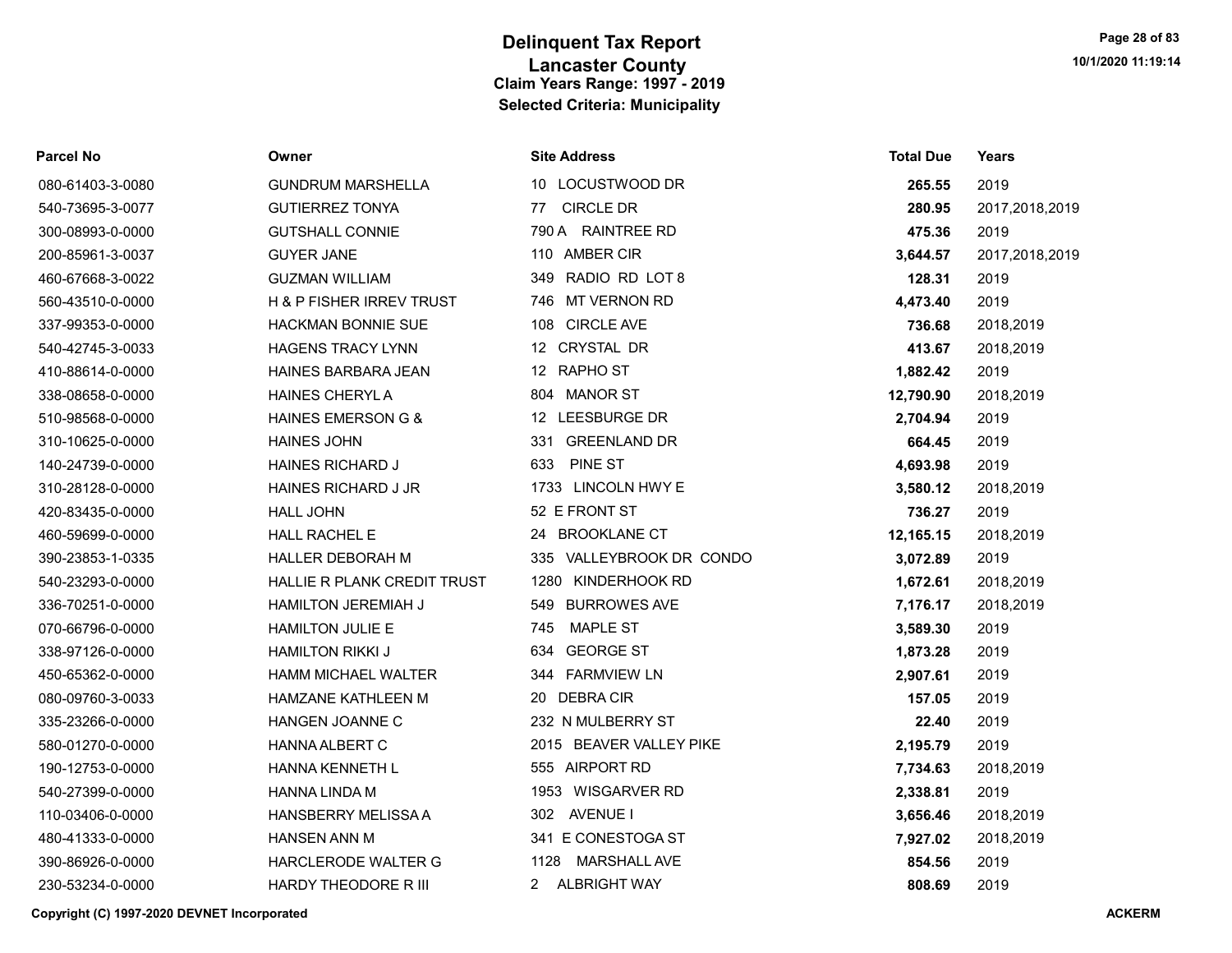# Delinquent Tax Report
## Lancaster County
### Claim Years Range: 1997 - 2019
### Selected Criteria: Municipality

| Parcel No | Owner | Site Address | Total Due | Years |
|---|---|---|---|---|
| 080-61403-3-0080 | GUNDRUM MARSHELLA | 10 LOCUSTWOOD DR | **265.55** | 2019 |
| 540-73695-3-0077 | GUTIERREZ TONYA | 77 CIRCLE DR | **280.95** | 2017,2018,2019 |
| 300-08993-0-0000 | GUTSHALL CONNIE | 790 A RAINTREE RD | **475.36** | 2019 |
| 200-85961-3-0037 | GUYER JANE | 110 AMBER CIR | **3,644.57** | 2017,2018,2019 |
| 460-67668-3-0022 | GUZMAN WILLIAM | 349 RADIO RD LOT 8 | **128.31** | 2019 |
| 560-43510-0-0000 | H & P FISHER IRREV TRUST | 746 MT VERNON RD | **4,473.40** | 2019 |
| 337-99353-0-0000 | HACKMAN BONNIE SUE | 108 CIRCLE AVE | **736.68** | 2018,2019 |
| 540-42745-3-0033 | HAGENS TRACY LYNN | 12 CRYSTAL DR | **413.67** | 2018,2019 |
| 410-88614-0-0000 | HAINES BARBARA JEAN | 12 RAPHO ST | **1,882.42** | 2019 |
| 338-08658-0-0000 | HAINES CHERYL A | 804 MANOR ST | **12,790.90** | 2018,2019 |
| 510-98568-0-0000 | HAINES EMERSON G & | 12 LEESBURGE DR | **2,704.94** | 2019 |
| 310-10625-0-0000 | HAINES JOHN | 331 GREENLAND DR | **664.45** | 2019 |
| 140-24739-0-0000 | HAINES RICHARD J | 633 PINE ST | **4,693.98** | 2019 |
| 310-28128-0-0000 | HAINES RICHARD J JR | 1733 LINCOLN HWY E | **3,580.12** | 2018,2019 |
| 420-83435-0-0000 | HALL JOHN | 52 E FRONT ST | **736.27** | 2019 |
| 460-59699-0-0000 | HALL RACHEL E | 24 BROOKLANE CT | **12,165.15** | 2018,2019 |
| 390-23853-1-0335 | HALLER DEBORAH M | 335 VALLEYBROOK DR CONDO | **3,072.89** | 2019 |
| 540-23293-0-0000 | HALLIE R PLANK CREDIT TRUST | 1280 KINDERHOOK RD | **1,672.61** | 2018,2019 |
| 336-70251-0-0000 | HAMILTON JEREMIAH J | 549 BURROWES AVE | **7,176.17** | 2018,2019 |
| 070-66796-0-0000 | HAMILTON JULIE E | 745 MAPLE ST | **3,589.30** | 2019 |
| 338-97126-0-0000 | HAMILTON RIKKI J | 634 GEORGE ST | **1,873.28** | 2019 |
| 450-65362-0-0000 | HAMM MICHAEL WALTER | 344 FARMVIEW LN | **2,907.61** | 2019 |
| 080-09760-3-0033 | HAMZANE KATHLEEN M | 20 DEBRA CIR | **157.05** | 2019 |
| 335-23266-0-0000 | HANGEN JOANNE C | 232 N MULBERRY ST | **22.40** | 2019 |
| 580-01270-0-0000 | HANNA ALBERT C | 2015 BEAVER VALLEY PIKE | **2,195.79** | 2019 |
| 190-12753-0-0000 | HANNA KENNETH L | 555 AIRPORT RD | **7,734.63** | 2018,2019 |
| 540-27399-0-0000 | HANNA LINDA M | 1953 WISGARVER RD | **2,338.81** | 2019 |
| 110-03406-0-0000 | HANSBERRY MELISSA A | 302 AVENUE I | **3,656.46** | 2018,2019 |
| 480-41333-0-0000 | HANSEN ANN M | 341 E CONESTOGA ST | **7,927.02** | 2018,2019 |
| 390-86926-0-0000 | HARCLERODE WALTER G | 1128 MARSHALL AVE | **854.56** | 2019 |
| 230-53234-0-0000 | HARDY THEODORE R III | 2 ALBRIGHT WAY | **808.69** | 2019 |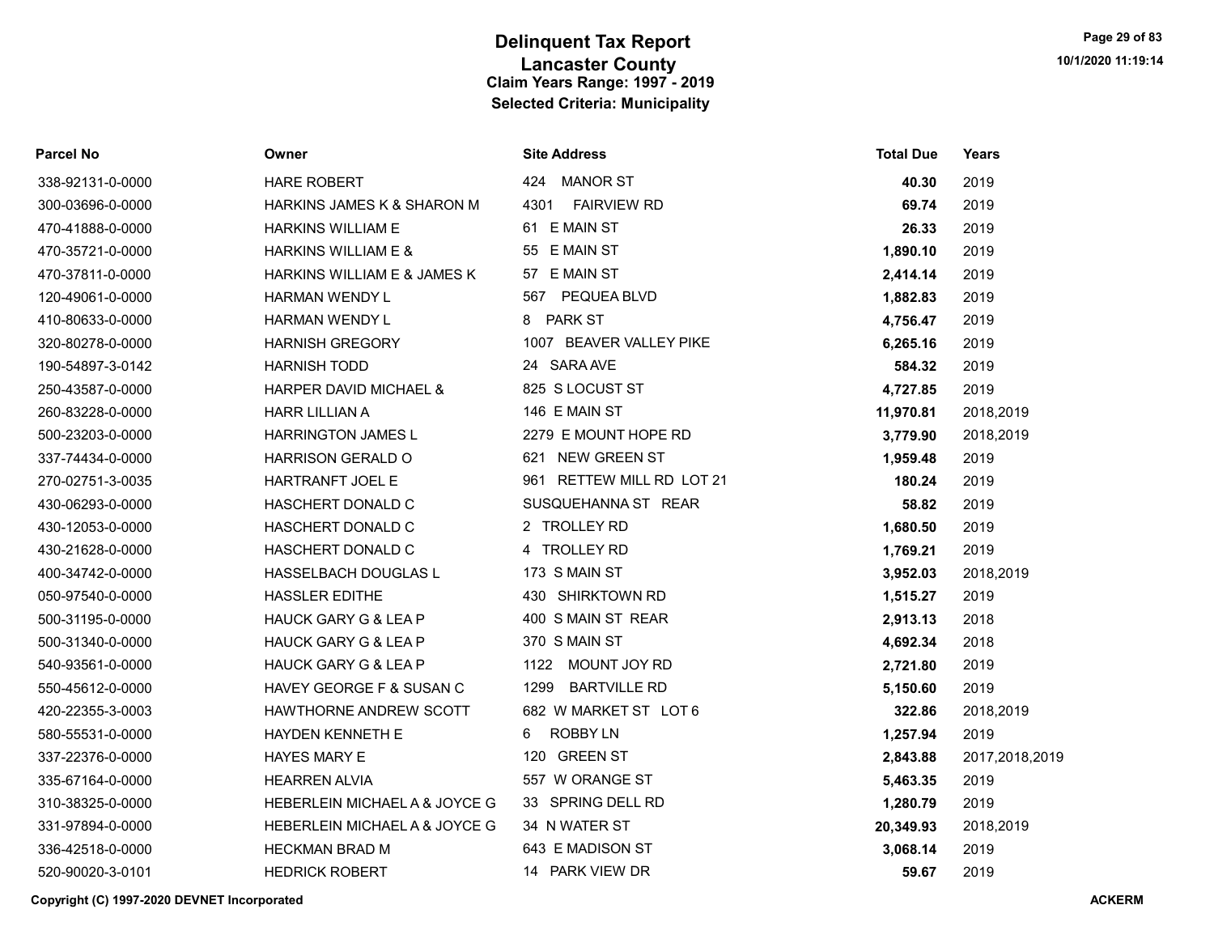# Delinquent Tax Report
## Lancaster County
### Claim Years Range: 1997 - 2019
### Selected Criteria: Municipality

| Parcel No | Owner | Site Address | Total Due | Years |
|---|---|---|---|---|
| 338-92131-0-0000 | HARE ROBERT | 424 MANOR ST | **40.30** | 2019 |
| 300-03696-0-0000 | HARKINS JAMES K & SHARON M | 4301 FAIRVIEW RD | **69.74** | 2019 |
| 470-41888-0-0000 | HARKINS WILLIAM E | 61 E MAIN ST | **26.33** | 2019 |
| 470-35721-0-0000 | HARKINS WILLIAM E & | 55 E MAIN ST | **1,890.10** | 2019 |
| 470-37811-0-0000 | HARKINS WILLIAM E & JAMES K | 57 E MAIN ST | **2,414.14** | 2019 |
| 120-49061-0-0000 | HARMAN WENDY L | 567 PEQUEA BLVD | **1,882.83** | 2019 |
| 410-80633-0-0000 | HARMAN WENDY L | 8 PARK ST | **4,756.47** | 2019 |
| 320-80278-0-0000 | HARNISH GREGORY | 1007 BEAVER VALLEY PIKE | **6,265.16** | 2019 |
| 190-54897-3-0142 | HARNISH TODD | 24 SARA AVE | **584.32** | 2019 |
| 250-43587-0-0000 | HARPER DAVID MICHAEL & | 825 S LOCUST ST | **4,727.85** | 2019 |
| 260-83228-0-0000 | HARR LILLIAN A | 146 E MAIN ST | **11,970.81** | 2018,2019 |
| 500-23203-0-0000 | HARRINGTON JAMES L | 2279 E MOUNT HOPE RD | **3,779.90** | 2018,2019 |
| 337-74434-0-0000 | HARRISON GERALD O | 621 NEW GREEN ST | **1,959.48** | 2019 |
| 270-02751-3-0035 | HARTRANFT JOEL E | 961 RETTEW MILL RD LOT 21 | **180.24** | 2019 |
| 430-06293-0-0000 | HASCHERT DONALD C | SUSQUEHANNA ST REAR | **58.82** | 2019 |
| 430-12053-0-0000 | HASCHERT DONALD C | 2 TROLLEY RD | **1,680.50** | 2019 |
| 430-21628-0-0000 | HASCHERT DONALD C | 4 TROLLEY RD | **1,769.21** | 2019 |
| 400-34742-0-0000 | HASSELBACH DOUGLAS L | 173 S MAIN ST | **3,952.03** | 2018,2019 |
| 050-97540-0-0000 | HASSLER EDITHE | 430 SHIRKTOWN RD | **1,515.27** | 2019 |
| 500-31195-0-0000 | HAUCK GARY G & LEA P | 400 S MAIN ST REAR | **2,913.13** | 2018 |
| 500-31340-0-0000 | HAUCK GARY G & LEA P | 370 S MAIN ST | **4,692.34** | 2018 |
| 540-93561-0-0000 | HAUCK GARY G & LEA P | 1122 MOUNT JOY RD | **2,721.80** | 2019 |
| 550-45612-0-0000 | HAVEY GEORGE F & SUSAN C | 1299 BARTVILLE RD | **5,150.60** | 2019 |
| 420-22355-3-0003 | HAWTHORNE ANDREW SCOTT | 682 W MARKET ST LOT 6 | **322.86** | 2018,2019 |
| 580-55531-0-0000 | HAYDEN KENNETH E | 6 ROBBY LN | **1,257.94** | 2019 |
| 337-22376-0-0000 | HAYES MARY E | 120 GREEN ST | **2,843.88** | 2017,2018,2019 |
| 335-67164-0-0000 | HEARREN ALVIA | 557 W ORANGE ST | **5,463.35** | 2019 |
| 310-38325-0-0000 | HEBERLEIN MICHAEL A & JOYCE G | 33 SPRING DELL RD | **1,280.79** | 2019 |
| 331-97894-0-0000 | HEBERLEIN MICHAEL A & JOYCE G | 34 N WATER ST | **20,349.93** | 2018,2019 |
| 336-42518-0-0000 | HECKMAN BRAD M | 643 E MADISON ST | **3,068.14** | 2019 |
| 520-90020-3-0101 | HEDRICK ROBERT | 14 PARK VIEW DR | **59.67** | 2019 |

**Copyright (C) 1997-2020 DEVNET Incorporated** **ACKERM**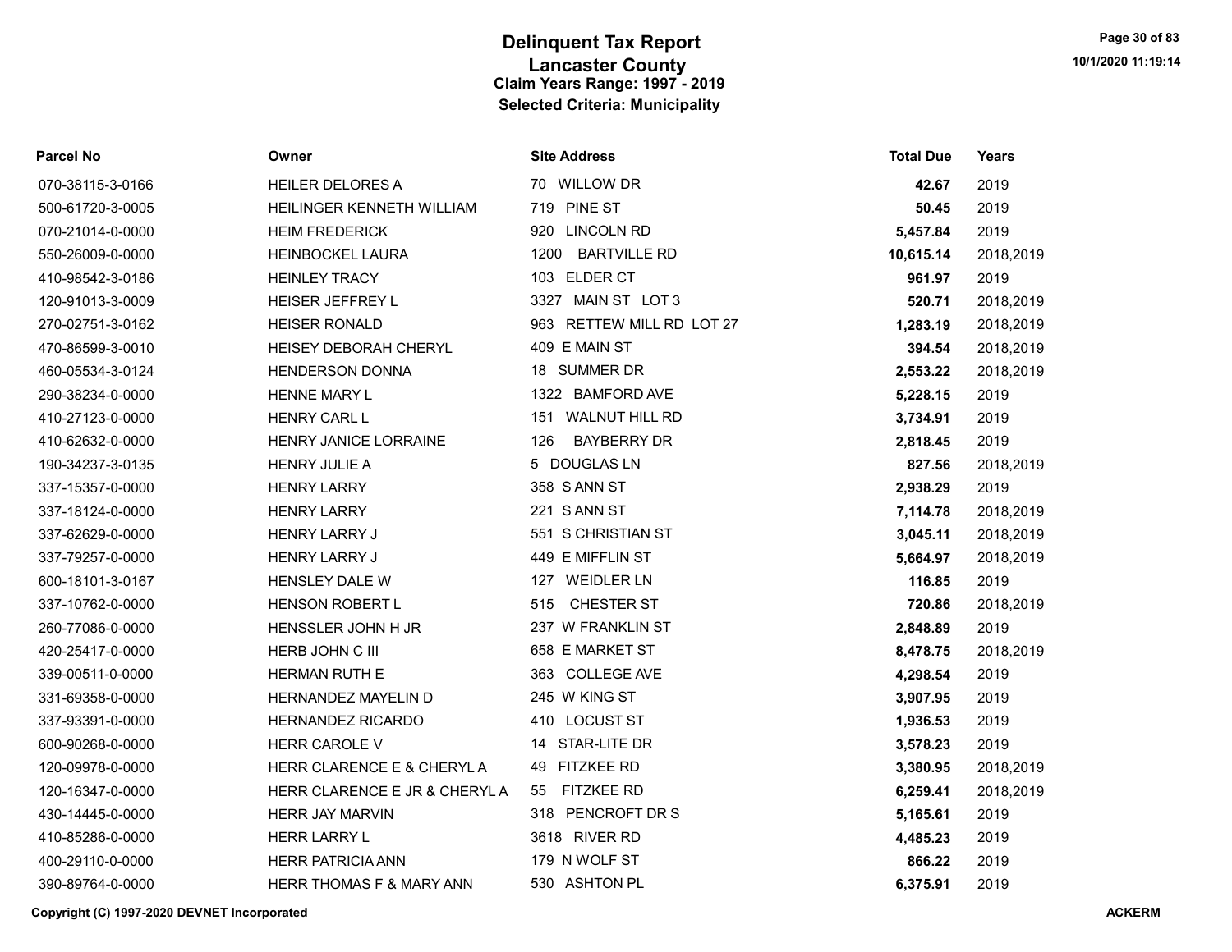# Delinquent Tax Report
## Lancaster County
### Claim Years Range: 1997 - 2019
### Selected Criteria: Municipality

| Parcel No | Owner | Site Address | Total Due | Years |
|---|---|---|---|---|
| 070-38115-3-0166 | HEILER DELORES A | 70 WILLOW DR | **42.67** | 2019 |
| 500-61720-3-0005 | HEILINGER KENNETH WILLIAM | 719 PINE ST | **50.45** | 2019 |
| 070-21014-0-0000 | HEIM FREDERICK | 920 LINCOLN RD | **5,457.84** | 2019 |
| 550-26009-0-0000 | HEINBOCKEL LAURA | 1200 BARTVILLE RD | **10,615.14** | 2018,2019 |
| 410-98542-3-0186 | HEINLEY TRACY | 103 ELDER CT | **961.97** | 2019 |
| 120-91013-3-0009 | HEISER JEFFREY L | 3327 MAIN ST LOT 3 | **520.71** | 2018,2019 |
| 270-02751-3-0162 | HEISER RONALD | 963 RETTEW MILL RD LOT 27 | **1,283.19** | 2018,2019 |
| 470-86599-3-0010 | HEISEY DEBORAH CHERYL | 409 E MAIN ST | **394.54** | 2018,2019 |
| 460-05534-3-0124 | HENDERSON DONNA | 18 SUMMER DR | **2,553.22** | 2018,2019 |
| 290-38234-0-0000 | HENNE MARY L | 1322 BAMFORD AVE | **5,228.15** | 2019 |
| 410-27123-0-0000 | HENRY CARL L | 151 WALNUT HILL RD | **3,734.91** | 2019 |
| 410-62632-0-0000 | HENRY JANICE LORRAINE | 126 BAYBERRY DR | **2,818.45** | 2019 |
| 190-34237-3-0135 | HENRY JULIE A | 5 DOUGLAS LN | **827.56** | 2018,2019 |
| 337-15357-0-0000 | HENRY LARRY | 358 S ANN ST | **2,938.29** | 2019 |
| 337-18124-0-0000 | HENRY LARRY | 221 S ANN ST | **7,114.78** | 2018,2019 |
| 337-62629-0-0000 | HENRY LARRY J | 551 S CHRISTIAN ST | **3,045.11** | 2018,2019 |
| 337-79257-0-0000 | HENRY LARRY J | 449 E MIFFLIN ST | **5,664.97** | 2018,2019 |
| 600-18101-3-0167 | HENSLEY DALE W | 127 WEIDLER LN | **116.85** | 2019 |
| 337-10762-0-0000 | HENSON ROBERT L | 515 CHESTER ST | **720.86** | 2018,2019 |
| 260-77086-0-0000 | HENSSLER JOHN H JR | 237 W FRANKLIN ST | **2,848.89** | 2019 |
| 420-25417-0-0000 | HERB JOHN C III | 658 E MARKET ST | **8,478.75** | 2018,2019 |
| 339-00511-0-0000 | HERMAN RUTH E | 363 COLLEGE AVE | **4,298.54** | 2019 |
| 331-69358-0-0000 | HERNANDEZ MAYELIN D | 245 W KING ST | **3,907.95** | 2019 |
| 337-93391-0-0000 | HERNANDEZ RICARDO | 410 LOCUST ST | **1,936.53** | 2019 |
| 600-90268-0-0000 | HERR CAROLE V | 14 STAR-LITE DR | **3,578.23** | 2019 |
| 120-09978-0-0000 | HERR CLARENCE E & CHERYL A | 49 FITZKEE RD | **3,380.95** | 2018,2019 |
| 120-16347-0-0000 | HERR CLARENCE E JR & CHERYL A | 55 FITZKEE RD | **6,259.41** | 2018,2019 |
| 430-14445-0-0000 | HERR JAY MARVIN | 318 PENCROFT DR S | **5,165.61** | 2019 |
| 410-85286-0-0000 | HERR LARRY L | 3618 RIVER RD | **4,485.23** | 2019 |
| 400-29110-0-0000 | HERR PATRICIA ANN | 179 N WOLF ST | **866.22** | 2019 |
| 390-89764-0-0000 | HERR THOMAS F & MARY ANN | 530 ASHTON PL | **6,375.91** | 2019 |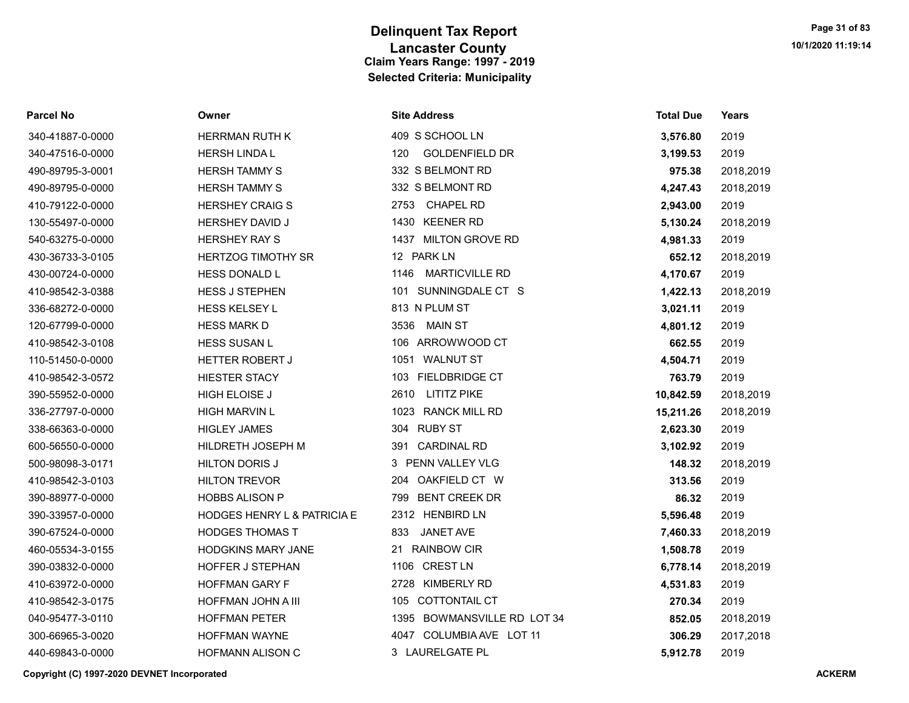# Delinquent Tax Report
## Lancaster County
### Claim Years Range: 1997 - 2019
### Selected Criteria: Municipality

| Parcel No | Owner | Site Address | Total Due | Years |
|---|---|---|---|---|
| 340-41887-0-0000 | HERRMAN RUTH K | 409 S SCHOOL LN | **3,576.80** | 2019 |
| 340-47516-0-0000 | HERSH LINDA L | 120 GOLDENFIELD DR | **3,199.53** | 2019 |
| 490-89795-3-0001 | HERSH TAMMY S | 332 S BELMONT RD | **975.38** | 2018,2019 |
| 490-89795-0-0000 | HERSH TAMMY S | 332 S BELMONT RD | **4,247.43** | 2018,2019 |
| 410-79122-0-0000 | HERSHEY CRAIG S | 2753 CHAPEL RD | **2,943.00** | 2019 |
| 130-55497-0-0000 | HERSHEY DAVID J | 1430 KEENER RD | **5,130.24** | 2018,2019 |
| 540-63275-0-0000 | HERSHEY RAY S | 1437 MILTON GROVE RD | **4,981.33** | 2019 |
| 430-36733-3-0105 | HERTZOG TIMOTHY SR | 12 PARK LN | **652.12** | 2018,2019 |
| 430-00724-0-0000 | HESS DONALD L | 1146 MARTICVILLE RD | **4,170.67** | 2019 |
| 410-98542-3-0388 | HESS J STEPHEN | 101 SUNNINGDALE CT S | **1,422.13** | 2018,2019 |
| 336-68272-0-0000 | HESS KELSEY L | 813 N PLUM ST | **3,021.11** | 2019 |
| 120-67799-0-0000 | HESS MARK D | 3536 MAIN ST | **4,801.12** | 2019 |
| 410-98542-3-0108 | HESS SUSAN L | 106 ARROWWOOD CT | **662.55** | 2019 |
| 110-51450-0-0000 | HETTER ROBERT J | 1051 WALNUT ST | **4,504.71** | 2019 |
| 410-98542-3-0572 | HIESTER STACY | 103 FIELDBRIDGE CT | **763.79** | 2019 |
| 390-55952-0-0000 | HIGH ELOISE J | 2610 LITITZ PIKE | **10,842.59** | 2018,2019 |
| 336-27797-0-0000 | HIGH MARVIN L | 1023 RANCK MILL RD | **15,211.26** | 2018,2019 |
| 338-66363-0-0000 | HIGLEY JAMES | 304 RUBY ST | **2,623.30** | 2019 |
| 600-56550-0-0000 | HILDRETH JOSEPH M | 391 CARDINAL RD | **3,102.92** | 2019 |
| 500-98098-3-0171 | HILTON DORIS J | 3 PENN VALLEY VLG | **148.32** | 2018,2019 |
| 410-98542-3-0103 | HILTON TREVOR | 204 OAKFIELD CT W | **313.56** | 2019 |
| 390-88977-0-0000 | HOBBS ALISON P | 799 BENT CREEK DR | **86.32** | 2019 |
| 390-33957-0-0000 | HODGES HENRY L & PATRICIA E | 2312 HENBIRD LN | **5,596.48** | 2019 |
| 390-67524-0-0000 | HODGES THOMAS T | 833 JANET AVE | **7,460.33** | 2018,2019 |
| 460-05534-3-0155 | HODGKINS MARY JANE | 21 RAINBOW CIR | **1,508.78** | 2019 |
| 390-03832-0-0000 | HOFFER J STEPHAN | 1106 CREST LN | **6,778.14** | 2018,2019 |
| 410-63972-0-0000 | HOFFMAN GARY F | 2728 KIMBERLY RD | **4,531.83** | 2019 |
| 410-98542-3-0175 | HOFFMAN JOHN A III | 105 COTTONTAIL CT | **270.34** | 2019 |
| 040-95477-3-0110 | HOFFMAN PETER | 1395 BOWMANSVILLE RD LOT 34 | **852.05** | 2018,2019 |
| 300-66965-3-0020 | HOFFMAN WAYNE | 4047 COLUMBIA AVE LOT 11 | **306.29** | 2017,2018 |
| 440-69843-0-0000 | HOFMANN ALISON C | 3 LAURELGATE PL | **5,912.78** | 2019 |

**Copyright (C) 1997-2020 DEVNET Incorporated** **ACKERM**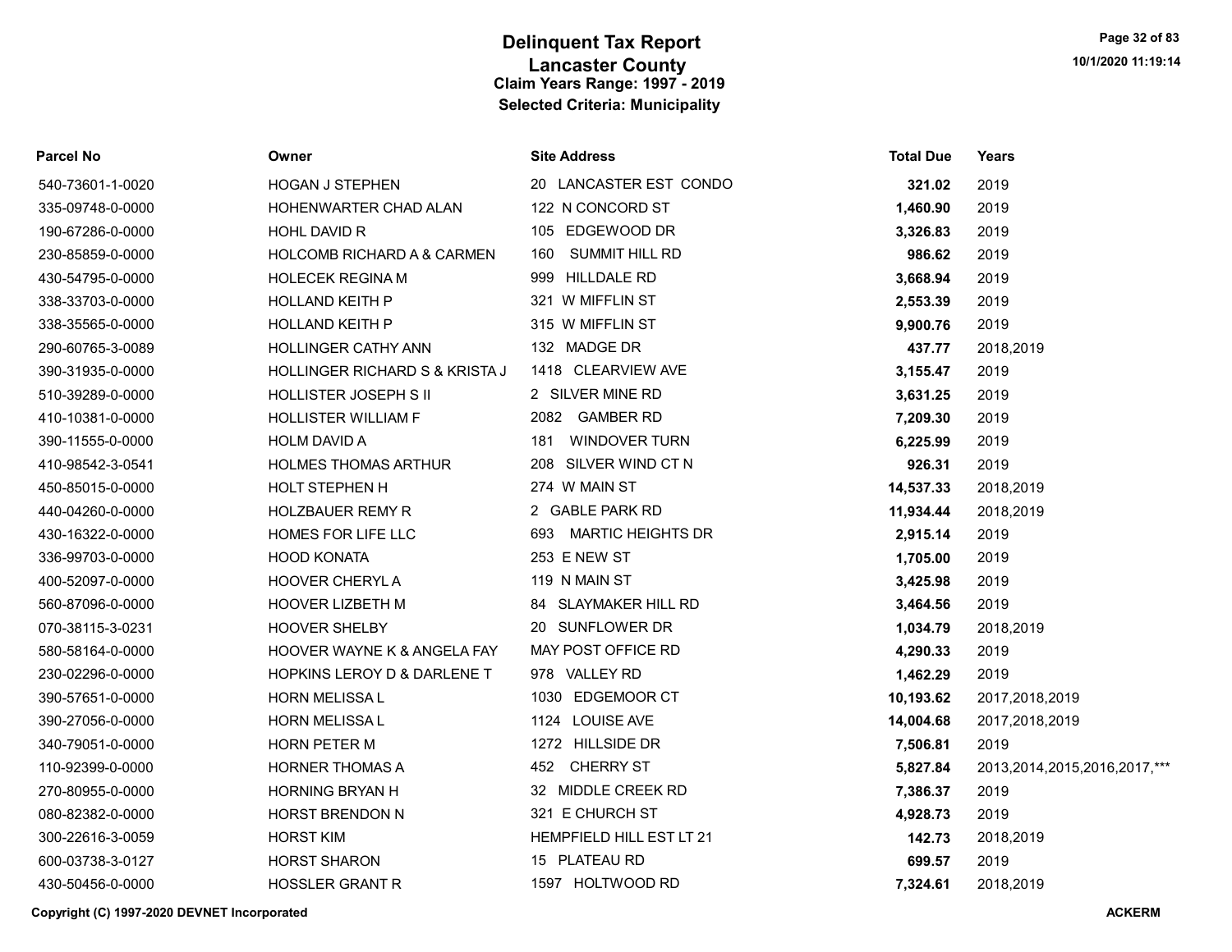# Delinquent Tax Report
## Lancaster County
### Claim Years Range: 1997 - 2019
### Selected Criteria: Municipality

| Parcel No | Owner | Site Address | Total Due | Years |
|---|---|---|---|---|
| 540-73601-1-0020 | HOGAN J STEPHEN | 20 LANCASTER EST CONDO | **321.02** | 2019 |
| 335-09748-0-0000 | HOHENWARTER CHAD ALAN | 122 N CONCORD ST | **1,460.90** | 2019 |
| 190-67286-0-0000 | HOHL DAVID R | 105 EDGEWOOD DR | **3,326.83** | 2019 |
| 230-85859-0-0000 | HOLCOMB RICHARD A & CARMEN | 160 SUMMIT HILL RD | **986.62** | 2019 |
| 430-54795-0-0000 | HOLECEK REGINA M | 999 HILLDALE RD | **3,668.94** | 2019 |
| 338-33703-0-0000 | HOLLAND KEITH P | 321 W MIFFLIN ST | **2,553.39** | 2019 |
| 338-35565-0-0000 | HOLLAND KEITH P | 315 W MIFFLIN ST | **9,900.76** | 2019 |
| 290-60765-3-0089 | HOLLINGER CATHY ANN | 132 MADGE DR | **437.77** | 2018,2019 |
| 390-31935-0-0000 | HOLLINGER RICHARD S & KRISTA J | 1418 CLEARVIEW AVE | **3,155.47** | 2019 |
| 510-39289-0-0000 | HOLLISTER JOSEPH S II | 2 SILVER MINE RD | **3,631.25** | 2019 |
| 410-10381-0-0000 | HOLLISTER WILLIAM F | 2082 GAMBER RD | **7,209.30** | 2019 |
| 390-11555-0-0000 | HOLM DAVID A | 181 WINDOVER TURN | **6,225.99** | 2019 |
| 410-98542-3-0541 | HOLMES THOMAS ARTHUR | 208 SILVER WIND CT N | **926.31** | 2019 |
| 450-85015-0-0000 | HOLT STEPHEN H | 274 W MAIN ST | **14,537.33** | 2018,2019 |
| 440-04260-0-0000 | HOLZBAUER REMY R | 2 GABLE PARK RD | **11,934.44** | 2018,2019 |
| 430-16322-0-0000 | HOMES FOR LIFE LLC | 693 MARTIC HEIGHTS DR | **2,915.14** | 2019 |
| 336-99703-0-0000 | HOOD KONATA | 253 E NEW ST | **1,705.00** | 2019 |
| 400-52097-0-0000 | HOOVER CHERYL A | 119 N MAIN ST | **3,425.98** | 2019 |
| 560-87096-0-0000 | HOOVER LIZBETH M | 84 SLAYMAKER HILL RD | **3,464.56** | 2019 |
| 070-38115-3-0231 | HOOVER SHELBY | 20 SUNFLOWER DR | **1,034.79** | 2018,2019 |
| 580-58164-0-0000 | HOOVER WAYNE K & ANGELA FAY | MAY POST OFFICE RD | **4,290.33** | 2019 |
| 230-02296-0-0000 | HOPKINS LEROY D & DARLENE T | 978 VALLEY RD | **1,462.29** | 2019 |
| 390-57651-0-0000 | HORN MELISSA L | 1030 EDGEMOOR CT | **10,193.62** | 2017,2018,2019 |
| 390-27056-0-0000 | HORN MELISSA L | 1124 LOUISE AVE | **14,004.68** | 2017,2018,2019 |
| 340-79051-0-0000 | HORN PETER M | 1272 HILLSIDE DR | **7,506.81** | 2019 |
| 110-92399-0-0000 | HORNER THOMAS A | 452 CHERRY ST | **5,827.84** | 2013,2014,2015,2016,2017,*** |
| 270-80955-0-0000 | HORNING BRYAN H | 32 MIDDLE CREEK RD | **7,386.37** | 2019 |
| 080-82382-0-0000 | HORST BRENDON N | 321 E CHURCH ST | **4,928.73** | 2019 |
| 300-22616-3-0059 | HORST KIM | HEMPFIELD HILL EST LT 21 | **142.73** | 2018,2019 |
| 600-03738-3-0127 | HORST SHARON | 15 PLATEAU RD | **699.57** | 2019 |
| 430-50456-0-0000 | HOSSLER GRANT R | 1597 HOLTWOOD RD | **7,324.61** | 2018,2019 |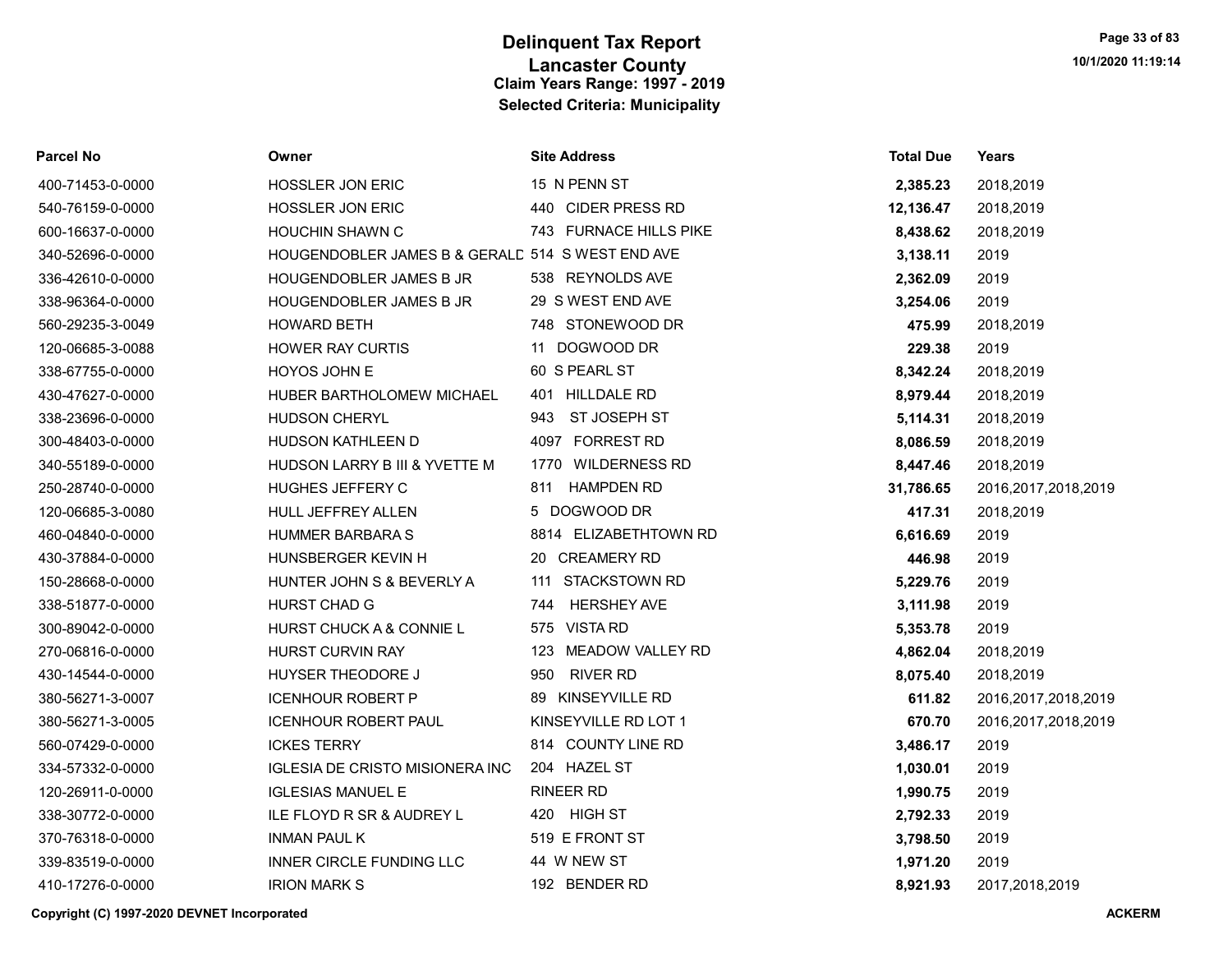# Delinquent Tax Report
## Lancaster County
### Claim Years Range: 1997 - 2019
### Selected Criteria: Municipality

| Parcel No | Owner | Site Address | Total Due | Years |
|---|---|---|---|---|
| 400-71453-0-0000 | HOSSLER JON ERIC | 15 N PENN ST | **2,385.23** | 2018,2019 |
| 540-76159-0-0000 | HOSSLER JON ERIC | 440 CIDER PRESS RD | **12,136.47** | 2018,2019 |
| 600-16637-0-0000 | HOUCHIN SHAWN C | 743 FURNACE HILLS PIKE | **8,438.62** | 2018,2019 |
| 340-52696-0-0000 | HOUGENDOBLER JAMES B & GERALD | 514 S WEST END AVE | **3,138.11** | 2019 |
| 336-42610-0-0000 | HOUGENDOBLER JAMES B JR | 538 REYNOLDS AVE | **2,362.09** | 2019 |
| 338-96364-0-0000 | HOUGENDOBLER JAMES B JR | 29 S WEST END AVE | **3,254.06** | 2019 |
| 560-29235-3-0049 | HOWARD BETH | 748 STONEWOOD DR | **475.99** | 2018,2019 |
| 120-06685-3-0088 | HOWER RAY CURTIS | 11 DOGWOOD DR | **229.38** | 2019 |
| 338-67755-0-0000 | HOYOS JOHN E | 60 S PEARL ST | **8,342.24** | 2018,2019 |
| 430-47627-0-0000 | HUBER BARTHOLOMEW MICHAEL | 401 HILLDALE RD | **8,979.44** | 2018,2019 |
| 338-23696-0-0000 | HUDSON CHERYL | 943 ST JOSEPH ST | **5,114.31** | 2018,2019 |
| 300-48403-0-0000 | HUDSON KATHLEEN D | 4097 FORREST RD | **8,086.59** | 2018,2019 |
| 340-55189-0-0000 | HUDSON LARRY B III & YVETTE M | 1770 WILDERNESS RD | **8,447.46** | 2018,2019 |
| 250-28740-0-0000 | HUGHES JEFFERY C | 811 HAMPDEN RD | **31,786.65** | 2016,2017,2018,2019 |
| 120-06685-3-0080 | HULL JEFFREY ALLEN | 5 DOGWOOD DR | **417.31** | 2018,2019 |
| 460-04840-0-0000 | HUMMER BARBARA S | 8814 ELIZABETHTOWN RD | **6,616.69** | 2019 |
| 430-37884-0-0000 | HUNSBERGER KEVIN H | 20 CREAMERY RD | **446.98** | 2019 |
| 150-28668-0-0000 | HUNTER JOHN S & BEVERLY A | 111 STACKSTOWN RD | **5,229.76** | 2019 |
| 338-51877-0-0000 | HURST CHAD G | 744 HERSHEY AVE | **3,111.98** | 2019 |
| 300-89042-0-0000 | HURST CHUCK A & CONNIE L | 575 VISTA RD | **5,353.78** | 2019 |
| 270-06816-0-0000 | HURST CURVIN RAY | 123 MEADOW VALLEY RD | **4,862.04** | 2018,2019 |
| 430-14544-0-0000 | HUYSER THEODORE J | 950 RIVER RD | **8,075.40** | 2018,2019 |
| 380-56271-3-0007 | ICENHOUR ROBERT P | 89 KINSEYVILLE RD | **611.82** | 2016,2017,2018,2019 |
| 380-56271-3-0005 | ICENHOUR ROBERT PAUL | KINSEYVILLE RD LOT 1 | **670.70** | 2016,2017,2018,2019 |
| 560-07429-0-0000 | ICKES TERRY | 814 COUNTY LINE RD | **3,486.17** | 2019 |
| 334-57332-0-0000 | IGLESIA DE CRISTO MISIONERA INC | 204 HAZEL ST | **1,030.01** | 2019 |
| 120-26911-0-0000 | IGLESIAS MANUEL E | RINEER RD | **1,990.75** | 2019 |
| 338-30772-0-0000 | ILE FLOYD R SR & AUDREY L | 420 HIGH ST | **2,792.33** | 2019 |
| 370-76318-0-0000 | INMAN PAUL K | 519 E FRONT ST | **3,798.50** | 2019 |
| 339-83519-0-0000 | INNER CIRCLE FUNDING LLC | 44 W NEW ST | **1,971.20** | 2019 |
| 410-17276-0-0000 | IRION MARK S | 192 BENDER RD | **8,921.93** | 2017,2018,2019 |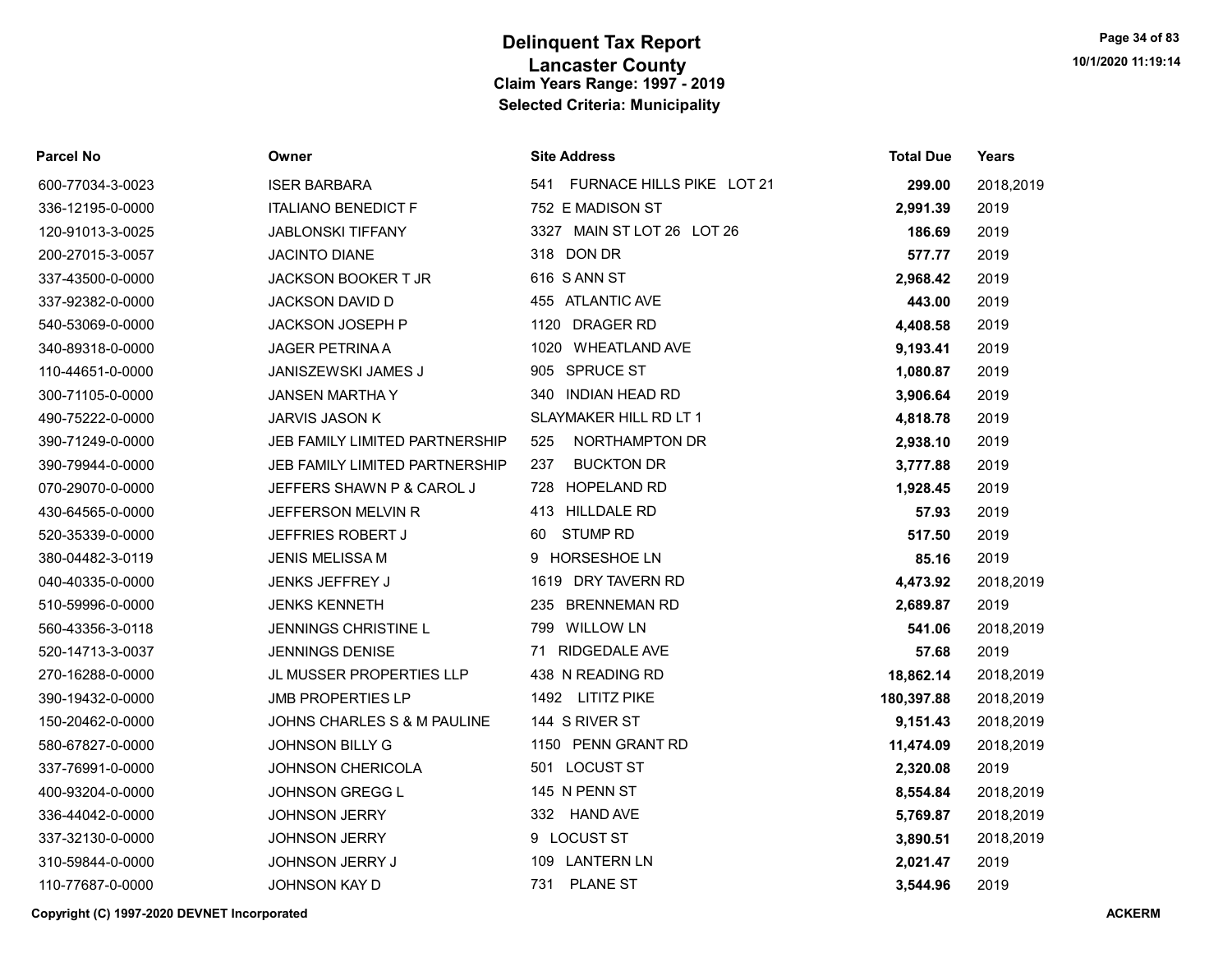# Delinquent Tax Report
## Lancaster County
### Claim Years Range: 1997 - 2019
### Selected Criteria: Municipality

| Parcel No | Owner | Site Address | Total Due | Years |
|---|---|---|---|---|
| 600-77034-3-0023 | ISER BARBARA | 541 FURNACE HILLS PIKE LOT 21 | **299.00** | 2018,2019 |
| 336-12195-0-0000 | ITALIANO BENEDICT F | 752 E MADISON ST | **2,991.39** | 2019 |
| 120-91013-3-0025 | JABLONSKI TIFFANY | 3327 MAIN ST LOT 26 LOT 26 | **186.69** | 2019 |
| 200-27015-3-0057 | JACINTO DIANE | 318 DON DR | **577.77** | 2019 |
| 337-43500-0-0000 | JACKSON BOOKER T JR | 616 S ANN ST | **2,968.42** | 2019 |
| 337-92382-0-0000 | JACKSON DAVID D | 455 ATLANTIC AVE | **443.00** | 2019 |
| 540-53069-0-0000 | JACKSON JOSEPH P | 1120 DRAGER RD | **4,408.58** | 2019 |
| 340-89318-0-0000 | JAGER PETRINA A | 1020 WHEATLAND AVE | **9,193.41** | 2019 |
| 110-44651-0-0000 | JANISZEWSKI JAMES J | 905 SPRUCE ST | **1,080.87** | 2019 |
| 300-71105-0-0000 | JANSEN MARTHA Y | 340 INDIAN HEAD RD | **3,906.64** | 2019 |
| 490-75222-0-0000 | JARVIS JASON K | SLAYMAKER HILL RD LT 1 | **4,818.78** | 2019 |
| 390-71249-0-0000 | JEB FAMILY LIMITED PARTNERSHIP | 525 NORTHAMPTON DR | **2,938.10** | 2019 |
| 390-79944-0-0000 | JEB FAMILY LIMITED PARTNERSHIP | 237 BUCKTON DR | **3,777.88** | 2019 |
| 070-29070-0-0000 | JEFFERS SHAWN P & CAROL J | 728 HOPELAND RD | **1,928.45** | 2019 |
| 430-64565-0-0000 | JEFFERSON MELVIN R | 413 HILLDALE RD | **57.93** | 2019 |
| 520-35339-0-0000 | JEFFRIES ROBERT J | 60 STUMP RD | **517.50** | 2019 |
| 380-04482-3-0119 | JENIS MELISSA M | 9 HORSESHOE LN | **85.16** | 2019 |
| 040-40335-0-0000 | JENKS JEFFREY J | 1619 DRY TAVERN RD | **4,473.92** | 2018,2019 |
| 510-59996-0-0000 | JENKS KENNETH | 235 BRENNEMAN RD | **2,689.87** | 2019 |
| 560-43356-3-0118 | JENNINGS CHRISTINE L | 799 WILLOW LN | **541.06** | 2018,2019 |
| 520-14713-3-0037 | JENNINGS DENISE | 71 RIDGEDALE AVE | **57.68** | 2019 |
| 270-16288-0-0000 | JL MUSSER PROPERTIES LLP | 438 N READING RD | **18,862.14** | 2018,2019 |
| 390-19432-0-0000 | JMB PROPERTIES LP | 1492 LITITZ PIKE | **180,397.88** | 2018,2019 |
| 150-20462-0-0000 | JOHNS CHARLES S & M PAULINE | 144 S RIVER ST | **9,151.43** | 2018,2019 |
| 580-67827-0-0000 | JOHNSON BILLY G | 1150 PENN GRANT RD | **11,474.09** | 2018,2019 |
| 337-76991-0-0000 | JOHNSON CHERICOLA | 501 LOCUST ST | **2,320.08** | 2019 |
| 400-93204-0-0000 | JOHNSON GREGG L | 145 N PENN ST | **8,554.84** | 2018,2019 |
| 336-44042-0-0000 | JOHNSON JERRY | 332 HAND AVE | **5,769.87** | 2018,2019 |
| 337-32130-0-0000 | JOHNSON JERRY | 9 LOCUST ST | **3,890.51** | 2018,2019 |
| 310-59844-0-0000 | JOHNSON JERRY J | 109 LANTERN LN | **2,021.47** | 2019 |
| 110-77687-0-0000 | JOHNSON KAY D | 731 PLANE ST | **3,544.96** | 2019 |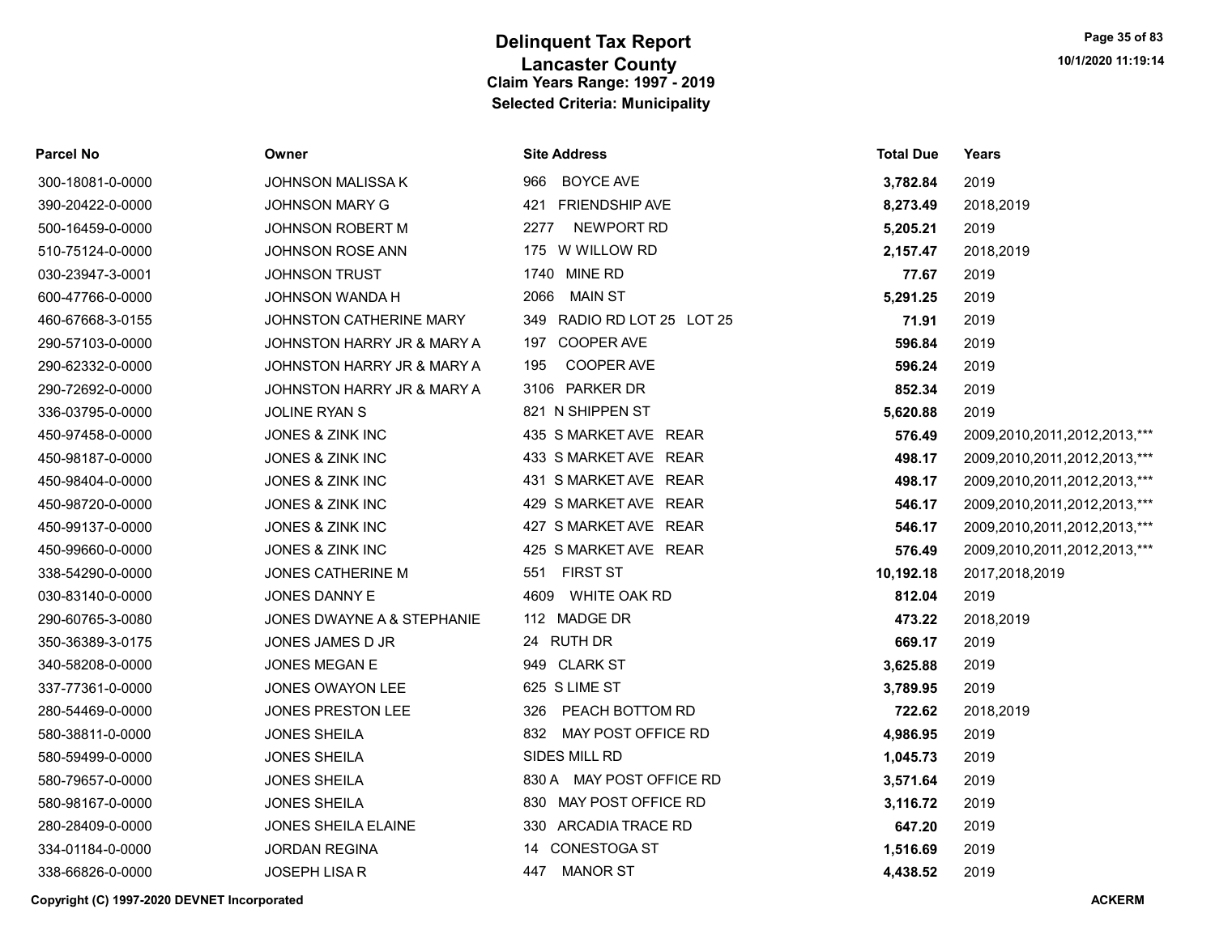# Delinquent Tax Report
## Lancaster County
### Claim Years Range: 1997 - 2019
### Selected Criteria: Municipality

| Parcel No | Owner | Site Address | Total Due | Years |
|---|---|---|---|---|
| 300-18081-0-0000 | JOHNSON MALISSA K | 966 BOYCE AVE | **3,782.84** | 2019 |
| 390-20422-0-0000 | JOHNSON MARY G | 421 FRIENDSHIP AVE | **8,273.49** | 2018,2019 |
| 500-16459-0-0000 | JOHNSON ROBERT M | 2277 NEWPORT RD | **5,205.21** | 2019 |
| 510-75124-0-0000 | JOHNSON ROSE ANN | 175 W WILLOW RD | **2,157.47** | 2018,2019 |
| 030-23947-3-0001 | JOHNSON TRUST | 1740 MINE RD | **77.67** | 2019 |
| 600-47766-0-0000 | JOHNSON WANDA H | 2066 MAIN ST | **5,291.25** | 2019 |
| 460-67668-3-0155 | JOHNSTON CATHERINE MARY | 349 RADIO RD LOT 25 LOT 25 | **71.91** | 2019 |
| 290-57103-0-0000 | JOHNSTON HARRY JR & MARY A | 197 COOPER AVE | **596.84** | 2019 |
| 290-62332-0-0000 | JOHNSTON HARRY JR & MARY A | 195 COOPER AVE | **596.24** | 2019 |
| 290-72692-0-0000 | JOHNSTON HARRY JR & MARY A | 3106 PARKER DR | **852.34** | 2019 |
| 336-03795-0-0000 | JOLINE RYAN S | 821 N SHIPPEN ST | **5,620.88** | 2019 |
| 450-97458-0-0000 | JONES & ZINK INC | 435 S MARKET AVE REAR | **576.49** | 2009,2010,2011,2012,2013,*** |
| 450-98187-0-0000 | JONES & ZINK INC | 433 S MARKET AVE REAR | **498.17** | 2009,2010,2011,2012,2013,*** |
| 450-98404-0-0000 | JONES & ZINK INC | 431 S MARKET AVE REAR | **498.17** | 2009,2010,2011,2012,2013,*** |
| 450-98720-0-0000 | JONES & ZINK INC | 429 S MARKET AVE REAR | **546.17** | 2009,2010,2011,2012,2013,*** |
| 450-99137-0-0000 | JONES & ZINK INC | 427 S MARKET AVE REAR | **546.17** | 2009,2010,2011,2012,2013,*** |
| 450-99660-0-0000 | JONES & ZINK INC | 425 S MARKET AVE REAR | **576.49** | 2009,2010,2011,2012,2013,*** |
| 338-54290-0-0000 | JONES CATHERINE M | 551 FIRST ST | **10,192.18** | 2017,2018,2019 |
| 030-83140-0-0000 | JONES DANNY E | 4609 WHITE OAK RD | **812.04** | 2019 |
| 290-60765-3-0080 | JONES DWAYNE A & STEPHANIE | 112 MADGE DR | **473.22** | 2018,2019 |
| 350-36389-3-0175 | JONES JAMES D JR | 24 RUTH DR | **669.17** | 2019 |
| 340-58208-0-0000 | JONES MEGAN E | 949 CLARK ST | **3,625.88** | 2019 |
| 337-77361-0-0000 | JONES OWAYON LEE | 625 S LIME ST | **3,789.95** | 2019 |
| 280-54469-0-0000 | JONES PRESTON LEE | 326 PEACH BOTTOM RD | **722.62** | 2018,2019 |
| 580-38811-0-0000 | JONES SHEILA | 832 MAY POST OFFICE RD | **4,986.95** | 2019 |
| 580-59499-0-0000 | JONES SHEILA | SIDES MILL RD | **1,045.73** | 2019 |
| 580-79657-0-0000 | JONES SHEILA | 830 A MAY POST OFFICE RD | **3,571.64** | 2019 |
| 580-98167-0-0000 | JONES SHEILA | 830 MAY POST OFFICE RD | **3,116.72** | 2019 |
| 280-28409-0-0000 | JONES SHEILA ELAINE | 330 ARCADIA TRACE RD | **647.20** | 2019 |
| 334-01184-0-0000 | JORDAN REGINA | 14 CONESTOGA ST | **1,516.69** | 2019 |
| 338-66826-0-0000 | JOSEPH LISA R | 447 MANOR ST | **4,438.52** | 2019 |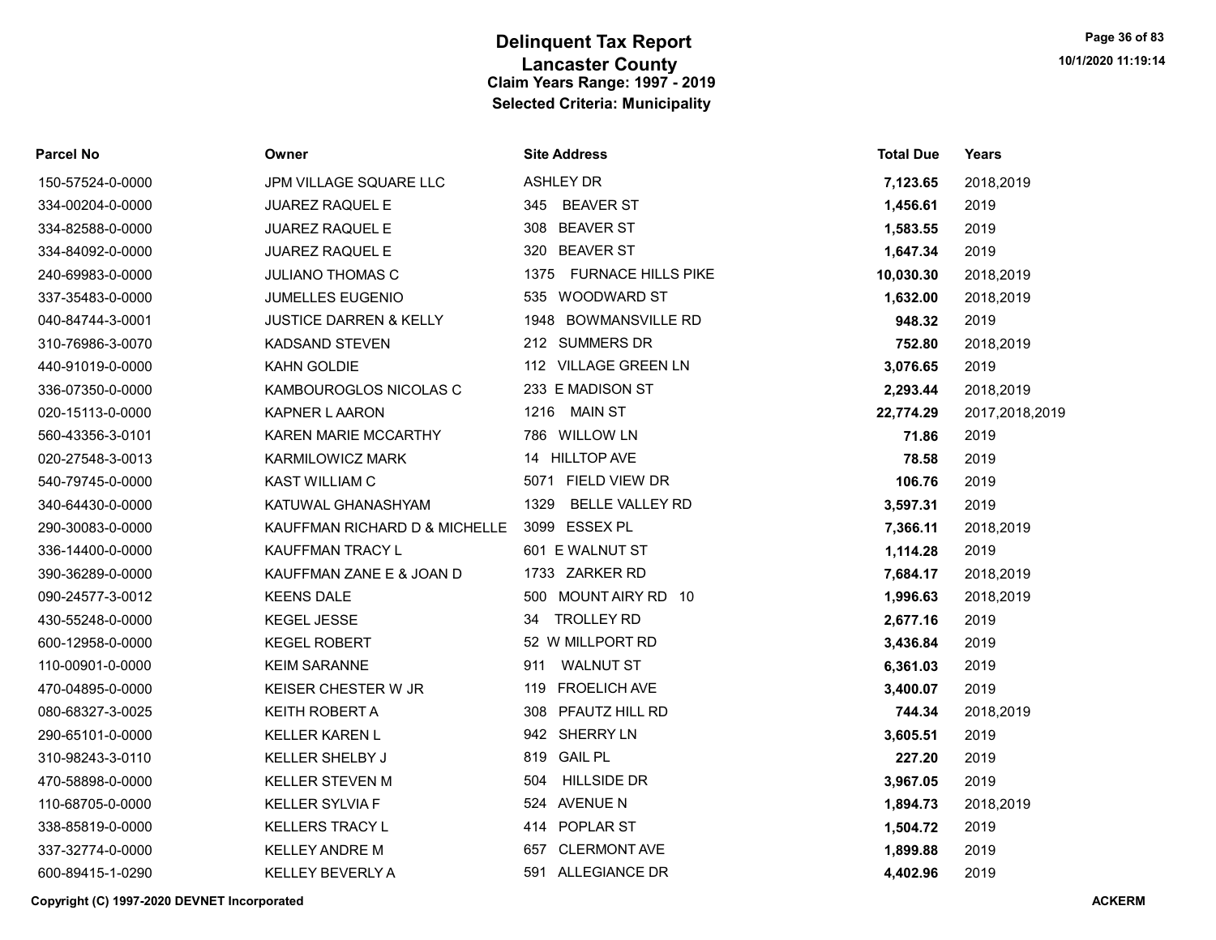# Delinquent Tax Report
## Lancaster County
### Claim Years Range: 1997 - 2019
### Selected Criteria: Municipality

| Parcel No | Owner | Site Address | Total Due | Years |
|---|---|---|---|---|
| 150-57524-0-0000 | JPM VILLAGE SQUARE LLC | ASHLEY DR | **7,123.65** | 2018,2019 |
| 334-00204-0-0000 | JUAREZ RAQUEL E | 345 BEAVER ST | **1,456.61** | 2019 |
| 334-82588-0-0000 | JUAREZ RAQUEL E | 308 BEAVER ST | **1,583.55** | 2019 |
| 334-84092-0-0000 | JUAREZ RAQUEL E | 320 BEAVER ST | **1,647.34** | 2019 |
| 240-69983-0-0000 | JULIANO THOMAS C | 1375 FURNACE HILLS PIKE | **10,030.30** | 2018,2019 |
| 337-35483-0-0000 | JUMELLES EUGENIO | 535 WOODWARD ST | **1,632.00** | 2018,2019 |
| 040-84744-3-0001 | JUSTICE DARREN & KELLY | 1948 BOWMANSVILLE RD | **948.32** | 2019 |
| 310-76986-3-0070 | KADSAND STEVEN | 212 SUMMERS DR | **752.80** | 2018,2019 |
| 440-91019-0-0000 | KAHN GOLDIE | 112 VILLAGE GREEN LN | **3,076.65** | 2019 |
| 336-07350-0-0000 | KAMBOUROGLOS NICOLAS C | 233 E MADISON ST | **2,293.44** | 2018,2019 |
| 020-15113-0-0000 | KAPNER L AARON | 1216 MAIN ST | **22,774.29** | 2017,2018,2019 |
| 560-43356-3-0101 | KAREN MARIE MCCARTHY | 786 WILLOW LN | **71.86** | 2019 |
| 020-27548-3-0013 | KARMILOWICZ MARK | 14 HILLTOP AVE | **78.58** | 2019 |
| 540-79745-0-0000 | KAST WILLIAM C | 5071 FIELD VIEW DR | **106.76** | 2019 |
| 340-64430-0-0000 | KATUWAL GHANASHYAM | 1329 BELLE VALLEY RD | **3,597.31** | 2019 |
| 290-30083-0-0000 | KAUFFMAN RICHARD D & MICHELLE | 3099 ESSEX PL | **7,366.11** | 2018,2019 |
| 336-14400-0-0000 | KAUFFMAN TRACY L | 601 E WALNUT ST | **1,114.28** | 2019 |
| 390-36289-0-0000 | KAUFFMAN ZANE E & JOAN D | 1733 ZARKER RD | **7,684.17** | 2018,2019 |
| 090-24577-3-0012 | KEENS DALE | 500 MOUNT AIRY RD 10 | **1,996.63** | 2018,2019 |
| 430-55248-0-0000 | KEGEL JESSE | 34 TROLLEY RD | **2,677.16** | 2019 |
| 600-12958-0-0000 | KEGEL ROBERT | 52 W MILLPORT RD | **3,436.84** | 2019 |
| 110-00901-0-0000 | KEIM SARANNE | 911 WALNUT ST | **6,361.03** | 2019 |
| 470-04895-0-0000 | KEISER CHESTER W JR | 119 FROELICH AVE | **3,400.07** | 2019 |
| 080-68327-3-0025 | KEITH ROBERT A | 308 PFAUTZ HILL RD | **744.34** | 2018,2019 |
| 290-65101-0-0000 | KELLER KAREN L | 942 SHERRY LN | **3,605.51** | 2019 |
| 310-98243-3-0110 | KELLER SHELBY J | 819 GAIL PL | **227.20** | 2019 |
| 470-58898-0-0000 | KELLER STEVEN M | 504 HILLSIDE DR | **3,967.05** | 2019 |
| 110-68705-0-0000 | KELLER SYLVIA F | 524 AVENUE N | **1,894.73** | 2018,2019 |
| 338-85819-0-0000 | KELLERS TRACY L | 414 POPLAR ST | **1,504.72** | 2019 |
| 337-32774-0-0000 | KELLEY ANDRE M | 657 CLERMONT AVE | **1,899.88** | 2019 |
| 600-89415-1-0290 | KELLEY BEVERLY A | 591 ALLEGIANCE DR | **4,402.96** | 2019 |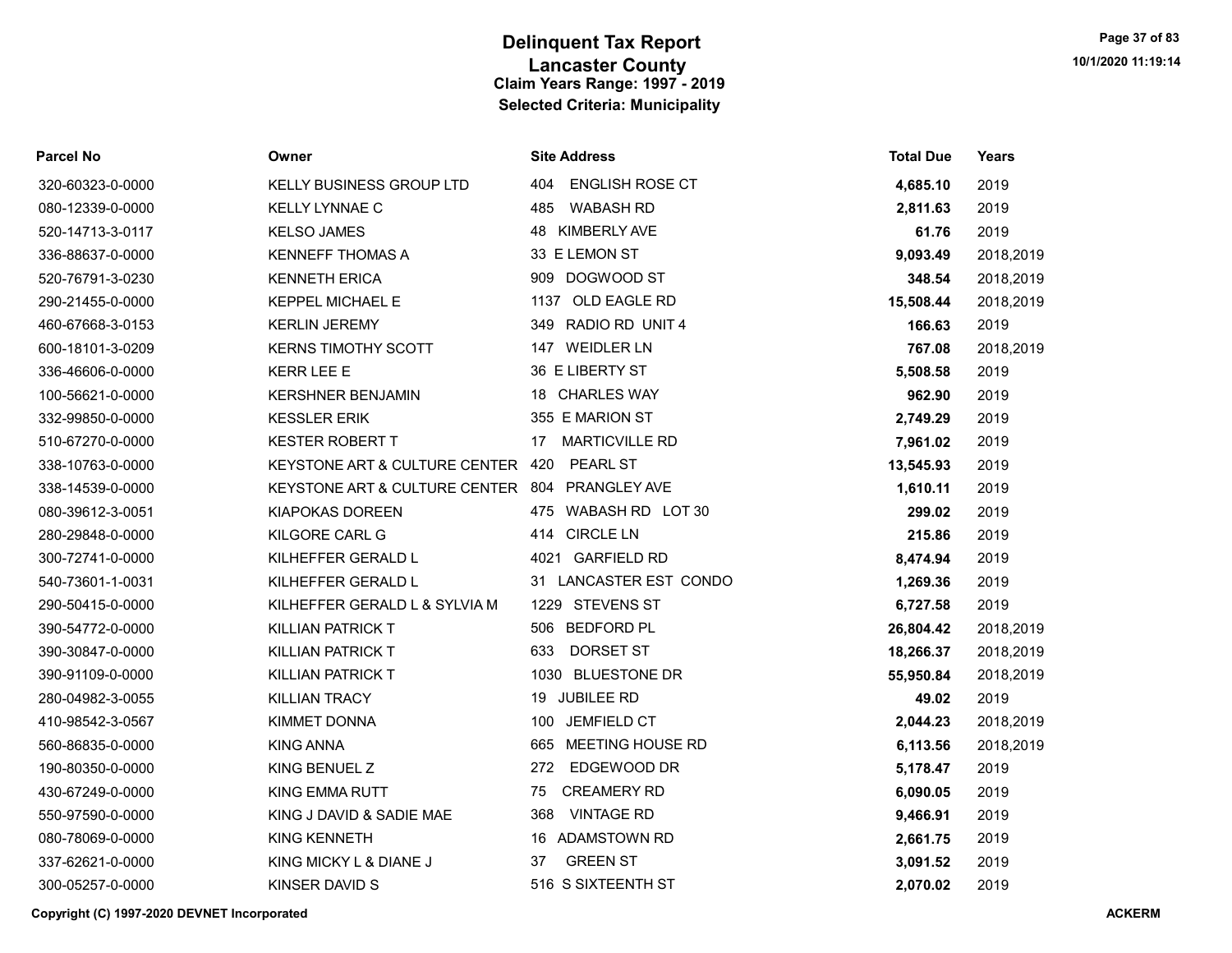# Delinquent Tax Report
## Lancaster County
### Claim Years Range: 1997 - 2019
### Selected Criteria: Municipality

| Parcel No | Owner | Site Address | Total Due | Years |
|---|---|---|---|---|
| 320-60323-0-0000 | KELLY BUSINESS GROUP LTD | 404 ENGLISH ROSE CT | **4,685.10** | 2019 |
| 080-12339-0-0000 | KELLY LYNNAE C | 485 WABASH RD | **2,811.63** | 2019 |
| 520-14713-3-0117 | KELSO JAMES | 48 KIMBERLY AVE | **61.76** | 2019 |
| 336-88637-0-0000 | KENNEFF THOMAS A | 33 E LEMON ST | **9,093.49** | 2018,2019 |
| 520-76791-3-0230 | KENNETH ERICA | 909 DOGWOOD ST | **348.54** | 2018,2019 |
| 290-21455-0-0000 | KEPPEL MICHAEL E | 1137 OLD EAGLE RD | **15,508.44** | 2018,2019 |
| 460-67668-3-0153 | KERLIN JEREMY | 349 RADIO RD UNIT 4 | **166.63** | 2019 |
| 600-18101-3-0209 | KERNS TIMOTHY SCOTT | 147 WEIDLER LN | **767.08** | 2018,2019 |
| 336-46606-0-0000 | KERR LEE E | 36 E LIBERTY ST | **5,508.58** | 2019 |
| 100-56621-0-0000 | KERSHNER BENJAMIN | 18 CHARLES WAY | **962.90** | 2019 |
| 332-99850-0-0000 | KESSLER ERIK | 355 E MARION ST | **2,749.29** | 2019 |
| 510-67270-0-0000 | KESTER ROBERT T | 17 MARTICVILLE RD | **7,961.02** | 2019 |
| 338-10763-0-0000 | KEYSTONE ART & CULTURE CENTER | 420 PEARL ST | **13,545.93** | 2019 |
| 338-14539-0-0000 | KEYSTONE ART & CULTURE CENTER | 804 PRANGLEY AVE | **1,610.11** | 2019 |
| 080-39612-3-0051 | KIAPOKAS DOREEN | 475 WABASH RD LOT 30 | **299.02** | 2019 |
| 280-29848-0-0000 | KILGORE CARL G | 414 CIRCLE LN | **215.86** | 2019 |
| 300-72741-0-0000 | KILHEFFER GERALD L | 4021 GARFIELD RD | **8,474.94** | 2019 |
| 540-73601-1-0031 | KILHEFFER GERALD L | 31 LANCASTER EST CONDO | **1,269.36** | 2019 |
| 290-50415-0-0000 | KILHEFFER GERALD L & SYLVIA M | 1229 STEVENS ST | **6,727.58** | 2019 |
| 390-54772-0-0000 | KILLIAN PATRICK T | 506 BEDFORD PL | **26,804.42** | 2018,2019 |
| 390-30847-0-0000 | KILLIAN PATRICK T | 633 DORSET ST | **18,266.37** | 2018,2019 |
| 390-91109-0-0000 | KILLIAN PATRICK T | 1030 BLUESTONE DR | **55,950.84** | 2018,2019 |
| 280-04982-3-0055 | KILLIAN TRACY | 19 JUBILEE RD | **49.02** | 2019 |
| 410-98542-3-0567 | KIMMET DONNA | 100 JEMFIELD CT | **2,044.23** | 2018,2019 |
| 560-86835-0-0000 | KING ANNA | 665 MEETING HOUSE RD | **6,113.56** | 2018,2019 |
| 190-80350-0-0000 | KING BENUEL Z | 272 EDGEWOOD DR | **5,178.47** | 2019 |
| 430-67249-0-0000 | KING EMMA RUTT | 75 CREAMERY RD | **6,090.05** | 2019 |
| 550-97590-0-0000 | KING J DAVID & SADIE MAE | 368 VINTAGE RD | **9,466.91** | 2019 |
| 080-78069-0-0000 | KING KENNETH | 16 ADAMSTOWN RD | **2,661.75** | 2019 |
| 337-62621-0-0000 | KING MICKY L & DIANE J | 37 GREEN ST | **3,091.52** | 2019 |
| 300-05257-0-0000 | KINSER DAVID S | 516 S SIXTEENTH ST | **2,070.02** | 2019 |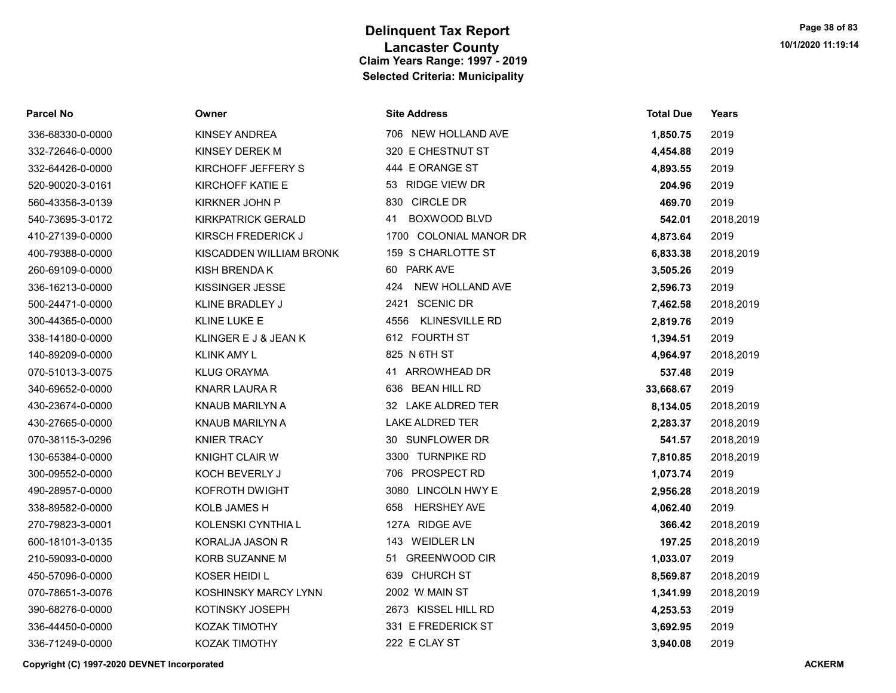# Delinquent Tax Report

## Lancaster County

### Claim Years Range: 1997 - 2019

### Selected Criteria: Municipality

| Parcel No | Owner | Site Address | Total Due | Years |
|---|---|---|---|---|
| 336-68330-0-0000 | KINSEY ANDREA | 706 NEW HOLLAND AVE | **1,850.75** | 2019 |
| 332-72646-0-0000 | KINSEY DEREK M | 320 E CHESTNUT ST | **4,454.88** | 2019 |
| 332-64426-0-0000 | KIRCHOFF JEFFERY S | 444 E ORANGE ST | **4,893.55** | 2019 |
| 520-90020-3-0161 | KIRCHOFF KATIE E | 53 RIDGE VIEW DR | **204.96** | 2019 |
| 560-43356-3-0139 | KIRKNER JOHN P | 830 CIRCLE DR | **469.70** | 2019 |
| 540-73695-3-0172 | KIRKPATRICK GERALD | 41 BOXWOOD BLVD | **542.01** | 2018,2019 |
| 410-27139-0-0000 | KIRSCH FREDERICK J | 1700 COLONIAL MANOR DR | **4,873.64** | 2019 |
| 400-79388-0-0000 | KISCADDEN WILLIAM BRONK | 159 S CHARLOTTE ST | **6,833.38** | 2018,2019 |
| 260-69109-0-0000 | KISH BRENDA K | 60 PARK AVE | **3,505.26** | 2019 |
| 336-16213-0-0000 | KISSINGER JESSE | 424 NEW HOLLAND AVE | **2,596.73** | 2019 |
| 500-24471-0-0000 | KLINE BRADLEY J | 2421 SCENIC DR | **7,462.58** | 2018,2019 |
| 300-44365-0-0000 | KLINE LUKE E | 4556 KLINESVILLE RD | **2,819.76** | 2019 |
| 338-14180-0-0000 | KLINGER E J & JEAN K | 612 FOURTH ST | **1,394.51** | 2019 |
| 140-89209-0-0000 | KLINK AMY L | 825 N 6TH ST | **4,964.97** | 2018,2019 |
| 070-51013-3-0075 | KLUG ORAYMA | 41 ARROWHEAD DR | **537.48** | 2019 |
| 340-69652-0-0000 | KNARR LAURA R | 636 BEAN HILL RD | **33,668.67** | 2019 |
| 430-23674-0-0000 | KNAUB MARILYN A | 32 LAKE ALDRED TER | **8,134.05** | 2018,2019 |
| 430-27665-0-0000 | KNAUB MARILYN A | LAKE ALDRED TER | **2,283.37** | 2018,2019 |
| 070-38115-3-0296 | KNIER TRACY | 30 SUNFLOWER DR | **541.57** | 2018,2019 |
| 130-65384-0-0000 | KNIGHT CLAIR W | 3300 TURNPIKE RD | **7,810.85** | 2018,2019 |
| 300-09552-0-0000 | KOCH BEVERLY J | 706 PROSPECT RD | **1,073.74** | 2019 |
| 490-28957-0-0000 | KOFROTH DWIGHT | 3080 LINCOLN HWY E | **2,956.28** | 2018,2019 |
| 338-89582-0-0000 | KOLB JAMES H | 658 HERSHEY AVE | **4,062.40** | 2019 |
| 270-79823-3-0001 | KOLENSKI CYNTHIA L | 127A RIDGE AVE | **366.42** | 2018,2019 |
| 600-18101-3-0135 | KORALJA JASON R | 143 WEIDLER LN | **197.25** | 2018,2019 |
| 210-59093-0-0000 | KORB SUZANNE M | 51 GREENWOOD CIR | **1,033.07** | 2019 |
| 450-57096-0-0000 | KOSER HEIDI L | 639 CHURCH ST | **8,569.87** | 2018,2019 |
| 070-78651-3-0076 | KOSHINSKY MARCY LYNN | 2002 W MAIN ST | **1,341.99** | 2018,2019 |
| 390-68276-0-0000 | KOTINSKY JOSEPH | 2673 KISSEL HILL RD | **4,253.53** | 2019 |
| 336-44450-0-0000 | KOZAK TIMOTHY | 331 E FREDERICK ST | **3,692.95** | 2019 |
| 336-71249-0-0000 | KOZAK TIMOTHY | 222 E CLAY ST | **3,940.08** | 2019 |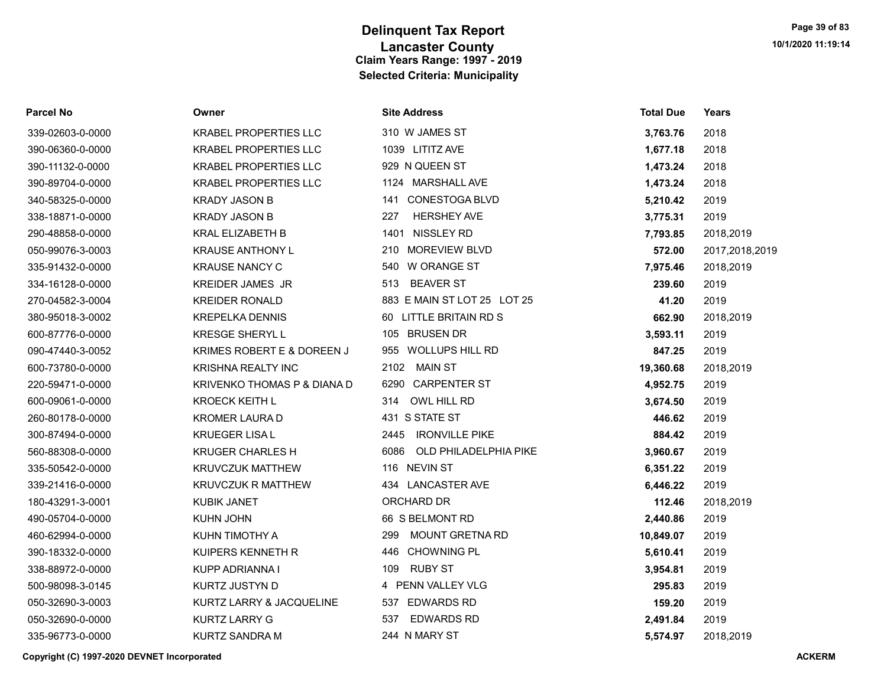# Delinquent Tax Report
## Lancaster County
### Claim Years Range: 1997 - 2019
### Selected Criteria: Municipality

| Parcel No | Owner | Site Address | Total Due | Years |
|---|---|---|---|---|
| 339-02603-0-0000 | KRABEL PROPERTIES LLC | 310 W JAMES ST | **3,763.76** | 2018 |
| 390-06360-0-0000 | KRABEL PROPERTIES LLC | 1039 LITITZ AVE | **1,677.18** | 2018 |
| 390-11132-0-0000 | KRABEL PROPERTIES LLC | 929 N QUEEN ST | **1,473.24** | 2018 |
| 390-89704-0-0000 | KRABEL PROPERTIES LLC | 1124 MARSHALL AVE | **1,473.24** | 2018 |
| 340-58325-0-0000 | KRADY JASON B | 141 CONESTOGA BLVD | **5,210.42** | 2019 |
| 338-18871-0-0000 | KRADY JASON B | 227 HERSHEY AVE | **3,775.31** | 2019 |
| 290-48858-0-0000 | KRAL ELIZABETH B | 1401 NISSLEY RD | **7,793.85** | 2018,2019 |
| 050-99076-3-0003 | KRAUSE ANTHONY L | 210 MOREVIEW BLVD | **572.00** | 2017,2018,2019 |
| 335-91432-0-0000 | KRAUSE NANCY C | 540 W ORANGE ST | **7,975.46** | 2018,2019 |
| 334-16128-0-0000 | KREIDER JAMES JR | 513 BEAVER ST | **239.60** | 2019 |
| 270-04582-3-0004 | KREIDER RONALD | 883 E MAIN ST LOT 25 LOT 25 | **41.20** | 2019 |
| 380-95018-3-0002 | KREPELKA DENNIS | 60 LITTLE BRITAIN RD S | **662.90** | 2018,2019 |
| 600-87776-0-0000 | KRESGE SHERYL L | 105 BRUSEN DR | **3,593.11** | 2019 |
| 090-47440-3-0052 | KRIMES ROBERT E & DOREEN J | 955 WOLLUPS HILL RD | **847.25** | 2019 |
| 600-73780-0-0000 | KRISHNA REALTY INC | 2102 MAIN ST | **19,360.68** | 2018,2019 |
| 220-59471-0-0000 | KRIVENKO THOMAS P & DIANA D | 6290 CARPENTER ST | **4,952.75** | 2019 |
| 600-09061-0-0000 | KROECK KEITH L | 314 OWL HILL RD | **3,674.50** | 2019 |
| 260-80178-0-0000 | KROMER LAURA D | 431 S STATE ST | **446.62** | 2019 |
| 300-87494-0-0000 | KRUEGER LISA L | 2445 IRONVILLE PIKE | **884.42** | 2019 |
| 560-88308-0-0000 | KRUGER CHARLES H | 6086 OLD PHILADELPHIA PIKE | **3,960.67** | 2019 |
| 335-50542-0-0000 | KRUVCZUK MATTHEW | 116 NEVIN ST | **6,351.22** | 2019 |
| 339-21416-0-0000 | KRUVCZUK R MATTHEW | 434 LANCASTER AVE | **6,446.22** | 2019 |
| 180-43291-3-0001 | KUBIK JANET | ORCHARD DR | **112.46** | 2018,2019 |
| 490-05704-0-0000 | KUHN JOHN | 66 S BELMONT RD | **2,440.86** | 2019 |
| 460-62994-0-0000 | KUHN TIMOTHY A | 299 MOUNT GRETNA RD | **10,849.07** | 2019 |
| 390-18332-0-0000 | KUIPERS KENNETH R | 446 CHOWNING PL | **5,610.41** | 2019 |
| 338-88972-0-0000 | KUPP ADRIANNA I | 109 RUBY ST | **3,954.81** | 2019 |
| 500-98098-3-0145 | KURTZ JUSTYN D | 4 PENN VALLEY VLG | **295.83** | 2019 |
| 050-32690-3-0003 | KURTZ LARRY & JACQUELINE | 537 EDWARDS RD | **159.20** | 2019 |
| 050-32690-0-0000 | KURTZ LARRY G | 537 EDWARDS RD | **2,491.84** | 2019 |
| 335-96773-0-0000 | KURTZ SANDRA M | 244 N MARY ST | **5,574.97** | 2018,2019 |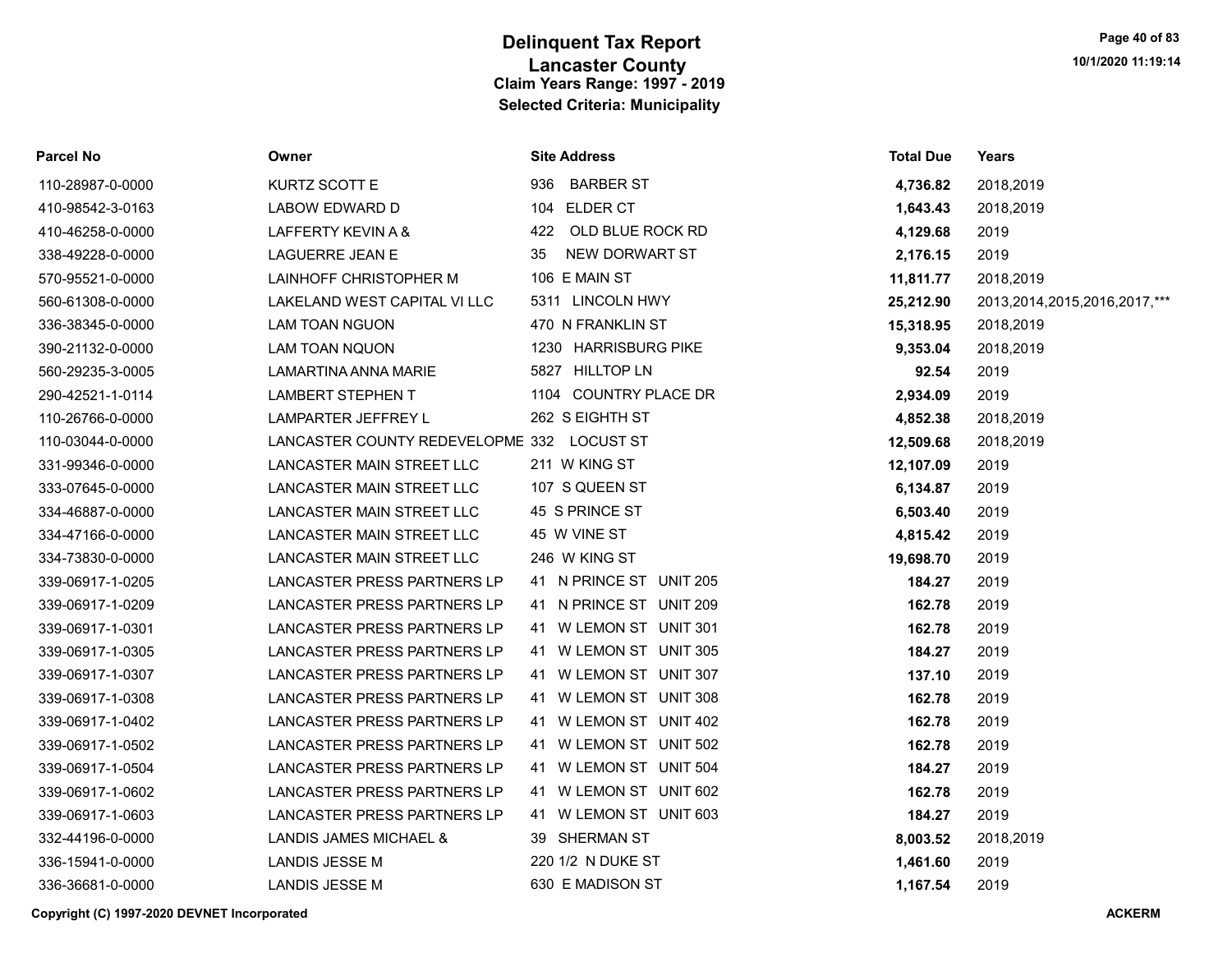# Delinquent Tax Report
## Lancaster County
### Claim Years Range: 1997 - 2019
### Selected Criteria: Municipality

| Parcel No | Owner | Site Address | Total Due | Years |
|---|---|---|---|---|
| 110-28987-0-0000 | KURTZ SCOTT E | 936 BARBER ST | **4,736.82** | 2018,2019 |
| 410-98542-3-0163 | LABOW EDWARD D | 104 ELDER CT | **1,643.43** | 2018,2019 |
| 410-46258-0-0000 | LAFFERTY KEVIN A & | 422 OLD BLUE ROCK RD | **4,129.68** | 2019 |
| 338-49228-0-0000 | LAGUERRE JEAN E | 35 NEW DORWART ST | **2,176.15** | 2019 |
| 570-95521-0-0000 | LAINHOFF CHRISTOPHER M | 106 E MAIN ST | **11,811.77** | 2018,2019 |
| 560-61308-0-0000 | LAKELAND WEST CAPITAL VI LLC | 5311 LINCOLN HWY | **25,212.90** | 2013,2014,2015,2016,2017,*** |
| 336-38345-0-0000 | LAM TOAN NGUON | 470 N FRANKLIN ST | **15,318.95** | 2018,2019 |
| 390-21132-0-0000 | LAM TOAN NQUON | 1230 HARRISBURG PIKE | **9,353.04** | 2018,2019 |
| 560-29235-3-0005 | LAMARTINA ANNA MARIE | 5827 HILLTOP LN | **92.54** | 2019 |
| 290-42521-1-0114 | LAMBERT STEPHEN T | 1104 COUNTRY PLACE DR | **2,934.09** | 2019 |
| 110-26766-0-0000 | LAMPARTER JEFFREY L | 262 S EIGHTH ST | **4,852.38** | 2018,2019 |
| 110-03044-0-0000 | LANCASTER COUNTY REDEVELOPME | 332 LOCUST ST | **12,509.68** | 2018,2019 |
| 331-99346-0-0000 | LANCASTER MAIN STREET LLC | 211 W KING ST | **12,107.09** | 2019 |
| 333-07645-0-0000 | LANCASTER MAIN STREET LLC | 107 S QUEEN ST | **6,134.87** | 2019 |
| 334-46887-0-0000 | LANCASTER MAIN STREET LLC | 45 S PRINCE ST | **6,503.40** | 2019 |
| 334-47166-0-0000 | LANCASTER MAIN STREET LLC | 45 W VINE ST | **4,815.42** | 2019 |
| 334-73830-0-0000 | LANCASTER MAIN STREET LLC | 246 W KING ST | **19,698.70** | 2019 |
| 339-06917-1-0205 | LANCASTER PRESS PARTNERS LP | 41 N PRINCE ST UNIT 205 | **184.27** | 2019 |
| 339-06917-1-0209 | LANCASTER PRESS PARTNERS LP | 41 N PRINCE ST UNIT 209 | **162.78** | 2019 |
| 339-06917-1-0301 | LANCASTER PRESS PARTNERS LP | 41 W LEMON ST UNIT 301 | **162.78** | 2019 |
| 339-06917-1-0305 | LANCASTER PRESS PARTNERS LP | 41 W LEMON ST UNIT 305 | **184.27** | 2019 |
| 339-06917-1-0307 | LANCASTER PRESS PARTNERS LP | 41 W LEMON ST UNIT 307 | **137.10** | 2019 |
| 339-06917-1-0308 | LANCASTER PRESS PARTNERS LP | 41 W LEMON ST UNIT 308 | **162.78** | 2019 |
| 339-06917-1-0402 | LANCASTER PRESS PARTNERS LP | 41 W LEMON ST UNIT 402 | **162.78** | 2019 |
| 339-06917-1-0502 | LANCASTER PRESS PARTNERS LP | 41 W LEMON ST UNIT 502 | **162.78** | 2019 |
| 339-06917-1-0504 | LANCASTER PRESS PARTNERS LP | 41 W LEMON ST UNIT 504 | **184.27** | 2019 |
| 339-06917-1-0602 | LANCASTER PRESS PARTNERS LP | 41 W LEMON ST UNIT 602 | **162.78** | 2019 |
| 339-06917-1-0603 | LANCASTER PRESS PARTNERS LP | 41 W LEMON ST UNIT 603 | **184.27** | 2019 |
| 332-44196-0-0000 | LANDIS JAMES MICHAEL & | 39 SHERMAN ST | **8,003.52** | 2018,2019 |
| 336-15941-0-0000 | LANDIS JESSE M | 220 1/2 N DUKE ST | **1,461.60** | 2019 |
| 336-36681-0-0000 | LANDIS JESSE M | 630 E MADISON ST | **1,167.54** | 2019 |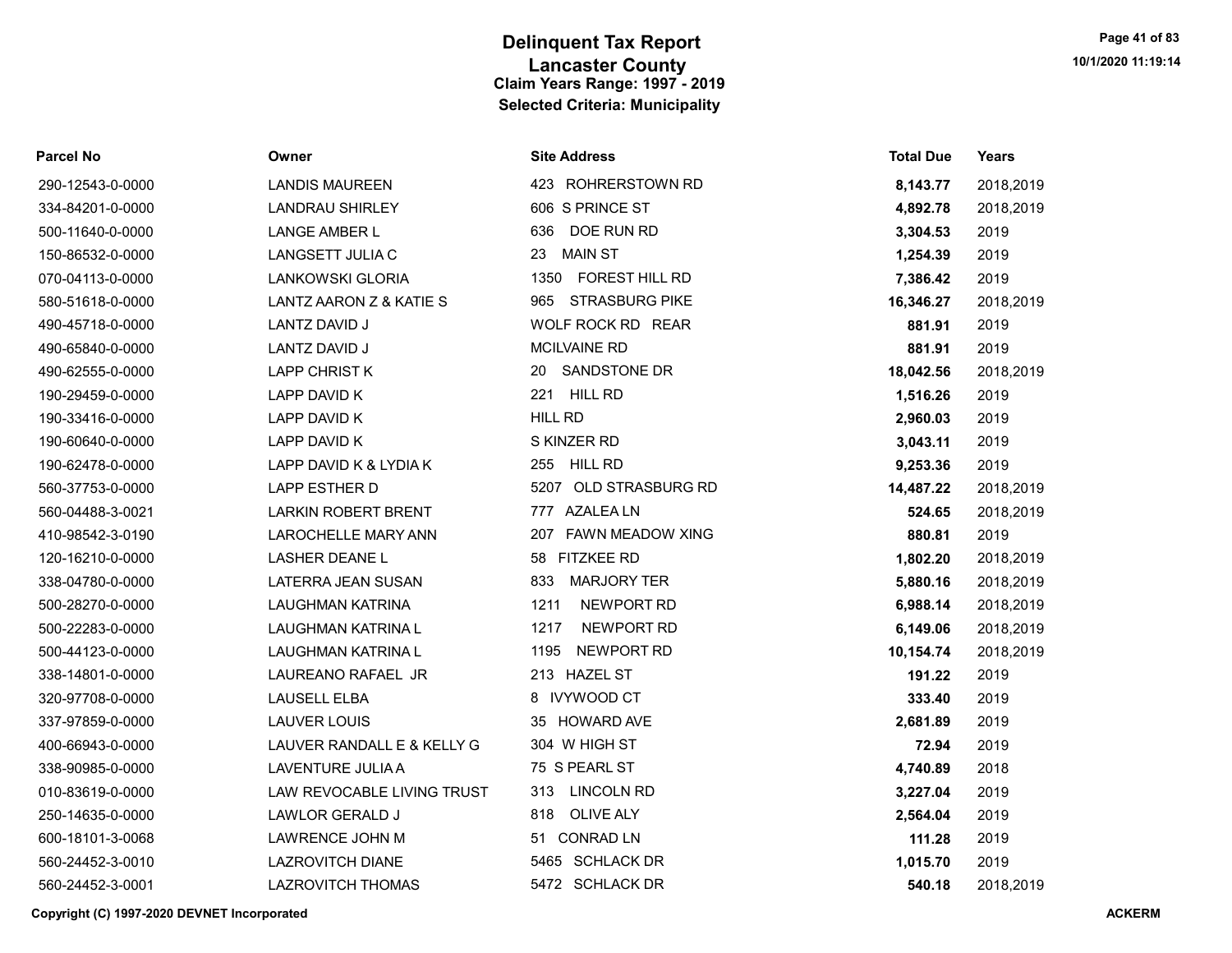# Delinquent Tax Report
## Lancaster County
### Claim Years Range: 1997 - 2019
### Selected Criteria: Municipality

| Parcel No | Owner | Site Address | Total Due | Years |
|---|---|---|---|---|
| 290-12543-0-0000 | LANDIS MAUREEN | 423 ROHRERSTOWN RD | **8,143.77** | 2018,2019 |
| 334-84201-0-0000 | LANDRAU SHIRLEY | 606 S PRINCE ST | **4,892.78** | 2018,2019 |
| 500-11640-0-0000 | LANGE AMBER L | 636 DOE RUN RD | **3,304.53** | 2019 |
| 150-86532-0-0000 | LANGSETT JULIA C | 23 MAIN ST | **1,254.39** | 2019 |
| 070-04113-0-0000 | LANKOWSKI GLORIA | 1350 FOREST HILL RD | **7,386.42** | 2019 |
| 580-51618-0-0000 | LANTZ AARON Z & KATIE S | 965 STRASBURG PIKE | **16,346.27** | 2018,2019 |
| 490-45718-0-0000 | LANTZ DAVID J | WOLF ROCK RD REAR | **881.91** | 2019 |
| 490-65840-0-0000 | LANTZ DAVID J | MCILVAINE RD | **881.91** | 2019 |
| 490-62555-0-0000 | LAPP CHRIST K | 20 SANDSTONE DR | **18,042.56** | 2018,2019 |
| 190-29459-0-0000 | LAPP DAVID K | 221 HILL RD | **1,516.26** | 2019 |
| 190-33416-0-0000 | LAPP DAVID K | HILL RD | **2,960.03** | 2019 |
| 190-60640-0-0000 | LAPP DAVID K | S KINZER RD | **3,043.11** | 2019 |
| 190-62478-0-0000 | LAPP DAVID K & LYDIA K | 255 HILL RD | **9,253.36** | 2019 |
| 560-37753-0-0000 | LAPP ESTHER D | 5207 OLD STRASBURG RD | **14,487.22** | 2018,2019 |
| 560-04488-3-0021 | LARKIN ROBERT BRENT | 777 AZALEA LN | **524.65** | 2018,2019 |
| 410-98542-3-0190 | LAROCHELLE MARY ANN | 207 FAWN MEADOW XING | **880.81** | 2019 |
| 120-16210-0-0000 | LASHER DEANE L | 58 FITZKEE RD | **1,802.20** | 2018,2019 |
| 338-04780-0-0000 | LATERRA JEAN SUSAN | 833 MARJORY TER | **5,880.16** | 2018,2019 |
| 500-28270-0-0000 | LAUGHMAN KATRINA | 1211 NEWPORT RD | **6,988.14** | 2018,2019 |
| 500-22283-0-0000 | LAUGHMAN KATRINA L | 1217 NEWPORT RD | **6,149.06** | 2018,2019 |
| 500-44123-0-0000 | LAUGHMAN KATRINA L | 1195 NEWPORT RD | **10,154.74** | 2018,2019 |
| 338-14801-0-0000 | LAUREANO RAFAEL JR | 213 HAZEL ST | **191.22** | 2019 |
| 320-97708-0-0000 | LAUSELL ELBA | 8 IVYWOOD CT | **333.40** | 2019 |
| 337-97859-0-0000 | LAUVER LOUIS | 35 HOWARD AVE | **2,681.89** | 2019 |
| 400-66943-0-0000 | LAUVER RANDALL E & KELLY G | 304 W HIGH ST | **72.94** | 2019 |
| 338-90985-0-0000 | LAVENTURE JULIA A | 75 S PEARL ST | **4,740.89** | 2018 |
| 010-83619-0-0000 | LAW REVOCABLE LIVING TRUST | 313 LINCOLN RD | **3,227.04** | 2019 |
| 250-14635-0-0000 | LAWLOR GERALD J | 818 OLIVE ALY | **2,564.04** | 2019 |
| 600-18101-3-0068 | LAWRENCE JOHN M | 51 CONRAD LN | **111.28** | 2019 |
| 560-24452-3-0010 | LAZROVITCH DIANE | 5465 SCHLACK DR | **1,015.70** | 2019 |
| 560-24452-3-0001 | LAZROVITCH THOMAS | 5472 SCHLACK DR | **540.18** | 2018,2019 |

Copyright (C) 1997-2020 DEVNET Incorporated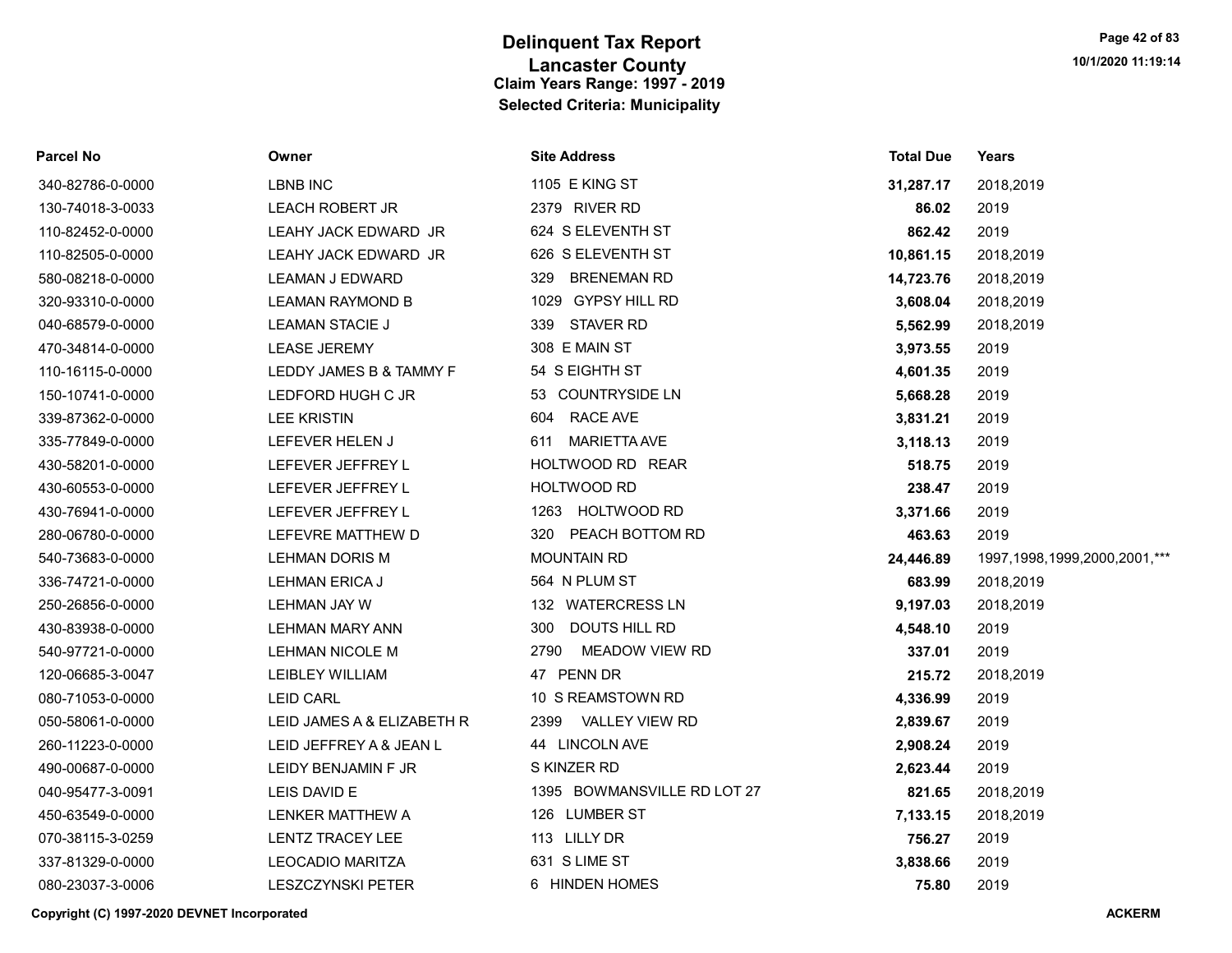# Delinquent Tax Report
## Lancaster County
### Claim Years Range: 1997 - 2019
### Selected Criteria: Municipality

| Parcel No | Owner | Site Address | Total Due | Years |
|---|---|---|---|---|
| 340-82786-0-0000 | LBNB INC | 1105 E KING ST | **31,287.17** | 2018,2019 |
| 130-74018-3-0033 | LEACH ROBERT JR | 2379 RIVER RD | **86.02** | 2019 |
| 110-82452-0-0000 | LEAHY JACK EDWARD JR | 624 S ELEVENTH ST | **862.42** | 2019 |
| 110-82505-0-0000 | LEAHY JACK EDWARD JR | 626 S ELEVENTH ST | **10,861.15** | 2018,2019 |
| 580-08218-0-0000 | LEAMAN J EDWARD | 329 BRENEMAN RD | **14,723.76** | 2018,2019 |
| 320-93310-0-0000 | LEAMAN RAYMOND B | 1029 GYPSY HILL RD | **3,608.04** | 2018,2019 |
| 040-68579-0-0000 | LEAMAN STACIE J | 339 STAVER RD | **5,562.99** | 2018,2019 |
| 470-34814-0-0000 | LEASE JEREMY | 308 E MAIN ST | **3,973.55** | 2019 |
| 110-16115-0-0000 | LEDDY JAMES B & TAMMY F | 54 S EIGHTH ST | **4,601.35** | 2019 |
| 150-10741-0-0000 | LEDFORD HUGH C JR | 53 COUNTRYSIDE LN | **5,668.28** | 2019 |
| 339-87362-0-0000 | LEE KRISTIN | 604 RACE AVE | **3,831.21** | 2019 |
| 335-77849-0-0000 | LEFEVER HELEN J | 611 MARIETTA AVE | **3,118.13** | 2019 |
| 430-58201-0-0000 | LEFEVER JEFFREY L | HOLTWOOD RD REAR | **518.75** | 2019 |
| 430-60553-0-0000 | LEFEVER JEFFREY L | HOLTWOOD RD | **238.47** | 2019 |
| 430-76941-0-0000 | LEFEVER JEFFREY L | 1263 HOLTWOOD RD | **3,371.66** | 2019 |
| 280-06780-0-0000 | LEFEVRE MATTHEW D | 320 PEACH BOTTOM RD | **463.63** | 2019 |
| 540-73683-0-0000 | LEHMAN DORIS M | MOUNTAIN RD | **24,446.89** | 1997,1998,1999,2000,2001,*** |
| 336-74721-0-0000 | LEHMAN ERICA J | 564 N PLUM ST | **683.99** | 2018,2019 |
| 250-26856-0-0000 | LEHMAN JAY W | 132 WATERCRESS LN | **9,197.03** | 2018,2019 |
| 430-83938-0-0000 | LEHMAN MARY ANN | 300 DOUTS HILL RD | **4,548.10** | 2019 |
| 540-97721-0-0000 | LEHMAN NICOLE M | 2790 MEADOW VIEW RD | **337.01** | 2019 |
| 120-06685-3-0047 | LEIBLEY WILLIAM | 47 PENN DR | **215.72** | 2018,2019 |
| 080-71053-0-0000 | LEID CARL | 10 S REAMSTOWN RD | **4,336.99** | 2019 |
| 050-58061-0-0000 | LEID JAMES A & ELIZABETH R | 2399 VALLEY VIEW RD | **2,839.67** | 2019 |
| 260-11223-0-0000 | LEID JEFFREY A & JEAN L | 44 LINCOLN AVE | **2,908.24** | 2019 |
| 490-00687-0-0000 | LEIDY BENJAMIN F JR | S KINZER RD | **2,623.44** | 2019 |
| 040-95477-3-0091 | LEIS DAVID E | 1395 BOWMANSVILLE RD LOT 27 | **821.65** | 2018,2019 |
| 450-63549-0-0000 | LENKER MATTHEW A | 126 LUMBER ST | **7,133.15** | 2018,2019 |
| 070-38115-3-0259 | LENTZ TRACEY LEE | 113 LILLY DR | **756.27** | 2019 |
| 337-81329-0-0000 | LEOCADIO MARITZA | 631 S LIME ST | **3,838.66** | 2019 |
| 080-23037-3-0006 | LESZCZYNSKI PETER | 6 HINDEN HOMES | **75.80** | 2019 |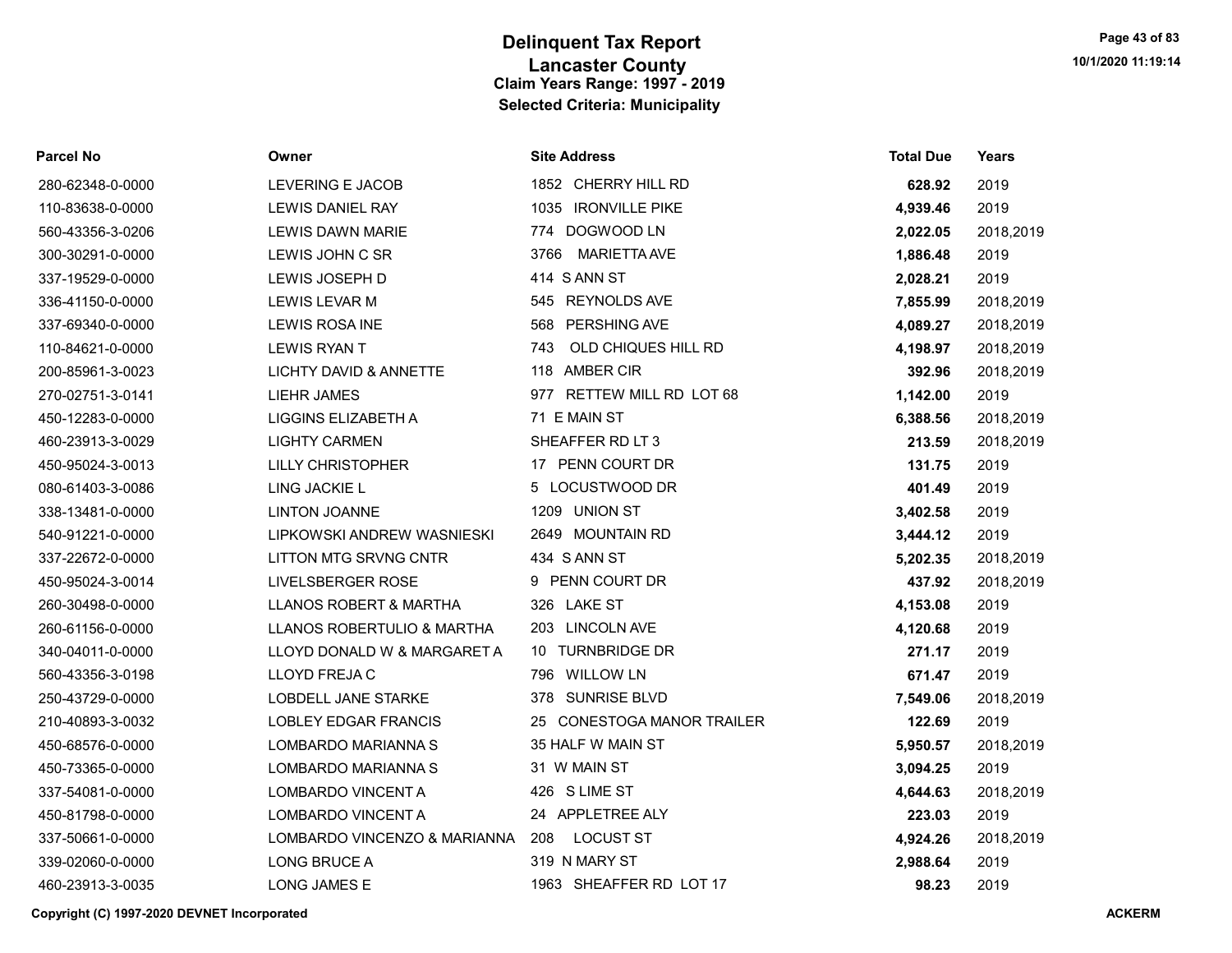# Delinquent Tax Report
## Lancaster County
### Claim Years Range: 1997 - 2019
### Selected Criteria: Municipality

| Parcel No | Owner | Site Address | Total Due | Years |
|---|---|---|---|---|
| 280-62348-0-0000 | LEVERING E JACOB | 1852 CHERRY HILL RD | **628.92** | 2019 |
| 110-83638-0-0000 | LEWIS DANIEL RAY | 1035 IRONVILLE PIKE | **4,939.46** | 2019 |
| 560-43356-3-0206 | LEWIS DAWN MARIE | 774 DOGWOOD LN | **2,022.05** | 2018,2019 |
| 300-30291-0-0000 | LEWIS JOHN C SR | 3766 MARIETTA AVE | **1,886.48** | 2019 |
| 337-19529-0-0000 | LEWIS JOSEPH D | 414 S ANN ST | **2,028.21** | 2019 |
| 336-41150-0-0000 | LEWIS LEVAR M | 545 REYNOLDS AVE | **7,855.99** | 2018,2019 |
| 337-69340-0-0000 | LEWIS ROSA INE | 568 PERSHING AVE | **4,089.27** | 2018,2019 |
| 110-84621-0-0000 | LEWIS RYAN T | 743 OLD CHIQUES HILL RD | **4,198.97** | 2018,2019 |
| 200-85961-3-0023 | LICHTY DAVID & ANNETTE | 118 AMBER CIR | **392.96** | 2018,2019 |
| 270-02751-3-0141 | LIEHR JAMES | 977 RETTEW MILL RD LOT 68 | **1,142.00** | 2019 |
| 450-12283-0-0000 | LIGGINS ELIZABETH A | 71 E MAIN ST | **6,388.56** | 2018,2019 |
| 460-23913-3-0029 | LIGHTY CARMEN | SHEAFFER RD LT 3 | **213.59** | 2018,2019 |
| 450-95024-3-0013 | LILLY CHRISTOPHER | 17 PENN COURT DR | **131.75** | 2019 |
| 080-61403-3-0086 | LING JACKIE L | 5 LOCUSTWOOD DR | **401.49** | 2019 |
| 338-13481-0-0000 | LINTON JOANNE | 1209 UNION ST | **3,402.58** | 2019 |
| 540-91221-0-0000 | LIPKOWSKI ANDREW WASNIESKI | 2649 MOUNTAIN RD | **3,444.12** | 2019 |
| 337-22672-0-0000 | LITTON MTG SRVNG CNTR | 434 S ANN ST | **5,202.35** | 2018,2019 |
| 450-95024-3-0014 | LIVELSBERGER ROSE | 9 PENN COURT DR | **437.92** | 2018,2019 |
| 260-30498-0-0000 | LLANOS ROBERT & MARTHA | 326 LAKE ST | **4,153.08** | 2019 |
| 260-61156-0-0000 | LLANOS ROBERTULIO & MARTHA | 203 LINCOLN AVE | **4,120.68** | 2019 |
| 340-04011-0-0000 | LLOYD DONALD W & MARGARET A | 10 TURNBRIDGE DR | **271.17** | 2019 |
| 560-43356-3-0198 | LLOYD FREJA C | 796 WILLOW LN | **671.47** | 2019 |
| 250-43729-0-0000 | LOBDELL JANE STARKE | 378 SUNRISE BLVD | **7,549.06** | 2018,2019 |
| 210-40893-3-0032 | LOBLEY EDGAR FRANCIS | 25 CONESTOGA MANOR TRAILER | **122.69** | 2019 |
| 450-68576-0-0000 | LOMBARDO MARIANNA S | 35 HALF W MAIN ST | **5,950.57** | 2018,2019 |
| 450-73365-0-0000 | LOMBARDO MARIANNA S | 31 W MAIN ST | **3,094.25** | 2019 |
| 337-54081-0-0000 | LOMBARDO VINCENT A | 426 S LIME ST | **4,644.63** | 2018,2019 |
| 450-81798-0-0000 | LOMBARDO VINCENT A | 24 APPLETREE ALY | **223.03** | 2019 |
| 337-50661-0-0000 | LOMBARDO VINCENZO & MARIANNA | 208 LOCUST ST | **4,924.26** | 2018,2019 |
| 339-02060-0-0000 | LONG BRUCE A | 319 N MARY ST | **2,988.64** | 2019 |
| 460-23913-3-0035 | LONG JAMES E | 1963 SHEAFFER RD LOT 17 | **98.23** | 2019 |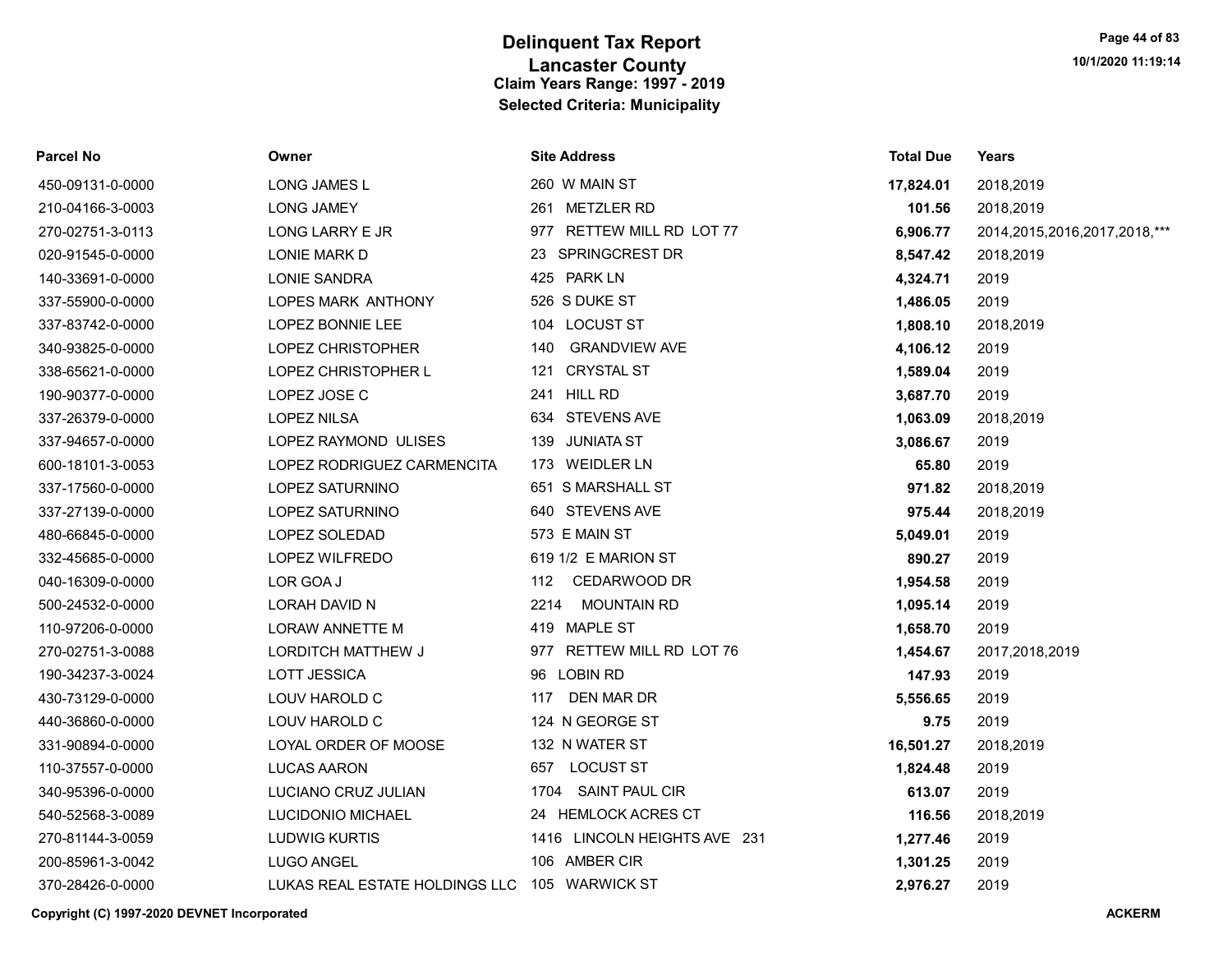# Delinquent Tax Report
## Lancaster County
### Claim Years Range: 1997 - 2019
### Selected Criteria: Municipality

| Parcel No | Owner | Site Address | Total Due | Years |
|---|---|---|---|---|
| 450-09131-0-0000 | LONG JAMES L | 260 W MAIN ST | **17,824.01** | 2018,2019 |
| 210-04166-3-0003 | LONG JAMEY | 261 METZLER RD | **101.56** | 2018,2019 |
| 270-02751-3-0113 | LONG LARRY E JR | 977 RETTEW MILL RD LOT 77 | **6,906.77** | 2014,2015,2016,2017,2018,*** |
| 020-91545-0-0000 | LONIE MARK D | 23 SPRINGCREST DR | **8,547.42** | 2018,2019 |
| 140-33691-0-0000 | LONIE SANDRA | 425 PARK LN | **4,324.71** | 2019 |
| 337-55900-0-0000 | LOPES MARK ANTHONY | 526 S DUKE ST | **1,486.05** | 2019 |
| 337-83742-0-0000 | LOPEZ BONNIE LEE | 104 LOCUST ST | **1,808.10** | 2018,2019 |
| 340-93825-0-0000 | LOPEZ CHRISTOPHER | 140 GRANDVIEW AVE | **4,106.12** | 2019 |
| 338-65621-0-0000 | LOPEZ CHRISTOPHER L | 121 CRYSTAL ST | **1,589.04** | 2019 |
| 190-90377-0-0000 | LOPEZ JOSE C | 241 HILL RD | **3,687.70** | 2019 |
| 337-26379-0-0000 | LOPEZ NILSA | 634 STEVENS AVE | **1,063.09** | 2018,2019 |
| 337-94657-0-0000 | LOPEZ RAYMOND ULISES | 139 JUNIATA ST | **3,086.67** | 2019 |
| 600-18101-3-0053 | LOPEZ RODRIGUEZ CARMENCITA | 173 WEIDLER LN | **65.80** | 2019 |
| 337-17560-0-0000 | LOPEZ SATURNINO | 651 S MARSHALL ST | **971.82** | 2018,2019 |
| 337-27139-0-0000 | LOPEZ SATURNINO | 640 STEVENS AVE | **975.44** | 2018,2019 |
| 480-66845-0-0000 | LOPEZ SOLEDAD | 573 E MAIN ST | **5,049.01** | 2019 |
| 332-45685-0-0000 | LOPEZ WILFREDO | 619 1/2 E MARION ST | **890.27** | 2019 |
| 040-16309-0-0000 | LOR GOA J | 112 CEDARWOOD DR | **1,954.58** | 2019 |
| 500-24532-0-0000 | LORAH DAVID N | 2214 MOUNTAIN RD | **1,095.14** | 2019 |
| 110-97206-0-0000 | LORAW ANNETTE M | 419 MAPLE ST | **1,658.70** | 2019 |
| 270-02751-3-0088 | LORDITCH MATTHEW J | 977 RETTEW MILL RD LOT 76 | **1,454.67** | 2017,2018,2019 |
| 190-34237-3-0024 | LOTT JESSICA | 96 LOBIN RD | **147.93** | 2019 |
| 430-73129-0-0000 | LOUV HAROLD C | 117 DEN MAR DR | **5,556.65** | 2019 |
| 440-36860-0-0000 | LOUV HAROLD C | 124 N GEORGE ST | **9.75** | 2019 |
| 331-90894-0-0000 | LOYAL ORDER OF MOOSE | 132 N WATER ST | **16,501.27** | 2018,2019 |
| 110-37557-0-0000 | LUCAS AARON | 657 LOCUST ST | **1,824.48** | 2019 |
| 340-95396-0-0000 | LUCIANO CRUZ JULIAN | 1704 SAINT PAUL CIR | **613.07** | 2019 |
| 540-52568-3-0089 | LUCIDONIO MICHAEL | 24 HEMLOCK ACRES CT | **116.56** | 2018,2019 |
| 270-81144-3-0059 | LUDWIG KURTIS | 1416 LINCOLN HEIGHTS AVE 231 | **1,277.46** | 2019 |
| 200-85961-3-0042 | LUGO ANGEL | 106 AMBER CIR | **1,301.25** | 2019 |
| 370-28426-0-0000 | LUKAS REAL ESTATE HOLDINGS LLC | 105 WARWICK ST | **2,976.27** | 2019 |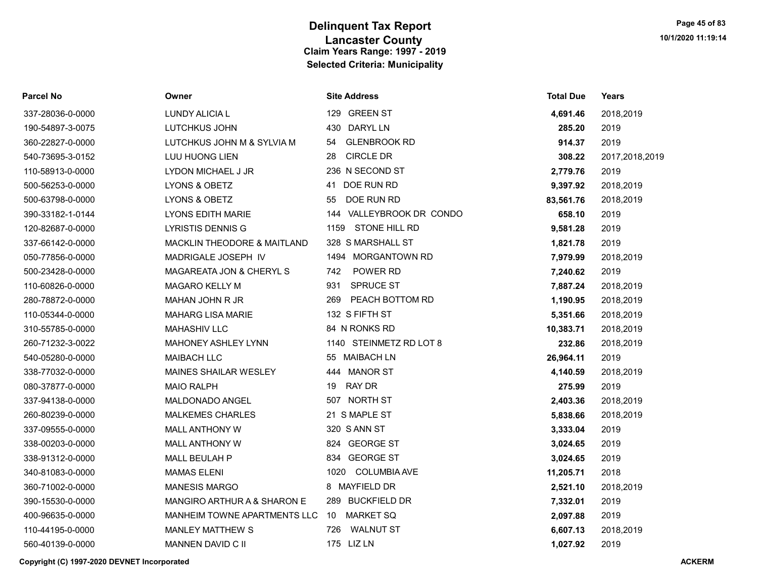# Delinquent Tax Report
## Lancaster County
### Claim Years Range: 1997 - 2019
### Selected Criteria: Municipality

| Parcel No | Owner | Site Address | Total Due | Years |
|---|---|---|---|---|
| 337-28036-0-0000 | LUNDY ALICIA L | 129 GREEN ST | **4,691.46** | 2018,2019 |
| 190-54897-3-0075 | LUTCHKUS JOHN | 430 DARYL LN | **285.20** | 2019 |
| 360-22827-0-0000 | LUTCHKUS JOHN M & SYLVIA M | 54 GLENBROOK RD | **914.37** | 2019 |
| 540-73695-3-0152 | LUU HUONG LIEN | 28 CIRCLE DR | **308.22** | 2017,2018,2019 |
| 110-58913-0-0000 | LYDON MICHAEL J JR | 236 N SECOND ST | **2,779.76** | 2019 |
| 500-56253-0-0000 | LYONS & OBETZ | 41 DOE RUN RD | **9,397.92** | 2018,2019 |
| 500-63798-0-0000 | LYONS & OBETZ | 55 DOE RUN RD | **83,561.76** | 2018,2019 |
| 390-33182-1-0144 | LYONS EDITH MARIE | 144 VALLEYBROOK DR CONDO | **658.10** | 2019 |
| 120-82687-0-0000 | LYRISTIS DENNIS G | 1159 STONE HILL RD | **9,581.28** | 2019 |
| 337-66142-0-0000 | MACKLIN THEODORE & MAITLAND | 328 S MARSHALL ST | **1,821.78** | 2019 |
| 050-77856-0-0000 | MADRIGALE JOSEPH IV | 1494 MORGANTOWN RD | **7,979.99** | 2018,2019 |
| 500-23428-0-0000 | MAGAREATA JON & CHERYL S | 742 POWER RD | **7,240.62** | 2019 |
| 110-60826-0-0000 | MAGARO KELLY M | 931 SPRUCE ST | **7,887.24** | 2018,2019 |
| 280-78872-0-0000 | MAHAN JOHN R JR | 269 PEACH BOTTOM RD | **1,190.95** | 2018,2019 |
| 110-05344-0-0000 | MAHARG LISA MARIE | 132 S FIFTH ST | **5,351.66** | 2018,2019 |
| 310-55785-0-0000 | MAHASHIV LLC | 84 N RONKS RD | **10,383.71** | 2018,2019 |
| 260-71232-3-0022 | MAHONEY ASHLEY LYNN | 1140 STEINMETZ RD LOT 8 | **232.86** | 2018,2019 |
| 540-05280-0-0000 | MAIBACH LLC | 55 MAIBACH LN | **26,964.11** | 2019 |
| 338-77032-0-0000 | MAINES SHAILAR WESLEY | 444 MANOR ST | **4,140.59** | 2018,2019 |
| 080-37877-0-0000 | MAIO RALPH | 19 RAY DR | **275.99** | 2019 |
| 337-94138-0-0000 | MALDONADO ANGEL | 507 NORTH ST | **2,403.36** | 2018,2019 |
| 260-80239-0-0000 | MALKEMES CHARLES | 21 S MAPLE ST | **5,838.66** | 2018,2019 |
| 337-09555-0-0000 | MALL ANTHONY W | 320 S ANN ST | **3,333.04** | 2019 |
| 338-00203-0-0000 | MALL ANTHONY W | 824 GEORGE ST | **3,024.65** | 2019 |
| 338-91312-0-0000 | MALL BEULAH P | 834 GEORGE ST | **3,024.65** | 2019 |
| 340-81083-0-0000 | MAMAS ELENI | 1020 COLUMBIA AVE | **11,205.71** | 2018 |
| 360-71002-0-0000 | MANESIS MARGO | 8 MAYFIELD DR | **2,521.10** | 2018,2019 |
| 390-15530-0-0000 | MANGIRO ARTHUR A & SHARON E | 289 BUCKFIELD DR | **7,332.01** | 2019 |
| 400-96635-0-0000 | MANHEIM TOWNE APARTMENTS LLC | 10 MARKET SQ | **2,097.88** | 2019 |
| 110-44195-0-0000 | MANLEY MATTHEW S | 726 WALNUT ST | **6,607.13** | 2018,2019 |
| 560-40139-0-0000 | MANNEN DAVID C II | 175 LIZ LN | **1,027.92** | 2019 |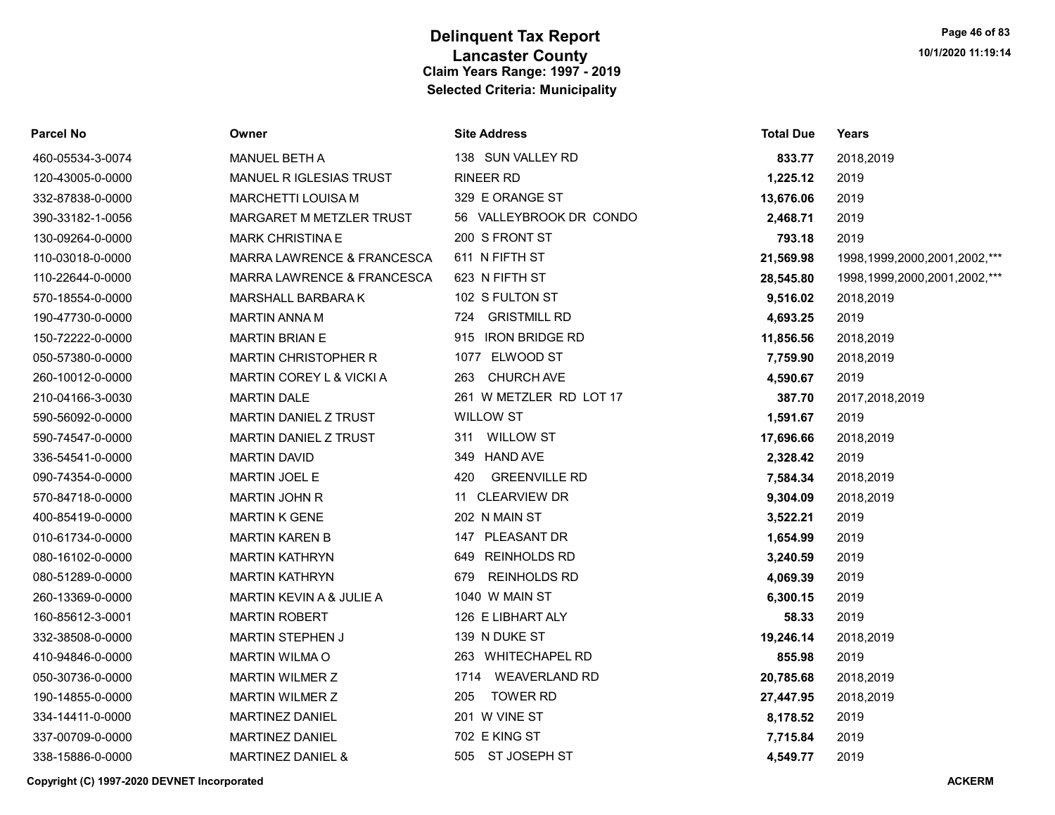# Delinquent Tax Report
## Lancaster County
### Claim Years Range: 1997 - 2019
### Selected Criteria: Municipality

10/1/2020 11:19:14

| Parcel No | Owner | Site Address | Total Due | Years |
|---|---|---|---|---|
| 460-05534-3-0074 | MANUEL BETH A | 138 SUN VALLEY RD | **833.77** | 2018,2019 |
| 120-43005-0-0000 | MANUEL R IGLESIAS TRUST | RINEER RD | **1,225.12** | 2019 |
| 332-87838-0-0000 | MARCHETTI LOUISA M | 329 E ORANGE ST | **13,676.06** | 2019 |
| 390-33182-1-0056 | MARGARET M METZLER TRUST | 56 VALLEYBROOK DR CONDO | **2,468.71** | 2019 |
| 130-09264-0-0000 | MARK CHRISTINA E | 200 S FRONT ST | **793.18** | 2019 |
| 110-03018-0-0000 | MARRA LAWRENCE & FRANCESCA | 611 N FIFTH ST | **21,569.98** | 1998,1999,2000,2001,2002,*** |
| 110-22644-0-0000 | MARRA LAWRENCE & FRANCESCA | 623 N FIFTH ST | **28,545.80** | 1998,1999,2000,2001,2002,*** |
| 570-18554-0-0000 | MARSHALL BARBARA K | 102 S FULTON ST | **9,516.02** | 2018,2019 |
| 190-47730-0-0000 | MARTIN ANNA M | 724 GRISTMILL RD | **4,693.25** | 2019 |
| 150-72222-0-0000 | MARTIN BRIAN E | 915 IRON BRIDGE RD | **11,856.56** | 2018,2019 |
| 050-57380-0-0000 | MARTIN CHRISTOPHER R | 1077 ELWOOD ST | **7,759.90** | 2018,2019 |
| 260-10012-0-0000 | MARTIN COREY L & VICKI A | 263 CHURCH AVE | **4,590.67** | 2019 |
| 210-04166-3-0030 | MARTIN DALE | 261 W METZLER RD LOT 17 | **387.70** | 2017,2018,2019 |
| 590-56092-0-0000 | MARTIN DANIEL Z TRUST | WILLOW ST | **1,591.67** | 2019 |
| 590-74547-0-0000 | MARTIN DANIEL Z TRUST | 311 WILLOW ST | **17,696.66** | 2018,2019 |
| 336-54541-0-0000 | MARTIN DAVID | 349 HAND AVE | **2,328.42** | 2019 |
| 090-74354-0-0000 | MARTIN JOEL E | 420 GREENVILLE RD | **7,584.34** | 2018,2019 |
| 570-84718-0-0000 | MARTIN JOHN R | 11 CLEARVIEW DR | **9,304.09** | 2018,2019 |
| 400-85419-0-0000 | MARTIN K GENE | 202 N MAIN ST | **3,522.21** | 2019 |
| 010-61734-0-0000 | MARTIN KAREN B | 147 PLEASANT DR | **1,654.99** | 2019 |
| 080-16102-0-0000 | MARTIN KATHRYN | 649 REINHOLDS RD | **3,240.59** | 2019 |
| 080-51289-0-0000 | MARTIN KATHRYN | 679 REINHOLDS RD | **4,069.39** | 2019 |
| 260-13369-0-0000 | MARTIN KEVIN A & JULIE A | 1040 W MAIN ST | **6,300.15** | 2019 |
| 160-85612-3-0001 | MARTIN ROBERT | 126 E LIBHART ALY | **58.33** | 2019 |
| 332-38508-0-0000 | MARTIN STEPHEN J | 139 N DUKE ST | **19,246.14** | 2018,2019 |
| 410-94846-0-0000 | MARTIN WILMA O | 263 WHITECHAPEL RD | **855.98** | 2019 |
| 050-30736-0-0000 | MARTIN WILMER Z | 1714 WEAVERLAND RD | **20,785.68** | 2018,2019 |
| 190-14855-0-0000 | MARTIN WILMER Z | 205 TOWER RD | **27,447.95** | 2018,2019 |
| 334-14411-0-0000 | MARTINEZ DANIEL | 201 W VINE ST | **8,178.52** | 2019 |
| 337-00709-0-0000 | MARTINEZ DANIEL | 702 E KING ST | **7,715.84** | 2019 |
| 338-15886-0-0000 | MARTINEZ DANIEL & | 505 ST JOSEPH ST | **4,549.77** | 2019 |

**Copyright (C) 1997-2020 DEVNET Incorporated** **ACKERM**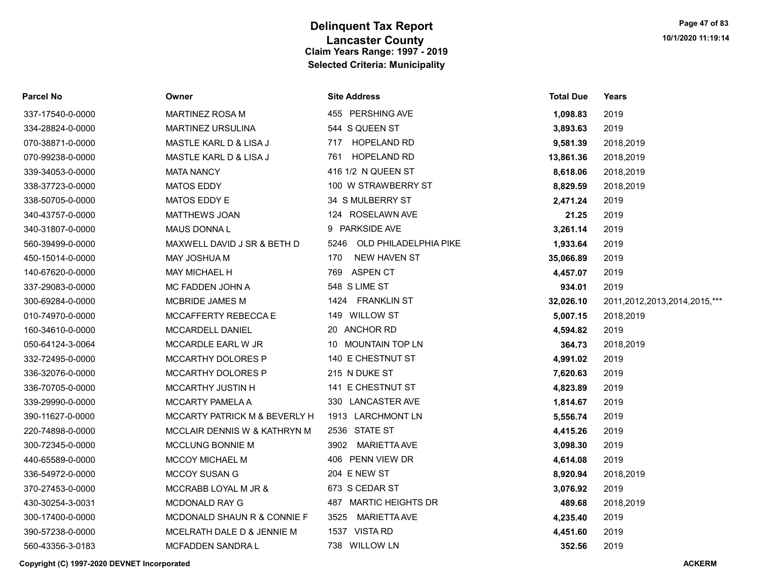# Delinquent Tax Report
## Lancaster County
### Claim Years Range: 1997 - 2019
### Selected Criteria: Municipality

| Parcel No | Owner | Site Address | Total Due | Years |
|---|---|---|---|---|
| 337-17540-0-0000 | MARTINEZ ROSA M | 455 PERSHING AVE | **1,098.83** | 2019 |
| 334-28824-0-0000 | MARTINEZ URSULINA | 544 S QUEEN ST | **3,893.63** | 2019 |
| 070-38871-0-0000 | MASTLE KARL D & LISA J | 717 HOPELAND RD | **9,581.39** | 2018,2019 |
| 070-99238-0-0000 | MASTLE KARL D & LISA J | 761 HOPELAND RD | **13,861.36** | 2018,2019 |
| 339-34053-0-0000 | MATA NANCY | 416 1/2 N QUEEN ST | **8,618.06** | 2018,2019 |
| 338-37723-0-0000 | MATOS EDDY | 100 W STRAWBERRY ST | **8,829.59** | 2018,2019 |
| 338-50705-0-0000 | MATOS EDDY E | 34 S MULBERRY ST | **2,471.24** | 2019 |
| 340-43757-0-0000 | MATTHEWS JOAN | 124 ROSELAWN AVE | **21.25** | 2019 |
| 340-31807-0-0000 | MAUS DONNA L | 9 PARKSIDE AVE | **3,261.14** | 2019 |
| 560-39499-0-0000 | MAXWELL DAVID J SR & BETH D | 5246 OLD PHILADELPHIA PIKE | **1,933.64** | 2019 |
| 450-15014-0-0000 | MAY JOSHUA M | 170 NEW HAVEN ST | **35,066.89** | 2019 |
| 140-67620-0-0000 | MAY MICHAEL H | 769 ASPEN CT | **4,457.07** | 2019 |
| 337-29083-0-0000 | MC FADDEN JOHN A | 548 S LIME ST | **934.01** | 2019 |
| 300-69284-0-0000 | MCBRIDE JAMES M | 1424 FRANKLIN ST | **32,026.10** | 2011,2012,2013,2014,2015,*** |
| 010-74970-0-0000 | MCCAFFERTY REBECCA E | 149 WILLOW ST | **5,007.15** | 2018,2019 |
| 160-34610-0-0000 | MCCARDELL DANIEL | 20 ANCHOR RD | **4,594.82** | 2019 |
| 050-64124-3-0064 | MCCARDLE EARL W JR | 10 MOUNTAIN TOP LN | **364.73** | 2018,2019 |
| 332-72495-0-0000 | MCCARTHY DOLORES P | 140 E CHESTNUT ST | **4,991.02** | 2019 |
| 336-32076-0-0000 | MCCARTHY DOLORES P | 215 N DUKE ST | **7,620.63** | 2019 |
| 336-70705-0-0000 | MCCARTHY JUSTIN H | 141 E CHESTNUT ST | **4,823.89** | 2019 |
| 339-29990-0-0000 | MCCARTY PAMELA A | 330 LANCASTER AVE | **1,814.67** | 2019 |
| 390-11627-0-0000 | MCCARTY PATRICK M & BEVERLY H | 1913 LARCHMONT LN | **5,556.74** | 2019 |
| 220-74898-0-0000 | MCCLAIR DENNIS W & KATHRYN M | 2536 STATE ST | **4,415.26** | 2019 |
| 300-72345-0-0000 | MCCLUNG BONNIE M | 3902 MARIETTA AVE | **3,098.30** | 2019 |
| 440-65589-0-0000 | MCCOY MICHAEL M | 406 PENN VIEW DR | **4,614.08** | 2019 |
| 336-54972-0-0000 | MCCOY SUSAN G | 204 E NEW ST | **8,920.94** | 2018,2019 |
| 370-27453-0-0000 | MCCRABB LOYAL M JR & | 673 S CEDAR ST | **3,076.92** | 2019 |
| 430-30254-3-0031 | MCDONALD RAY G | 487 MARTIC HEIGHTS DR | **489.68** | 2018,2019 |
| 300-17400-0-0000 | MCDONALD SHAUN R & CONNIE F | 3525 MARIETTA AVE | **4,235.40** | 2019 |
| 390-57238-0-0000 | MCELRATH DALE D & JENNIE M | 1537 VISTA RD | **4,451.60** | 2019 |
| 560-43356-3-0183 | MCFADDEN SANDRA L | 738 WILLOW LN | **352.56** | 2019 |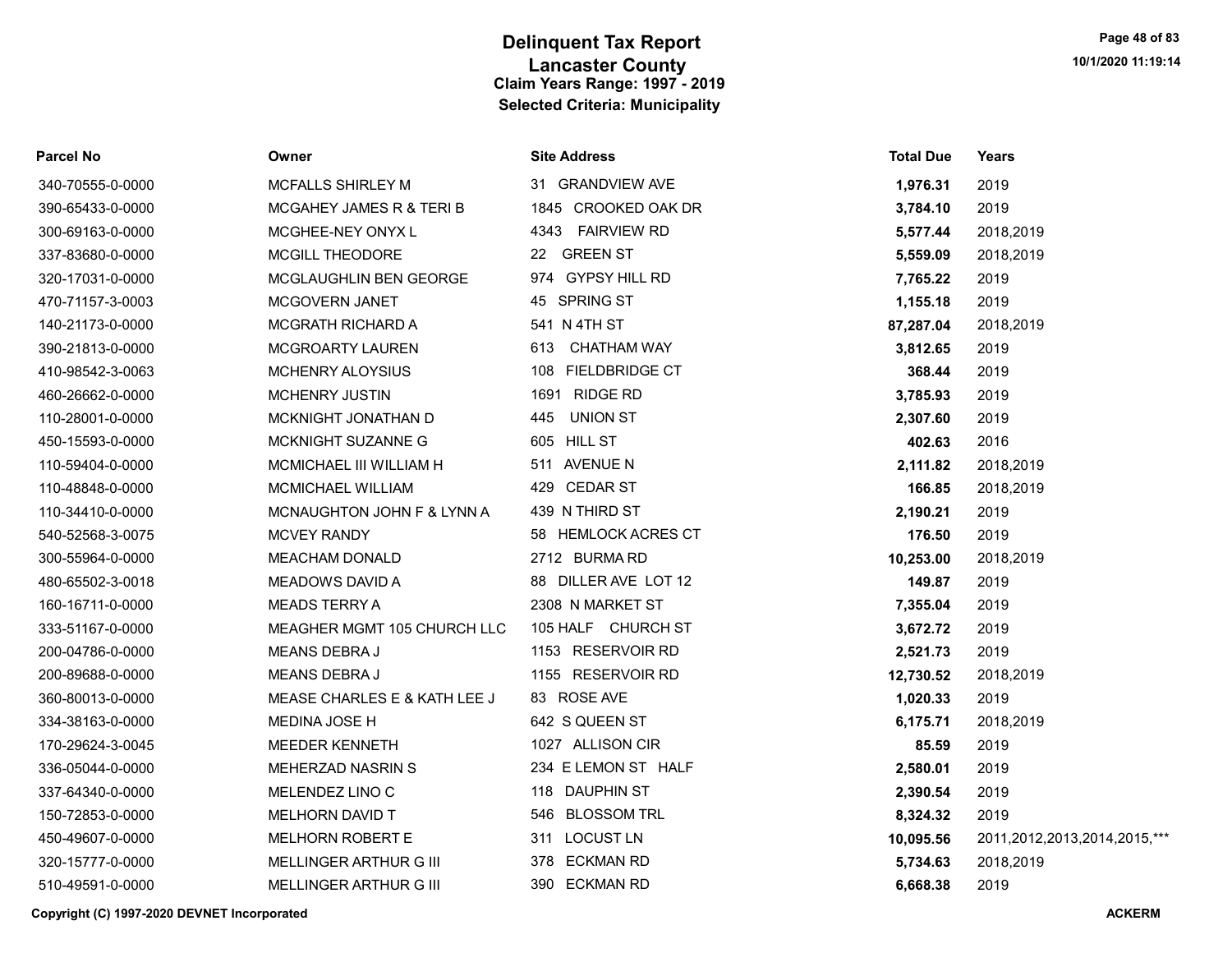# Delinquent Tax Report
## Lancaster County
### Claim Years Range: 1997 - 2019
### Selected Criteria: Municipality

10/1/2020 11:19:14

| Parcel No | Owner | Site Address | Total Due | Years |
|---|---|---|---|---|
| 340-70555-0-0000 | MCFALLS SHIRLEY M | 31 GRANDVIEW AVE | **1,976.31** | 2019 |
| 390-65433-0-0000 | MCGAHEY JAMES R & TERI B | 1845 CROOKED OAK DR | **3,784.10** | 2019 |
| 300-69163-0-0000 | MCGHEE-NEY ONYX L | 4343 FAIRVIEW RD | **5,577.44** | 2018,2019 |
| 337-83680-0-0000 | MCGILL THEODORE | 22 GREEN ST | **5,559.09** | 2018,2019 |
| 320-17031-0-0000 | MCGLAUGHLIN BEN GEORGE | 974 GYPSY HILL RD | **7,765.22** | 2019 |
| 470-71157-3-0003 | MCGOVERN JANET | 45 SPRING ST | **1,155.18** | 2019 |
| 140-21173-0-0000 | MCGRATH RICHARD A | 541 N 4TH ST | **87,287.04** | 2018,2019 |
| 390-21813-0-0000 | MCGROARTY LAUREN | 613 CHATHAM WAY | **3,812.65** | 2019 |
| 410-98542-3-0063 | MCHENRY ALOYSIUS | 108 FIELDBRIDGE CT | **368.44** | 2019 |
| 460-26662-0-0000 | MCHENRY JUSTIN | 1691 RIDGE RD | **3,785.93** | 2019 |
| 110-28001-0-0000 | MCKNIGHT JONATHAN D | 445 UNION ST | **2,307.60** | 2019 |
| 450-15593-0-0000 | MCKNIGHT SUZANNE G | 605 HILL ST | **402.63** | 2016 |
| 110-59404-0-0000 | MCMICHAEL III WILLIAM H | 511 AVENUE N | **2,111.82** | 2018,2019 |
| 110-48848-0-0000 | MCMICHAEL WILLIAM | 429 CEDAR ST | **166.85** | 2018,2019 |
| 110-34410-0-0000 | MCNAUGHTON JOHN F & LYNN A | 439 N THIRD ST | **2,190.21** | 2019 |
| 540-52568-3-0075 | MCVEY RANDY | 58 HEMLOCK ACRES CT | **176.50** | 2019 |
| 300-55964-0-0000 | MEACHAM DONALD | 2712 BURMA RD | **10,253.00** | 2018,2019 |
| 480-65502-3-0018 | MEADOWS DAVID A | 88 DILLER AVE LOT 12 | **149.87** | 2019 |
| 160-16711-0-0000 | MEADS TERRY A | 2308 N MARKET ST | **7,355.04** | 2019 |
| 333-51167-0-0000 | MEAGHER MGMT 105 CHURCH LLC | 105 HALF CHURCH ST | **3,672.72** | 2019 |
| 200-04786-0-0000 | MEANS DEBRA J | 1153 RESERVOIR RD | **2,521.73** | 2019 |
| 200-89688-0-0000 | MEANS DEBRA J | 1155 RESERVOIR RD | **12,730.52** | 2018,2019 |
| 360-80013-0-0000 | MEASE CHARLES E & KATH LEE J | 83 ROSE AVE | **1,020.33** | 2019 |
| 334-38163-0-0000 | MEDINA JOSE H | 642 S QUEEN ST | **6,175.71** | 2018,2019 |
| 170-29624-3-0045 | MEEDER KENNETH | 1027 ALLISON CIR | **85.59** | 2019 |
| 336-05044-0-0000 | MEHERZAD NASRIN S | 234 E LEMON ST HALF | **2,580.01** | 2019 |
| 337-64340-0-0000 | MELENDEZ LINO C | 118 DAUPHIN ST | **2,390.54** | 2019 |
| 150-72853-0-0000 | MELHORN DAVID T | 546 BLOSSOM TRL | **8,324.32** | 2019 |
| 450-49607-0-0000 | MELHORN ROBERT E | 311 LOCUST LN | **10,095.56** | 2011,2012,2013,2014,2015,*** |
| 320-15777-0-0000 | MELLINGER ARTHUR G III | 378 ECKMAN RD | **5,734.63** | 2018,2019 |
| 510-49591-0-0000 | MELLINGER ARTHUR G III | 390 ECKMAN RD | **6,668.38** | 2019 |

**Copyright (C) 1997-2020 DEVNET Incorporated** **ACKERM**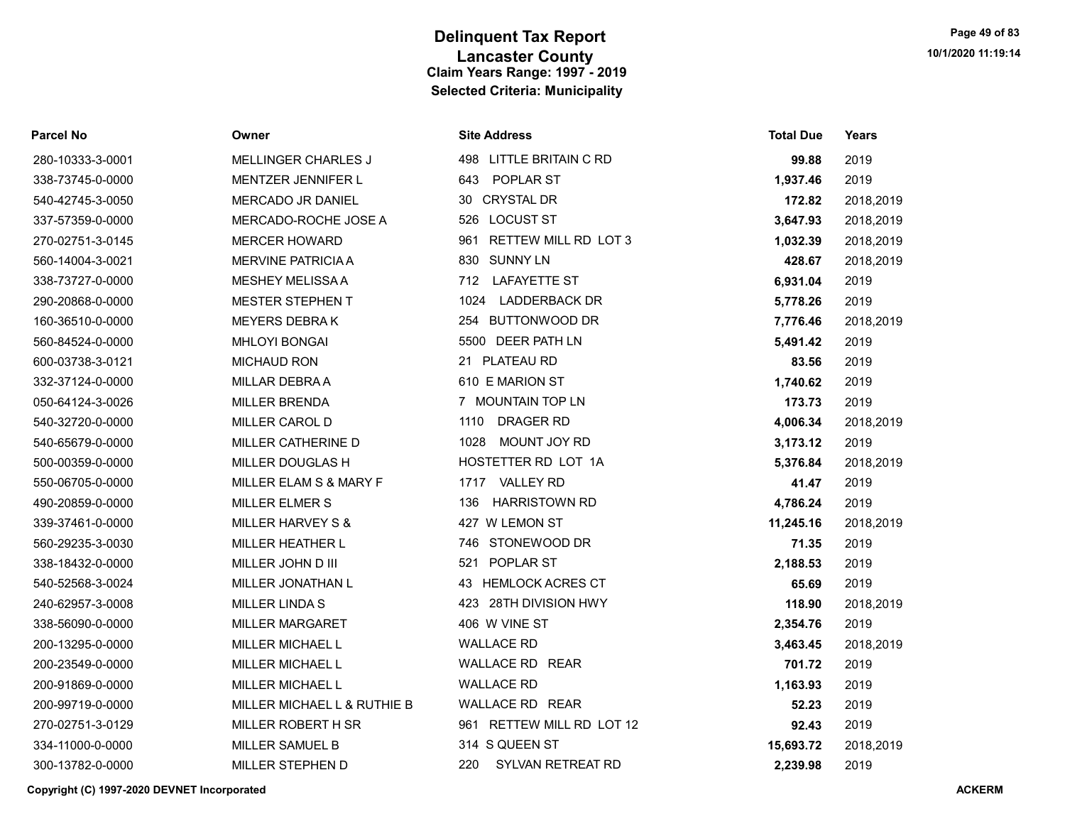# Delinquent Tax Report
## Lancaster County
### Claim Years Range: 1997 - 2019
### Selected Criteria: Municipality

| Parcel No | Owner | Site Address | Total Due | Years |
|---|---|---|---|---|
| 280-10333-3-0001 | MELLINGER CHARLES J | 498 LITTLE BRITAIN C RD | **99.88** | 2019 |
| 338-73745-0-0000 | MENTZER JENNIFER L | 643 POPLAR ST | **1,937.46** | 2019 |
| 540-42745-3-0050 | MERCADO JR DANIEL | 30 CRYSTAL DR | **172.82** | 2018,2019 |
| 337-57359-0-0000 | MERCADO-ROCHE JOSE A | 526 LOCUST ST | **3,647.93** | 2018,2019 |
| 270-02751-3-0145 | MERCER HOWARD | 961 RETTEW MILL RD LOT 3 | **1,032.39** | 2018,2019 |
| 560-14004-3-0021 | MERVINE PATRICIA A | 830 SUNNY LN | **428.67** | 2018,2019 |
| 338-73727-0-0000 | MESHEY MELISSA A | 712 LAFAYETTE ST | **6,931.04** | 2019 |
| 290-20868-0-0000 | MESTER STEPHEN T | 1024 LADDERBACK DR | **5,778.26** | 2019 |
| 160-36510-0-0000 | MEYERS DEBRA K | 254 BUTTONWOOD DR | **7,776.46** | 2018,2019 |
| 560-84524-0-0000 | MHLOYI BONGAI | 5500 DEER PATH LN | **5,491.42** | 2019 |
| 600-03738-3-0121 | MICHAUD RON | 21 PLATEAU RD | **83.56** | 2019 |
| 332-37124-0-0000 | MILLAR DEBRA A | 610 E MARION ST | **1,740.62** | 2019 |
| 050-64124-3-0026 | MILLER BRENDA | 7 MOUNTAIN TOP LN | **173.73** | 2019 |
| 540-32720-0-0000 | MILLER CAROL D | 1110 DRAGER RD | **4,006.34** | 2018,2019 |
| 540-65679-0-0000 | MILLER CATHERINE D | 1028 MOUNT JOY RD | **3,173.12** | 2019 |
| 500-00359-0-0000 | MILLER DOUGLAS H | HOSTETTER RD LOT 1A | **5,376.84** | 2018,2019 |
| 550-06705-0-0000 | MILLER ELAM S & MARY F | 1717 VALLEY RD | **41.47** | 2019 |
| 490-20859-0-0000 | MILLER ELMER S | 136 HARRISTOWN RD | **4,786.24** | 2019 |
| 339-37461-0-0000 | MILLER HARVEY S & | 427 W LEMON ST | **11,245.16** | 2018,2019 |
| 560-29235-3-0030 | MILLER HEATHER L | 746 STONEWOOD DR | **71.35** | 2019 |
| 338-18432-0-0000 | MILLER JOHN D III | 521 POPLAR ST | **2,188.53** | 2019 |
| 540-52568-3-0024 | MILLER JONATHAN L | 43 HEMLOCK ACRES CT | **65.69** | 2019 |
| 240-62957-3-0008 | MILLER LINDA S | 423 28TH DIVISION HWY | **118.90** | 2018,2019 |
| 338-56090-0-0000 | MILLER MARGARET | 406 W VINE ST | **2,354.76** | 2019 |
| 200-13295-0-0000 | MILLER MICHAEL L | WALLACE RD | **3,463.45** | 2018,2019 |
| 200-23549-0-0000 | MILLER MICHAEL L | WALLACE RD REAR | **701.72** | 2019 |
| 200-91869-0-0000 | MILLER MICHAEL L | WALLACE RD | **1,163.93** | 2019 |
| 200-99719-0-0000 | MILLER MICHAEL L & RUTHIE B | WALLACE RD REAR | **52.23** | 2019 |
| 270-02751-3-0129 | MILLER ROBERT H SR | 961 RETTEW MILL RD LOT 12 | **92.43** | 2019 |
| 334-11000-0-0000 | MILLER SAMUEL B | 314 S QUEEN ST | **15,693.72** | 2018,2019 |
| 300-13782-0-0000 | MILLER STEPHEN D | 220 SYLVAN RETREAT RD | **2,239.98** | 2019 |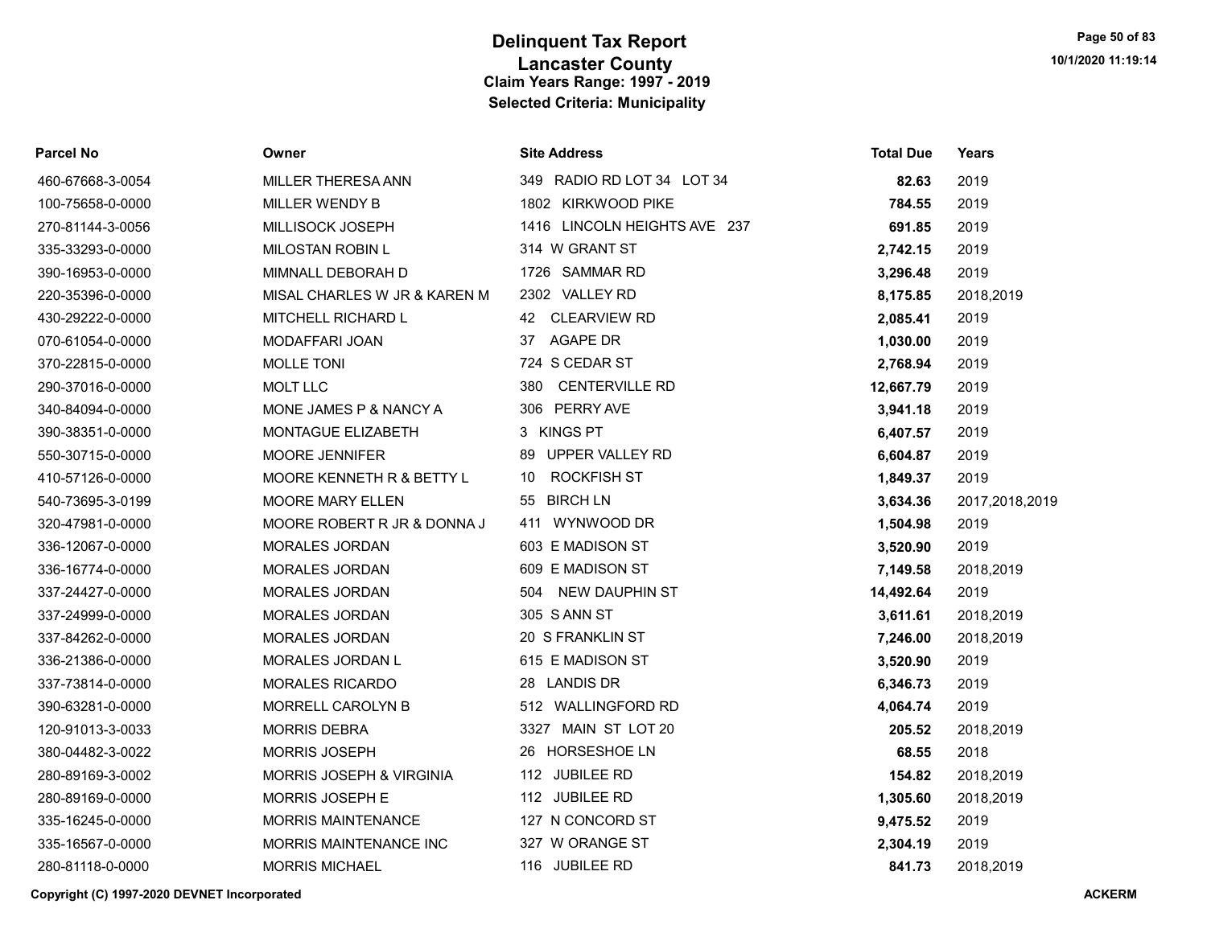# Delinquent Tax Report
## Lancaster County
### Claim Years Range: 1997 - 2019
### Selected Criteria: Municipality

| Parcel No | Owner | Site Address | Total Due | Years |
|---|---|---|---|---|
| 460-67668-3-0054 | MILLER THERESA ANN | 349 RADIO RD LOT 34 LOT 34 | **82.63** | 2019 |
| 100-75658-0-0000 | MILLER WENDY B | 1802 KIRKWOOD PIKE | **784.55** | 2019 |
| 270-81144-3-0056 | MILLISOCK JOSEPH | 1416 LINCOLN HEIGHTS AVE 237 | **691.85** | 2019 |
| 335-33293-0-0000 | MILOSTAN ROBIN L | 314 W GRANT ST | **2,742.15** | 2019 |
| 390-16953-0-0000 | MIMNALL DEBORAH D | 1726 SAMMAR RD | **3,296.48** | 2019 |
| 220-35396-0-0000 | MISAL CHARLES W JR & KAREN M | 2302 VALLEY RD | **8,175.85** | 2018,2019 |
| 430-29222-0-0000 | MITCHELL RICHARD L | 42 CLEARVIEW RD | **2,085.41** | 2019 |
| 070-61054-0-0000 | MODAFFARI JOAN | 37 AGAPE DR | **1,030.00** | 2019 |
| 370-22815-0-0000 | MOLLE TONI | 724 S CEDAR ST | **2,768.94** | 2019 |
| 290-37016-0-0000 | MOLT LLC | 380 CENTERVILLE RD | **12,667.79** | 2019 |
| 340-84094-0-0000 | MONE JAMES P & NANCY A | 306 PERRY AVE | **3,941.18** | 2019 |
| 390-38351-0-0000 | MONTAGUE ELIZABETH | 3 KINGS PT | **6,407.57** | 2019 |
| 550-30715-0-0000 | MOORE JENNIFER | 89 UPPER VALLEY RD | **6,604.87** | 2019 |
| 410-57126-0-0000 | MOORE KENNETH R & BETTY L | 10 ROCKFISH ST | **1,849.37** | 2019 |
| 540-73695-3-0199 | MOORE MARY ELLEN | 55 BIRCH LN | **3,634.36** | 2017,2018,2019 |
| 320-47981-0-0000 | MOORE ROBERT R JR & DONNA J | 411 WYNWOOD DR | **1,504.98** | 2019 |
| 336-12067-0-0000 | MORALES JORDAN | 603 E MADISON ST | **3,520.90** | 2019 |
| 336-16774-0-0000 | MORALES JORDAN | 609 E MADISON ST | **7,149.58** | 2018,2019 |
| 337-24427-0-0000 | MORALES JORDAN | 504 NEW DAUPHIN ST | **14,492.64** | 2019 |
| 337-24999-0-0000 | MORALES JORDAN | 305 S ANN ST | **3,611.61** | 2018,2019 |
| 337-84262-0-0000 | MORALES JORDAN | 20 S FRANKLIN ST | **7,246.00** | 2018,2019 |
| 336-21386-0-0000 | MORALES JORDAN L | 615 E MADISON ST | **3,520.90** | 2019 |
| 337-73814-0-0000 | MORALES RICARDO | 28 LANDIS DR | **6,346.73** | 2019 |
| 390-63281-0-0000 | MORRELL CAROLYN B | 512 WALLINGFORD RD | **4,064.74** | 2019 |
| 120-91013-3-0033 | MORRIS DEBRA | 3327 MAIN ST LOT 20 | **205.52** | 2018,2019 |
| 380-04482-3-0022 | MORRIS JOSEPH | 26 HORSESHOE LN | **68.55** | 2018 |
| 280-89169-3-0002 | MORRIS JOSEPH & VIRGINIA | 112 JUBILEE RD | **154.82** | 2018,2019 |
| 280-89169-0-0000 | MORRIS JOSEPH E | 112 JUBILEE RD | **1,305.60** | 2018,2019 |
| 335-16245-0-0000 | MORRIS MAINTENANCE | 127 N CONCORD ST | **9,475.52** | 2019 |
| 335-16567-0-0000 | MORRIS MAINTENANCE INC | 327 W ORANGE ST | **2,304.19** | 2019 |
| 280-81118-0-0000 | MORRIS MICHAEL | 116 JUBILEE RD | **841.73** | 2018,2019 |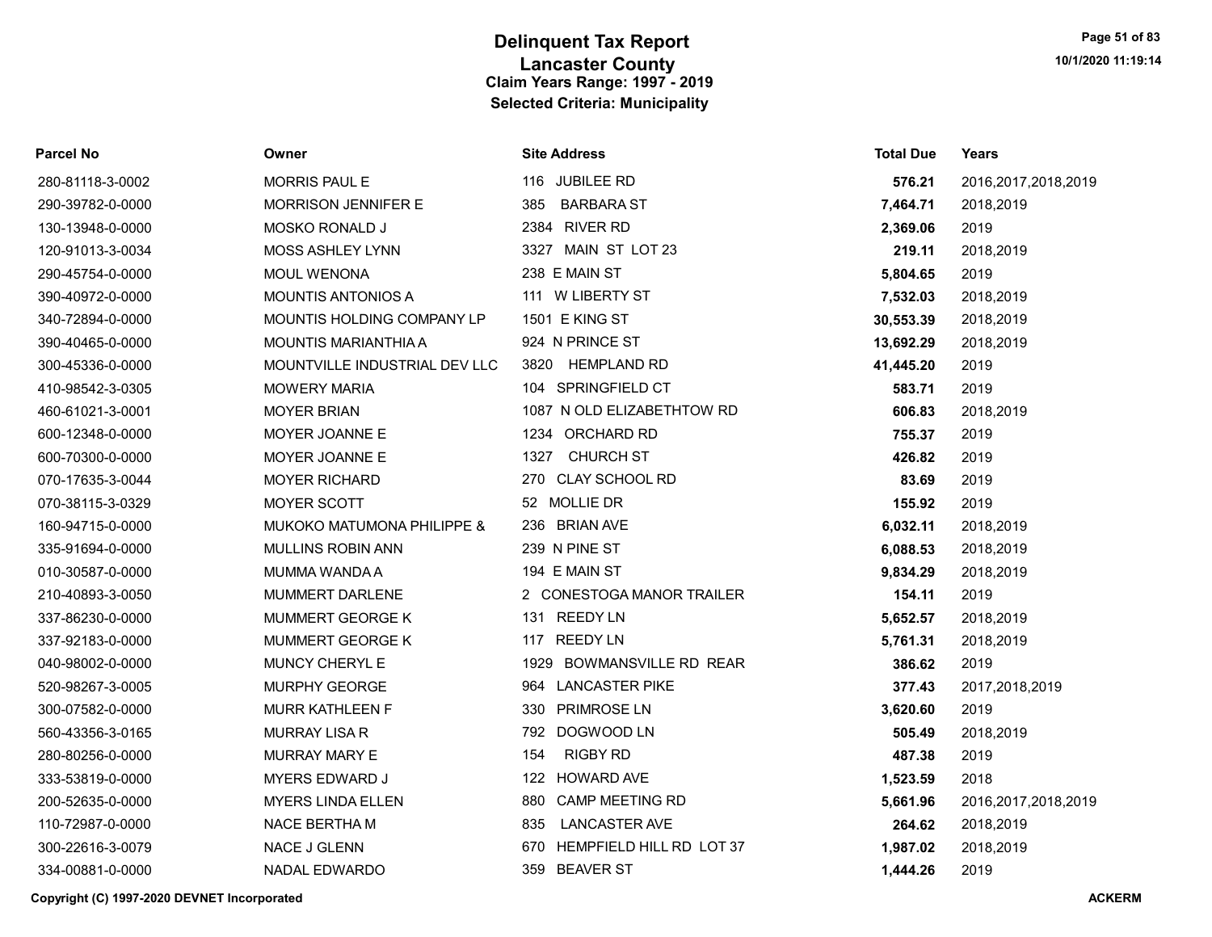# Delinquent Tax Report
## Lancaster County
### Claim Years Range: 1997 - 2019
### Selected Criteria: Municipality

| Parcel No | Owner | Site Address | Total Due | Years |
|---|---|---|---|---|
| 280-81118-3-0002 | MORRIS PAUL E | 116 JUBILEE RD | **576.21** | 2016,2017,2018,2019 |
| 290-39782-0-0000 | MORRISON JENNIFER E | 385 BARBARA ST | **7,464.71** | 2018,2019 |
| 130-13948-0-0000 | MOSKO RONALD J | 2384 RIVER RD | **2,369.06** | 2019 |
| 120-91013-3-0034 | MOSS ASHLEY LYNN | 3327 MAIN ST LOT 23 | **219.11** | 2018,2019 |
| 290-45754-0-0000 | MOUL WENONA | 238 E MAIN ST | **5,804.65** | 2019 |
| 390-40972-0-0000 | MOUNTIS ANTONIOS A | 111 W LIBERTY ST | **7,532.03** | 2018,2019 |
| 340-72894-0-0000 | MOUNTIS HOLDING COMPANY LP | 1501 E KING ST | **30,553.39** | 2018,2019 |
| 390-40465-0-0000 | MOUNTIS MARIANTHIA A | 924 N PRINCE ST | **13,692.29** | 2018,2019 |
| 300-45336-0-0000 | MOUNTVILLE INDUSTRIAL DEV LLC | 3820 HEMPLAND RD | **41,445.20** | 2019 |
| 410-98542-3-0305 | MOWERY MARIA | 104 SPRINGFIELD CT | **583.71** | 2019 |
| 460-61021-3-0001 | MOYER BRIAN | 1087 N OLD ELIZABETHTOW RD | **606.83** | 2018,2019 |
| 600-12348-0-0000 | MOYER JOANNE E | 1234 ORCHARD RD | **755.37** | 2019 |
| 600-70300-0-0000 | MOYER JOANNE E | 1327 CHURCH ST | **426.82** | 2019 |
| 070-17635-3-0044 | MOYER RICHARD | 270 CLAY SCHOOL RD | **83.69** | 2019 |
| 070-38115-3-0329 | MOYER SCOTT | 52 MOLLIE DR | **155.92** | 2019 |
| 160-94715-0-0000 | MUKOKO MATUMONA PHILIPPE & | 236 BRIAN AVE | **6,032.11** | 2018,2019 |
| 335-91694-0-0000 | MULLINS ROBIN ANN | 239 N PINE ST | **6,088.53** | 2018,2019 |
| 010-30587-0-0000 | MUMMA WANDA A | 194 E MAIN ST | **9,834.29** | 2018,2019 |
| 210-40893-3-0050 | MUMMERT DARLENE | 2 CONESTOGA MANOR TRAILER | **154.11** | 2019 |
| 337-86230-0-0000 | MUMMERT GEORGE K | 131 REEDY LN | **5,652.57** | 2018,2019 |
| 337-92183-0-0000 | MUMMERT GEORGE K | 117 REEDY LN | **5,761.31** | 2018,2019 |
| 040-98002-0-0000 | MUNCY CHERYL E | 1929 BOWMANSVILLE RD REAR | **386.62** | 2019 |
| 520-98267-3-0005 | MURPHY GEORGE | 964 LANCASTER PIKE | **377.43** | 2017,2018,2019 |
| 300-07582-0-0000 | MURR KATHLEEN F | 330 PRIMROSE LN | **3,620.60** | 2019 |
| 560-43356-3-0165 | MURRAY LISA R | 792 DOGWOOD LN | **505.49** | 2018,2019 |
| 280-80256-0-0000 | MURRAY MARY E | 154 RIGBY RD | **487.38** | 2019 |
| 333-53819-0-0000 | MYERS EDWARD J | 122 HOWARD AVE | **1,523.59** | 2018 |
| 200-52635-0-0000 | MYERS LINDA ELLEN | 880 CAMP MEETING RD | **5,661.96** | 2016,2017,2018,2019 |
| 110-72987-0-0000 | NACE BERTHA M | 835 LANCASTER AVE | **264.62** | 2018,2019 |
| 300-22616-3-0079 | NACE J GLENN | 670 HEMPFIELD HILL RD LOT 37 | **1,987.02** | 2018,2019 |
| 334-00881-0-0000 | NADAL EDWARDO | 359 BEAVER ST | **1,444.26** | 2019 |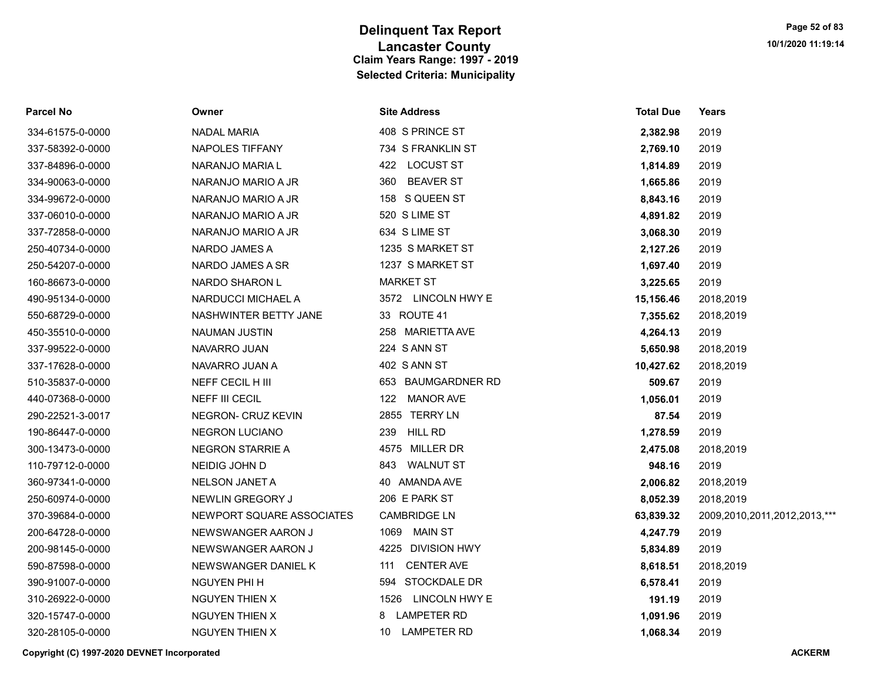# Delinquent Tax Report
## Lancaster County
### Claim Years Range: 1997 - 2019
### Selected Criteria: Municipality

| Parcel No | Owner | Site Address | Total Due | Years |
|---|---|---|---|---|
| 334-61575-0-0000 | NADAL MARIA | 408 S PRINCE ST | **2,382.98** | 2019 |
| 337-58392-0-0000 | NAPOLES TIFFANY | 734 S FRANKLIN ST | **2,769.10** | 2019 |
| 337-84896-0-0000 | NARANJO MARIA L | 422 LOCUST ST | **1,814.89** | 2019 |
| 334-90063-0-0000 | NARANJO MARIO A JR | 360 BEAVER ST | **1,665.86** | 2019 |
| 334-99672-0-0000 | NARANJO MARIO A JR | 158 S QUEEN ST | **8,843.16** | 2019 |
| 337-06010-0-0000 | NARANJO MARIO A JR | 520 S LIME ST | **4,891.82** | 2019 |
| 337-72858-0-0000 | NARANJO MARIO A JR | 634 S LIME ST | **3,068.30** | 2019 |
| 250-40734-0-0000 | NARDO JAMES A | 1235 S MARKET ST | **2,127.26** | 2019 |
| 250-54207-0-0000 | NARDO JAMES A SR | 1237 S MARKET ST | **1,697.40** | 2019 |
| 160-86673-0-0000 | NARDO SHARON L | MARKET ST | **3,225.65** | 2019 |
| 490-95134-0-0000 | NARDUCCI MICHAEL A | 3572 LINCOLN HWY E | **15,156.46** | 2018,2019 |
| 550-68729-0-0000 | NASHWINTER BETTY JANE | 33 ROUTE 41 | **7,355.62** | 2018,2019 |
| 450-35510-0-0000 | NAUMAN JUSTIN | 258 MARIETTA AVE | **4,264.13** | 2019 |
| 337-99522-0-0000 | NAVARRO JUAN | 224 S ANN ST | **5,650.98** | 2018,2019 |
| 337-17628-0-0000 | NAVARRO JUAN A | 402 S ANN ST | **10,427.62** | 2018,2019 |
| 510-35837-0-0000 | NEFF CECIL H III | 653 BAUMGARDNER RD | **509.67** | 2019 |
| 440-07368-0-0000 | NEFF III CECIL | 122 MANOR AVE | **1,056.01** | 2019 |
| 290-22521-3-0017 | NEGRON- CRUZ KEVIN | 2855 TERRY LN | **87.54** | 2019 |
| 190-86447-0-0000 | NEGRON LUCIANO | 239 HILL RD | **1,278.59** | 2019 |
| 300-13473-0-0000 | NEGRON STARRIE A | 4575 MILLER DR | **2,475.08** | 2018,2019 |
| 110-79712-0-0000 | NEIDIG JOHN D | 843 WALNUT ST | **948.16** | 2019 |
| 360-97341-0-0000 | NELSON JANET A | 40 AMANDA AVE | **2,006.82** | 2018,2019 |
| 250-60974-0-0000 | NEWLIN GREGORY J | 206 E PARK ST | **8,052.39** | 2018,2019 |
| 370-39684-0-0000 | NEWPORT SQUARE ASSOCIATES | CAMBRIDGE LN | **63,839.32** | 2009,2010,2011,2012,2013,*** |
| 200-64728-0-0000 | NEWSWANGER AARON J | 1069 MAIN ST | **4,247.79** | 2019 |
| 200-98145-0-0000 | NEWSWANGER AARON J | 4225 DIVISION HWY | **5,834.89** | 2019 |
| 590-87598-0-0000 | NEWSWANGER DANIEL K | 111 CENTER AVE | **8,618.51** | 2018,2019 |
| 390-91007-0-0000 | NGUYEN PHI H | 594 STOCKDALE DR | **6,578.41** | 2019 |
| 310-26922-0-0000 | NGUYEN THIEN X | 1526 LINCOLN HWY E | **191.19** | 2019 |
| 320-15747-0-0000 | NGUYEN THIEN X | 8 LAMPETER RD | **1,091.96** | 2019 |
| 320-28105-0-0000 | NGUYEN THIEN X | 10 LAMPETER RD | **1,068.34** | 2019 |

**Copyright (C) 1997-2020 DEVNET Incorporated** **ACKERM**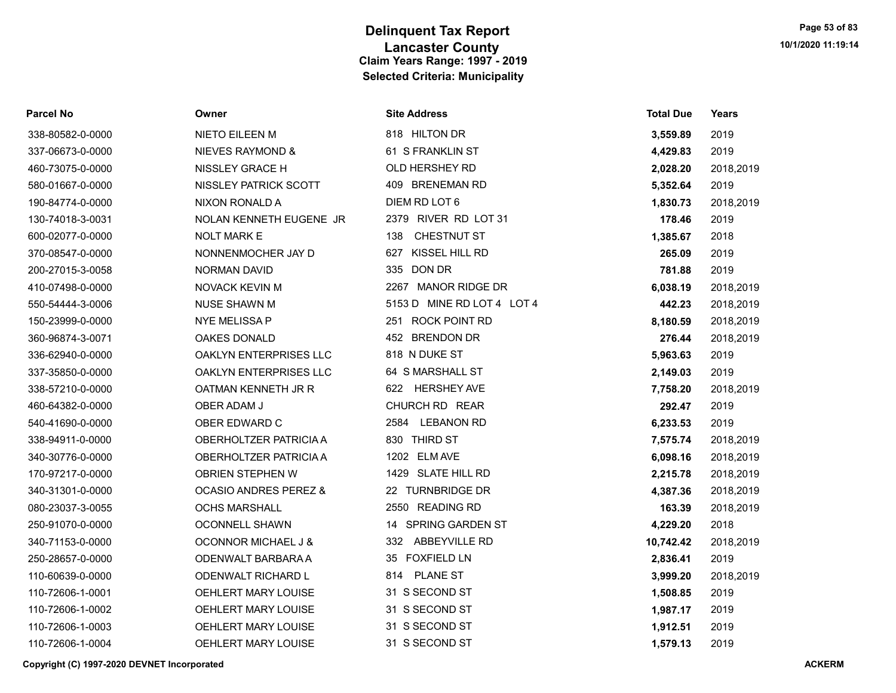# Delinquent Tax Report
## Lancaster County
### Claim Years Range: 1997 - 2019
### Selected Criteria: Municipality

| Parcel No | Owner | Site Address | Total Due | Years |
|---|---|---|---|---|
| 338-80582-0-0000 | NIETO EILEEN M | 818 HILTON DR | **3,559.89** | 2019 |
| 337-06673-0-0000 | NIEVES RAYMOND & | 61 S FRANKLIN ST | **4,429.83** | 2019 |
| 460-73075-0-0000 | NISSLEY GRACE H | OLD HERSHEY RD | **2,028.20** | 2018,2019 |
| 580-01667-0-0000 | NISSLEY PATRICK SCOTT | 409 BRENEMAN RD | **5,352.64** | 2019 |
| 190-84774-0-0000 | NIXON RONALD A | DIEM RD LOT 6 | **1,830.73** | 2018,2019 |
| 130-74018-3-0031 | NOLAN KENNETH EUGENE JR | 2379 RIVER RD LOT 31 | **178.46** | 2019 |
| 600-02077-0-0000 | NOLT MARK E | 138 CHESTNUT ST | **1,385.67** | 2018 |
| 370-08547-0-0000 | NONNENMOCHER JAY D | 627 KISSEL HILL RD | **265.09** | 2019 |
| 200-27015-3-0058 | NORMAN DAVID | 335 DON DR | **781.88** | 2019 |
| 410-07498-0-0000 | NOVACK KEVIN M | 2267 MANOR RIDGE DR | **6,038.19** | 2018,2019 |
| 550-54444-3-0006 | NUSE SHAWN M | 5153 D MINE RD LOT 4 LOT 4 | **442.23** | 2018,2019 |
| 150-23999-0-0000 | NYE MELISSA P | 251 ROCK POINT RD | **8,180.59** | 2018,2019 |
| 360-96874-3-0071 | OAKES DONALD | 452 BRENDON DR | **276.44** | 2018,2019 |
| 336-62940-0-0000 | OAKLYN ENTERPRISES LLC | 818 N DUKE ST | **5,963.63** | 2019 |
| 337-35850-0-0000 | OAKLYN ENTERPRISES LLC | 64 S MARSHALL ST | **2,149.03** | 2019 |
| 338-57210-0-0000 | OATMAN KENNETH JR R | 622 HERSHEY AVE | **7,758.20** | 2018,2019 |
| 460-64382-0-0000 | OBER ADAM J | CHURCH RD REAR | **292.47** | 2019 |
| 540-41690-0-0000 | OBER EDWARD C | 2584 LEBANON RD | **6,233.53** | 2019 |
| 338-94911-0-0000 | OBERHOLTZER PATRICIA A | 830 THIRD ST | **7,575.74** | 2018,2019 |
| 340-30776-0-0000 | OBERHOLTZER PATRICIA A | 1202 ELM AVE | **6,098.16** | 2018,2019 |
| 170-97217-0-0000 | OBRIEN STEPHEN W | 1429 SLATE HILL RD | **2,215.78** | 2018,2019 |
| 340-31301-0-0000 | OCASIO ANDRES PEREZ & | 22 TURNBRIDGE DR | **4,387.36** | 2018,2019 |
| 080-23037-3-0055 | OCHS MARSHALL | 2550 READING RD | **163.39** | 2018,2019 |
| 250-91070-0-0000 | OCONNELL SHAWN | 14 SPRING GARDEN ST | **4,229.20** | 2018 |
| 340-71153-0-0000 | OCONNOR MICHAEL J & | 332 ABBEYVILLE RD | **10,742.42** | 2018,2019 |
| 250-28657-0-0000 | ODENWALT BARBARA A | 35 FOXFIELD LN | **2,836.41** | 2019 |
| 110-60639-0-0000 | ODENWALT RICHARD L | 814 PLANE ST | **3,999.20** | 2018,2019 |
| 110-72606-1-0001 | OEHLERT MARY LOUISE | 31 S SECOND ST | **1,508.85** | 2019 |
| 110-72606-1-0002 | OEHLERT MARY LOUISE | 31 S SECOND ST | **1,987.17** | 2019 |
| 110-72606-1-0003 | OEHLERT MARY LOUISE | 31 S SECOND ST | **1,912.51** | 2019 |
| 110-72606-1-0004 | OEHLERT MARY LOUISE | 31 S SECOND ST | **1,579.13** | 2019 |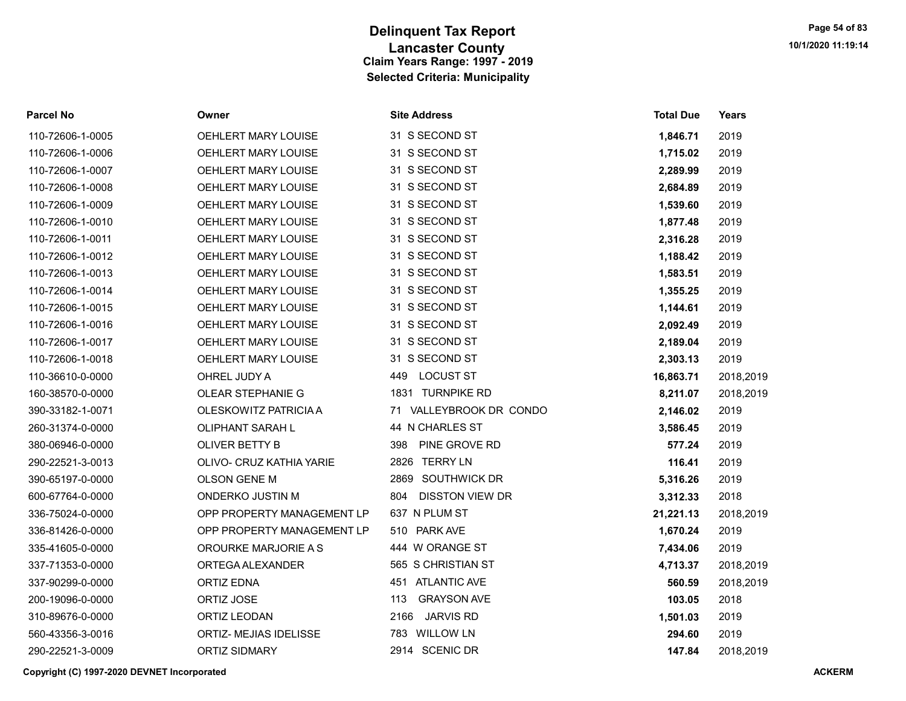# Delinquent Tax Report
## Lancaster County
### Claim Years Range: 1997 - 2019
### Selected Criteria: Municipality

| Parcel No | Owner | Site Address | Total Due | Years |
|---|---|---|---|---|
| 110-72606-1-0005 | OEHLERT MARY LOUISE | 31 S SECOND ST | **1,846.71** | 2019 |
| 110-72606-1-0006 | OEHLERT MARY LOUISE | 31 S SECOND ST | **1,715.02** | 2019 |
| 110-72606-1-0007 | OEHLERT MARY LOUISE | 31 S SECOND ST | **2,289.99** | 2019 |
| 110-72606-1-0008 | OEHLERT MARY LOUISE | 31 S SECOND ST | **2,684.89** | 2019 |
| 110-72606-1-0009 | OEHLERT MARY LOUISE | 31 S SECOND ST | **1,539.60** | 2019 |
| 110-72606-1-0010 | OEHLERT MARY LOUISE | 31 S SECOND ST | **1,877.48** | 2019 |
| 110-72606-1-0011 | OEHLERT MARY LOUISE | 31 S SECOND ST | **2,316.28** | 2019 |
| 110-72606-1-0012 | OEHLERT MARY LOUISE | 31 S SECOND ST | **1,188.42** | 2019 |
| 110-72606-1-0013 | OEHLERT MARY LOUISE | 31 S SECOND ST | **1,583.51** | 2019 |
| 110-72606-1-0014 | OEHLERT MARY LOUISE | 31 S SECOND ST | **1,355.25** | 2019 |
| 110-72606-1-0015 | OEHLERT MARY LOUISE | 31 S SECOND ST | **1,144.61** | 2019 |
| 110-72606-1-0016 | OEHLERT MARY LOUISE | 31 S SECOND ST | **2,092.49** | 2019 |
| 110-72606-1-0017 | OEHLERT MARY LOUISE | 31 S SECOND ST | **2,189.04** | 2019 |
| 110-72606-1-0018 | OEHLERT MARY LOUISE | 31 S SECOND ST | **2,303.13** | 2019 |
| 110-36610-0-0000 | OHREL JUDY A | 449 LOCUST ST | **16,863.71** | 2018,2019 |
| 160-38570-0-0000 | OLEAR STEPHANIE G | 1831 TURNPIKE RD | **8,211.07** | 2018,2019 |
| 390-33182-1-0071 | OLESKOWITZ PATRICIA A | 71 VALLEYBROOK DR CONDO | **2,146.02** | 2019 |
| 260-31374-0-0000 | OLIPHANT SARAH L | 44 N CHARLES ST | **3,586.45** | 2019 |
| 380-06946-0-0000 | OLIVER BETTY B | 398 PINE GROVE RD | **577.24** | 2019 |
| 290-22521-3-0013 | OLIVO- CRUZ KATHIA YARIE | 2826 TERRY LN | **116.41** | 2019 |
| 390-65197-0-0000 | OLSON GENE M | 2869 SOUTHWICK DR | **5,316.26** | 2019 |
| 600-67764-0-0000 | ONDERKO JUSTIN M | 804 DISSTON VIEW DR | **3,312.33** | 2018 |
| 336-75024-0-0000 | OPP PROPERTY MANAGEMENT LP | 637 N PLUM ST | **21,221.13** | 2018,2019 |
| 336-81426-0-0000 | OPP PROPERTY MANAGEMENT LP | 510 PARK AVE | **1,670.24** | 2019 |
| 335-41605-0-0000 | OROURKE MARJORIE A S | 444 W ORANGE ST | **7,434.06** | 2019 |
| 337-71353-0-0000 | ORTEGA ALEXANDER | 565 S CHRISTIAN ST | **4,713.37** | 2018,2019 |
| 337-90299-0-0000 | ORTIZ EDNA | 451 ATLANTIC AVE | **560.59** | 2018,2019 |
| 200-19096-0-0000 | ORTIZ JOSE | 113 GRAYSON AVE | **103.05** | 2018 |
| 310-89676-0-0000 | ORTIZ LEODAN | 2166 JARVIS RD | **1,501.03** | 2019 |
| 560-43356-3-0016 | ORTIZ- MEJIAS IDELISSE | 783 WILLOW LN | **294.60** | 2019 |
| 290-22521-3-0009 | ORTIZ SIDMARY | 2914 SCENIC DR | **147.84** | 2018,2019 |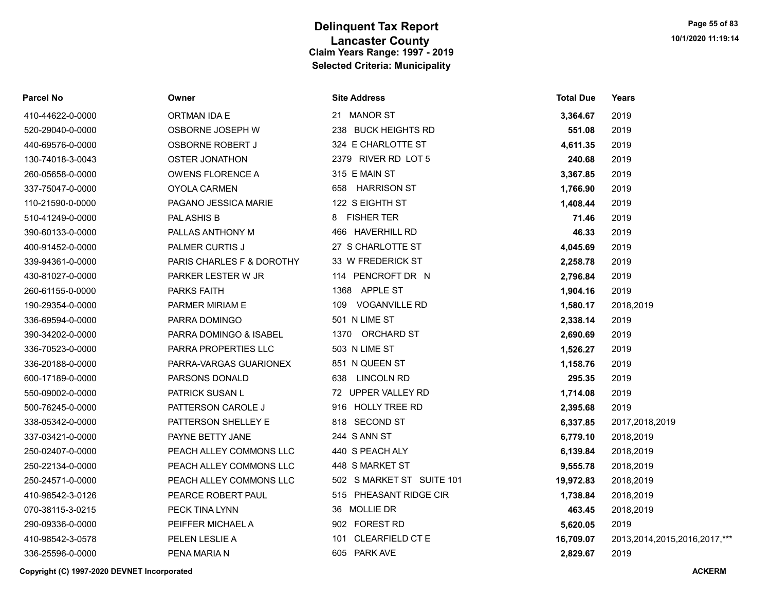# Delinquent Tax Report
## Lancaster County
### Claim Years Range: 1997 - 2019
### Selected Criteria: Municipality

| Parcel No | Owner | Site Address | Total Due | Years |
|---|---|---|---|---|
| 410-44622-0-0000 | ORTMAN IDA E | 21 MANOR ST | **3,364.67** | 2019 |
| 520-29040-0-0000 | OSBORNE JOSEPH W | 238 BUCK HEIGHTS RD | **551.08** | 2019 |
| 440-69576-0-0000 | OSBORNE ROBERT J | 324 E CHARLOTTE ST | **4,611.35** | 2019 |
| 130-74018-3-0043 | OSTER JONATHON | 2379 RIVER RD LOT 5 | **240.68** | 2019 |
| 260-05658-0-0000 | OWENS FLORENCE A | 315 E MAIN ST | **3,367.85** | 2019 |
| 337-75047-0-0000 | OYOLA CARMEN | 658 HARRISON ST | **1,766.90** | 2019 |
| 110-21590-0-0000 | PAGANO JESSICA MARIE | 122 S EIGHTH ST | **1,408.44** | 2019 |
| 510-41249-0-0000 | PAL ASHIS B | 8 FISHER TER | **71.46** | 2019 |
| 390-60133-0-0000 | PALLAS ANTHONY M | 466 HAVERHILL RD | **46.33** | 2019 |
| 400-91452-0-0000 | PALMER CURTIS J | 27 S CHARLOTTE ST | **4,045.69** | 2019 |
| 339-94361-0-0000 | PARIS CHARLES F & DOROTHY | 33 W FREDERICK ST | **2,258.78** | 2019 |
| 430-81027-0-0000 | PARKER LESTER W JR | 114 PENCROFT DR N | **2,796.84** | 2019 |
| 260-61155-0-0000 | PARKS FAITH | 1368 APPLE ST | **1,904.16** | 2019 |
| 190-29354-0-0000 | PARMER MIRIAM E | 109 VOGANVILLE RD | **1,580.17** | 2018,2019 |
| 336-69594-0-0000 | PARRA DOMINGO | 501 N LIME ST | **2,338.14** | 2019 |
| 390-34202-0-0000 | PARRA DOMINGO & ISABEL | 1370 ORCHARD ST | **2,690.69** | 2019 |
| 336-70523-0-0000 | PARRA PROPERTIES LLC | 503 N LIME ST | **1,526.27** | 2019 |
| 336-20188-0-0000 | PARRA-VARGAS GUARIONEX | 851 N QUEEN ST | **1,158.76** | 2019 |
| 600-17189-0-0000 | PARSONS DONALD | 638 LINCOLN RD | **295.35** | 2019 |
| 550-09002-0-0000 | PATRICK SUSAN L | 72 UPPER VALLEY RD | **1,714.08** | 2019 |
| 500-76245-0-0000 | PATTERSON CAROLE J | 916 HOLLY TREE RD | **2,395.68** | 2019 |
| 338-05342-0-0000 | PATTERSON SHELLEY E | 818 SECOND ST | **6,337.85** | 2017,2018,2019 |
| 337-03421-0-0000 | PAYNE BETTY JANE | 244 S ANN ST | **6,779.10** | 2018,2019 |
| 250-02407-0-0000 | PEACH ALLEY COMMONS LLC | 440 S PEACH ALY | **6,139.84** | 2018,2019 |
| 250-22134-0-0000 | PEACH ALLEY COMMONS LLC | 448 S MARKET ST | **9,555.78** | 2018,2019 |
| 250-24571-0-0000 | PEACH ALLEY COMMONS LLC | 502 S MARKET ST SUITE 101 | **19,972.83** | 2018,2019 |
| 410-98542-3-0126 | PEARCE ROBERT PAUL | 515 PHEASANT RIDGE CIR | **1,738.84** | 2018,2019 |
| 070-38115-3-0215 | PECK TINA LYNN | 36 MOLLIE DR | **463.45** | 2018,2019 |
| 290-09336-0-0000 | PEIFFER MICHAEL A | 902 FOREST RD | **5,620.05** | 2019 |
| 410-98542-3-0578 | PELEN LESLIE A | 101 CLEARFIELD CT E | **16,709.07** | 2013,2014,2015,2016,2017,*** |
| 336-25596-0-0000 | PENA MARIA N | 605 PARK AVE | **2,829.67** | 2019 |

Copyright (C) 1997-2020 DEVNET Incorporated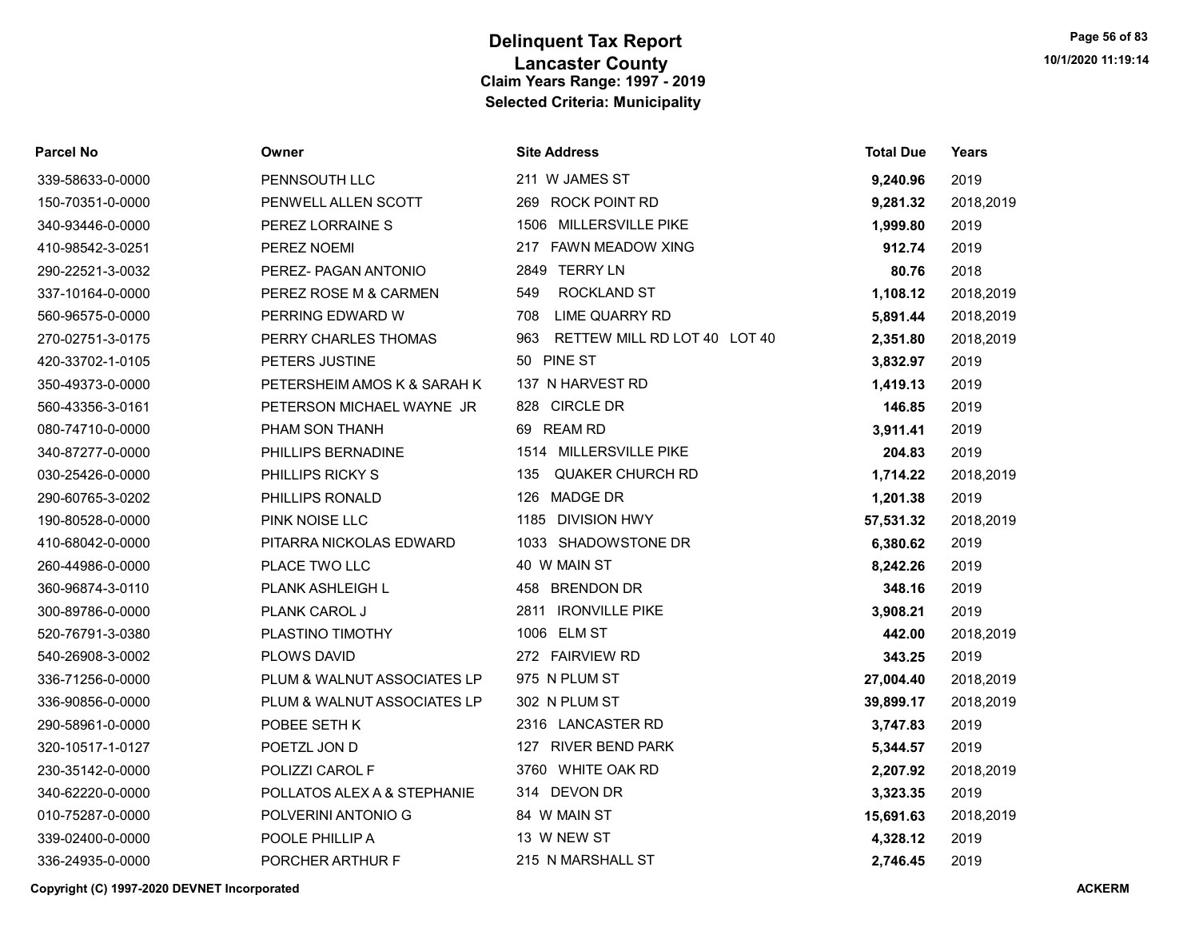# Delinquent Tax Report
## Lancaster County
### Claim Years Range: 1997 - 2019
### Selected Criteria: Municipality

| Parcel No | Owner | Site Address | Total Due | Years |
|---|---|---|---|---|
| 339-58633-0-0000 | PENNSOUTH LLC | 211 W JAMES ST | **9,240.96** | 2019 |
| 150-70351-0-0000 | PENWELL ALLEN SCOTT | 269 ROCK POINT RD | **9,281.32** | 2018,2019 |
| 340-93446-0-0000 | PEREZ LORRAINE S | 1506 MILLERSVILLE PIKE | **1,999.80** | 2019 |
| 410-98542-3-0251 | PEREZ NOEMI | 217 FAWN MEADOW XING | **912.74** | 2019 |
| 290-22521-3-0032 | PEREZ- PAGAN ANTONIO | 2849 TERRY LN | **80.76** | 2018 |
| 337-10164-0-0000 | PEREZ ROSE M & CARMEN | 549 ROCKLAND ST | **1,108.12** | 2018,2019 |
| 560-96575-0-0000 | PERRING EDWARD W | 708 LIME QUARRY RD | **5,891.44** | 2018,2019 |
| 270-02751-3-0175 | PERRY CHARLES THOMAS | 963 RETTEW MILL RD LOT 40 LOT 40 | **2,351.80** | 2018,2019 |
| 420-33702-1-0105 | PETERS JUSTINE | 50 PINE ST | **3,832.97** | 2019 |
| 350-49373-0-0000 | PETERSHEIM AMOS K & SARAH K | 137 N HARVEST RD | **1,419.13** | 2019 |
| 560-43356-3-0161 | PETERSON MICHAEL WAYNE JR | 828 CIRCLE DR | **146.85** | 2019 |
| 080-74710-0-0000 | PHAM SON THANH | 69 REAM RD | **3,911.41** | 2019 |
| 340-87277-0-0000 | PHILLIPS BERNADINE | 1514 MILLERSVILLE PIKE | **204.83** | 2019 |
| 030-25426-0-0000 | PHILLIPS RICKY S | 135 QUAKER CHURCH RD | **1,714.22** | 2018,2019 |
| 290-60765-3-0202 | PHILLIPS RONALD | 126 MADGE DR | **1,201.38** | 2019 |
| 190-80528-0-0000 | PINK NOISE LLC | 1185 DIVISION HWY | **57,531.32** | 2018,2019 |
| 410-68042-0-0000 | PITARRA NICKOLAS EDWARD | 1033 SHADOWSTONE DR | **6,380.62** | 2019 |
| 260-44986-0-0000 | PLACE TWO LLC | 40 W MAIN ST | **8,242.26** | 2019 |
| 360-96874-3-0110 | PLANK ASHLEIGH L | 458 BRENDON DR | **348.16** | 2019 |
| 300-89786-0-0000 | PLANK CAROL J | 2811 IRONVILLE PIKE | **3,908.21** | 2019 |
| 520-76791-3-0380 | PLASTINO TIMOTHY | 1006 ELM ST | **442.00** | 2018,2019 |
| 540-26908-3-0002 | PLOWS DAVID | 272 FAIRVIEW RD | **343.25** | 2019 |
| 336-71256-0-0000 | PLUM & WALNUT ASSOCIATES LP | 975 N PLUM ST | **27,004.40** | 2018,2019 |
| 336-90856-0-0000 | PLUM & WALNUT ASSOCIATES LP | 302 N PLUM ST | **39,899.17** | 2018,2019 |
| 290-58961-0-0000 | POBEE SETH K | 2316 LANCASTER RD | **3,747.83** | 2019 |
| 320-10517-1-0127 | POETZL JON D | 127 RIVER BEND PARK | **5,344.57** | 2019 |
| 230-35142-0-0000 | POLIZZI CAROL F | 3760 WHITE OAK RD | **2,207.92** | 2018,2019 |
| 340-62220-0-0000 | POLLATOS ALEX A & STEPHANIE | 314 DEVON DR | **3,323.35** | 2019 |
| 010-75287-0-0000 | POLVERINI ANTONIO G | 84 W MAIN ST | **15,691.63** | 2018,2019 |
| 339-02400-0-0000 | POOLE PHILLIP A | 13 W NEW ST | **4,328.12** | 2019 |
| 336-24935-0-0000 | PORCHER ARTHUR F | 215 N MARSHALL ST | **2,746.45** | 2019 |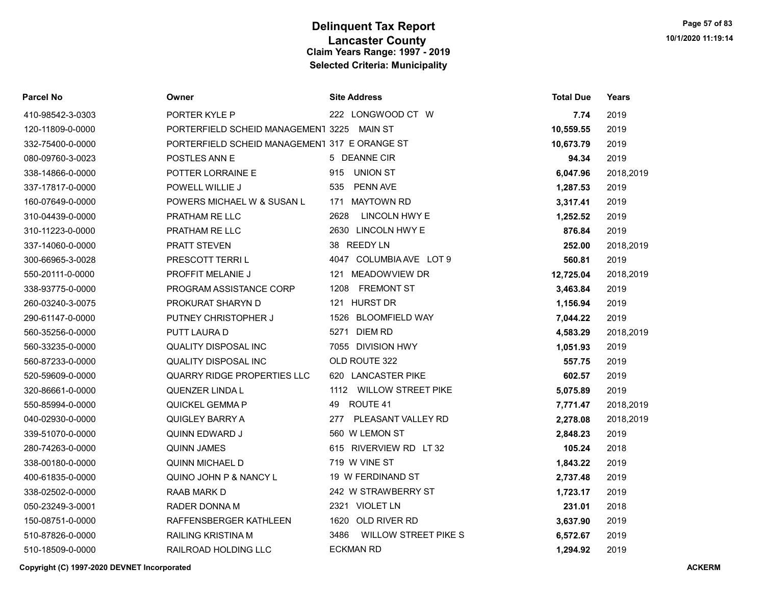# Delinquent Tax Report
## Lancaster County
### Claim Years Range: 1997 - 2019
### Selected Criteria: Municipality

| Parcel No | Owner | Site Address | Total Due | Years |
|---|---|---|---|---|
| 410-98542-3-0303 | PORTER KYLE P | 222 LONGWOOD CT W | **7.74** | 2019 |
| 120-11809-0-0000 | PORTERFIELD SCHEID MANAGEMENT | 3225 MAIN ST | **10,559.55** | 2019 |
| 332-75400-0-0000 | PORTERFIELD SCHEID MANAGEMENT | 317 E ORANGE ST | **10,673.79** | 2019 |
| 080-09760-3-0023 | POSTLES ANN E | 5 DEANNE CIR | **94.34** | 2019 |
| 338-14866-0-0000 | POTTER LORRAINE E | 915 UNION ST | **6,047.96** | 2018,2019 |
| 337-17817-0-0000 | POWELL WILLIE J | 535 PENN AVE | **1,287.53** | 2019 |
| 160-07649-0-0000 | POWERS MICHAEL W & SUSAN L | 171 MAYTOWN RD | **3,317.41** | 2019 |
| 310-04439-0-0000 | PRATHAM RE LLC | 2628 LINCOLN HWY E | **1,252.52** | 2019 |
| 310-11223-0-0000 | PRATHAM RE LLC | 2630 LINCOLN HWY E | **876.84** | 2019 |
| 337-14060-0-0000 | PRATT STEVEN | 38 REEDY LN | **252.00** | 2018,2019 |
| 300-66965-3-0028 | PRESCOTT TERRI L | 4047 COLUMBIA AVE LOT 9 | **560.81** | 2019 |
| 550-20111-0-0000 | PROFFIT MELANIE J | 121 MEADOWVIEW DR | **12,725.04** | 2018,2019 |
| 338-93775-0-0000 | PROGRAM ASSISTANCE CORP | 1208 FREMONT ST | **3,463.84** | 2019 |
| 260-03240-3-0075 | PROKURAT SHARYN D | 121 HURST DR | **1,156.94** | 2019 |
| 290-61147-0-0000 | PUTNEY CHRISTOPHER J | 1526 BLOOMFIELD WAY | **7,044.22** | 2019 |
| 560-35256-0-0000 | PUTT LAURA D | 5271 DIEM RD | **4,583.29** | 2018,2019 |
| 560-33235-0-0000 | QUALITY DISPOSAL INC | 7055 DIVISION HWY | **1,051.93** | 2019 |
| 560-87233-0-0000 | QUALITY DISPOSAL INC | OLD ROUTE 322 | **557.75** | 2019 |
| 520-59609-0-0000 | QUARRY RIDGE PROPERTIES LLC | 620 LANCASTER PIKE | **602.57** | 2019 |
| 320-86661-0-0000 | QUENZER LINDA L | 1112 WILLOW STREET PIKE | **5,075.89** | 2019 |
| 550-85994-0-0000 | QUICKEL GEMMA P | 49 ROUTE 41 | **7,771.47** | 2018,2019 |
| 040-02930-0-0000 | QUIGLEY BARRY A | 277 PLEASANT VALLEY RD | **2,278.08** | 2018,2019 |
| 339-51070-0-0000 | QUINN EDWARD J | 560 W LEMON ST | **2,848.23** | 2019 |
| 280-74263-0-0000 | QUINN JAMES | 615 RIVERVIEW RD LT 32 | **105.24** | 2018 |
| 338-00180-0-0000 | QUINN MICHAEL D | 719 W VINE ST | **1,843.22** | 2019 |
| 400-61835-0-0000 | QUINO JOHN P & NANCY L | 19 W FERDINAND ST | **2,737.48** | 2019 |
| 338-02502-0-0000 | RAAB MARK D | 242 W STRAWBERRY ST | **1,723.17** | 2019 |
| 050-23249-3-0001 | RADER DONNA M | 2321 VIOLET LN | **231.01** | 2018 |
| 150-08751-0-0000 | RAFFENSBERGER KATHLEEN | 1620 OLD RIVER RD | **3,637.90** | 2019 |
| 510-87826-0-0000 | RAILING KRISTINA M | 3486 WILLOW STREET PIKE S | **6,572.67** | 2019 |
| 510-18509-0-0000 | RAILROAD HOLDING LLC | ECKMAN RD | **1,294.92** | 2019 |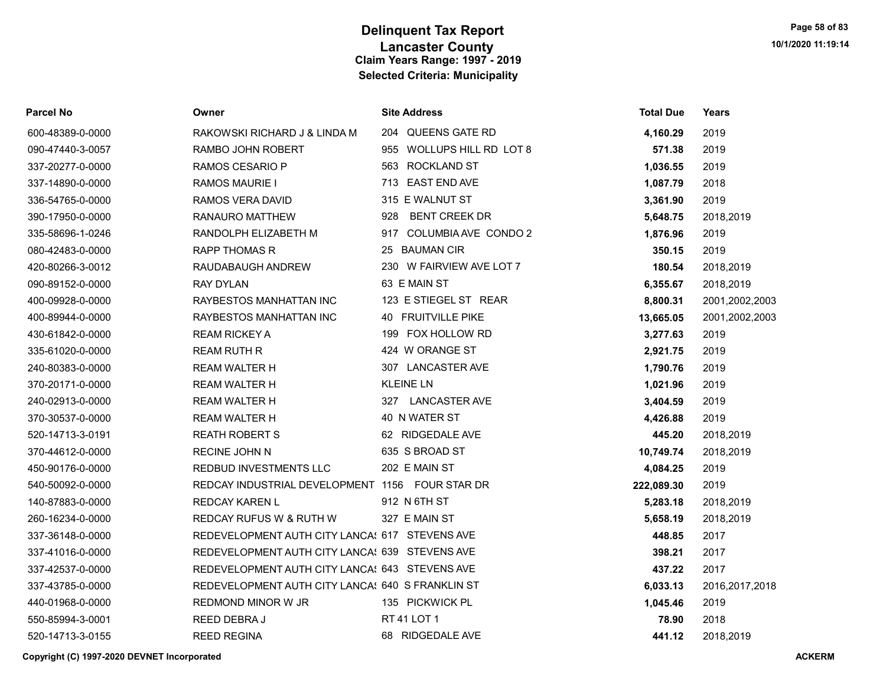# Delinquent Tax Report
## Lancaster County
### Claim Years Range: 1997 - 2019
### Selected Criteria: Municipality

| Parcel No | Owner | Site Address | Total Due | Years |
|---|---|---|---|---|
| 600-48389-0-0000 | RAKOWSKI RICHARD J & LINDA M | 204 QUEENS GATE RD | **4,160.29** | 2019 |
| 090-47440-3-0057 | RAMBO JOHN ROBERT | 955 WOLLUPS HILL RD LOT 8 | **571.38** | 2019 |
| 337-20277-0-0000 | RAMOS CESARIO P | 563 ROCKLAND ST | **1,036.55** | 2019 |
| 337-14890-0-0000 | RAMOS MAURIE I | 713 EAST END AVE | **1,087.79** | 2018 |
| 336-54765-0-0000 | RAMOS VERA DAVID | 315 E WALNUT ST | **3,361.90** | 2019 |
| 390-17950-0-0000 | RANAURO MATTHEW | 928 BENT CREEK DR | **5,648.75** | 2018,2019 |
| 335-58696-1-0246 | RANDOLPH ELIZABETH M | 917 COLUMBIA AVE CONDO 2 | **1,876.96** | 2019 |
| 080-42483-0-0000 | RAPP THOMAS R | 25 BAUMAN CIR | **350.15** | 2019 |
| 420-80266-3-0012 | RAUDABAUGH ANDREW | 230 W FAIRVIEW AVE LOT 7 | **180.54** | 2018,2019 |
| 090-89152-0-0000 | RAY DYLAN | 63 E MAIN ST | **6,355.67** | 2018,2019 |
| 400-09928-0-0000 | RAYBESTOS MANHATTAN INC | 123 E STIEGEL ST REAR | **8,800.31** | 2001,2002,2003 |
| 400-89944-0-0000 | RAYBESTOS MANHATTAN INC | 40 FRUITVILLE PIKE | **13,665.05** | 2001,2002,2003 |
| 430-61842-0-0000 | REAM RICKEY A | 199 FOX HOLLOW RD | **3,277.63** | 2019 |
| 335-61020-0-0000 | REAM RUTH R | 424 W ORANGE ST | **2,921.75** | 2019 |
| 240-80383-0-0000 | REAM WALTER H | 307 LANCASTER AVE | **1,790.76** | 2019 |
| 370-20171-0-0000 | REAM WALTER H | KLEINE LN | **1,021.96** | 2019 |
| 240-02913-0-0000 | REAM WALTER H | 327 LANCASTER AVE | **3,404.59** | 2019 |
| 370-30537-0-0000 | REAM WALTER H | 40 N WATER ST | **4,426.88** | 2019 |
| 520-14713-3-0191 | REATH ROBERT S | 62 RIDGEDALE AVE | **445.20** | 2018,2019 |
| 370-44612-0-0000 | RECINE JOHN N | 635 S BROAD ST | **10,749.74** | 2018,2019 |
| 450-90176-0-0000 | REDBUD INVESTMENTS LLC | 202 E MAIN ST | **4,084.25** | 2019 |
| 540-50092-0-0000 | REDCAY INDUSTRIAL DEVELOPMENT | 1156 FOUR STAR DR | **222,089.30** | 2019 |
| 140-87883-0-0000 | REDCAY KAREN L | 912 N 6TH ST | **5,283.18** | 2018,2019 |
| 260-16234-0-0000 | REDCAY RUFUS W & RUTH W | 327 E MAIN ST | **5,658.19** | 2018,2019 |
| 337-36148-0-0000 | REDEVELOPMENT AUTH CITY LANCAS | 617 STEVENS AVE | **448.85** | 2017 |
| 337-41016-0-0000 | REDEVELOPMENT AUTH CITY LANCAS | 639 STEVENS AVE | **398.21** | 2017 |
| 337-42537-0-0000 | REDEVELOPMENT AUTH CITY LANCAS | 643 STEVENS AVE | **437.22** | 2017 |
| 337-43785-0-0000 | REDEVELOPMENT AUTH CITY LANCAS | 640 S FRANKLIN ST | **6,033.13** | 2016,2017,2018 |
| 440-01968-0-0000 | REDMOND MINOR W JR | 135 PICKWICK PL | **1,045.46** | 2019 |
| 550-85994-3-0001 | REED DEBRA J | RT 41 LOT 1 | **78.90** | 2018 |
| 520-14713-3-0155 | REED REGINA | 68 RIDGEDALE AVE | **441.12** | 2018,2019 |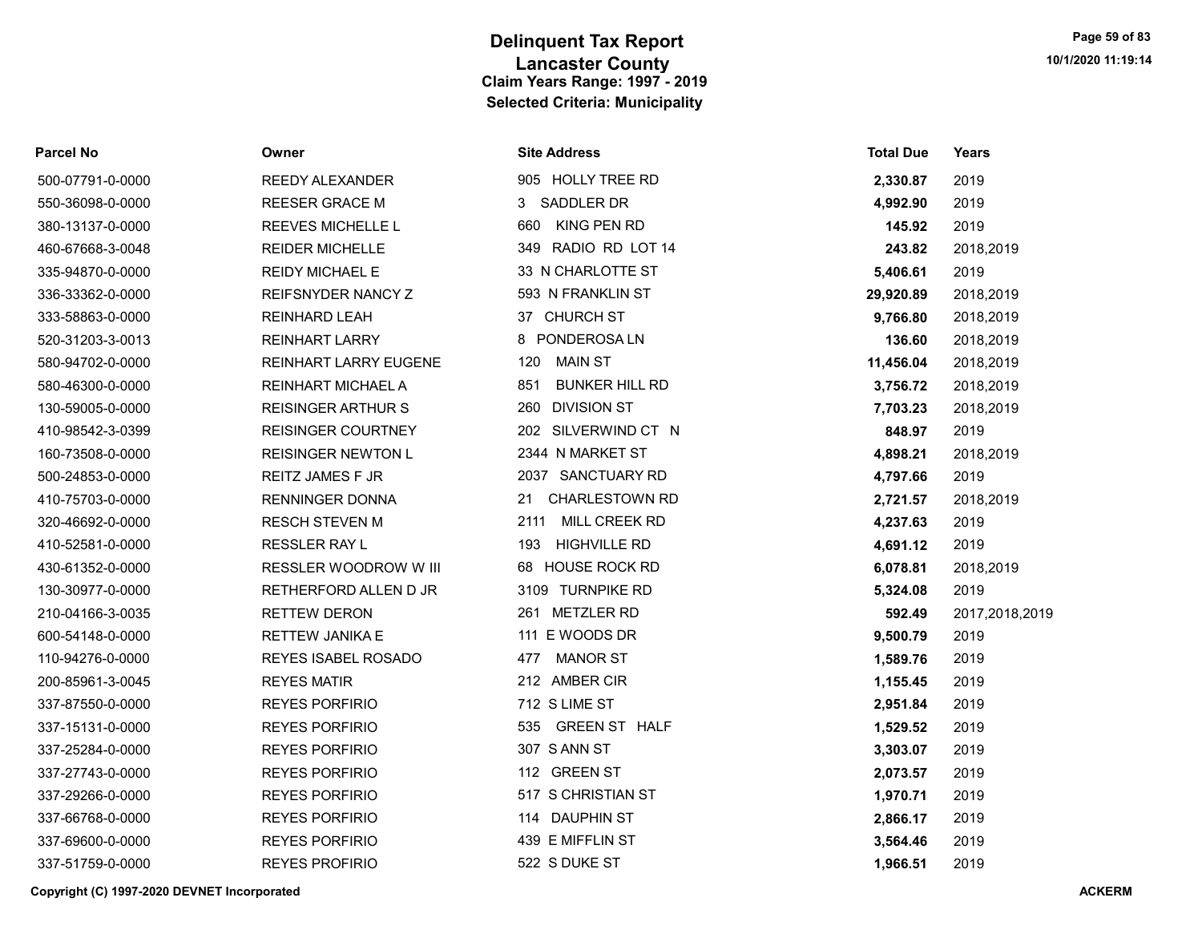# Delinquent Tax Report
## Lancaster County
### Claim Years Range: 1997 - 2019
### Selected Criteria: Municipality

| Parcel No | Owner | Site Address | Total Due | Years |
|---|---|---|---|---|
| 500-07791-0-0000 | REEDY ALEXANDER | 905 HOLLY TREE RD | **2,330.87** | 2019 |
| 550-36098-0-0000 | REESER GRACE M | 3 SADDLER DR | **4,992.90** | 2019 |
| 380-13137-0-0000 | REEVES MICHELLE L | 660 KING PEN RD | **145.92** | 2019 |
| 460-67668-3-0048 | REIDER MICHELLE | 349 RADIO RD LOT 14 | **243.82** | 2018,2019 |
| 335-94870-0-0000 | REIDY MICHAEL E | 33 N CHARLOTTE ST | **5,406.61** | 2019 |
| 336-33362-0-0000 | REIFSNYDER NANCY Z | 593 N FRANKLIN ST | **29,920.89** | 2018,2019 |
| 333-58863-0-0000 | REINHARD LEAH | 37 CHURCH ST | **9,766.80** | 2018,2019 |
| 520-31203-3-0013 | REINHART LARRY | 8 PONDEROSA LN | **136.60** | 2018,2019 |
| 580-94702-0-0000 | REINHART LARRY EUGENE | 120 MAIN ST | **11,456.04** | 2018,2019 |
| 580-46300-0-0000 | REINHART MICHAEL A | 851 BUNKER HILL RD | **3,756.72** | 2018,2019 |
| 130-59005-0-0000 | REISINGER ARTHUR S | 260 DIVISION ST | **7,703.23** | 2018,2019 |
| 410-98542-3-0399 | REISINGER COURTNEY | 202 SILVERWIND CT N | **848.97** | 2019 |
| 160-73508-0-0000 | REISINGER NEWTON L | 2344 N MARKET ST | **4,898.21** | 2018,2019 |
| 500-24853-0-0000 | REITZ JAMES F JR | 2037 SANCTUARY RD | **4,797.66** | 2019 |
| 410-75703-0-0000 | RENNINGER DONNA | 21 CHARLESTOWN RD | **2,721.57** | 2018,2019 |
| 320-46692-0-0000 | RESCH STEVEN M | 2111 MILL CREEK RD | **4,237.63** | 2019 |
| 410-52581-0-0000 | RESSLER RAY L | 193 HIGHVILLE RD | **4,691.12** | 2019 |
| 430-61352-0-0000 | RESSLER WOODROW W III | 68 HOUSE ROCK RD | **6,078.81** | 2018,2019 |
| 130-30977-0-0000 | RETHERFORD ALLEN D JR | 3109 TURNPIKE RD | **5,324.08** | 2019 |
| 210-04166-3-0035 | RETTEW DERON | 261 METZLER RD | **592.49** | 2017,2018,2019 |
| 600-54148-0-0000 | RETTEW JANIKA E | 111 E WOODS DR | **9,500.79** | 2019 |
| 110-94276-0-0000 | REYES ISABEL ROSADO | 477 MANOR ST | **1,589.76** | 2019 |
| 200-85961-3-0045 | REYES MATIR | 212 AMBER CIR | **1,155.45** | 2019 |
| 337-87550-0-0000 | REYES PORFIRIO | 712 S LIME ST | **2,951.84** | 2019 |
| 337-15131-0-0000 | REYES PORFIRIO | 535 GREEN ST HALF | **1,529.52** | 2019 |
| 337-25284-0-0000 | REYES PORFIRIO | 307 S ANN ST | **3,303.07** | 2019 |
| 337-27743-0-0000 | REYES PORFIRIO | 112 GREEN ST | **2,073.57** | 2019 |
| 337-29266-0-0000 | REYES PORFIRIO | 517 S CHRISTIAN ST | **1,970.71** | 2019 |
| 337-66768-0-0000 | REYES PORFIRIO | 114 DAUPHIN ST | **2,866.17** | 2019 |
| 337-69600-0-0000 | REYES PORFIRIO | 439 E MIFFLIN ST | **3,564.46** | 2019 |
| 337-51759-0-0000 | REYES PROFIRIO | 522 S DUKE ST | **1,966.51** | 2019 |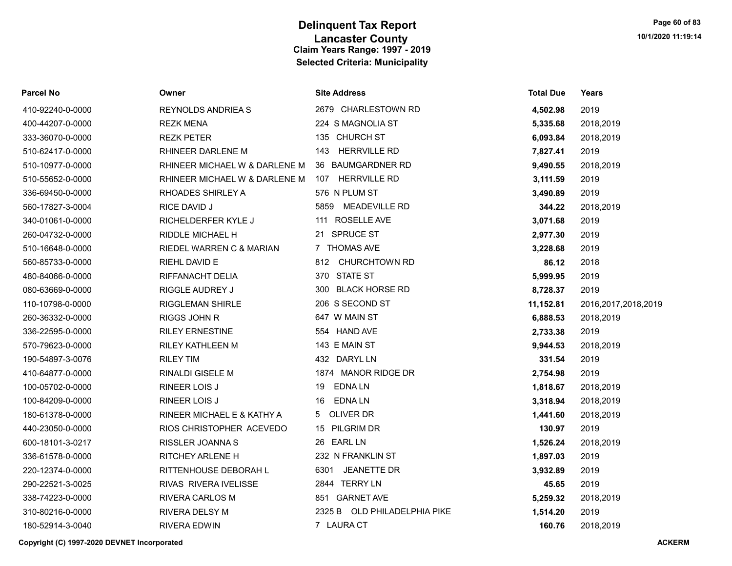# Delinquent Tax Report
## Lancaster County
### Claim Years Range: 1997 - 2019
### Selected Criteria: Municipality

| Parcel No | Owner | Site Address | Total Due | Years |
|---|---|---|---|---|
| 410-92240-0-0000 | REYNOLDS ANDRIEA S | 2679 CHARLESTOWN RD | **4,502.98** | 2019 |
| 400-44207-0-0000 | REZK MENA | 224 S MAGNOLIA ST | **5,335.68** | 2018,2019 |
| 333-36070-0-0000 | REZK PETER | 135 CHURCH ST | **6,093.84** | 2018,2019 |
| 510-62417-0-0000 | RHINEER DARLENE M | 143 HERRVILLE RD | **7,827.41** | 2019 |
| 510-10977-0-0000 | RHINEER MICHAEL W & DARLENE M | 36 BAUMGARDNER RD | **9,490.55** | 2018,2019 |
| 510-55652-0-0000 | RHINEER MICHAEL W & DARLENE M | 107 HERRVILLE RD | **3,111.59** | 2019 |
| 336-69450-0-0000 | RHOADES SHIRLEY A | 576 N PLUM ST | **3,490.89** | 2019 |
| 560-17827-3-0004 | RICE DAVID J | 5859 MEADEVILLE RD | **344.22** | 2018,2019 |
| 340-01061-0-0000 | RICHELDERFER KYLE J | 111 ROSELLE AVE | **3,071.68** | 2019 |
| 260-04732-0-0000 | RIDDLE MICHAEL H | 21 SPRUCE ST | **2,977.30** | 2019 |
| 510-16648-0-0000 | RIEDEL WARREN C & MARIAN | 7 THOMAS AVE | **3,228.68** | 2019 |
| 560-85733-0-0000 | RIEHL DAVID E | 812 CHURCHTOWN RD | **86.12** | 2018 |
| 480-84066-0-0000 | RIFFANACHT DELIA | 370 STATE ST | **5,999.95** | 2019 |
| 080-63669-0-0000 | RIGGLE AUDREY J | 300 BLACK HORSE RD | **8,728.37** | 2019 |
| 110-10798-0-0000 | RIGGLEMAN SHIRLE | 206 S SECOND ST | **11,152.81** | 2016,2017,2018,2019 |
| 260-36332-0-0000 | RIGGS JOHN R | 647 W MAIN ST | **6,888.53** | 2018,2019 |
| 336-22595-0-0000 | RILEY ERNESTINE | 554 HAND AVE | **2,733.38** | 2019 |
| 570-79623-0-0000 | RILEY KATHLEEN M | 143 E MAIN ST | **9,944.53** | 2018,2019 |
| 190-54897-3-0076 | RILEY TIM | 432 DARYL LN | **331.54** | 2019 |
| 410-64877-0-0000 | RINALDI GISELE M | 1874 MANOR RIDGE DR | **2,754.98** | 2019 |
| 100-05702-0-0000 | RINEER LOIS J | 19 EDNA LN | **1,818.67** | 2018,2019 |
| 100-84209-0-0000 | RINEER LOIS J | 16 EDNA LN | **3,318.94** | 2018,2019 |
| 180-61378-0-0000 | RINEER MICHAEL E & KATHY A | 5 OLIVER DR | **1,441.60** | 2018,2019 |
| 440-23050-0-0000 | RIOS CHRISTOPHER ACEVEDO | 15 PILGRIM DR | **130.97** | 2019 |
| 600-18101-3-0217 | RISSLER JOANNA S | 26 EARL LN | **1,526.24** | 2018,2019 |
| 336-61578-0-0000 | RITCHEY ARLENE H | 232 N FRANKLIN ST | **1,897.03** | 2019 |
| 220-12374-0-0000 | RITTENHOUSE DEBORAH L | 6301 JEANETTE DR | **3,932.89** | 2019 |
| 290-22521-3-0025 | RIVAS RIVERA IVELISSE | 2844 TERRY LN | **45.65** | 2019 |
| 338-74223-0-0000 | RIVERA CARLOS M | 851 GARNET AVE | **5,259.32** | 2018,2019 |
| 310-80216-0-0000 | RIVERA DELSY M | 2325 B OLD PHILADELPHIA PIKE | **1,514.20** | 2019 |
| 180-52914-3-0040 | RIVERA EDWIN | 7 LAURA CT | **160.76** | 2018,2019 |

Copyright (C) 1997-2020 DEVNET Incorporated

ACKERM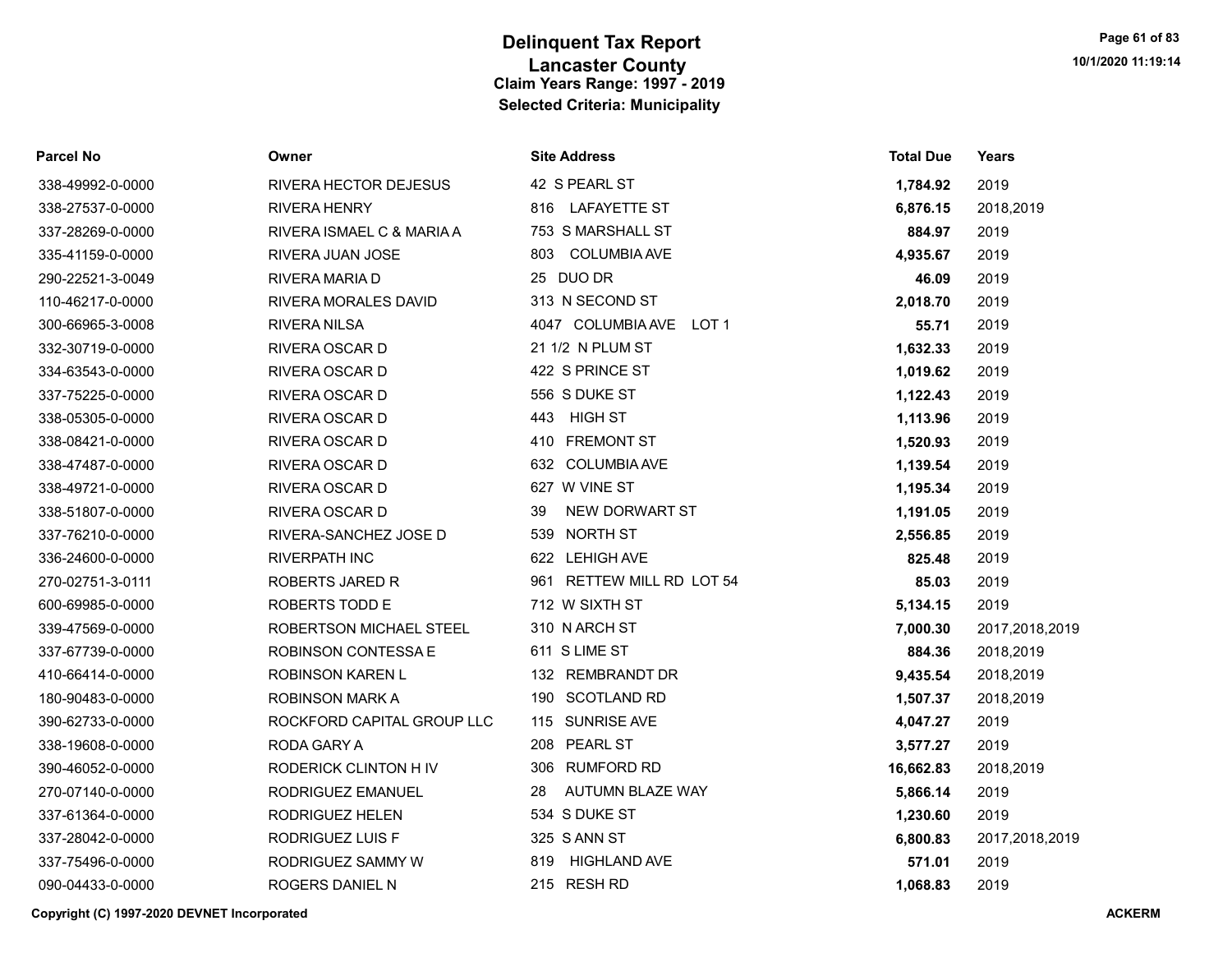# Delinquent Tax Report

## Lancaster County

### Claim Years Range: 1997 - 2019

### Selected Criteria: Municipality

| Parcel No | Owner | Site Address | Total Due | Years |
|---|---|---|---|---|
| 338-49992-0-0000 | RIVERA HECTOR DEJESUS | 42 S PEARL ST | **1,784.92** | 2019 |
| 338-27537-0-0000 | RIVERA HENRY | 816 LAFAYETTE ST | **6,876.15** | 2018,2019 |
| 337-28269-0-0000 | RIVERA ISMAEL C & MARIA A | 753 S MARSHALL ST | **884.97** | 2019 |
| 335-41159-0-0000 | RIVERA JUAN JOSE | 803 COLUMBIA AVE | **4,935.67** | 2019 |
| 290-22521-3-0049 | RIVERA MARIA D | 25 DUO DR | **46.09** | 2019 |
| 110-46217-0-0000 | RIVERA MORALES DAVID | 313 N SECOND ST | **2,018.70** | 2019 |
| 300-66965-3-0008 | RIVERA NILSA | 4047 COLUMBIA AVE LOT 1 | **55.71** | 2019 |
| 332-30719-0-0000 | RIVERA OSCAR D | 21 1/2 N PLUM ST | **1,632.33** | 2019 |
| 334-63543-0-0000 | RIVERA OSCAR D | 422 S PRINCE ST | **1,019.62** | 2019 |
| 337-75225-0-0000 | RIVERA OSCAR D | 556 S DUKE ST | **1,122.43** | 2019 |
| 338-05305-0-0000 | RIVERA OSCAR D | 443 HIGH ST | **1,113.96** | 2019 |
| 338-08421-0-0000 | RIVERA OSCAR D | 410 FREMONT ST | **1,520.93** | 2019 |
| 338-47487-0-0000 | RIVERA OSCAR D | 632 COLUMBIA AVE | **1,139.54** | 2019 |
| 338-49721-0-0000 | RIVERA OSCAR D | 627 W VINE ST | **1,195.34** | 2019 |
| 338-51807-0-0000 | RIVERA OSCAR D | 39 NEW DORWART ST | **1,191.05** | 2019 |
| 337-76210-0-0000 | RIVERA-SANCHEZ JOSE D | 539 NORTH ST | **2,556.85** | 2019 |
| 336-24600-0-0000 | RIVERPATH INC | 622 LEHIGH AVE | **825.48** | 2019 |
| 270-02751-3-0111 | ROBERTS JARED R | 961 RETTEW MILL RD LOT 54 | **85.03** | 2019 |
| 600-69985-0-0000 | ROBERTS TODD E | 712 W SIXTH ST | **5,134.15** | 2019 |
| 339-47569-0-0000 | ROBERTSON MICHAEL STEEL | 310 N ARCH ST | **7,000.30** | 2017,2018,2019 |
| 337-67739-0-0000 | ROBINSON CONTESSA E | 611 S LIME ST | **884.36** | 2018,2019 |
| 410-66414-0-0000 | ROBINSON KAREN L | 132 REMBRANDT DR | **9,435.54** | 2018,2019 |
| 180-90483-0-0000 | ROBINSON MARK A | 190 SCOTLAND RD | **1,507.37** | 2018,2019 |
| 390-62733-0-0000 | ROCKFORD CAPITAL GROUP LLC | 115 SUNRISE AVE | **4,047.27** | 2019 |
| 338-19608-0-0000 | RODA GARY A | 208 PEARL ST | **3,577.27** | 2019 |
| 390-46052-0-0000 | RODERICK CLINTON H IV | 306 RUMFORD RD | **16,662.83** | 2018,2019 |
| 270-07140-0-0000 | RODRIGUEZ EMANUEL | 28 AUTUMN BLAZE WAY | **5,866.14** | 2019 |
| 337-61364-0-0000 | RODRIGUEZ HELEN | 534 S DUKE ST | **1,230.60** | 2019 |
| 337-28042-0-0000 | RODRIGUEZ LUIS F | 325 S ANN ST | **6,800.83** | 2017,2018,2019 |
| 337-75496-0-0000 | RODRIGUEZ SAMMY W | 819 HIGHLAND AVE | **571.01** | 2019 |
| 090-04433-0-0000 | ROGERS DANIEL N | 215 RESH RD | **1,068.83** | 2019 |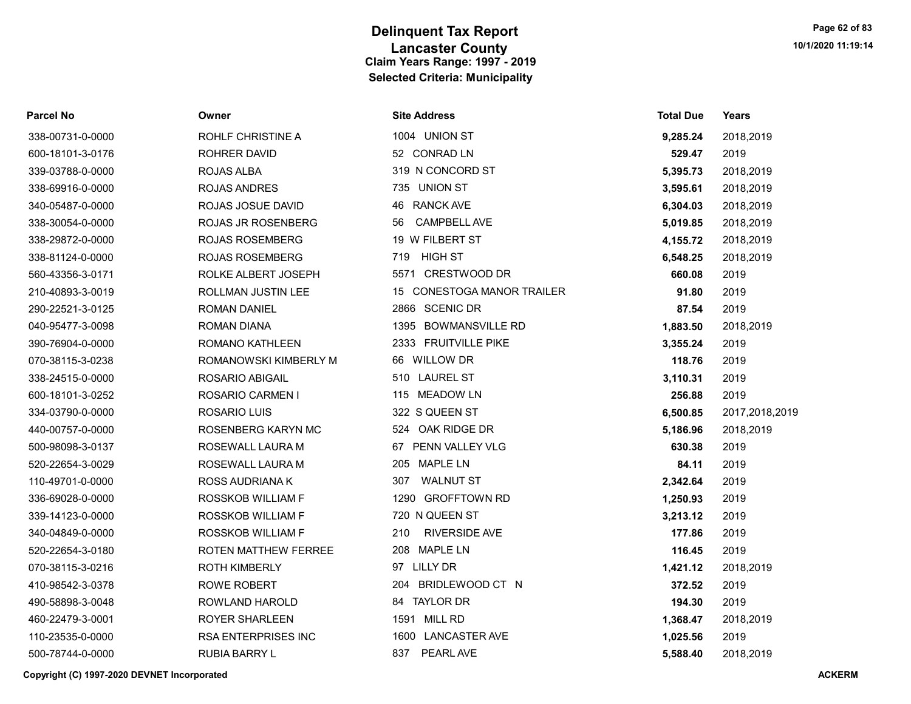# Delinquent Tax Report
## Lancaster County
### Claim Years Range: 1997 - 2019
### Selected Criteria: Municipality

| Parcel No | Owner | Site Address | Total Due | Years |
|---|---|---|---|---|
| 338-00731-0-0000 | ROHLF CHRISTINE A | 1004 UNION ST | **9,285.24** | 2018,2019 |
| 600-18101-3-0176 | ROHRER DAVID | 52 CONRAD LN | **529.47** | 2019 |
| 339-03788-0-0000 | ROJAS ALBA | 319 N CONCORD ST | **5,395.73** | 2018,2019 |
| 338-69916-0-0000 | ROJAS ANDRES | 735 UNION ST | **3,595.61** | 2018,2019 |
| 340-05487-0-0000 | ROJAS JOSUE DAVID | 46 RANCK AVE | **6,304.03** | 2018,2019 |
| 338-30054-0-0000 | ROJAS JR ROSENBERG | 56 CAMPBELL AVE | **5,019.85** | 2018,2019 |
| 338-29872-0-0000 | ROJAS ROSEMBERG | 19 W FILBERT ST | **4,155.72** | 2018,2019 |
| 338-81124-0-0000 | ROJAS ROSEMBERG | 719 HIGH ST | **6,548.25** | 2018,2019 |
| 560-43356-3-0171 | ROLKE ALBERT JOSEPH | 5571 CRESTWOOD DR | **660.08** | 2019 |
| 210-40893-3-0019 | ROLLMAN JUSTIN LEE | 15 CONESTOGA MANOR TRAILER | **91.80** | 2019 |
| 290-22521-3-0125 | ROMAN DANIEL | 2866 SCENIC DR | **87.54** | 2019 |
| 040-95477-3-0098 | ROMAN DIANA | 1395 BOWMANSVILLE RD | **1,883.50** | 2018,2019 |
| 390-76904-0-0000 | ROMANO KATHLEEN | 2333 FRUITVILLE PIKE | **3,355.24** | 2019 |
| 070-38115-3-0238 | ROMANOWSKI KIMBERLY M | 66 WILLOW DR | **118.76** | 2019 |
| 338-24515-0-0000 | ROSARIO ABIGAIL | 510 LAUREL ST | **3,110.31** | 2019 |
| 600-18101-3-0252 | ROSARIO CARMEN I | 115 MEADOW LN | **256.88** | 2019 |
| 334-03790-0-0000 | ROSARIO LUIS | 322 S QUEEN ST | **6,500.85** | 2017,2018,2019 |
| 440-00757-0-0000 | ROSENBERG KARYN MC | 524 OAK RIDGE DR | **5,186.96** | 2018,2019 |
| 500-98098-3-0137 | ROSEWALL LAURA M | 67 PENN VALLEY VLG | **630.38** | 2019 |
| 520-22654-3-0029 | ROSEWALL LAURA M | 205 MAPLE LN | **84.11** | 2019 |
| 110-49701-0-0000 | ROSS AUDRIANA K | 307 WALNUT ST | **2,342.64** | 2019 |
| 336-69028-0-0000 | ROSSKOB WILLIAM F | 1290 GROFFTOWN RD | **1,250.93** | 2019 |
| 339-14123-0-0000 | ROSSKOB WILLIAM F | 720 N QUEEN ST | **3,213.12** | 2019 |
| 340-04849-0-0000 | ROSSKOB WILLIAM F | 210 RIVERSIDE AVE | **177.86** | 2019 |
| 520-22654-3-0180 | ROTEN MATTHEW FERREE | 208 MAPLE LN | **116.45** | 2019 |
| 070-38115-3-0216 | ROTH KIMBERLY | 97 LILLY DR | **1,421.12** | 2018,2019 |
| 410-98542-3-0378 | ROWE ROBERT | 204 BRIDLEWOOD CT N | **372.52** | 2019 |
| 490-58898-3-0048 | ROWLAND HAROLD | 84 TAYLOR DR | **194.30** | 2019 |
| 460-22479-3-0001 | ROYER SHARLEEN | 1591 MILL RD | **1,368.47** | 2018,2019 |
| 110-23535-0-0000 | RSA ENTERPRISES INC | 1600 LANCASTER AVE | **1,025.56** | 2019 |
| 500-78744-0-0000 | RUBIA BARRY L | 837 PEARL AVE | **5,588.40** | 2018,2019 |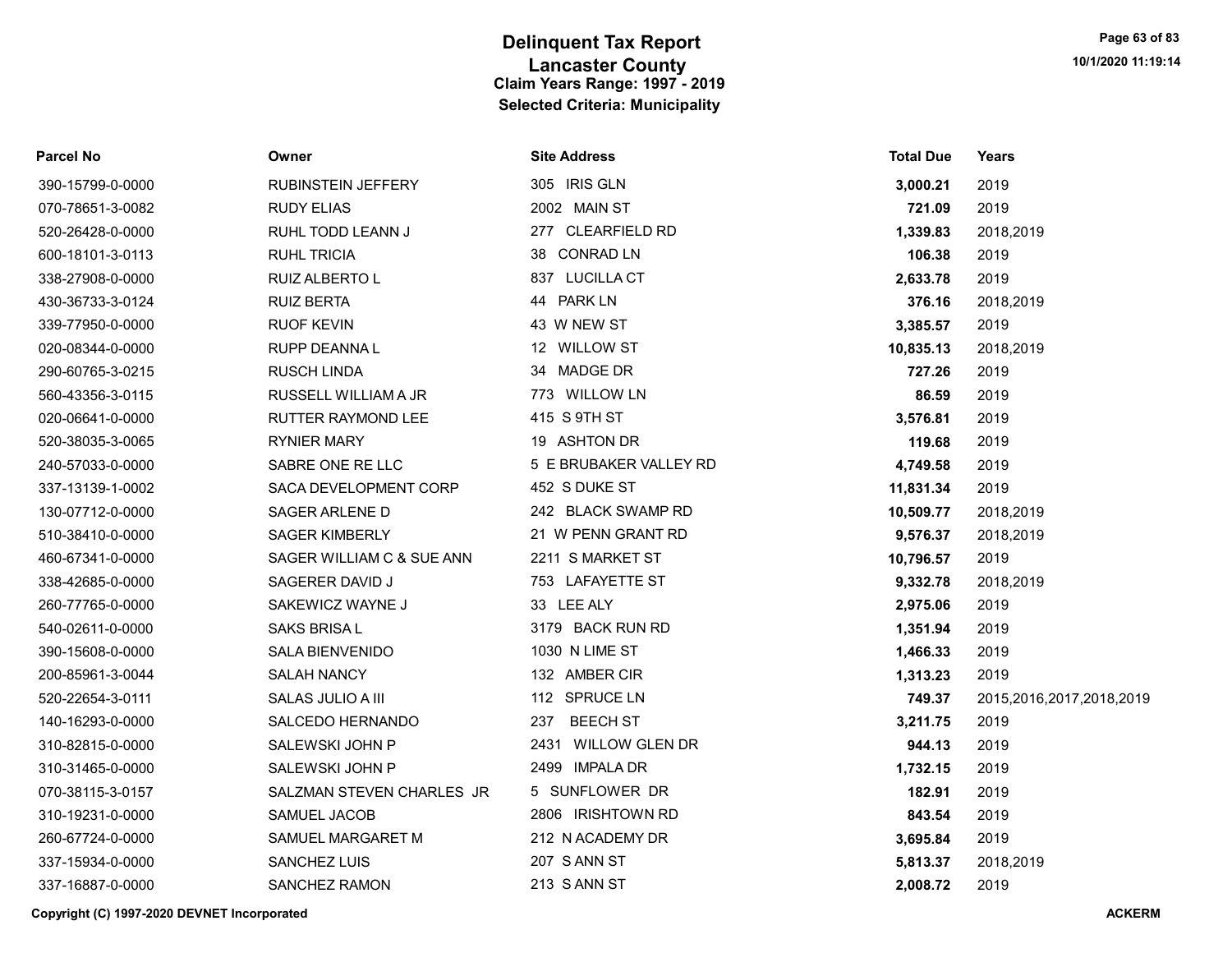# Delinquent Tax Report
## Lancaster County
### Claim Years Range: 1997 - 2019
### Selected Criteria: Municipality

| Parcel No | Owner | Site Address | Total Due | Years |
|---|---|---|---|---|
| 390-15799-0-0000 | RUBINSTEIN JEFFERY | 305 IRIS GLN | **3,000.21** | 2019 |
| 070-78651-3-0082 | RUDY ELIAS | 2002 MAIN ST | **721.09** | 2019 |
| 520-26428-0-0000 | RUHL TODD LEANN J | 277 CLEARFIELD RD | **1,339.83** | 2018,2019 |
| 600-18101-3-0113 | RUHL TRICIA | 38 CONRAD LN | **106.38** | 2019 |
| 338-27908-0-0000 | RUIZ ALBERTO L | 837 LUCILLA CT | **2,633.78** | 2019 |
| 430-36733-3-0124 | RUIZ BERTA | 44 PARK LN | **376.16** | 2018,2019 |
| 339-77950-0-0000 | RUOF KEVIN | 43 W NEW ST | **3,385.57** | 2019 |
| 020-08344-0-0000 | RUPP DEANNA L | 12 WILLOW ST | **10,835.13** | 2018,2019 |
| 290-60765-3-0215 | RUSCH LINDA | 34 MADGE DR | **727.26** | 2019 |
| 560-43356-3-0115 | RUSSELL WILLIAM A JR | 773 WILLOW LN | **86.59** | 2019 |
| 020-06641-0-0000 | RUTTER RAYMOND LEE | 415 S 9TH ST | **3,576.81** | 2019 |
| 520-38035-3-0065 | RYNIER MARY | 19 ASHTON DR | **119.68** | 2019 |
| 240-57033-0-0000 | SABRE ONE RE LLC | 5 E BRUBAKER VALLEY RD | **4,749.58** | 2019 |
| 337-13139-1-0002 | SACA DEVELOPMENT CORP | 452 S DUKE ST | **11,831.34** | 2019 |
| 130-07712-0-0000 | SAGER ARLENE D | 242 BLACK SWAMP RD | **10,509.77** | 2018,2019 |
| 510-38410-0-0000 | SAGER KIMBERLY | 21 W PENN GRANT RD | **9,576.37** | 2018,2019 |
| 460-67341-0-0000 | SAGER WILLIAM C & SUE ANN | 2211 S MARKET ST | **10,796.57** | 2019 |
| 338-42685-0-0000 | SAGERER DAVID J | 753 LAFAYETTE ST | **9,332.78** | 2018,2019 |
| 260-77765-0-0000 | SAKEWICZ WAYNE J | 33 LEE ALY | **2,975.06** | 2019 |
| 540-02611-0-0000 | SAKS BRISA L | 3179 BACK RUN RD | **1,351.94** | 2019 |
| 390-15608-0-0000 | SALA BIENVENIDO | 1030 N LIME ST | **1,466.33** | 2019 |
| 200-85961-3-0044 | SALAH NANCY | 132 AMBER CIR | **1,313.23** | 2019 |
| 520-22654-3-0111 | SALAS JULIO A III | 112 SPRUCE LN | **749.37** | 2015,2016,2017,2018,2019 |
| 140-16293-0-0000 | SALCEDO HERNANDO | 237 BEECH ST | **3,211.75** | 2019 |
| 310-82815-0-0000 | SALEWSKI JOHN P | 2431 WILLOW GLEN DR | **944.13** | 2019 |
| 310-31465-0-0000 | SALEWSKI JOHN P | 2499 IMPALA DR | **1,732.15** | 2019 |
| 070-38115-3-0157 | SALZMAN STEVEN CHARLES JR | 5 SUNFLOWER DR | **182.91** | 2019 |
| 310-19231-0-0000 | SAMUEL JACOB | 2806 IRISHTOWN RD | **843.54** | 2019 |
| 260-67724-0-0000 | SAMUEL MARGARET M | 212 N ACADEMY DR | **3,695.84** | 2019 |
| 337-15934-0-0000 | SANCHEZ LUIS | 207 S ANN ST | **5,813.37** | 2018,2019 |
| 337-16887-0-0000 | SANCHEZ RAMON | 213 S ANN ST | **2,008.72** | 2019 |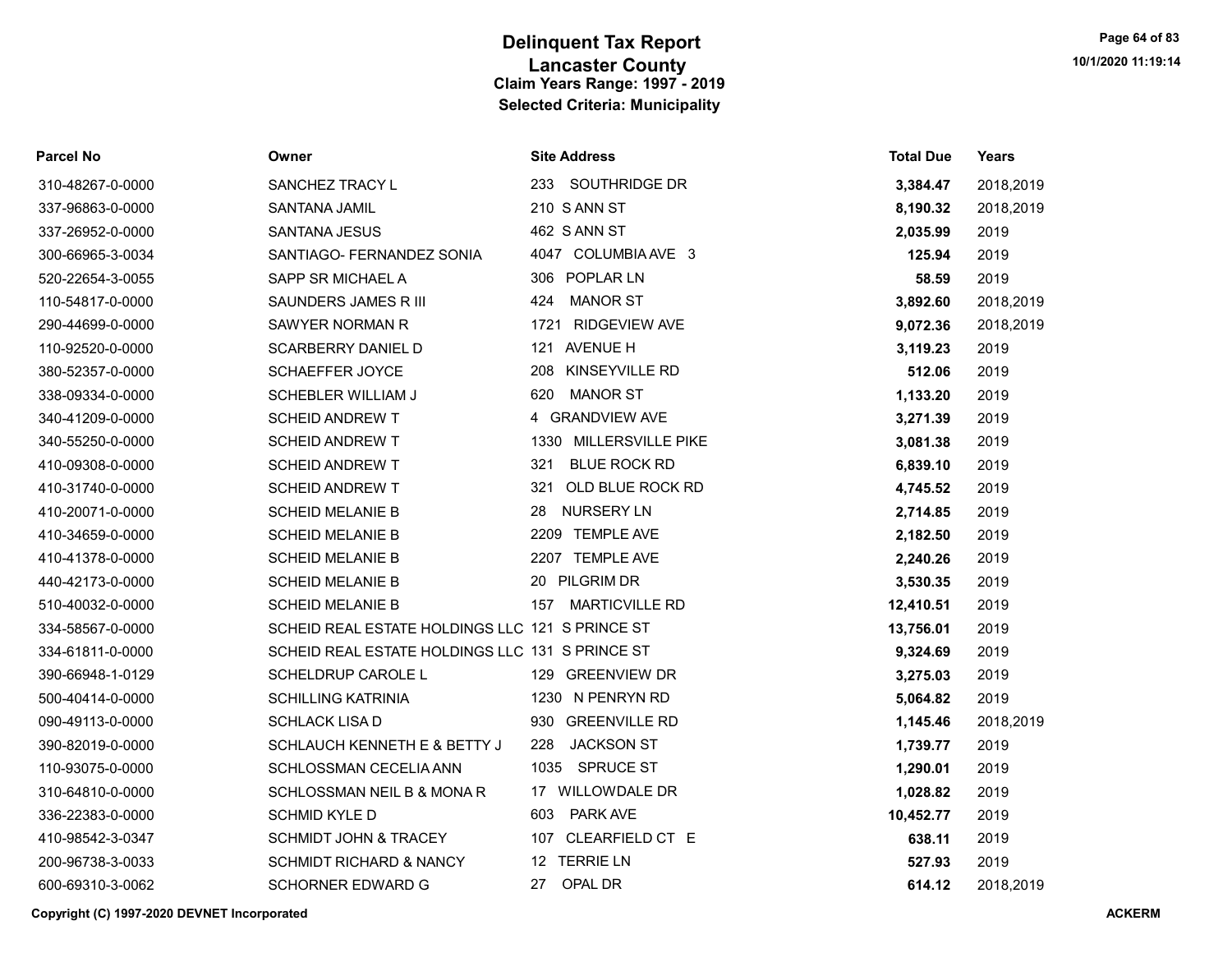# Delinquent Tax Report
## Lancaster County
### Claim Years Range: 1997 - 2019
### Selected Criteria: Municipality

| Parcel No | Owner | Site Address | Total Due | Years |
|---|---|---|---|---|
| 310-48267-0-0000 | SANCHEZ TRACY L | 233 SOUTHRIDGE DR | **3,384.47** | 2018,2019 |
| 337-96863-0-0000 | SANTANA JAMIL | 210 S ANN ST | **8,190.32** | 2018,2019 |
| 337-26952-0-0000 | SANTANA JESUS | 462 S ANN ST | **2,035.99** | 2019 |
| 300-66965-3-0034 | SANTIAGO- FERNANDEZ SONIA | 4047 COLUMBIA AVE 3 | **125.94** | 2019 |
| 520-22654-3-0055 | SAPP SR MICHAEL A | 306 POPLAR LN | **58.59** | 2019 |
| 110-54817-0-0000 | SAUNDERS JAMES R III | 424 MANOR ST | **3,892.60** | 2018,2019 |
| 290-44699-0-0000 | SAWYER NORMAN R | 1721 RIDGEVIEW AVE | **9,072.36** | 2018,2019 |
| 110-92520-0-0000 | SCARBERRY DANIEL D | 121 AVENUE H | **3,119.23** | 2019 |
| 380-52357-0-0000 | SCHAEFFER JOYCE | 208 KINSEYVILLE RD | **512.06** | 2019 |
| 338-09334-0-0000 | SCHEBLER WILLIAM J | 620 MANOR ST | **1,133.20** | 2019 |
| 340-41209-0-0000 | SCHEID ANDREW T | 4 GRANDVIEW AVE | **3,271.39** | 2019 |
| 340-55250-0-0000 | SCHEID ANDREW T | 1330 MILLERSVILLE PIKE | **3,081.38** | 2019 |
| 410-09308-0-0000 | SCHEID ANDREW T | 321 BLUE ROCK RD | **6,839.10** | 2019 |
| 410-31740-0-0000 | SCHEID ANDREW T | 321 OLD BLUE ROCK RD | **4,745.52** | 2019 |
| 410-20071-0-0000 | SCHEID MELANIE B | 28 NURSERY LN | **2,714.85** | 2019 |
| 410-34659-0-0000 | SCHEID MELANIE B | 2209 TEMPLE AVE | **2,182.50** | 2019 |
| 410-41378-0-0000 | SCHEID MELANIE B | 2207 TEMPLE AVE | **2,240.26** | 2019 |
| 440-42173-0-0000 | SCHEID MELANIE B | 20 PILGRIM DR | **3,530.35** | 2019 |
| 510-40032-0-0000 | SCHEID MELANIE B | 157 MARTICVILLE RD | **12,410.51** | 2019 |
| 334-58567-0-0000 | SCHEID REAL ESTATE HOLDINGS LLC | 121 S PRINCE ST | **13,756.01** | 2019 |
| 334-61811-0-0000 | SCHEID REAL ESTATE HOLDINGS LLC | 131 S PRINCE ST | **9,324.69** | 2019 |
| 390-66948-1-0129 | SCHELDRUP CAROLE L | 129 GREENVIEW DR | **3,275.03** | 2019 |
| 500-40414-0-0000 | SCHILLING KATRINIA | 1230 N PENRYN RD | **5,064.82** | 2019 |
| 090-49113-0-0000 | SCHLACK LISA D | 930 GREENVILLE RD | **1,145.46** | 2018,2019 |
| 390-82019-0-0000 | SCHLAUCH KENNETH E & BETTY J | 228 JACKSON ST | **1,739.77** | 2019 |
| 110-93075-0-0000 | SCHLOSSMAN CECELIA ANN | 1035 SPRUCE ST | **1,290.01** | 2019 |
| 310-64810-0-0000 | SCHLOSSMAN NEIL B & MONA R | 17 WILLOWDALE DR | **1,028.82** | 2019 |
| 336-22383-0-0000 | SCHMID KYLE D | 603 PARK AVE | **10,452.77** | 2019 |
| 410-98542-3-0347 | SCHMIDT JOHN & TRACEY | 107 CLEARFIELD CT E | **638.11** | 2019 |
| 200-96738-3-0033 | SCHMIDT RICHARD & NANCY | 12 TERRIE LN | **527.93** | 2019 |
| 600-69310-3-0062 | SCHORNER EDWARD G | 27 OPAL DR | **614.12** | 2018,2019 |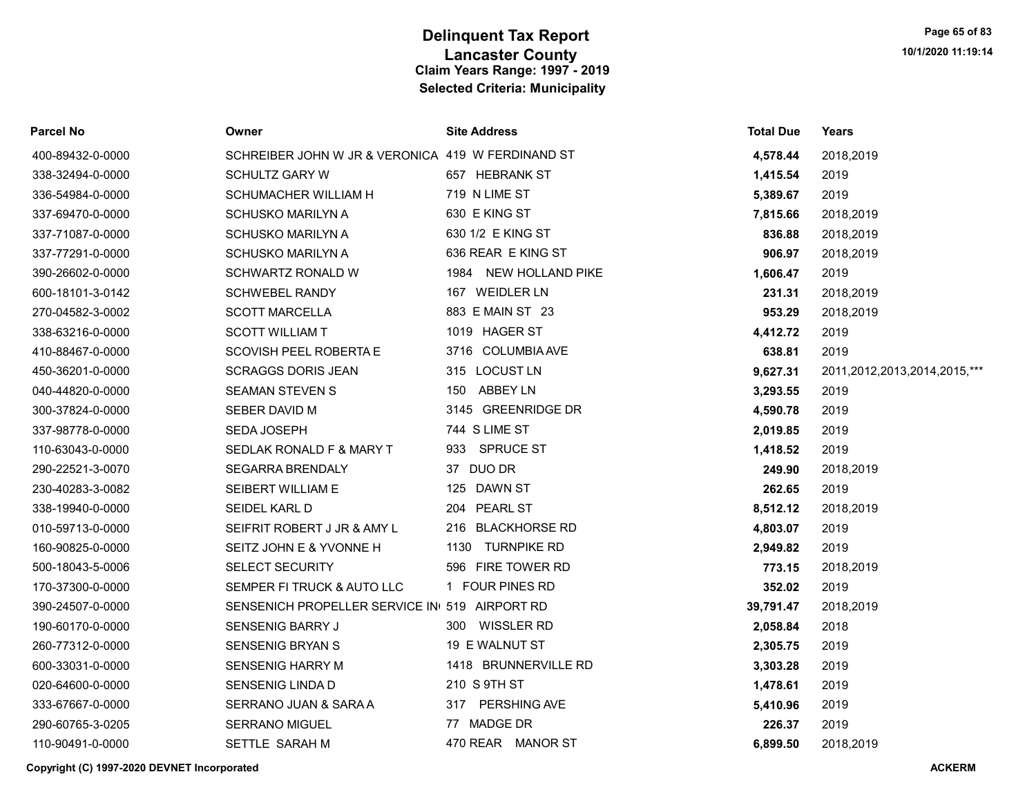# Delinquent Tax Report
## Lancaster County
### Claim Years Range: 1997 - 2019
### Selected Criteria: Municipality

| Parcel No | Owner | Site Address | Total Due | Years |
|---|---|---|---|---|
| 400-89432-0-0000 | SCHREIBER JOHN W JR & VERONICA | 419 W FERDINAND ST | **4,578.44** | 2018,2019 |
| 338-32494-0-0000 | SCHULTZ GARY W | 657 HEBRANK ST | **1,415.54** | 2019 |
| 336-54984-0-0000 | SCHUMACHER WILLIAM H | 719 N LIME ST | **5,389.67** | 2019 |
| 337-69470-0-0000 | SCHUSKO MARILYN A | 630 E KING ST | **7,815.66** | 2018,2019 |
| 337-71087-0-0000 | SCHUSKO MARILYN A | 630 1/2 E KING ST | **836.88** | 2018,2019 |
| 337-77291-0-0000 | SCHUSKO MARILYN A | 636 REAR E KING ST | **906.97** | 2018,2019 |
| 390-26602-0-0000 | SCHWARTZ RONALD W | 1984 NEW HOLLAND PIKE | **1,606.47** | 2019 |
| 600-18101-3-0142 | SCHWEBEL RANDY | 167 WEIDLER LN | **231.31** | 2018,2019 |
| 270-04582-3-0002 | SCOTT MARCELLA | 883 E MAIN ST 23 | **953.29** | 2018,2019 |
| 338-63216-0-0000 | SCOTT WILLIAM T | 1019 HAGER ST | **4,412.72** | 2019 |
| 410-88467-0-0000 | SCOVISH PEEL ROBERTA E | 3716 COLUMBIA AVE | **638.81** | 2019 |
| 450-36201-0-0000 | SCRAGGS DORIS JEAN | 315 LOCUST LN | **9,627.31** | 2011,2012,2013,2014,2015,*** |
| 040-44820-0-0000 | SEAMAN STEVEN S | 150 ABBEY LN | **3,293.55** | 2019 |
| 300-37824-0-0000 | SEBER DAVID M | 3145 GREENRIDGE DR | **4,590.78** | 2019 |
| 337-98778-0-0000 | SEDA JOSEPH | 744 S LIME ST | **2,019.85** | 2019 |
| 110-63043-0-0000 | SEDLAK RONALD F & MARY T | 933 SPRUCE ST | **1,418.52** | 2019 |
| 290-22521-3-0070 | SEGARRA BRENDALY | 37 DUO DR | **249.90** | 2018,2019 |
| 230-40283-3-0082 | SEIBERT WILLIAM E | 125 DAWN ST | **262.65** | 2019 |
| 338-19940-0-0000 | SEIDEL KARL D | 204 PEARL ST | **8,512.12** | 2018,2019 |
| 010-59713-0-0000 | SEIFRIT ROBERT J JR & AMY L | 216 BLACKHORSE RD | **4,803.07** | 2019 |
| 160-90825-0-0000 | SEITZ JOHN E & YVONNE H | 1130 TURNPIKE RD | **2,949.82** | 2019 |
| 500-18043-5-0006 | SELECT SECURITY | 596 FIRE TOWER RD | **773.15** | 2018,2019 |
| 170-37300-0-0000 | SEMPER FI TRUCK & AUTO LLC | 1 FOUR PINES RD | **352.02** | 2019 |
| 390-24507-0-0000 | SENSENICH PROPELLER SERVICE IN | 519 AIRPORT RD | **39,791.47** | 2018,2019 |
| 190-60170-0-0000 | SENSENIG BARRY J | 300 WISSLER RD | **2,058.84** | 2018 |
| 260-77312-0-0000 | SENSENIG BRYAN S | 19 E WALNUT ST | **2,305.75** | 2019 |
| 600-33031-0-0000 | SENSENIG HARRY M | 1418 BRUNNERVILLE RD | **3,303.28** | 2019 |
| 020-64600-0-0000 | SENSENIG LINDA D | 210 S 9TH ST | **1,478.61** | 2019 |
| 333-67667-0-0000 | SERRANO JUAN & SARA A | 317 PERSHING AVE | **5,410.96** | 2019 |
| 290-60765-3-0205 | SERRANO MIGUEL | 77 MADGE DR | **226.37** | 2019 |
| 110-90491-0-0000 | SETTLE SARAH M | 470 REAR MANOR ST | **6,899.50** | 2018,2019 |

**Copyright (C) 1997-2020 DEVNET Incorporated** **ACKERM**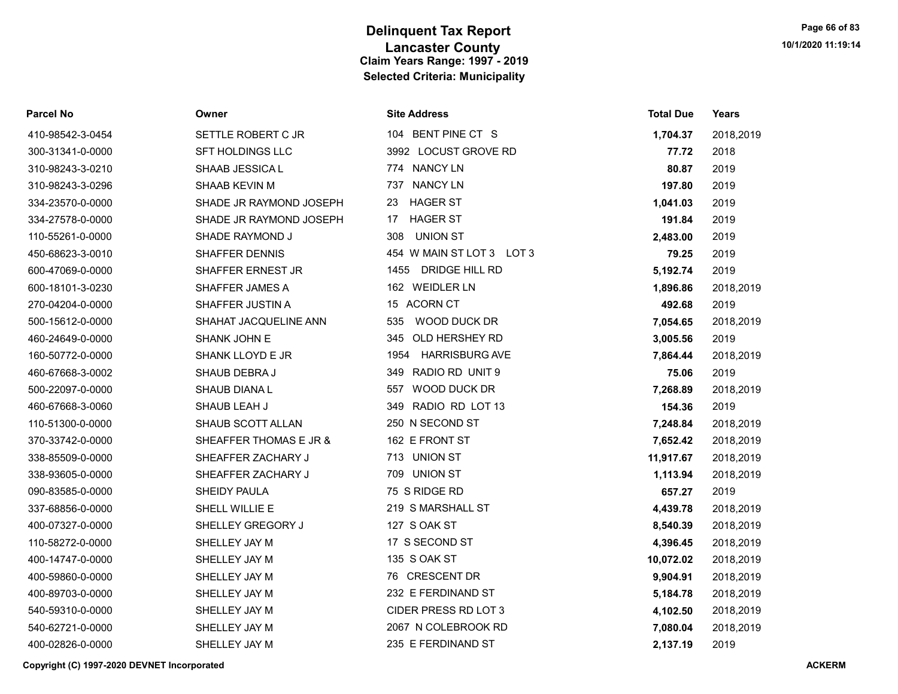# Delinquent Tax Report
## Lancaster County
### Claim Years Range: 1997 - 2019
### Selected Criteria: Municipality

| Parcel No | Owner | Site Address | Total Due | Years |
|---|---|---|---|---|
| 410-98542-3-0454 | SETTLE ROBERT C JR | 104 BENT PINE CT S | **1,704.37** | 2018,2019 |
| 300-31341-0-0000 | SFT HOLDINGS LLC | 3992 LOCUST GROVE RD | **77.72** | 2018 |
| 310-98243-3-0210 | SHAAB JESSICA L | 774 NANCY LN | **80.87** | 2019 |
| 310-98243-3-0296 | SHAAB KEVIN M | 737 NANCY LN | **197.80** | 2019 |
| 334-23570-0-0000 | SHADE JR RAYMOND JOSEPH | 23 HAGER ST | **1,041.03** | 2019 |
| 334-27578-0-0000 | SHADE JR RAYMOND JOSEPH | 17 HAGER ST | **191.84** | 2019 |
| 110-55261-0-0000 | SHADE RAYMOND J | 308 UNION ST | **2,483.00** | 2019 |
| 450-68623-3-0010 | SHAFFER DENNIS | 454 W MAIN ST LOT 3 LOT 3 | **79.25** | 2019 |
| 600-47069-0-0000 | SHAFFER ERNEST JR | 1455 DRIDGE HILL RD | **5,192.74** | 2019 |
| 600-18101-3-0230 | SHAFFER JAMES A | 162 WEIDLER LN | **1,896.86** | 2018,2019 |
| 270-04204-0-0000 | SHAFFER JUSTIN A | 15 ACORN CT | **492.68** | 2019 |
| 500-15612-0-0000 | SHAHAT JACQUELINE ANN | 535 WOOD DUCK DR | **7,054.65** | 2018,2019 |
| 460-24649-0-0000 | SHANK JOHN E | 345 OLD HERSHEY RD | **3,005.56** | 2019 |
| 160-50772-0-0000 | SHANK LLOYD E JR | 1954 HARRISBURG AVE | **7,864.44** | 2018,2019 |
| 460-67668-3-0002 | SHAUB DEBRA J | 349 RADIO RD UNIT 9 | **75.06** | 2019 |
| 500-22097-0-0000 | SHAUB DIANA L | 557 WOOD DUCK DR | **7,268.89** | 2018,2019 |
| 460-67668-3-0060 | SHAUB LEAH J | 349 RADIO RD LOT 13 | **154.36** | 2019 |
| 110-51300-0-0000 | SHAUB SCOTT ALLAN | 250 N SECOND ST | **7,248.84** | 2018,2019 |
| 370-33742-0-0000 | SHEAFFER THOMAS E JR & | 162 E FRONT ST | **7,652.42** | 2018,2019 |
| 338-85509-0-0000 | SHEAFFER ZACHARY J | 713 UNION ST | **11,917.67** | 2018,2019 |
| 338-93605-0-0000 | SHEAFFER ZACHARY J | 709 UNION ST | **1,113.94** | 2018,2019 |
| 090-83585-0-0000 | SHEIDY PAULA | 75 S RIDGE RD | **657.27** | 2019 |
| 337-68856-0-0000 | SHELL WILLIE E | 219 S MARSHALL ST | **4,439.78** | 2018,2019 |
| 400-07327-0-0000 | SHELLEY GREGORY J | 127 S OAK ST | **8,540.39** | 2018,2019 |
| 110-58272-0-0000 | SHELLEY JAY M | 17 S SECOND ST | **4,396.45** | 2018,2019 |
| 400-14747-0-0000 | SHELLEY JAY M | 135 S OAK ST | **10,072.02** | 2018,2019 |
| 400-59860-0-0000 | SHELLEY JAY M | 76 CRESCENT DR | **9,904.91** | 2018,2019 |
| 400-89703-0-0000 | SHELLEY JAY M | 232 E FERDINAND ST | **5,184.78** | 2018,2019 |
| 540-59310-0-0000 | SHELLEY JAY M | CIDER PRESS RD LOT 3 | **4,102.50** | 2018,2019 |
| 540-62721-0-0000 | SHELLEY JAY M | 2067 N COLEBROOK RD | **7,080.04** | 2018,2019 |
| 400-02826-0-0000 | SHELLEY JAY M | 235 E FERDINAND ST | **2,137.19** | 2019 |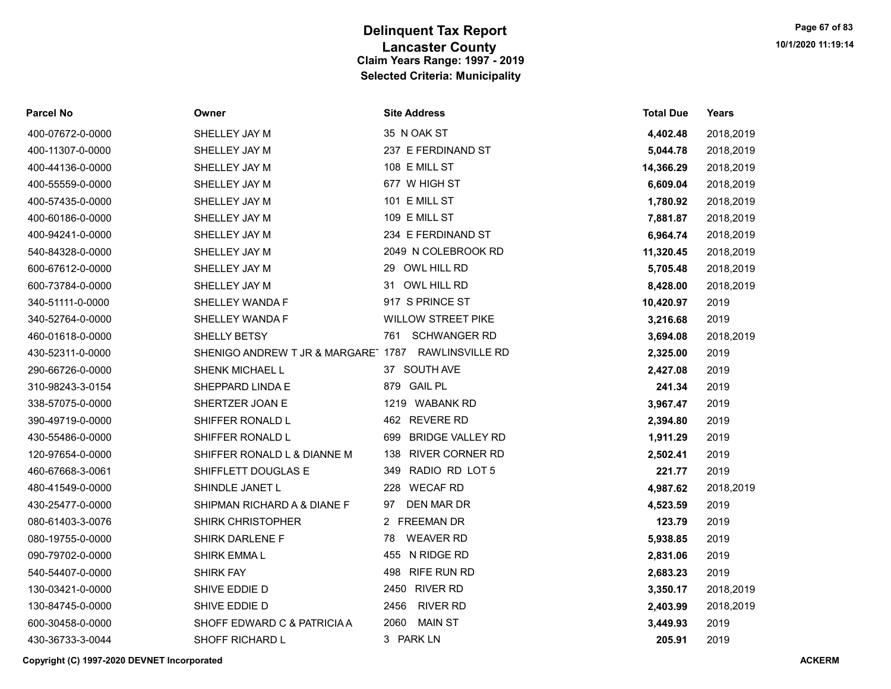# Delinquent Tax Report
## Lancaster County
### Claim Years Range: 1997 - 2019
### Selected Criteria: Municipality

| Parcel No | Owner | Site Address | Total Due | Years |
|---|---|---|---|---|
| 400-07672-0-0000 | SHELLEY JAY M | 35 N OAK ST | **4,402.48** | 2018,2019 |
| 400-11307-0-0000 | SHELLEY JAY M | 237 E FERDINAND ST | **5,044.78** | 2018,2019 |
| 400-44136-0-0000 | SHELLEY JAY M | 108 E MILL ST | **14,366.29** | 2018,2019 |
| 400-55559-0-0000 | SHELLEY JAY M | 677 W HIGH ST | **6,609.04** | 2018,2019 |
| 400-57435-0-0000 | SHELLEY JAY M | 101 E MILL ST | **1,780.92** | 2018,2019 |
| 400-60186-0-0000 | SHELLEY JAY M | 109 E MILL ST | **7,881.87** | 2018,2019 |
| 400-94241-0-0000 | SHELLEY JAY M | 234 E FERDINAND ST | **6,964.74** | 2018,2019 |
| 540-84328-0-0000 | SHELLEY JAY M | 2049 N COLEBROOK RD | **11,320.45** | 2018,2019 |
| 600-67612-0-0000 | SHELLEY JAY M | 29 OWL HILL RD | **5,705.48** | 2018,2019 |
| 600-73784-0-0000 | SHELLEY JAY M | 31 OWL HILL RD | **8,428.00** | 2018,2019 |
| 340-51111-0-0000 | SHELLEY WANDA F | 917 S PRINCE ST | **10,420.97** | 2019 |
| 340-52764-0-0000 | SHELLEY WANDA F | WILLOW STREET PIKE | **3,216.68** | 2019 |
| 460-01618-0-0000 | SHELLY BETSY | 761 SCHWANGER RD | **3,694.08** | 2018,2019 |
| 430-52311-0-0000 | SHENIGO ANDREW T JR & MARGARET | 1787 RAWLINSVILLE RD | **2,325.00** | 2019 |
| 290-66726-0-0000 | SHENK MICHAEL L | 37 SOUTH AVE | **2,427.08** | 2019 |
| 310-98243-3-0154 | SHEPPARD LINDA E | 879 GAIL PL | **241.34** | 2019 |
| 338-57075-0-0000 | SHERTZER JOAN E | 1219 WABANK RD | **3,967.47** | 2019 |
| 390-49719-0-0000 | SHIFFER RONALD L | 462 REVERE RD | **2,394.80** | 2019 |
| 430-55486-0-0000 | SHIFFER RONALD L | 699 BRIDGE VALLEY RD | **1,911.29** | 2019 |
| 120-97654-0-0000 | SHIFFER RONALD L & DIANNE M | 138 RIVER CORNER RD | **2,502.41** | 2019 |
| 460-67668-3-0061 | SHIFFLETT DOUGLAS E | 349 RADIO RD LOT 5 | **221.77** | 2019 |
| 480-41549-0-0000 | SHINDLE JANET L | 228 WECAF RD | **4,987.62** | 2018,2019 |
| 430-25477-0-0000 | SHIPMAN RICHARD A & DIANE F | 97 DEN MAR DR | **4,523.59** | 2019 |
| 080-61403-3-0076 | SHIRK CHRISTOPHER | 2 FREEMAN DR | **123.79** | 2019 |
| 080-19755-0-0000 | SHIRK DARLENE F | 78 WEAVER RD | **5,938.85** | 2019 |
| 090-79702-0-0000 | SHIRK EMMA L | 455 N RIDGE RD | **2,831.06** | 2019 |
| 540-54407-0-0000 | SHIRK FAY | 498 RIFE RUN RD | **2,683.23** | 2019 |
| 130-03421-0-0000 | SHIVE EDDIE D | 2450 RIVER RD | **3,350.17** | 2018,2019 |
| 130-84745-0-0000 | SHIVE EDDIE D | 2456 RIVER RD | **2,403.99** | 2018,2019 |
| 600-30458-0-0000 | SHOFF EDWARD C & PATRICIA A | 2060 MAIN ST | **3,449.93** | 2019 |
| 430-36733-3-0044 | SHOFF RICHARD L | 3 PARK LN | **205.91** | 2019 |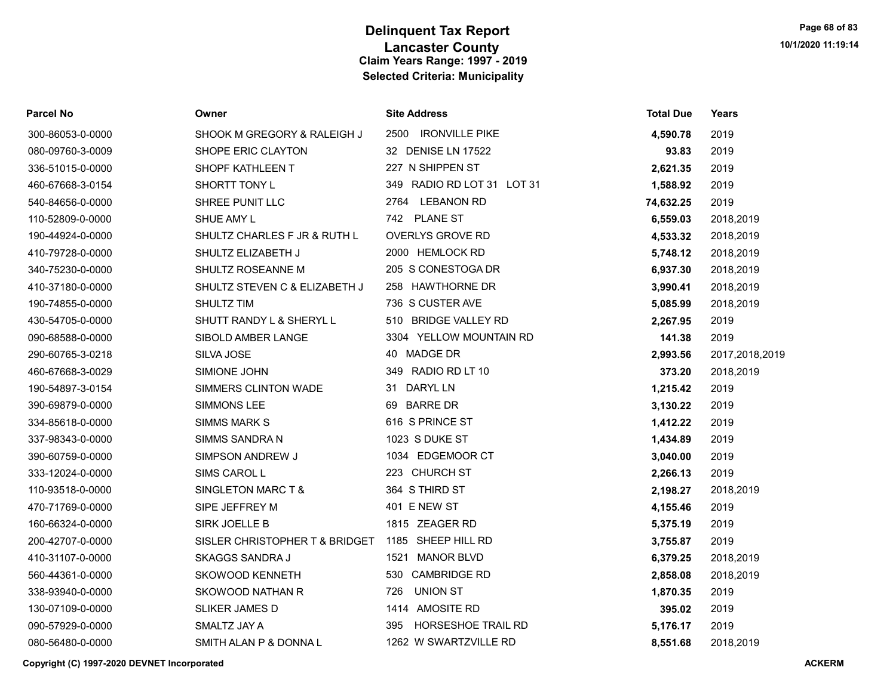# Delinquent Tax Report
## Lancaster County
### Claim Years Range: 1997 - 2019
### Selected Criteria: Municipality

| Parcel No | Owner | Site Address | Total Due | Years |
|---|---|---|---|---|
| 300-86053-0-0000 | SHOOK M GREGORY & RALEIGH J | 2500 IRONVILLE PIKE | **4,590.78** | 2019 |
| 080-09760-3-0009 | SHOPE ERIC CLAYTON | 32 DENISE LN 17522 | **93.83** | 2019 |
| 336-51015-0-0000 | SHOPF KATHLEEN T | 227 N SHIPPEN ST | **2,621.35** | 2019 |
| 460-67668-3-0154 | SHORTT TONY L | 349 RADIO RD LOT 31 LOT 31 | **1,588.92** | 2019 |
| 540-84656-0-0000 | SHREE PUNIT LLC | 2764 LEBANON RD | **74,632.25** | 2019 |
| 110-52809-0-0000 | SHUE AMY L | 742 PLANE ST | **6,559.03** | 2018,2019 |
| 190-44924-0-0000 | SHULTZ CHARLES F JR & RUTH L | OVERLYS GROVE RD | **4,533.32** | 2018,2019 |
| 410-79728-0-0000 | SHULTZ ELIZABETH J | 2000 HEMLOCK RD | **5,748.12** | 2018,2019 |
| 340-75230-0-0000 | SHULTZ ROSEANNE M | 205 S CONESTOGA DR | **6,937.30** | 2018,2019 |
| 410-37180-0-0000 | SHULTZ STEVEN C & ELIZABETH J | 258 HAWTHORNE DR | **3,990.41** | 2018,2019 |
| 190-74855-0-0000 | SHULTZ TIM | 736 S CUSTER AVE | **5,085.99** | 2018,2019 |
| 430-54705-0-0000 | SHUTT RANDY L & SHERYL L | 510 BRIDGE VALLEY RD | **2,267.95** | 2019 |
| 090-68588-0-0000 | SIBOLD AMBER LANGE | 3304 YELLOW MOUNTAIN RD | **141.38** | 2019 |
| 290-60765-3-0218 | SILVA JOSE | 40 MADGE DR | **2,993.56** | 2017,2018,2019 |
| 460-67668-3-0029 | SIMIONE JOHN | 349 RADIO RD LT 10 | **373.20** | 2018,2019 |
| 190-54897-3-0154 | SIMMERS CLINTON WADE | 31 DARYL LN | **1,215.42** | 2019 |
| 390-69879-0-0000 | SIMMONS LEE | 69 BARRE DR | **3,130.22** | 2019 |
| 334-85618-0-0000 | SIMMS MARK S | 616 S PRINCE ST | **1,412.22** | 2019 |
| 337-98343-0-0000 | SIMMS SANDRA N | 1023 S DUKE ST | **1,434.89** | 2019 |
| 390-60759-0-0000 | SIMPSON ANDREW J | 1034 EDGEMOOR CT | **3,040.00** | 2019 |
| 333-12024-0-0000 | SIMS CAROL L | 223 CHURCH ST | **2,266.13** | 2019 |
| 110-93518-0-0000 | SINGLETON MARC T & | 364 S THIRD ST | **2,198.27** | 2018,2019 |
| 470-71769-0-0000 | SIPE JEFFREY M | 401 E NEW ST | **4,155.46** | 2019 |
| 160-66324-0-0000 | SIRK JOELLE B | 1815 ZEAGER RD | **5,375.19** | 2019 |
| 200-42707-0-0000 | SISLER CHRISTOPHER T & BRIDGET | 1185 SHEEP HILL RD | **3,755.87** | 2019 |
| 410-31107-0-0000 | SKAGGS SANDRA J | 1521 MANOR BLVD | **6,379.25** | 2018,2019 |
| 560-44361-0-0000 | SKOWOOD KENNETH | 530 CAMBRIDGE RD | **2,858.08** | 2018,2019 |
| 338-93940-0-0000 | SKOWOOD NATHAN R | 726 UNION ST | **1,870.35** | 2019 |
| 130-07109-0-0000 | SLIKER JAMES D | 1414 AMOSITE RD | **395.02** | 2019 |
| 090-57929-0-0000 | SMALTZ JAY A | 395 HORSESHOE TRAIL RD | **5,176.17** | 2019 |
| 080-56480-0-0000 | SMITH ALAN P & DONNA L | 1262 W SWARTZVILLE RD | **8,551.68** | 2018,2019 |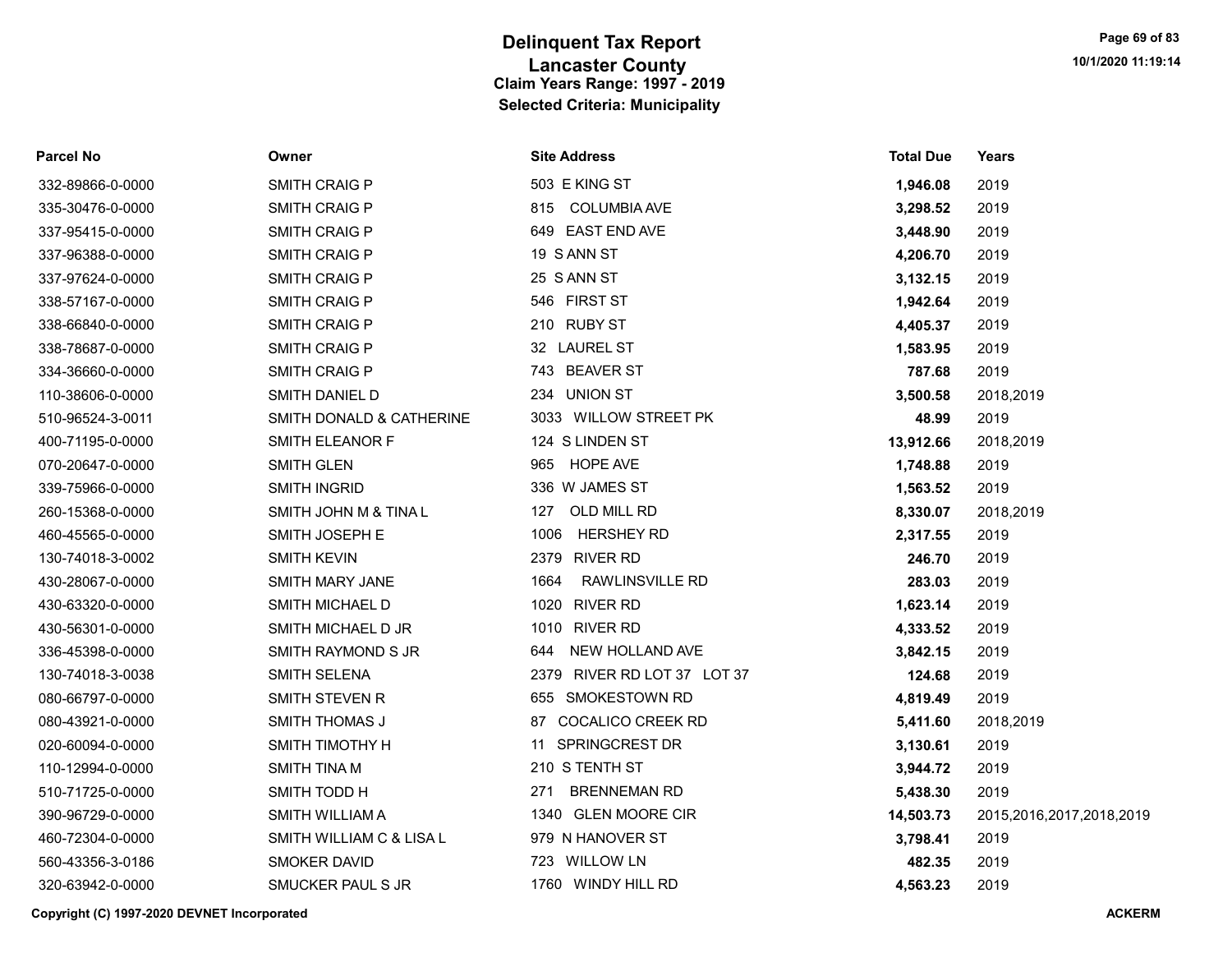# Delinquent Tax Report
## Lancaster County
### Claim Years Range: 1997 - 2019
### Selected Criteria: Municipality

| Parcel No | Owner | Site Address | Total Due | Years |
|---|---|---|---|---|
| 332-89866-0-0000 | SMITH CRAIG P | 503 E KING ST | **1,946.08** | 2019 |
| 335-30476-0-0000 | SMITH CRAIG P | 815 COLUMBIA AVE | **3,298.52** | 2019 |
| 337-95415-0-0000 | SMITH CRAIG P | 649 EAST END AVE | **3,448.90** | 2019 |
| 337-96388-0-0000 | SMITH CRAIG P | 19 S ANN ST | **4,206.70** | 2019 |
| 337-97624-0-0000 | SMITH CRAIG P | 25 S ANN ST | **3,132.15** | 2019 |
| 338-57167-0-0000 | SMITH CRAIG P | 546 FIRST ST | **1,942.64** | 2019 |
| 338-66840-0-0000 | SMITH CRAIG P | 210 RUBY ST | **4,405.37** | 2019 |
| 338-78687-0-0000 | SMITH CRAIG P | 32 LAUREL ST | **1,583.95** | 2019 |
| 334-36660-0-0000 | SMITH CRAIG P | 743 BEAVER ST | **787.68** | 2019 |
| 110-38606-0-0000 | SMITH DANIEL D | 234 UNION ST | **3,500.58** | 2018,2019 |
| 510-96524-3-0011 | SMITH DONALD & CATHERINE | 3033 WILLOW STREET PK | **48.99** | 2019 |
| 400-71195-0-0000 | SMITH ELEANOR F | 124 S LINDEN ST | **13,912.66** | 2018,2019 |
| 070-20647-0-0000 | SMITH GLEN | 965 HOPE AVE | **1,748.88** | 2019 |
| 339-75966-0-0000 | SMITH INGRID | 336 W JAMES ST | **1,563.52** | 2019 |
| 260-15368-0-0000 | SMITH JOHN M & TINA L | 127 OLD MILL RD | **8,330.07** | 2018,2019 |
| 460-45565-0-0000 | SMITH JOSEPH E | 1006 HERSHEY RD | **2,317.55** | 2019 |
| 130-74018-3-0002 | SMITH KEVIN | 2379 RIVER RD | **246.70** | 2019 |
| 430-28067-0-0000 | SMITH MARY JANE | 1664 RAWLINSVILLE RD | **283.03** | 2019 |
| 430-63320-0-0000 | SMITH MICHAEL D | 1020 RIVER RD | **1,623.14** | 2019 |
| 430-56301-0-0000 | SMITH MICHAEL D JR | 1010 RIVER RD | **4,333.52** | 2019 |
| 336-45398-0-0000 | SMITH RAYMOND S JR | 644 NEW HOLLAND AVE | **3,842.15** | 2019 |
| 130-74018-3-0038 | SMITH SELENA | 2379 RIVER RD LOT 37 LOT 37 | **124.68** | 2019 |
| 080-66797-0-0000 | SMITH STEVEN R | 655 SMOKESTOWN RD | **4,819.49** | 2019 |
| 080-43921-0-0000 | SMITH THOMAS J | 87 COCALICO CREEK RD | **5,411.60** | 2018,2019 |
| 020-60094-0-0000 | SMITH TIMOTHY H | 11 SPRINGCREST DR | **3,130.61** | 2019 |
| 110-12994-0-0000 | SMITH TINA M | 210 S TENTH ST | **3,944.72** | 2019 |
| 510-71725-0-0000 | SMITH TODD H | 271 BRENNEMAN RD | **5,438.30** | 2019 |
| 390-96729-0-0000 | SMITH WILLIAM A | 1340 GLEN MOORE CIR | **14,503.73** | 2015,2016,2017,2018,2019 |
| 460-72304-0-0000 | SMITH WILLIAM C & LISA L | 979 N HANOVER ST | **3,798.41** | 2019 |
| 560-43356-3-0186 | SMOKER DAVID | 723 WILLOW LN | **482.35** | 2019 |
| 320-63942-0-0000 | SMUCKER PAUL S JR | 1760 WINDY HILL RD | **4,563.23** | 2019 |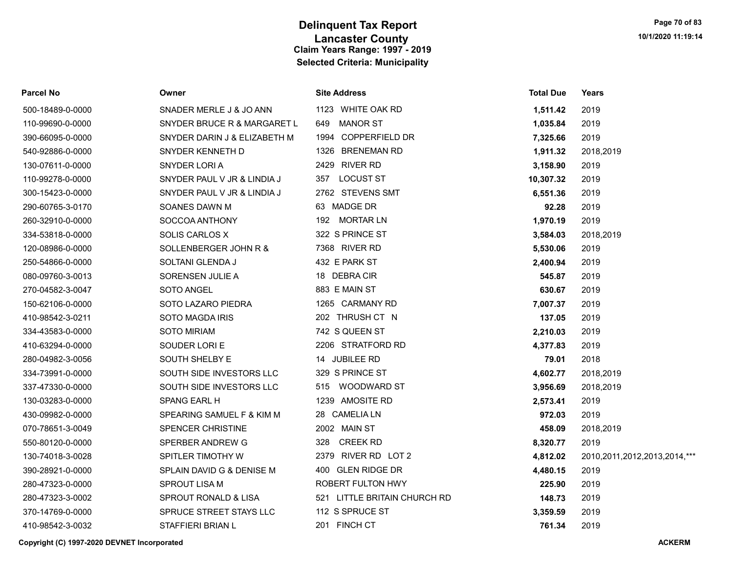# Delinquent Tax Report
## Lancaster County
### Claim Years Range: 1997 - 2019
### Selected Criteria: Municipality

| Parcel No | Owner | Site Address | Total Due | Years |
|---|---|---|---|---|
| 500-18489-0-0000 | SNADER MERLE J & JO ANN | 1123 WHITE OAK RD | **1,511.42** | 2019 |
| 110-99690-0-0000 | SNYDER BRUCE R & MARGARET L | 649 MANOR ST | **1,035.84** | 2019 |
| 390-66095-0-0000 | SNYDER DARIN J & ELIZABETH M | 1994 COPPERFIELD DR | **7,325.66** | 2019 |
| 540-92886-0-0000 | SNYDER KENNETH D | 1326 BRENEMAN RD | **1,911.32** | 2018,2019 |
| 130-07611-0-0000 | SNYDER LORI A | 2429 RIVER RD | **3,158.90** | 2019 |
| 110-99278-0-0000 | SNYDER PAUL V JR & LINDIA J | 357 LOCUST ST | **10,307.32** | 2019 |
| 300-15423-0-0000 | SNYDER PAUL V JR & LINDIA J | 2762 STEVENS SMT | **6,551.36** | 2019 |
| 290-60765-3-0170 | SOANES DAWN M | 63 MADGE DR | **92.28** | 2019 |
| 260-32910-0-0000 | SOCCOA ANTHONY | 192 MORTAR LN | **1,970.19** | 2019 |
| 334-53818-0-0000 | SOLIS CARLOS X | 322 S PRINCE ST | **3,584.03** | 2018,2019 |
| 120-08986-0-0000 | SOLLENBERGER JOHN R & | 7368 RIVER RD | **5,530.06** | 2019 |
| 250-54866-0-0000 | SOLTANI GLENDA J | 432 E PARK ST | **2,400.94** | 2019 |
| 080-09760-3-0013 | SORENSEN JULIE A | 18 DEBRA CIR | **545.87** | 2019 |
| 270-04582-3-0047 | SOTO ANGEL | 883 E MAIN ST | **630.67** | 2019 |
| 150-62106-0-0000 | SOTO LAZARO PIEDRA | 1265 CARMANY RD | **7,007.37** | 2019 |
| 410-98542-3-0211 | SOTO MAGDA IRIS | 202 THRUSH CT N | **137.05** | 2019 |
| 334-43583-0-0000 | SOTO MIRIAM | 742 S QUEEN ST | **2,210.03** | 2019 |
| 410-63294-0-0000 | SOUDER LORI E | 2206 STRATFORD RD | **4,377.83** | 2019 |
| 280-04982-3-0056 | SOUTH SHELBY E | 14 JUBILEE RD | **79.01** | 2018 |
| 334-73991-0-0000 | SOUTH SIDE INVESTORS LLC | 329 S PRINCE ST | **4,602.77** | 2018,2019 |
| 337-47330-0-0000 | SOUTH SIDE INVESTORS LLC | 515 WOODWARD ST | **3,956.69** | 2018,2019 |
| 130-03283-0-0000 | SPANG EARL H | 1239 AMOSITE RD | **2,573.41** | 2019 |
| 430-09982-0-0000 | SPEARING SAMUEL F & KIM M | 28 CAMELIA LN | **972.03** | 2019 |
| 070-78651-3-0049 | SPENCER CHRISTINE | 2002 MAIN ST | **458.09** | 2018,2019 |
| 550-80120-0-0000 | SPERBER ANDREW G | 328 CREEK RD | **8,320.77** | 2019 |
| 130-74018-3-0028 | SPITLER TIMOTHY W | 2379 RIVER RD LOT 2 | **4,812.02** | 2010,2011,2012,2013,2014,*** |
| 390-28921-0-0000 | SPLAIN DAVID G & DENISE M | 400 GLEN RIDGE DR | **4,480.15** | 2019 |
| 280-47323-0-0000 | SPROUT LISA M | ROBERT FULTON HWY | **225.90** | 2019 |
| 280-47323-3-0002 | SPROUT RONALD & LISA | 521 LITTLE BRITAIN CHURCH RD | **148.73** | 2019 |
| 370-14769-0-0000 | SPRUCE STREET STAYS LLC | 112 S SPRUCE ST | **3,359.59** | 2019 |
| 410-98542-3-0032 | STAFFIERI BRIAN L | 201 FINCH CT | **761.34** | 2019 |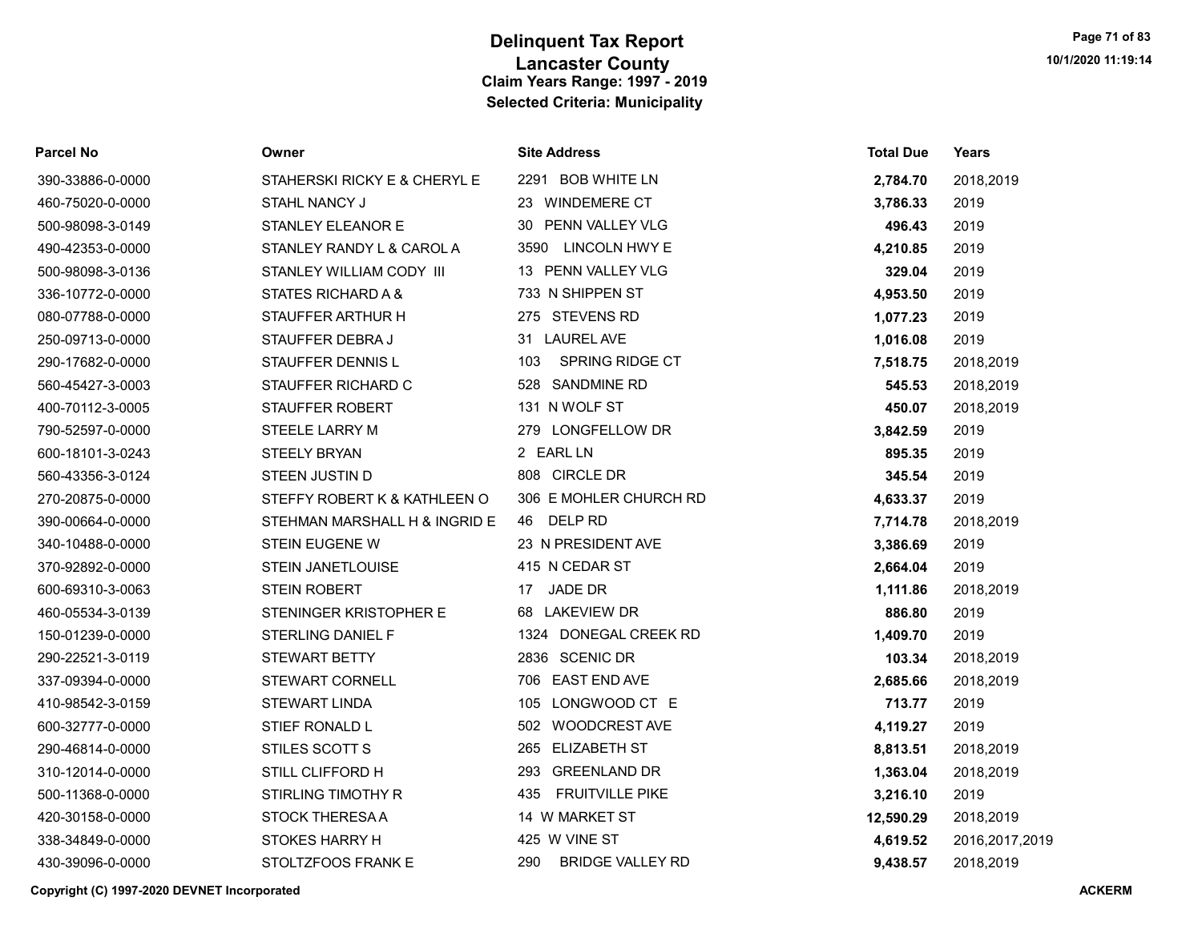# Delinquent Tax Report
## Lancaster County
### Claim Years Range: 1997 - 2019
### Selected Criteria: Municipality

| Parcel No | Owner | Site Address | Total Due | Years |
|---|---|---|---|---|
| 390-33886-0-0000 | STAHERSKI RICKY E & CHERYL E | 2291 BOB WHITE LN | **2,784.70** | 2018,2019 |
| 460-75020-0-0000 | STAHL NANCY J | 23 WINDEMERE CT | **3,786.33** | 2019 |
| 500-98098-3-0149 | STANLEY ELEANOR E | 30 PENN VALLEY VLG | **496.43** | 2019 |
| 490-42353-0-0000 | STANLEY RANDY L & CAROL A | 3590 LINCOLN HWY E | **4,210.85** | 2019 |
| 500-98098-3-0136 | STANLEY WILLIAM CODY III | 13 PENN VALLEY VLG | **329.04** | 2019 |
| 336-10772-0-0000 | STATES RICHARD A & | 733 N SHIPPEN ST | **4,953.50** | 2019 |
| 080-07788-0-0000 | STAUFFER ARTHUR H | 275 STEVENS RD | **1,077.23** | 2019 |
| 250-09713-0-0000 | STAUFFER DEBRA J | 31 LAUREL AVE | **1,016.08** | 2019 |
| 290-17682-0-0000 | STAUFFER DENNIS L | 103 SPRING RIDGE CT | **7,518.75** | 2018,2019 |
| 560-45427-3-0003 | STAUFFER RICHARD C | 528 SANDMINE RD | **545.53** | 2018,2019 |
| 400-70112-3-0005 | STAUFFER ROBERT | 131 N WOLF ST | **450.07** | 2018,2019 |
| 790-52597-0-0000 | STEELE LARRY M | 279 LONGFELLOW DR | **3,842.59** | 2019 |
| 600-18101-3-0243 | STEELY BRYAN | 2 EARL LN | **895.35** | 2019 |
| 560-43356-3-0124 | STEEN JUSTIN D | 808 CIRCLE DR | **345.54** | 2019 |
| 270-20875-0-0000 | STEFFY ROBERT K & KATHLEEN O | 306 E MOHLER CHURCH RD | **4,633.37** | 2019 |
| 390-00664-0-0000 | STEHMAN MARSHALL H & INGRID E | 46 DELP RD | **7,714.78** | 2018,2019 |
| 340-10488-0-0000 | STEIN EUGENE W | 23 N PRESIDENT AVE | **3,386.69** | 2019 |
| 370-92892-0-0000 | STEIN JANETLOUISE | 415 N CEDAR ST | **2,664.04** | 2019 |
| 600-69310-3-0063 | STEIN ROBERT | 17 JADE DR | **1,111.86** | 2018,2019 |
| 460-05534-3-0139 | STENINGER KRISTOPHER E | 68 LAKEVIEW DR | **886.80** | 2019 |
| 150-01239-0-0000 | STERLING DANIEL F | 1324 DONEGAL CREEK RD | **1,409.70** | 2019 |
| 290-22521-3-0119 | STEWART BETTY | 2836 SCENIC DR | **103.34** | 2018,2019 |
| 337-09394-0-0000 | STEWART CORNELL | 706 EAST END AVE | **2,685.66** | 2018,2019 |
| 410-98542-3-0159 | STEWART LINDA | 105 LONGWOOD CT E | **713.77** | 2019 |
| 600-32777-0-0000 | STIEF RONALD L | 502 WOODCREST AVE | **4,119.27** | 2019 |
| 290-46814-0-0000 | STILES SCOTT S | 265 ELIZABETH ST | **8,813.51** | 2018,2019 |
| 310-12014-0-0000 | STILL CLIFFORD H | 293 GREENLAND DR | **1,363.04** | 2018,2019 |
| 500-11368-0-0000 | STIRLING TIMOTHY R | 435 FRUITVILLE PIKE | **3,216.10** | 2019 |
| 420-30158-0-0000 | STOCK THERESA A | 14 W MARKET ST | **12,590.29** | 2018,2019 |
| 338-34849-0-0000 | STOKES HARRY H | 425 W VINE ST | **4,619.52** | 2016,2017,2019 |
| 430-39096-0-0000 | STOLTZFOOS FRANK E | 290 BRIDGE VALLEY RD | **9,438.57** | 2018,2019 |

**Copyright (C) 1997-2020 DEVNET Incorporated** **ACKERM**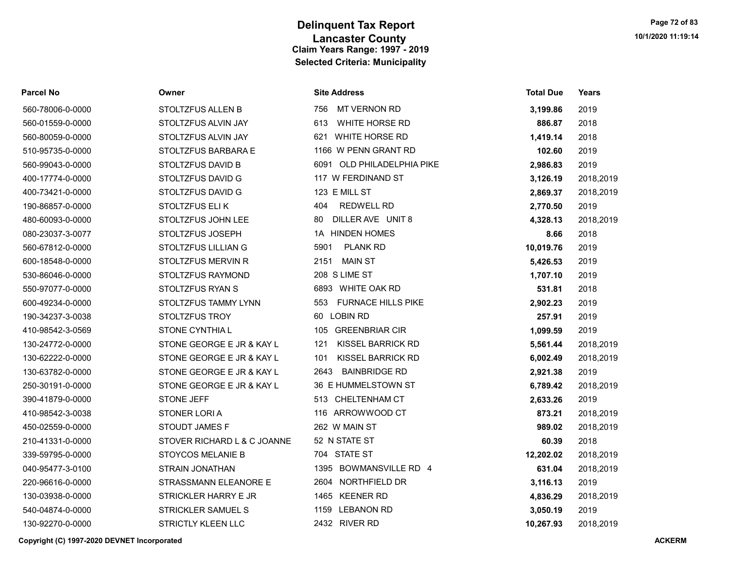# Delinquent Tax Report
## Lancaster County
### Claim Years Range: 1997 - 2019
### Selected Criteria: Municipality

| Parcel No | Owner | Site Address | Total Due | Years |
|---|---|---|---|---|
| 560-78006-0-0000 | STOLTZFUS ALLEN B | 756 MT VERNON RD | **3,199.86** | 2019 |
| 560-01559-0-0000 | STOLTZFUS ALVIN JAY | 613 WHITE HORSE RD | **886.87** | 2018 |
| 560-80059-0-0000 | STOLTZFUS ALVIN JAY | 621 WHITE HORSE RD | **1,419.14** | 2018 |
| 510-95735-0-0000 | STOLTZFUS BARBARA E | 1166 W PENN GRANT RD | **102.60** | 2019 |
| 560-99043-0-0000 | STOLTZFUS DAVID B | 6091 OLD PHILADELPHIA PIKE | **2,986.83** | 2019 |
| 400-17774-0-0000 | STOLTZFUS DAVID G | 117 W FERDINAND ST | **3,126.19** | 2018,2019 |
| 400-73421-0-0000 | STOLTZFUS DAVID G | 123 E MILL ST | **2,869.37** | 2018,2019 |
| 190-86857-0-0000 | STOLTZFUS ELI K | 404 REDWELL RD | **2,770.50** | 2019 |
| 480-60093-0-0000 | STOLTZFUS JOHN LEE | 80 DILLER AVE UNIT 8 | **4,328.13** | 2018,2019 |
| 080-23037-3-0077 | STOLTZFUS JOSEPH | 1A HINDEN HOMES | **8.66** | 2018 |
| 560-67812-0-0000 | STOLTZFUS LILLIAN G | 5901 PLANK RD | **10,019.76** | 2019 |
| 600-18548-0-0000 | STOLTZFUS MERVIN R | 2151 MAIN ST | **5,426.53** | 2019 |
| 530-86046-0-0000 | STOLTZFUS RAYMOND | 208 S LIME ST | **1,707.10** | 2019 |
| 550-97077-0-0000 | STOLTZFUS RYAN S | 6893 WHITE OAK RD | **531.81** | 2018 |
| 600-49234-0-0000 | STOLTZFUS TAMMY LYNN | 553 FURNACE HILLS PIKE | **2,902.23** | 2019 |
| 190-34237-3-0038 | STOLTZFUS TROY | 60 LOBIN RD | **257.91** | 2019 |
| 410-98542-3-0569 | STONE CYNTHIA L | 105 GREENBRIAR CIR | **1,099.59** | 2019 |
| 130-24772-0-0000 | STONE GEORGE E JR & KAY L | 121 KISSEL BARRICK RD | **5,561.44** | 2018,2019 |
| 130-62222-0-0000 | STONE GEORGE E JR & KAY L | 101 KISSEL BARRICK RD | **6,002.49** | 2018,2019 |
| 130-63782-0-0000 | STONE GEORGE E JR & KAY L | 2643 BAINBRIDGE RD | **2,921.38** | 2019 |
| 250-30191-0-0000 | STONE GEORGE E JR & KAY L | 36 E HUMMELSTOWN ST | **6,789.42** | 2018,2019 |
| 390-41879-0-0000 | STONE JEFF | 513 CHELTENHAM CT | **2,633.26** | 2019 |
| 410-98542-3-0038 | STONER LORI A | 116 ARROWWOOD CT | **873.21** | 2018,2019 |
| 450-02559-0-0000 | STOUDT JAMES F | 262 W MAIN ST | **989.02** | 2018,2019 |
| 210-41331-0-0000 | STOVER RICHARD L & C JOANNE | 52 N STATE ST | **60.39** | 2018 |
| 339-59795-0-0000 | STOYCOS MELANIE B | 704 STATE ST | **12,202.02** | 2018,2019 |
| 040-95477-3-0100 | STRAIN JONATHAN | 1395 BOWMANSVILLE RD 4 | **631.04** | 2018,2019 |
| 220-96616-0-0000 | STRASSMANN ELEANORE E | 2604 NORTHFIELD DR | **3,116.13** | 2019 |
| 130-03938-0-0000 | STRICKLER HARRY E JR | 1465 KEENER RD | **4,836.29** | 2018,2019 |
| 540-04874-0-0000 | STRICKLER SAMUEL S | 1159 LEBANON RD | **3,050.19** | 2019 |
| 130-92270-0-0000 | STRICTLY KLEEN LLC | 2432 RIVER RD | **10,267.93** | 2018,2019 |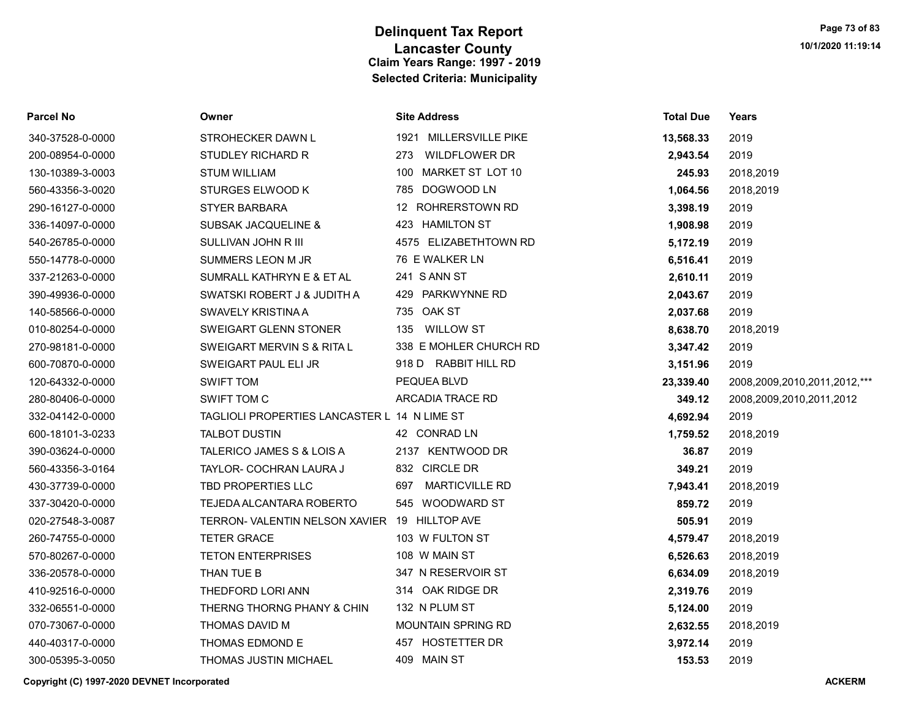# Delinquent Tax Report

## Lancaster County

### Claim Years Range: 1997 - 2019

### Selected Criteria: Municipality

| Parcel No | Owner | Site Address | Total Due | Years |
|---|---|---|---|---|
| 340-37528-0-0000 | STROHECKER DAWN L | 1921 MILLERSVILLE PIKE | **13,568.33** | 2019 |
| 200-08954-0-0000 | STUDLEY RICHARD R | 273 WILDFLOWER DR | **2,943.54** | 2019 |
| 130-10389-3-0003 | STUM WILLIAM | 100 MARKET ST LOT 10 | **245.93** | 2018,2019 |
| 560-43356-3-0020 | STURGES ELWOOD K | 785 DOGWOOD LN | **1,064.56** | 2018,2019 |
| 290-16127-0-0000 | STYER BARBARA | 12 ROHRERSTOWN RD | **3,398.19** | 2019 |
| 336-14097-0-0000 | SUBSAK JACQUELINE & | 423 HAMILTON ST | **1,908.98** | 2019 |
| 540-26785-0-0000 | SULLIVAN JOHN R III | 4575 ELIZABETHTOWN RD | **5,172.19** | 2019 |
| 550-14778-0-0000 | SUMMERS LEON M JR | 76 E WALKER LN | **6,516.41** | 2019 |
| 337-21263-0-0000 | SUMRALL KATHRYN E & ET AL | 241 S ANN ST | **2,610.11** | 2019 |
| 390-49936-0-0000 | SWATSKI ROBERT J & JUDITH A | 429 PARKWYNNE RD | **2,043.67** | 2019 |
| 140-58566-0-0000 | SWAVELY KRISTINA A | 735 OAK ST | **2,037.68** | 2019 |
| 010-80254-0-0000 | SWEIGART GLENN STONER | 135 WILLOW ST | **8,638.70** | 2018,2019 |
| 270-98181-0-0000 | SWEIGART MERVIN S & RITA L | 338 E MOHLER CHURCH RD | **3,347.42** | 2019 |
| 600-70870-0-0000 | SWEIGART PAUL ELI JR | 918 D RABBIT HILL RD | **3,151.96** | 2019 |
| 120-64332-0-0000 | SWIFT TOM | PEQUEA BLVD | **23,339.40** | 2008,2009,2010,2011,2012,*** |
| 280-80406-0-0000 | SWIFT TOM C | ARCADIA TRACE RD | **349.12** | 2008,2009,2010,2011,2012 |
| 332-04142-0-0000 | TAGLIOLI PROPERTIES LANCASTER L | 14 N LIME ST | **4,692.94** | 2019 |
| 600-18101-3-0233 | TALBOT DUSTIN | 42 CONRAD LN | **1,759.52** | 2018,2019 |
| 390-03624-0-0000 | TALERICO JAMES S & LOIS A | 2137 KENTWOOD DR | **36.87** | 2019 |
| 560-43356-3-0164 | TAYLOR- COCHRAN LAURA J | 832 CIRCLE DR | **349.21** | 2019 |
| 430-37739-0-0000 | TBD PROPERTIES LLC | 697 MARTICVILLE RD | **7,943.41** | 2018,2019 |
| 337-30420-0-0000 | TEJEDA ALCANTARA ROBERTO | 545 WOODWARD ST | **859.72** | 2019 |
| 020-27548-3-0087 | TERRON- VALENTIN NELSON XAVIER | 19 HILLTOP AVE | **505.91** | 2019 |
| 260-74755-0-0000 | TETER GRACE | 103 W FULTON ST | **4,579.47** | 2018,2019 |
| 570-80267-0-0000 | TETON ENTERPRISES | 108 W MAIN ST | **6,526.63** | 2018,2019 |
| 336-20578-0-0000 | THAN TUE B | 347 N RESERVOIR ST | **6,634.09** | 2018,2019 |
| 410-92516-0-0000 | THEDFORD LORI ANN | 314 OAK RIDGE DR | **2,319.76** | 2019 |
| 332-06551-0-0000 | THERNG THORNG PHANY & CHIN | 132 N PLUM ST | **5,124.00** | 2019 |
| 070-73067-0-0000 | THOMAS DAVID M | MOUNTAIN SPRING RD | **2,632.55** | 2018,2019 |
| 440-40317-0-0000 | THOMAS EDMOND E | 457 HOSTETTER DR | **3,972.14** | 2019 |
| 300-05395-3-0050 | THOMAS JUSTIN MICHAEL | 409 MAIN ST | **153.53** | 2019 |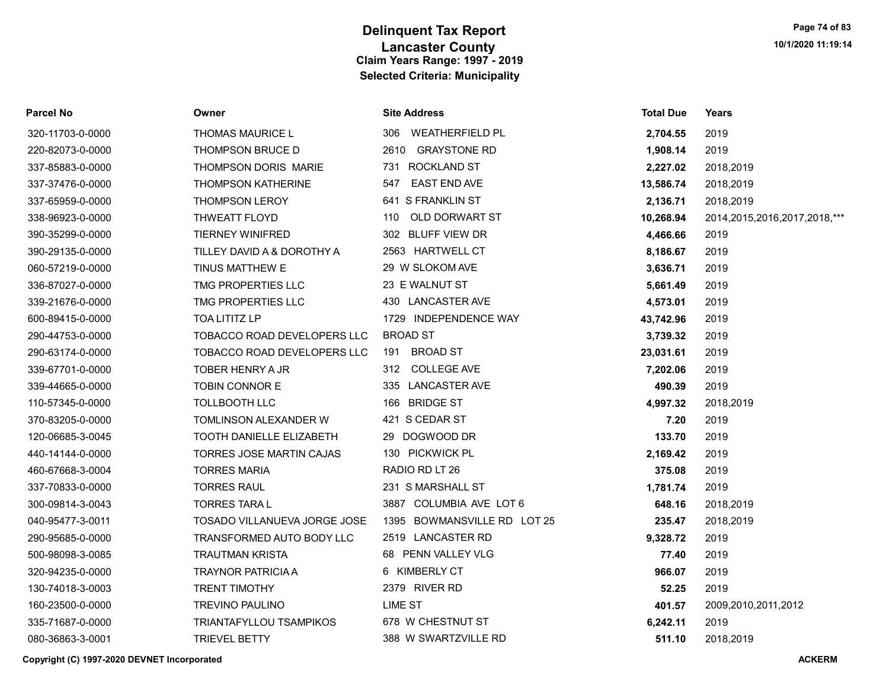# Delinquent Tax Report
## Lancaster County
### Claim Years Range: 1997 - 2019
### Selected Criteria: Municipality

| Parcel No | Owner | Site Address | Total Due | Years |
|---|---|---|---|---|
| 320-11703-0-0000 | THOMAS MAURICE L | 306 WEATHERFIELD PL | **2,704.55** | 2019 |
| 220-82073-0-0000 | THOMPSON BRUCE D | 2610 GRAYSTONE RD | **1,908.14** | 2019 |
| 337-85883-0-0000 | THOMPSON DORIS MARIE | 731 ROCKLAND ST | **2,227.02** | 2018,2019 |
| 337-37476-0-0000 | THOMPSON KATHERINE | 547 EAST END AVE | **13,586.74** | 2018,2019 |
| 337-65959-0-0000 | THOMPSON LEROY | 641 S FRANKLIN ST | **2,136.71** | 2018,2019 |
| 338-96923-0-0000 | THWEATT FLOYD | 110 OLD DORWART ST | **10,268.94** | 2014,2015,2016,2017,2018,*** |
| 390-35299-0-0000 | TIERNEY WINIFRED | 302 BLUFF VIEW DR | **4,466.66** | 2019 |
| 390-29135-0-0000 | TILLEY DAVID A & DOROTHY A | 2563 HARTWELL CT | **8,186.67** | 2019 |
| 060-57219-0-0000 | TINUS MATTHEW E | 29 W SLOKOM AVE | **3,636.71** | 2019 |
| 336-87027-0-0000 | TMG PROPERTIES LLC | 23 E WALNUT ST | **5,661.49** | 2019 |
| 339-21676-0-0000 | TMG PROPERTIES LLC | 430 LANCASTER AVE | **4,573.01** | 2019 |
| 600-89415-0-0000 | TOA LITITZ LP | 1729 INDEPENDENCE WAY | **43,742.96** | 2019 |
| 290-44753-0-0000 | TOBACCO ROAD DEVELOPERS LLC | BROAD ST | **3,739.32** | 2019 |
| 290-63174-0-0000 | TOBACCO ROAD DEVELOPERS LLC | 191 BROAD ST | **23,031.61** | 2019 |
| 339-67701-0-0000 | TOBER HENRY A JR | 312 COLLEGE AVE | **7,202.06** | 2019 |
| 339-44665-0-0000 | TOBIN CONNOR E | 335 LANCASTER AVE | **490.39** | 2019 |
| 110-57345-0-0000 | TOLLBOOTH LLC | 166 BRIDGE ST | **4,997.32** | 2018,2019 |
| 370-83205-0-0000 | TOMLINSON ALEXANDER W | 421 S CEDAR ST | **7.20** | 2019 |
| 120-06685-3-0045 | TOOTH DANIELLE ELIZABETH | 29 DOGWOOD DR | **133.70** | 2019 |
| 440-14144-0-0000 | TORRES JOSE MARTIN CAJAS | 130 PICKWICK PL | **2,169.42** | 2019 |
| 460-67668-3-0004 | TORRES MARIA | RADIO RD LT 26 | **375.08** | 2019 |
| 337-70833-0-0000 | TORRES RAUL | 231 S MARSHALL ST | **1,781.74** | 2019 |
| 300-09814-3-0043 | TORRES TARA L | 3887 COLUMBIA AVE LOT 6 | **648.16** | 2018,2019 |
| 040-95477-3-0011 | TOSADO VILLANUEVA JORGE JOSE | 1395 BOWMANSVILLE RD LOT 25 | **235.47** | 2018,2019 |
| 290-95685-0-0000 | TRANSFORMED AUTO BODY LLC | 2519 LANCASTER RD | **9,328.72** | 2019 |
| 500-98098-3-0085 | TRAUTMAN KRISTA | 68 PENN VALLEY VLG | **77.40** | 2019 |
| 320-94235-0-0000 | TRAYNOR PATRICIA A | 6 KIMBERLY CT | **966.07** | 2019 |
| 130-74018-3-0003 | TRENT TIMOTHY | 2379 RIVER RD | **52.25** | 2019 |
| 160-23500-0-0000 | TREVINO PAULINO | LIME ST | **401.57** | 2009,2010,2011,2012 |
| 335-71687-0-0000 | TRIANTAFYLLOU TSAMPIKOS | 678 W CHESTNUT ST | **6,242.11** | 2019 |
| 080-36863-3-0001 | TRIEVEL BETTY | 388 W SWARTZVILLE RD | **511.10** | 2018,2019 |

**Copyright (C) 1997-2020 DEVNET Incorporated**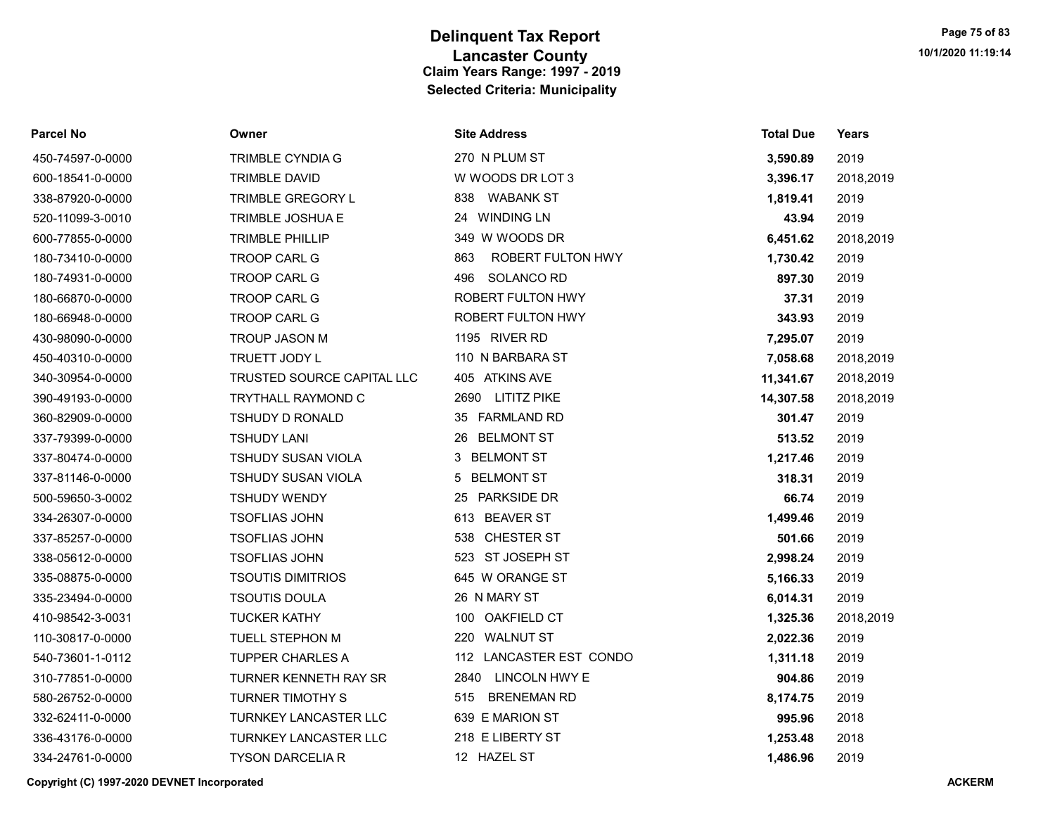# Delinquent Tax Report
## Lancaster County
### Claim Years Range: 1997 - 2019
### Selected Criteria: Municipality

| Parcel No | Owner | Site Address | Total Due | Years |
|---|---|---|---|---|
| 450-74597-0-0000 | TRIMBLE CYNDIA G | 270 N PLUM ST | **3,590.89** | 2019 |
| 600-18541-0-0000 | TRIMBLE DAVID | W WOODS DR LOT 3 | **3,396.17** | 2018,2019 |
| 338-87920-0-0000 | TRIMBLE GREGORY L | 838 WABANK ST | **1,819.41** | 2019 |
| 520-11099-3-0010 | TRIMBLE JOSHUA E | 24 WINDING LN | **43.94** | 2019 |
| 600-77855-0-0000 | TRIMBLE PHILLIP | 349 W WOODS DR | **6,451.62** | 2018,2019 |
| 180-73410-0-0000 | TROOP CARL G | 863 ROBERT FULTON HWY | **1,730.42** | 2019 |
| 180-74931-0-0000 | TROOP CARL G | 496 SOLANCO RD | **897.30** | 2019 |
| 180-66870-0-0000 | TROOP CARL G | ROBERT FULTON HWY | **37.31** | 2019 |
| 180-66948-0-0000 | TROOP CARL G | ROBERT FULTON HWY | **343.93** | 2019 |
| 430-98090-0-0000 | TROUP JASON M | 1195 RIVER RD | **7,295.07** | 2019 |
| 450-40310-0-0000 | TRUETT JODY L | 110 N BARBARA ST | **7,058.68** | 2018,2019 |
| 340-30954-0-0000 | TRUSTED SOURCE CAPITAL LLC | 405 ATKINS AVE | **11,341.67** | 2018,2019 |
| 390-49193-0-0000 | TRYTHALL RAYMOND C | 2690 LITITZ PIKE | **14,307.58** | 2018,2019 |
| 360-82909-0-0000 | TSHUDY D RONALD | 35 FARMLAND RD | **301.47** | 2019 |
| 337-79399-0-0000 | TSHUDY LANI | 26 BELMONT ST | **513.52** | 2019 |
| 337-80474-0-0000 | TSHUDY SUSAN VIOLA | 3 BELMONT ST | **1,217.46** | 2019 |
| 337-81146-0-0000 | TSHUDY SUSAN VIOLA | 5 BELMONT ST | **318.31** | 2019 |
| 500-59650-3-0002 | TSHUDY WENDY | 25 PARKSIDE DR | **66.74** | 2019 |
| 334-26307-0-0000 | TSOFLIAS JOHN | 613 BEAVER ST | **1,499.46** | 2019 |
| 337-85257-0-0000 | TSOFLIAS JOHN | 538 CHESTER ST | **501.66** | 2019 |
| 338-05612-0-0000 | TSOFLIAS JOHN | 523 ST JOSEPH ST | **2,998.24** | 2019 |
| 335-08875-0-0000 | TSOUTIS DIMITRIOS | 645 W ORANGE ST | **5,166.33** | 2019 |
| 335-23494-0-0000 | TSOUTIS DOULA | 26 N MARY ST | **6,014.31** | 2019 |
| 410-98542-3-0031 | TUCKER KATHY | 100 OAKFIELD CT | **1,325.36** | 2018,2019 |
| 110-30817-0-0000 | TUELL STEPHON M | 220 WALNUT ST | **2,022.36** | 2019 |
| 540-73601-1-0112 | TUPPER CHARLES A | 112 LANCASTER EST CONDO | **1,311.18** | 2019 |
| 310-77851-0-0000 | TURNER KENNETH RAY SR | 2840 LINCOLN HWY E | **904.86** | 2019 |
| 580-26752-0-0000 | TURNER TIMOTHY S | 515 BRENEMAN RD | **8,174.75** | 2019 |
| 332-62411-0-0000 | TURNKEY LANCASTER LLC | 639 E MARION ST | **995.96** | 2018 |
| 336-43176-0-0000 | TURNKEY LANCASTER LLC | 218 E LIBERTY ST | **1,253.48** | 2018 |
| 334-24761-0-0000 | TYSON DARCELIA R | 12 HAZEL ST | **1,486.96** | 2019 |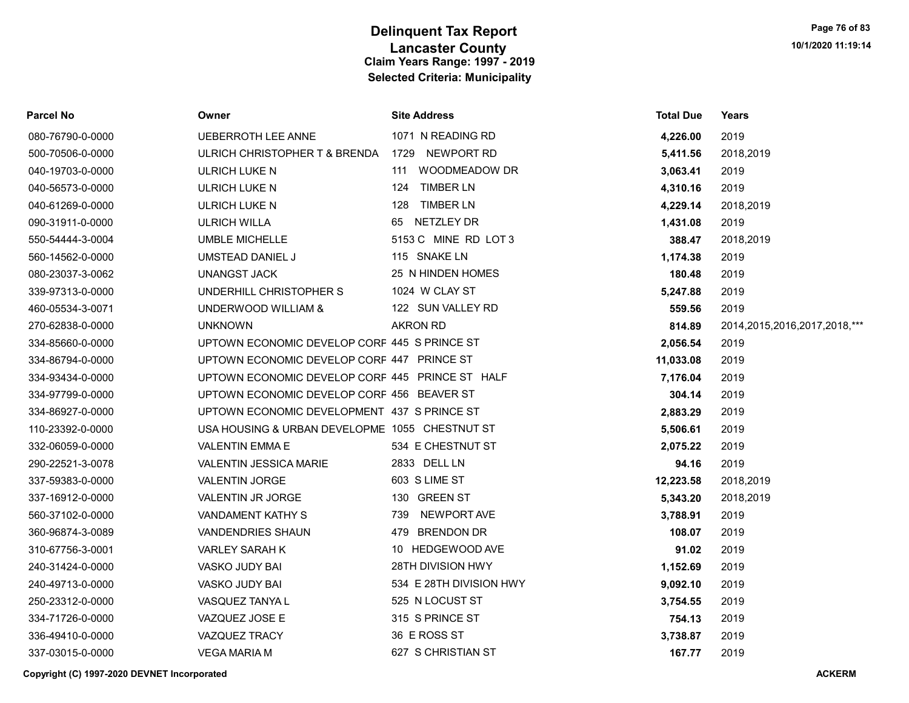# Delinquent Tax Report
## Lancaster County
### Claim Years Range: 1997 - 2019
### Selected Criteria: Municipality

| Parcel No | Owner | Site Address | Total Due | Years |
|---|---|---|---|---|
| 080-76790-0-0000 | UEBERROTH LEE ANNE | 1071 N READING RD | **4,226.00** | 2019 |
| 500-70506-0-0000 | ULRICH CHRISTOPHER T & BRENDA | 1729 NEWPORT RD | **5,411.56** | 2018,2019 |
| 040-19703-0-0000 | ULRICH LUKE N | 111 WOODMEADOW DR | **3,063.41** | 2019 |
| 040-56573-0-0000 | ULRICH LUKE N | 124 TIMBER LN | **4,310.16** | 2019 |
| 040-61269-0-0000 | ULRICH LUKE N | 128 TIMBER LN | **4,229.14** | 2018,2019 |
| 090-31911-0-0000 | ULRICH WILLA | 65 NETZLEY DR | **1,431.08** | 2019 |
| 550-54444-3-0004 | UMBLE MICHELLE | 5153 C MINE RD LOT 3 | **388.47** | 2018,2019 |
| 560-14562-0-0000 | UMSTEAD DANIEL J | 115 SNAKE LN | **1,174.38** | 2019 |
| 080-23037-3-0062 | UNANGST JACK | 25 N HINDEN HOMES | **180.48** | 2019 |
| 339-97313-0-0000 | UNDERHILL CHRISTOPHER S | 1024 W CLAY ST | **5,247.88** | 2019 |
| 460-05534-3-0071 | UNDERWOOD WILLIAM & | 122 SUN VALLEY RD | **559.56** | 2019 |
| 270-62838-0-0000 | UNKNOWN | AKRON RD | **814.89** | 2014,2015,2016,2017,2018,*** |
| 334-85660-0-0000 | UPTOWN ECONOMIC DEVELOP CORF | 445 S PRINCE ST | **2,056.54** | 2019 |
| 334-86794-0-0000 | UPTOWN ECONOMIC DEVELOP CORF | 447 PRINCE ST | **11,033.08** | 2019 |
| 334-93434-0-0000 | UPTOWN ECONOMIC DEVELOP CORF | 445 PRINCE ST HALF | **7,176.04** | 2019 |
| 334-97799-0-0000 | UPTOWN ECONOMIC DEVELOP CORF | 456 BEAVER ST | **304.14** | 2019 |
| 334-86927-0-0000 | UPTOWN ECONOMIC DEVELOPMENT | 437 S PRINCE ST | **2,883.29** | 2019 |
| 110-23392-0-0000 | USA HOUSING & URBAN DEVELOPME | 1055 CHESTNUT ST | **5,506.61** | 2019 |
| 332-06059-0-0000 | VALENTIN EMMA E | 534 E CHESTNUT ST | **2,075.22** | 2019 |
| 290-22521-3-0078 | VALENTIN JESSICA MARIE | 2833 DELL LN | **94.16** | 2019 |
| 337-59383-0-0000 | VALENTIN JORGE | 603 S LIME ST | **12,223.58** | 2018,2019 |
| 337-16912-0-0000 | VALENTIN JR JORGE | 130 GREEN ST | **5,343.20** | 2018,2019 |
| 560-37102-0-0000 | VANDAMENT KATHY S | 739 NEWPORT AVE | **3,788.91** | 2019 |
| 360-96874-3-0089 | VANDENDRIES SHAUN | 479 BRENDON DR | **108.07** | 2019 |
| 310-67756-3-0001 | VARLEY SARAH K | 10 HEDGEWOOD AVE | **91.02** | 2019 |
| 240-31424-0-0000 | VASKO JUDY BAI | 28TH DIVISION HWY | **1,152.69** | 2019 |
| 240-49713-0-0000 | VASKO JUDY BAI | 534 E 28TH DIVISION HWY | **9,092.10** | 2019 |
| 250-23312-0-0000 | VASQUEZ TANYA L | 525 N LOCUST ST | **3,754.55** | 2019 |
| 334-71726-0-0000 | VAZQUEZ JOSE E | 315 S PRINCE ST | **754.13** | 2019 |
| 336-49410-0-0000 | VAZQUEZ TRACY | 36 E ROSS ST | **3,738.87** | 2019 |
| 337-03015-0-0000 | VEGA MARIA M | 627 S CHRISTIAN ST | **167.77** | 2019 |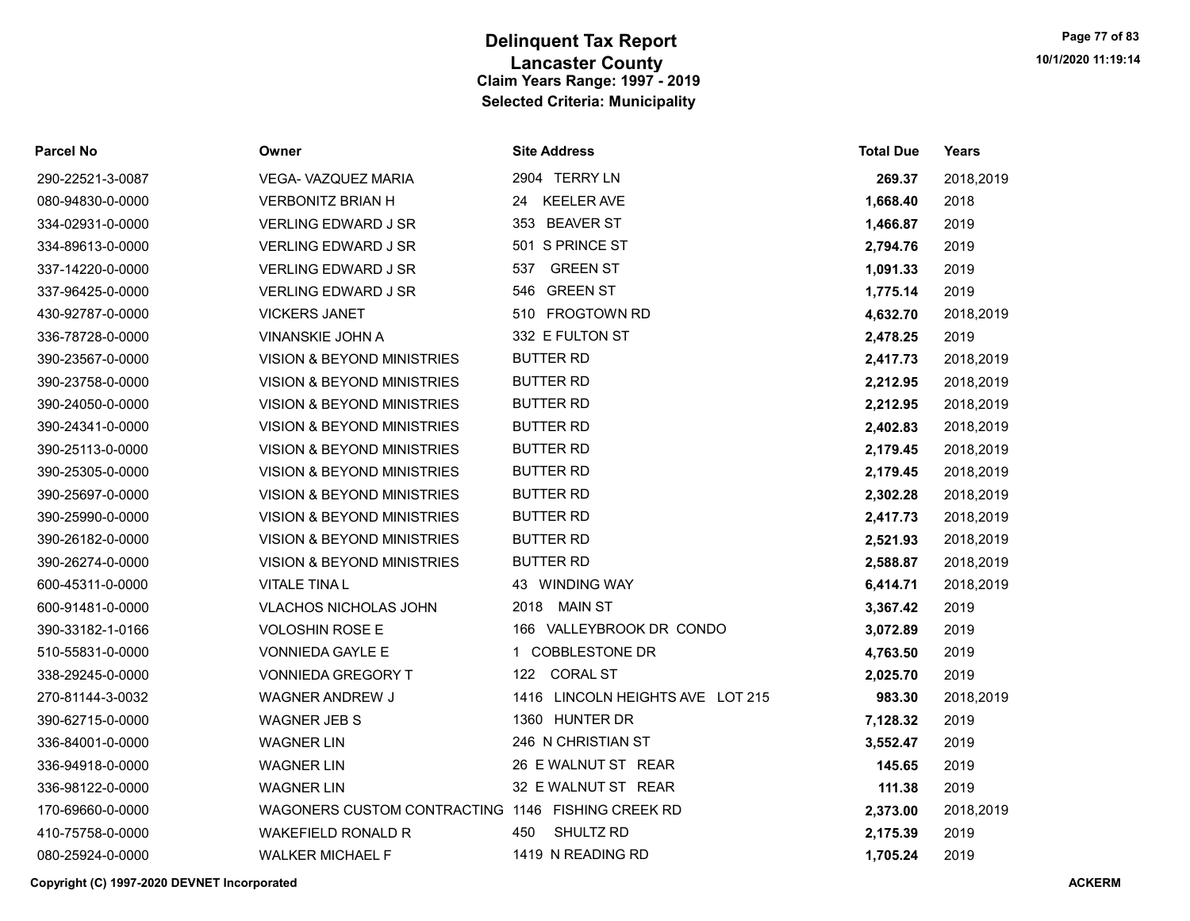# Delinquent Tax Report
## Lancaster County
### Claim Years Range: 1997 - 2019
### Selected Criteria: Municipality

| Parcel No | Owner | Site Address | Total Due | Years |
|---|---|---|---|---|
| 290-22521-3-0087 | VEGA- VAZQUEZ MARIA | 2904 TERRY LN | **269.37** | 2018,2019 |
| 080-94830-0-0000 | VERBONITZ BRIAN H | 24 KEELER AVE | **1,668.40** | 2018 |
| 334-02931-0-0000 | VERLING EDWARD J SR | 353 BEAVER ST | **1,466.87** | 2019 |
| 334-89613-0-0000 | VERLING EDWARD J SR | 501 S PRINCE ST | **2,794.76** | 2019 |
| 337-14220-0-0000 | VERLING EDWARD J SR | 537 GREEN ST | **1,091.33** | 2019 |
| 337-96425-0-0000 | VERLING EDWARD J SR | 546 GREEN ST | **1,775.14** | 2019 |
| 430-92787-0-0000 | VICKERS JANET | 510 FROGTOWN RD | **4,632.70** | 2018,2019 |
| 336-78728-0-0000 | VINANSKIE JOHN A | 332 E FULTON ST | **2,478.25** | 2019 |
| 390-23567-0-0000 | VISION & BEYOND MINISTRIES | BUTTER RD | **2,417.73** | 2018,2019 |
| 390-23758-0-0000 | VISION & BEYOND MINISTRIES | BUTTER RD | **2,212.95** | 2018,2019 |
| 390-24050-0-0000 | VISION & BEYOND MINISTRIES | BUTTER RD | **2,212.95** | 2018,2019 |
| 390-24341-0-0000 | VISION & BEYOND MINISTRIES | BUTTER RD | **2,402.83** | 2018,2019 |
| 390-25113-0-0000 | VISION & BEYOND MINISTRIES | BUTTER RD | **2,179.45** | 2018,2019 |
| 390-25305-0-0000 | VISION & BEYOND MINISTRIES | BUTTER RD | **2,179.45** | 2018,2019 |
| 390-25697-0-0000 | VISION & BEYOND MINISTRIES | BUTTER RD | **2,302.28** | 2018,2019 |
| 390-25990-0-0000 | VISION & BEYOND MINISTRIES | BUTTER RD | **2,417.73** | 2018,2019 |
| 390-26182-0-0000 | VISION & BEYOND MINISTRIES | BUTTER RD | **2,521.93** | 2018,2019 |
| 390-26274-0-0000 | VISION & BEYOND MINISTRIES | BUTTER RD | **2,588.87** | 2018,2019 |
| 600-45311-0-0000 | VITALE TINA L | 43 WINDING WAY | **6,414.71** | 2018,2019 |
| 600-91481-0-0000 | VLACHOS NICHOLAS JOHN | 2018 MAIN ST | **3,367.42** | 2019 |
| 390-33182-1-0166 | VOLOSHIN ROSE E | 166 VALLEYBROOK DR CONDO | **3,072.89** | 2019 |
| 510-55831-0-0000 | VONNIEDA GAYLE E | 1 COBBLESTONE DR | **4,763.50** | 2019 |
| 338-29245-0-0000 | VONNIEDA GREGORY T | 122 CORAL ST | **2,025.70** | 2019 |
| 270-81144-3-0032 | WAGNER ANDREW J | 1416 LINCOLN HEIGHTS AVE LOT 215 | **983.30** | 2018,2019 |
| 390-62715-0-0000 | WAGNER JEB S | 1360 HUNTER DR | **7,128.32** | 2019 |
| 336-84001-0-0000 | WAGNER LIN | 246 N CHRISTIAN ST | **3,552.47** | 2019 |
| 336-94918-0-0000 | WAGNER LIN | 26 E WALNUT ST REAR | **145.65** | 2019 |
| 336-98122-0-0000 | WAGNER LIN | 32 E WALNUT ST REAR | **111.38** | 2019 |
| 170-69660-0-0000 | WAGONERS CUSTOM CONTRACTING | 1146 FISHING CREEK RD | **2,373.00** | 2018,2019 |
| 410-75758-0-0000 | WAKEFIELD RONALD R | 450 SHULTZ RD | **2,175.39** | 2019 |
| 080-25924-0-0000 | WALKER MICHAEL F | 1419 N READING RD | **1,705.24** | 2019 |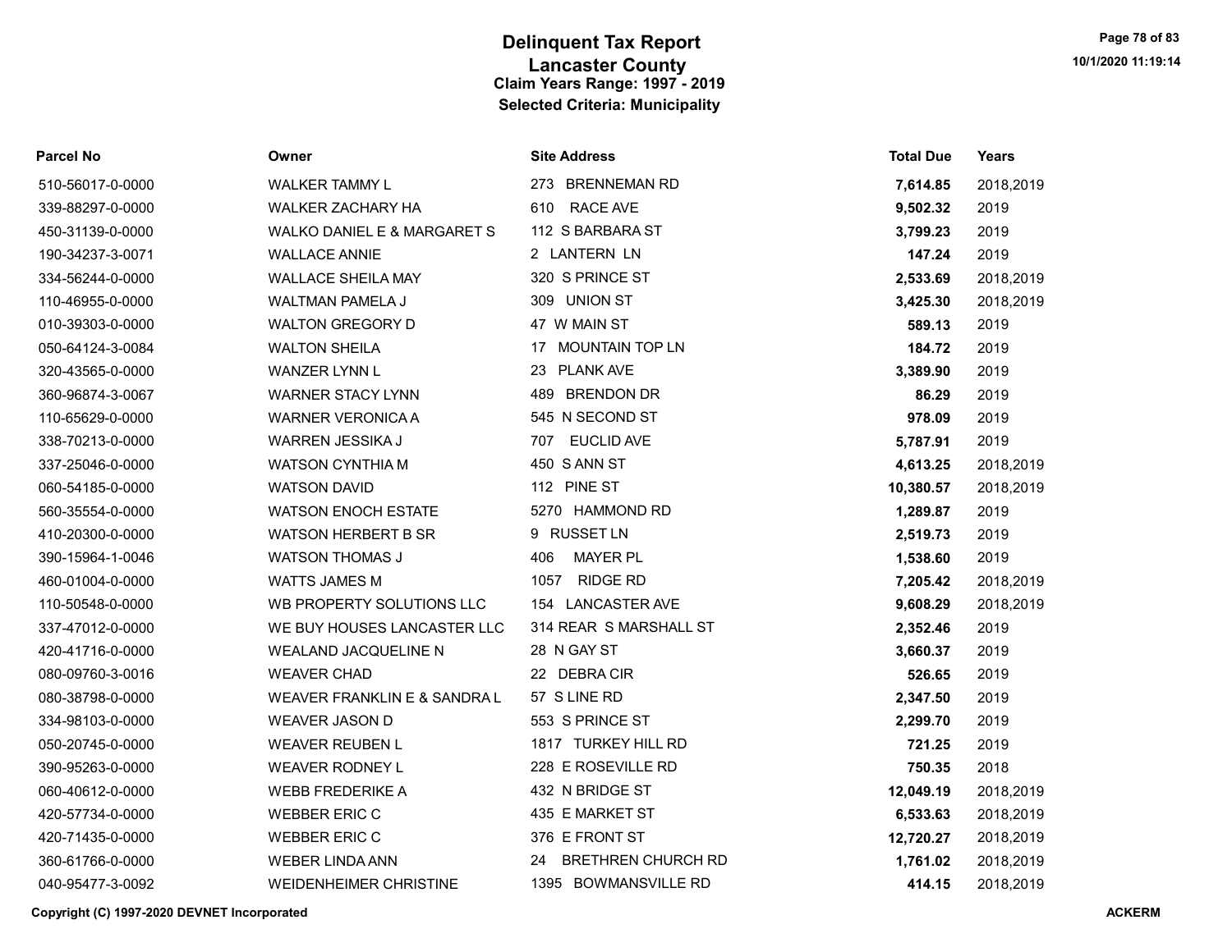# Delinquent Tax Report
## Lancaster County
### Claim Years Range: 1997 - 2019
### Selected Criteria: Municipality

| Parcel No | Owner | Site Address | Total Due | Years |
|---|---|---|---|---|
| 510-56017-0-0000 | WALKER TAMMY L | 273 BRENNEMAN RD | **7,614.85** | 2018,2019 |
| 339-88297-0-0000 | WALKER ZACHARY HA | 610 RACE AVE | **9,502.32** | 2019 |
| 450-31139-0-0000 | WALKO DANIEL E & MARGARET S | 112 S BARBARA ST | **3,799.23** | 2019 |
| 190-34237-3-0071 | WALLACE ANNIE | 2 LANTERN LN | **147.24** | 2019 |
| 334-56244-0-0000 | WALLACE SHEILA MAY | 320 S PRINCE ST | **2,533.69** | 2018,2019 |
| 110-46955-0-0000 | WALTMAN PAMELA J | 309 UNION ST | **3,425.30** | 2018,2019 |
| 010-39303-0-0000 | WALTON GREGORY D | 47 W MAIN ST | **589.13** | 2019 |
| 050-64124-3-0084 | WALTON SHEILA | 17 MOUNTAIN TOP LN | **184.72** | 2019 |
| 320-43565-0-0000 | WANZER LYNN L | 23 PLANK AVE | **3,389.90** | 2019 |
| 360-96874-3-0067 | WARNER STACY LYNN | 489 BRENDON DR | **86.29** | 2019 |
| 110-65629-0-0000 | WARNER VERONICA A | 545 N SECOND ST | **978.09** | 2019 |
| 338-70213-0-0000 | WARREN JESSIKA J | 707 EUCLID AVE | **5,787.91** | 2019 |
| 337-25046-0-0000 | WATSON CYNTHIA M | 450 S ANN ST | **4,613.25** | 2018,2019 |
| 060-54185-0-0000 | WATSON DAVID | 112 PINE ST | **10,380.57** | 2018,2019 |
| 560-35554-0-0000 | WATSON ENOCH ESTATE | 5270 HAMMOND RD | **1,289.87** | 2019 |
| 410-20300-0-0000 | WATSON HERBERT B SR | 9 RUSSET LN | **2,519.73** | 2019 |
| 390-15964-1-0046 | WATSON THOMAS J | 406 MAYER PL | **1,538.60** | 2019 |
| 460-01004-0-0000 | WATTS JAMES M | 1057 RIDGE RD | **7,205.42** | 2018,2019 |
| 110-50548-0-0000 | WB PROPERTY SOLUTIONS LLC | 154 LANCASTER AVE | **9,608.29** | 2018,2019 |
| 337-47012-0-0000 | WE BUY HOUSES LANCASTER LLC | 314 REAR S MARSHALL ST | **2,352.46** | 2019 |
| 420-41716-0-0000 | WEALAND JACQUELINE N | 28 N GAY ST | **3,660.37** | 2019 |
| 080-09760-3-0016 | WEAVER CHAD | 22 DEBRA CIR | **526.65** | 2019 |
| 080-38798-0-0000 | WEAVER FRANKLIN E & SANDRA L | 57 S LINE RD | **2,347.50** | 2019 |
| 334-98103-0-0000 | WEAVER JASON D | 553 S PRINCE ST | **2,299.70** | 2019 |
| 050-20745-0-0000 | WEAVER REUBEN L | 1817 TURKEY HILL RD | **721.25** | 2019 |
| 390-95263-0-0000 | WEAVER RODNEY L | 228 E ROSEVILLE RD | **750.35** | 2018 |
| 060-40612-0-0000 | WEBB FREDERIKE A | 432 N BRIDGE ST | **12,049.19** | 2018,2019 |
| 420-57734-0-0000 | WEBBER ERIC C | 435 E MARKET ST | **6,533.63** | 2018,2019 |
| 420-71435-0-0000 | WEBBER ERIC C | 376 E FRONT ST | **12,720.27** | 2018,2019 |
| 360-61766-0-0000 | WEBER LINDA ANN | 24 BRETHREN CHURCH RD | **1,761.02** | 2018,2019 |
| 040-95477-3-0092 | WEIDENHEIMER CHRISTINE | 1395 BOWMANSVILLE RD | **414.15** | 2018,2019 |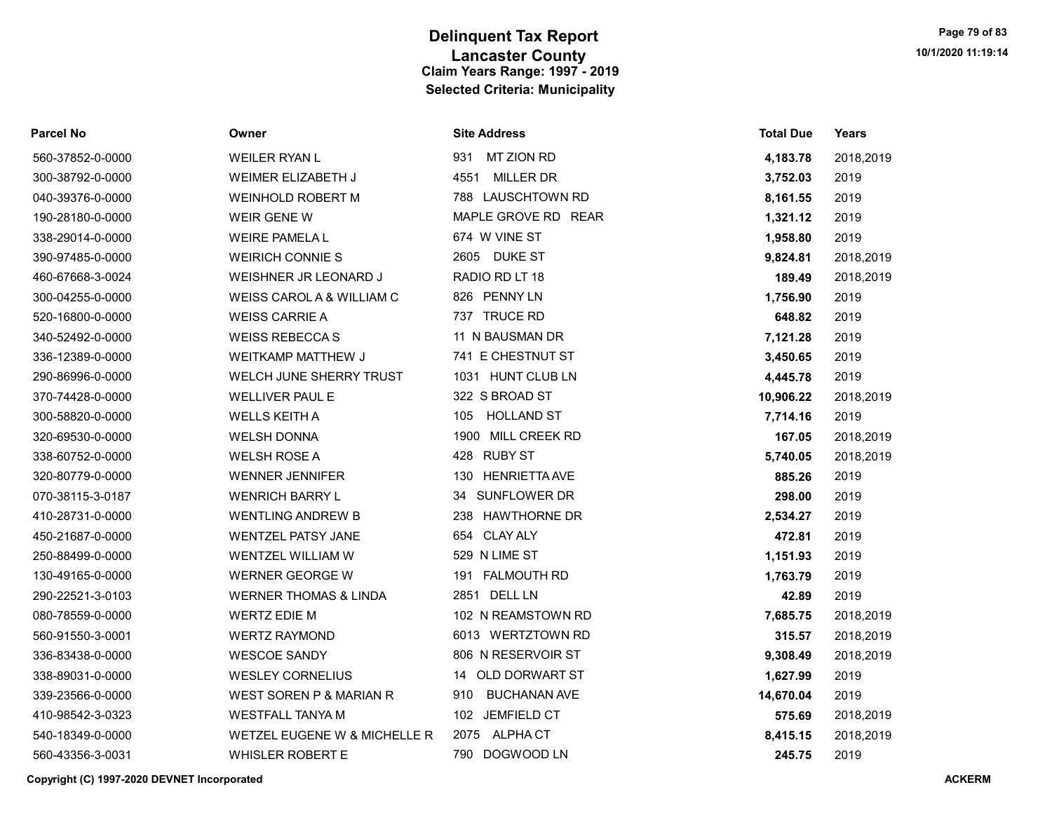# Delinquent Tax Report
## Lancaster County
### Claim Years Range: 1997 - 2019
### Selected Criteria: Municipality

| Parcel No | Owner | Site Address | Total Due | Years |
|---|---|---|---|---|
| 560-37852-0-0000 | WEILER RYAN L | 931 MT ZION RD | **4,183.78** | 2018,2019 |
| 300-38792-0-0000 | WEIMER ELIZABETH J | 4551 MILLER DR | **3,752.03** | 2019 |
| 040-39376-0-0000 | WEINHOLD ROBERT M | 788 LAUSCHTOWN RD | **8,161.55** | 2019 |
| 190-28180-0-0000 | WEIR GENE W | MAPLE GROVE RD REAR | **1,321.12** | 2019 |
| 338-29014-0-0000 | WEIRE PAMELA L | 674 W VINE ST | **1,958.80** | 2019 |
| 390-97485-0-0000 | WEIRICH CONNIE S | 2605 DUKE ST | **9,824.81** | 2018,2019 |
| 460-67668-3-0024 | WEISHNER JR LEONARD J | RADIO RD LT 18 | **189.49** | 2018,2019 |
| 300-04255-0-0000 | WEISS CAROL A & WILLIAM C | 826 PENNY LN | **1,756.90** | 2019 |
| 520-16800-0-0000 | WEISS CARRIE A | 737 TRUCE RD | **648.82** | 2019 |
| 340-52492-0-0000 | WEISS REBECCA S | 11 N BAUSMAN DR | **7,121.28** | 2019 |
| 336-12389-0-0000 | WEITKAMP MATTHEW J | 741 E CHESTNUT ST | **3,450.65** | 2019 |
| 290-86996-0-0000 | WELCH JUNE SHERRY TRUST | 1031 HUNT CLUB LN | **4,445.78** | 2019 |
| 370-74428-0-0000 | WELLIVER PAUL E | 322 S BROAD ST | **10,906.22** | 2018,2019 |
| 300-58820-0-0000 | WELLS KEITH A | 105 HOLLAND ST | **7,714.16** | 2019 |
| 320-69530-0-0000 | WELSH DONNA | 1900 MILL CREEK RD | **167.05** | 2018,2019 |
| 338-60752-0-0000 | WELSH ROSE A | 428 RUBY ST | **5,740.05** | 2018,2019 |
| 320-80779-0-0000 | WENNER JENNIFER | 130 HENRIETTA AVE | **885.26** | 2019 |
| 070-38115-3-0187 | WENRICH BARRY L | 34 SUNFLOWER DR | **298.00** | 2019 |
| 410-28731-0-0000 | WENTLING ANDREW B | 238 HAWTHORNE DR | **2,534.27** | 2019 |
| 450-21687-0-0000 | WENTZEL PATSY JANE | 654 CLAY ALY | **472.81** | 2019 |
| 250-88499-0-0000 | WENTZEL WILLIAM W | 529 N LIME ST | **1,151.93** | 2019 |
| 130-49165-0-0000 | WERNER GEORGE W | 191 FALMOUTH RD | **1,763.79** | 2019 |
| 290-22521-3-0103 | WERNER THOMAS & LINDA | 2851 DELL LN | **42.89** | 2019 |
| 080-78559-0-0000 | WERTZ EDIE M | 102 N REAMSTOWN RD | **7,685.75** | 2018,2019 |
| 560-91550-3-0001 | WERTZ RAYMOND | 6013 WERTZTOWN RD | **315.57** | 2018,2019 |
| 336-83438-0-0000 | WESCOE SANDY | 806 N RESERVOIR ST | **9,308.49** | 2018,2019 |
| 338-89031-0-0000 | WESLEY CORNELIUS | 14 OLD DORWART ST | **1,627.99** | 2019 |
| 339-23566-0-0000 | WEST SOREN P & MARIAN R | 910 BUCHANAN AVE | **14,670.04** | 2019 |
| 410-98542-3-0323 | WESTFALL TANYA M | 102 JEMFIELD CT | **575.69** | 2018,2019 |
| 540-18349-0-0000 | WETZEL EUGENE W & MICHELLE R | 2075 ALPHA CT | **8,415.15** | 2018,2019 |
| 560-43356-3-0031 | WHISLER ROBERT E | 790 DOGWOOD LN | **245.75** | 2019 |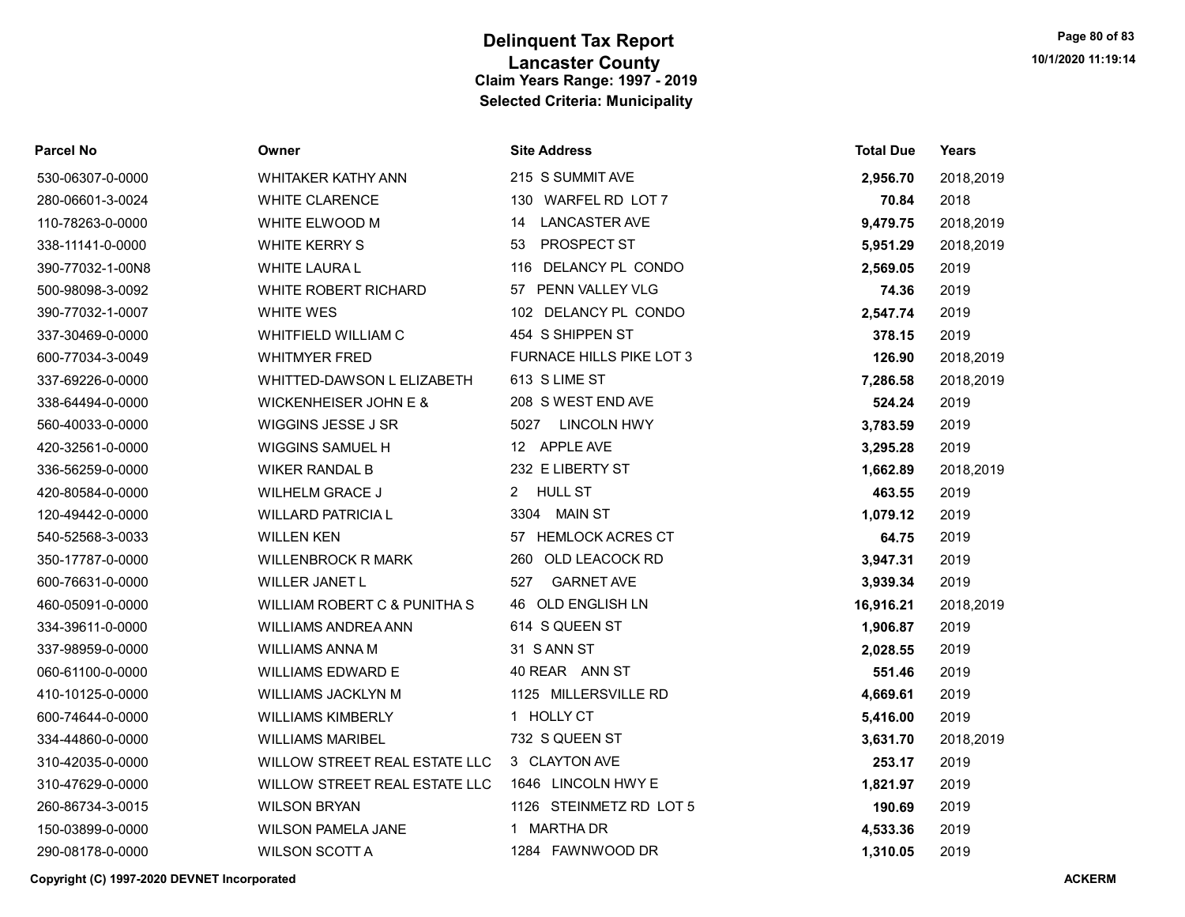# Delinquent Tax Report
## Lancaster County
### Claim Years Range: 1997 - 2019
### Selected Criteria: Municipality

| Parcel No | Owner | Site Address | Total Due | Years |
|---|---|---|---|---|
| 530-06307-0-0000 | WHITAKER KATHY ANN | 215 S SUMMIT AVE | **2,956.70** | 2018,2019 |
| 280-06601-3-0024 | WHITE CLARENCE | 130 WARFEL RD LOT 7 | **70.84** | 2018 |
| 110-78263-0-0000 | WHITE ELWOOD M | 14 LANCASTER AVE | **9,479.75** | 2018,2019 |
| 338-11141-0-0000 | WHITE KERRY S | 53 PROSPECT ST | **5,951.29** | 2018,2019 |
| 390-77032-1-00N8 | WHITE LAURA L | 116 DELANCY PL CONDO | **2,569.05** | 2019 |
| 500-98098-3-0092 | WHITE ROBERT RICHARD | 57 PENN VALLEY VLG | **74.36** | 2019 |
| 390-77032-1-0007 | WHITE WES | 102 DELANCY PL CONDO | **2,547.74** | 2019 |
| 337-30469-0-0000 | WHITFIELD WILLIAM C | 454 S SHIPPEN ST | **378.15** | 2019 |
| 600-77034-3-0049 | WHITMYER FRED | FURNACE HILLS PIKE LOT 3 | **126.90** | 2018,2019 |
| 337-69226-0-0000 | WHITTED-DAWSON L ELIZABETH | 613 S LIME ST | **7,286.58** | 2018,2019 |
| 338-64494-0-0000 | WICKENHEISER JOHN E & | 208 S WEST END AVE | **524.24** | 2019 |
| 560-40033-0-0000 | WIGGINS JESSE J SR | 5027 LINCOLN HWY | **3,783.59** | 2019 |
| 420-32561-0-0000 | WIGGINS SAMUEL H | 12 APPLE AVE | **3,295.28** | 2019 |
| 336-56259-0-0000 | WIKER RANDAL B | 232 E LIBERTY ST | **1,662.89** | 2018,2019 |
| 420-80584-0-0000 | WILHELM GRACE J | 2 HULL ST | **463.55** | 2019 |
| 120-49442-0-0000 | WILLARD PATRICIA L | 3304 MAIN ST | **1,079.12** | 2019 |
| 540-52568-3-0033 | WILLEN KEN | 57 HEMLOCK ACRES CT | **64.75** | 2019 |
| 350-17787-0-0000 | WILLENBROCK R MARK | 260 OLD LEACOCK RD | **3,947.31** | 2019 |
| 600-76631-0-0000 | WILLER JANET L | 527 GARNET AVE | **3,939.34** | 2019 |
| 460-05091-0-0000 | WILLIAM ROBERT C & PUNITHA S | 46 OLD ENGLISH LN | **16,916.21** | 2018,2019 |
| 334-39611-0-0000 | WILLIAMS ANDREA ANN | 614 S QUEEN ST | **1,906.87** | 2019 |
| 337-98959-0-0000 | WILLIAMS ANNA M | 31 S ANN ST | **2,028.55** | 2019 |
| 060-61100-0-0000 | WILLIAMS EDWARD E | 40 REAR ANN ST | **551.46** | 2019 |
| 410-10125-0-0000 | WILLIAMS JACKLYN M | 1125 MILLERSVILLE RD | **4,669.61** | 2019 |
| 600-74644-0-0000 | WILLIAMS KIMBERLY | 1 HOLLY CT | **5,416.00** | 2019 |
| 334-44860-0-0000 | WILLIAMS MARIBEL | 732 S QUEEN ST | **3,631.70** | 2018,2019 |
| 310-42035-0-0000 | WILLOW STREET REAL ESTATE LLC | 3 CLAYTON AVE | **253.17** | 2019 |
| 310-47629-0-0000 | WILLOW STREET REAL ESTATE LLC | 1646 LINCOLN HWY E | **1,821.97** | 2019 |
| 260-86734-3-0015 | WILSON BRYAN | 1126 STEINMETZ RD LOT 5 | **190.69** | 2019 |
| 150-03899-0-0000 | WILSON PAMELA JANE | 1 MARTHA DR | **4,533.36** | 2019 |
| 290-08178-0-0000 | WILSON SCOTT A | 1284 FAWNWOOD DR | **1,310.05** | 2019 |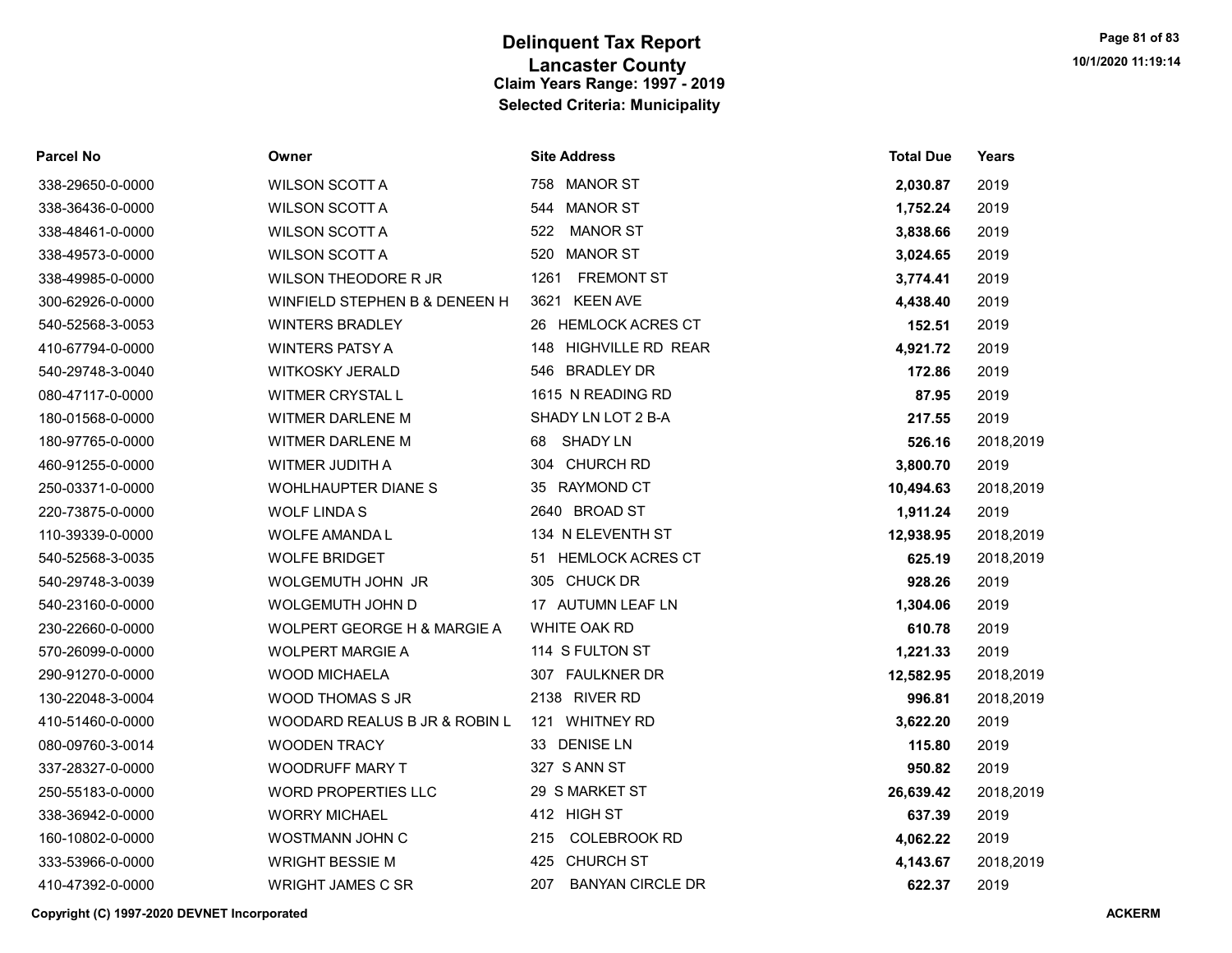# Delinquent Tax Report
## Lancaster County
### Claim Years Range: 1997 - 2019
### Selected Criteria: Municipality

| Parcel No | Owner | Site Address | Total Due | Years |
|---|---|---|---|---|
| 338-29650-0-0000 | WILSON SCOTT A | 758 MANOR ST | **2,030.87** | 2019 |
| 338-36436-0-0000 | WILSON SCOTT A | 544 MANOR ST | **1,752.24** | 2019 |
| 338-48461-0-0000 | WILSON SCOTT A | 522 MANOR ST | **3,838.66** | 2019 |
| 338-49573-0-0000 | WILSON SCOTT A | 520 MANOR ST | **3,024.65** | 2019 |
| 338-49985-0-0000 | WILSON THEODORE R JR | 1261 FREMONT ST | **3,774.41** | 2019 |
| 300-62926-0-0000 | WINFIELD STEPHEN B & DENEEN H | 3621 KEEN AVE | **4,438.40** | 2019 |
| 540-52568-3-0053 | WINTERS BRADLEY | 26 HEMLOCK ACRES CT | **152.51** | 2019 |
| 410-67794-0-0000 | WINTERS PATSY A | 148 HIGHVILLE RD REAR | **4,921.72** | 2019 |
| 540-29748-3-0040 | WITKOSKY JERALD | 546 BRADLEY DR | **172.86** | 2019 |
| 080-47117-0-0000 | WITMER CRYSTAL L | 1615 N READING RD | **87.95** | 2019 |
| 180-01568-0-0000 | WITMER DARLENE M | SHADY LN LOT 2 B-A | **217.55** | 2019 |
| 180-97765-0-0000 | WITMER DARLENE M | 68 SHADY LN | **526.16** | 2018,2019 |
| 460-91255-0-0000 | WITMER JUDITH A | 304 CHURCH RD | **3,800.70** | 2019 |
| 250-03371-0-0000 | WOHLHAUPTER DIANE S | 35 RAYMOND CT | **10,494.63** | 2018,2019 |
| 220-73875-0-0000 | WOLF LINDA S | 2640 BROAD ST | **1,911.24** | 2019 |
| 110-39339-0-0000 | WOLFE AMANDA L | 134 N ELEVENTH ST | **12,938.95** | 2018,2019 |
| 540-52568-3-0035 | WOLFE BRIDGET | 51 HEMLOCK ACRES CT | **625.19** | 2018,2019 |
| 540-29748-3-0039 | WOLGEMUTH JOHN JR | 305 CHUCK DR | **928.26** | 2019 |
| 540-23160-0-0000 | WOLGEMUTH JOHN D | 17 AUTUMN LEAF LN | **1,304.06** | 2019 |
| 230-22660-0-0000 | WOLPERT GEORGE H & MARGIE A | WHITE OAK RD | **610.78** | 2019 |
| 570-26099-0-0000 | WOLPERT MARGIE A | 114 S FULTON ST | **1,221.33** | 2019 |
| 290-91270-0-0000 | WOOD MICHAELA | 307 FAULKNER DR | **12,582.95** | 2018,2019 |
| 130-22048-3-0004 | WOOD THOMAS S JR | 2138 RIVER RD | **996.81** | 2018,2019 |
| 410-51460-0-0000 | WOODARD REALUS B JR & ROBIN L | 121 WHITNEY RD | **3,622.20** | 2019 |
| 080-09760-3-0014 | WOODEN TRACY | 33 DENISE LN | **115.80** | 2019 |
| 337-28327-0-0000 | WOODRUFF MARY T | 327 S ANN ST | **950.82** | 2019 |
| 250-55183-0-0000 | WORD PROPERTIES LLC | 29 S MARKET ST | **26,639.42** | 2018,2019 |
| 338-36942-0-0000 | WORRY MICHAEL | 412 HIGH ST | **637.39** | 2019 |
| 160-10802-0-0000 | WOSTMANN JOHN C | 215 COLEBROOK RD | **4,062.22** | 2019 |
| 333-53966-0-0000 | WRIGHT BESSIE M | 425 CHURCH ST | **4,143.67** | 2018,2019 |
| 410-47392-0-0000 | WRIGHT JAMES C SR | 207 BANYAN CIRCLE DR | **622.37** | 2019 |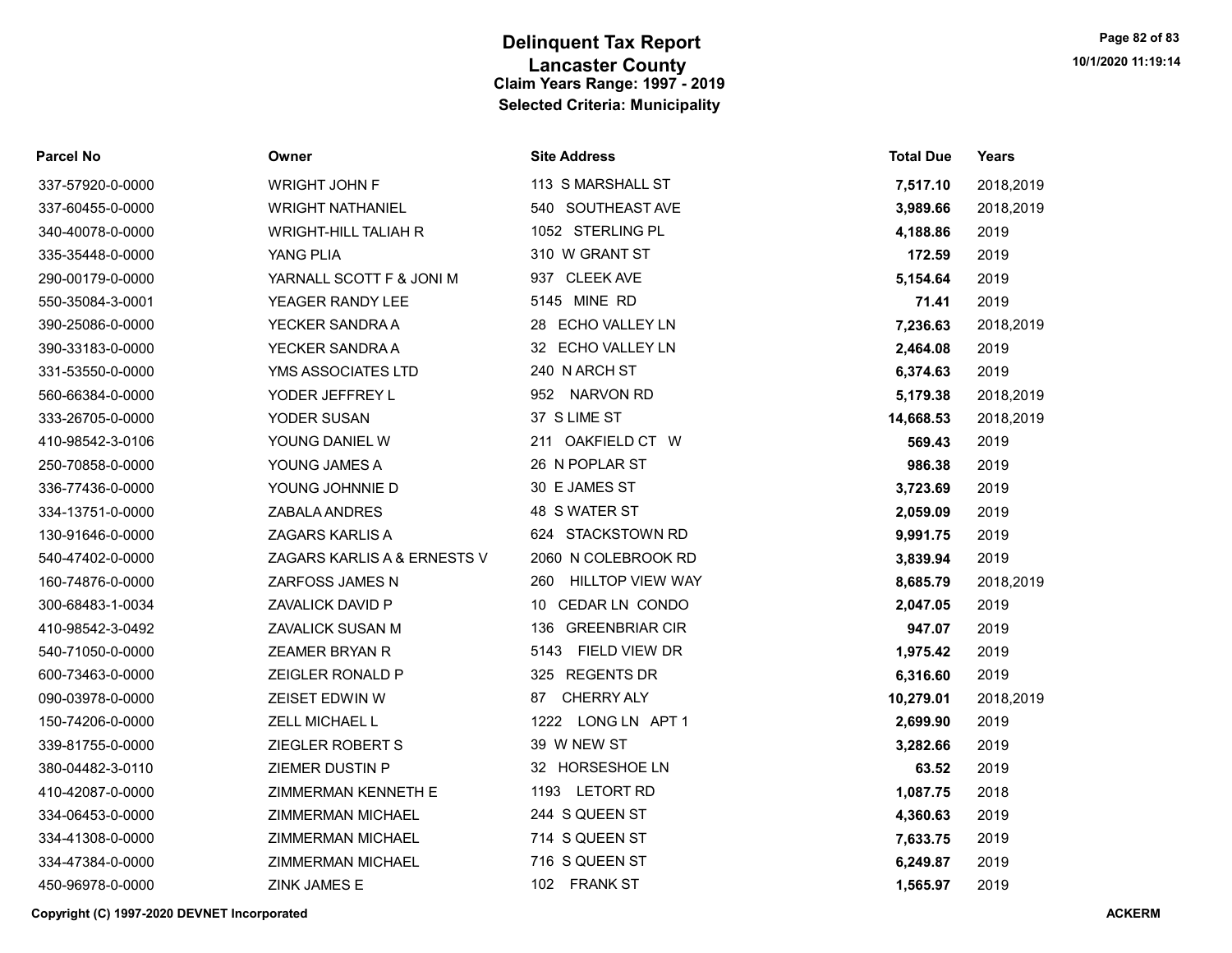# Delinquent Tax Report
## Lancaster County
### Claim Years Range: 1997 - 2019
### Selected Criteria: Municipality

| Parcel No | Owner | Site Address | Total Due | Years |
|---|---|---|---|---|
| 337-57920-0-0000 | WRIGHT JOHN F | 113 S MARSHALL ST | **7,517.10** | 2018,2019 |
| 337-60455-0-0000 | WRIGHT NATHANIEL | 540 SOUTHEAST AVE | **3,989.66** | 2018,2019 |
| 340-40078-0-0000 | WRIGHT-HILL TALIAH R | 1052 STERLING PL | **4,188.86** | 2019 |
| 335-35448-0-0000 | YANG PLIA | 310 W GRANT ST | **172.59** | 2019 |
| 290-00179-0-0000 | YARNALL SCOTT F & JONI M | 937 CLEEK AVE | **5,154.64** | 2019 |
| 550-35084-3-0001 | YEAGER RANDY LEE | 5145 MINE RD | **71.41** | 2019 |
| 390-25086-0-0000 | YECKER SANDRA A | 28 ECHO VALLEY LN | **7,236.63** | 2018,2019 |
| 390-33183-0-0000 | YECKER SANDRA A | 32 ECHO VALLEY LN | **2,464.08** | 2019 |
| 331-53550-0-0000 | YMS ASSOCIATES LTD | 240 N ARCH ST | **6,374.63** | 2019 |
| 560-66384-0-0000 | YODER JEFFREY L | 952 NARVON RD | **5,179.38** | 2018,2019 |
| 333-26705-0-0000 | YODER SUSAN | 37 S LIME ST | **14,668.53** | 2018,2019 |
| 410-98542-3-0106 | YOUNG DANIEL W | 211 OAKFIELD CT W | **569.43** | 2019 |
| 250-70858-0-0000 | YOUNG JAMES A | 26 N POPLAR ST | **986.38** | 2019 |
| 336-77436-0-0000 | YOUNG JOHNNIE D | 30 E JAMES ST | **3,723.69** | 2019 |
| 334-13751-0-0000 | ZABALA ANDRES | 48 S WATER ST | **2,059.09** | 2019 |
| 130-91646-0-0000 | ZAGARS KARLIS A | 624 STACKSTOWN RD | **9,991.75** | 2019 |
| 540-47402-0-0000 | ZAGARS KARLIS A & ERNESTS V | 2060 N COLEBROOK RD | **3,839.94** | 2019 |
| 160-74876-0-0000 | ZARFOSS JAMES N | 260 HILLTOP VIEW WAY | **8,685.79** | 2018,2019 |
| 300-68483-1-0034 | ZAVALICK DAVID P | 10 CEDAR LN CONDO | **2,047.05** | 2019 |
| 410-98542-3-0492 | ZAVALICK SUSAN M | 136 GREENBRIAR CIR | **947.07** | 2019 |
| 540-71050-0-0000 | ZEAMER BRYAN R | 5143 FIELD VIEW DR | **1,975.42** | 2019 |
| 600-73463-0-0000 | ZEIGLER RONALD P | 325 REGENTS DR | **6,316.60** | 2019 |
| 090-03978-0-0000 | ZEISET EDWIN W | 87 CHERRY ALY | **10,279.01** | 2018,2019 |
| 150-74206-0-0000 | ZELL MICHAEL L | 1222 LONG LN APT 1 | **2,699.90** | 2019 |
| 339-81755-0-0000 | ZIEGLER ROBERT S | 39 W NEW ST | **3,282.66** | 2019 |
| 380-04482-3-0110 | ZIEMER DUSTIN P | 32 HORSESHOE LN | **63.52** | 2019 |
| 410-42087-0-0000 | ZIMMERMAN KENNETH E | 1193 LETORT RD | **1,087.75** | 2018 |
| 334-06453-0-0000 | ZIMMERMAN MICHAEL | 244 S QUEEN ST | **4,360.63** | 2019 |
| 334-41308-0-0000 | ZIMMERMAN MICHAEL | 714 S QUEEN ST | **7,633.75** | 2019 |
| 334-47384-0-0000 | ZIMMERMAN MICHAEL | 716 S QUEEN ST | **6,249.87** | 2019 |
| 450-96978-0-0000 | ZINK JAMES E | 102 FRANK ST | **1,565.97** | 2019 |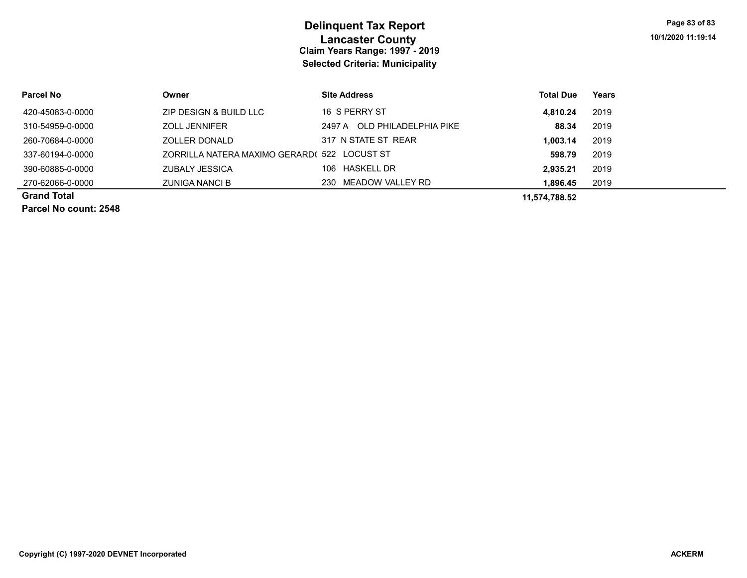# Delinquent Tax Report

## Lancaster County

### Claim Years Range: 1997 - 2019

### Selected Criteria: Municipality

| Parcel No | Owner | Site Address | Total Due | Years |
|---|---|---|---|---|
| 420-45083-0-0000 | ZIP DESIGN & BUILD LLC | 16 S PERRY ST | **4,810.24** | 2019 |
| 310-54959-0-0000 | ZOLL JENNIFER | 2497 A OLD PHILADELPHIA PIKE | **88.34** | 2019 |
| 260-70684-0-0000 | ZOLLER DONALD | 317 N STATE ST REAR | **1,003.14** | 2019 |
| 337-60194-0-0000 | ZORRILLA NATERA MAXIMO GERARD( | 522 LOCUST ST | **598.79** | 2019 |
| 390-60885-0-0000 | ZUBALY JESSICA | 106 HASKELL DR | **2,935.21** | 2019 |
| 270-62066-0-0000 | ZUNIGA NANCI B | 230 MEADOW VALLEY RD | **1,896.45** | 2019 |
| **Grand Total** | | | **11,574,788.52** | |

**Parcel No count: 2548**

**Copyright (C) 1997-2020 DEVNET Incorporated** **ACKERM**